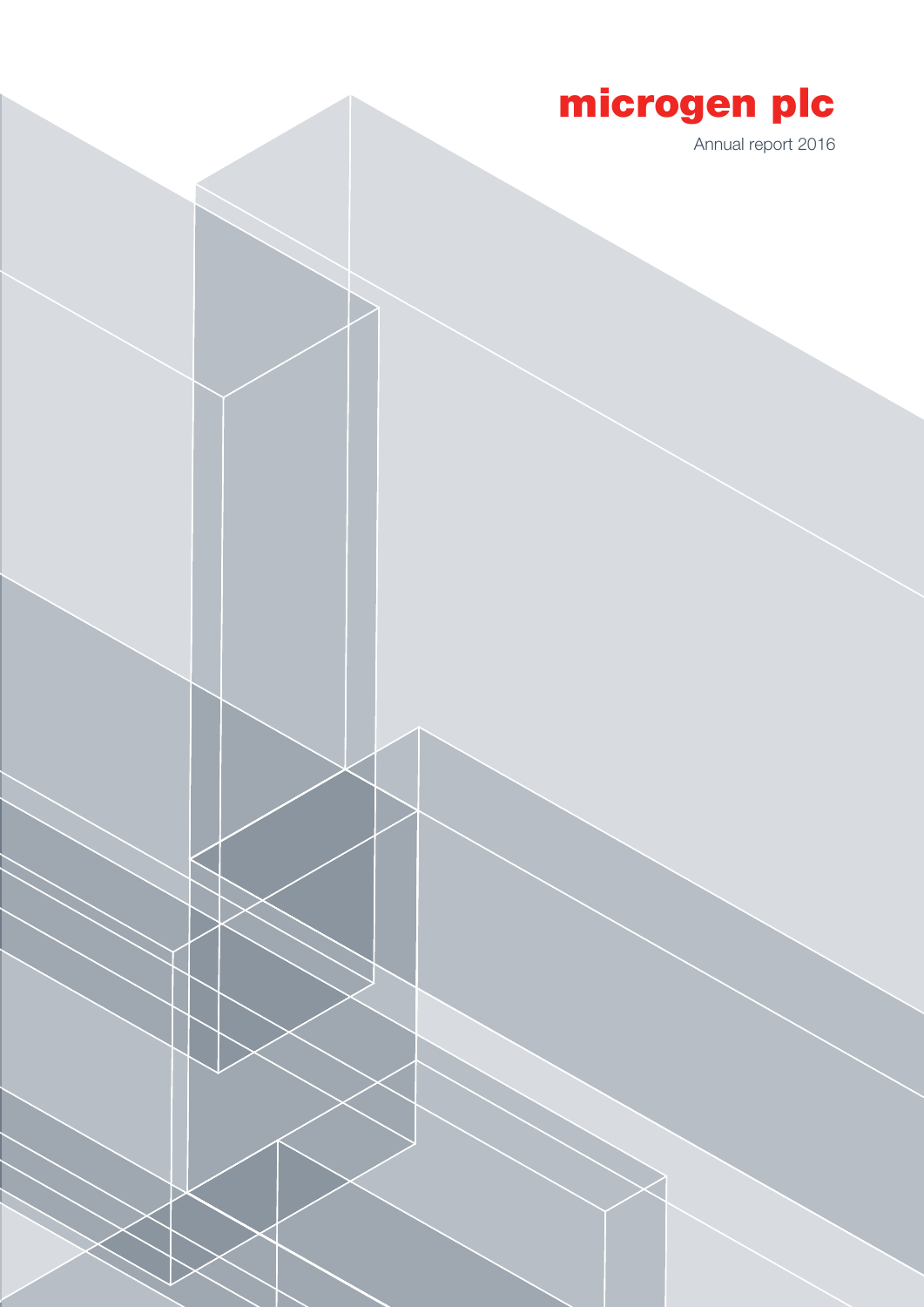# microgen plc

Annual report 2016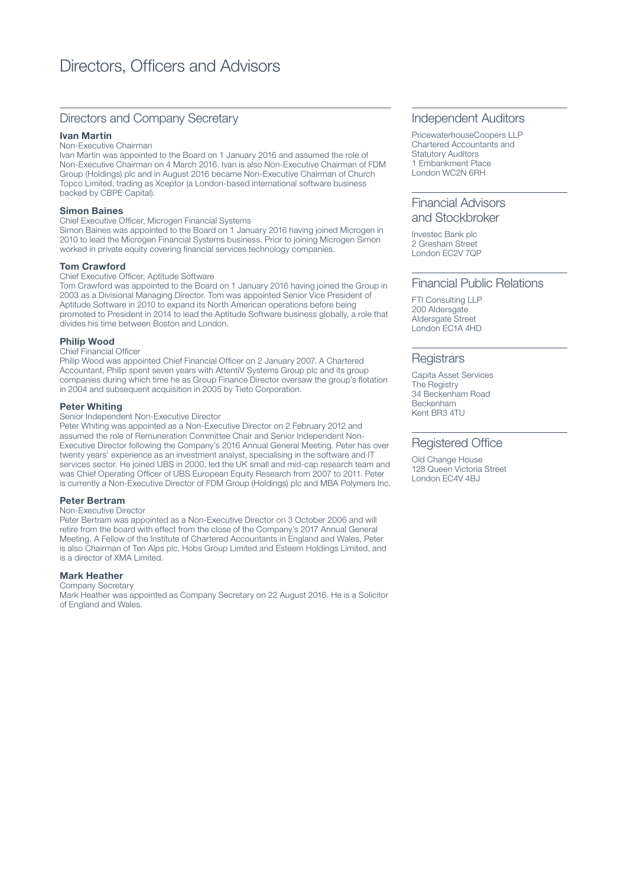# Directors, Officers and Advisors

## Directors and Company Secretary

**Ivan Martin**
Non-Executive Chairman
Ivan Martin was appointed to the Board on 1 January 2016 and assumed the role of Non-Executive Chairman on 4 March 2016. Ivan is also Non-Executive Chairman of FDM Group (Holdings) plc and in August 2016 became Non-Executive Chairman of Church Topco Limited, trading as Xceptor (a London-based international software business backed by CBPE Capital).

**Simon Baines**
Chief Executive Officer, Microgen Financial Systems
Simon Baines was appointed to the Board on 1 January 2016 having joined Microgen in 2010 to lead the Microgen Financial Systems business. Prior to joining Microgen Simon worked in private equity covering financial services technology companies.

**Tom Crawford**
Chief Executive Officer, Aptitude Software
Tom Crawford was appointed to the Board on 1 January 2016 having joined the Group in 2003 as a Divisional Managing Director. Tom was appointed Senior Vice President of Aptitude Software in 2010 to expand its North American operations before being promoted to President in 2014 to lead the Aptitude Software business globally, a role that divides his time between Boston and London.

**Philip Wood**
Chief Financial Officer
Philip Wood was appointed Chief Financial Officer on 2 January 2007. A Chartered Accountant, Philip spent seven years with AttentiV Systems Group plc and its group companies during which time he as Group Finance Director oversaw the group's flotation in 2004 and subsequent acquisition in 2005 by Tieto Corporation.

**Peter Whiting**
Senior Independent Non-Executive Director
Peter Whiting was appointed as a Non-Executive Director on 2 February 2012 and assumed the role of Remuneration Committee Chair and Senior Independent Non-Executive Director following the Company's 2016 Annual General Meeting. Peter has over twenty years' experience as an investment analyst, specialising in the software and IT services sector. He joined UBS in 2000, led the UK small and mid-cap research team and was Chief Operating Officer of UBS European Equity Research from 2007 to 2011. Peter is currently a Non-Executive Director of FDM Group (Holdings) plc and MBA Polymers Inc.

**Peter Bertram**
Non-Executive Director
Peter Bertram was appointed as a Non-Executive Director on 3 October 2006 and will retire from the board with effect from the close of the Company's 2017 Annual General Meeting. A Fellow of the Institute of Chartered Accountants in England and Wales, Peter is also Chairman of Ten Alps plc, Hobs Group Limited and Esteem Holdings Limited, and is a director of XMA Limited.

**Mark Heather**
Company Secretary
Mark Heather was appointed as Company Secretary on 22 August 2016. He is a Solicitor of England and Wales.

## Independent Auditors

PricewaterhouseCoopers LLP
Chartered Accountants and Statutory Auditors
1 Embankment Place
London WC2N 6RH

## Financial Advisors and Stockbroker

Investec Bank plc
2 Gresham Street
London EC2V 7QP

## Financial Public Relations

FTI Consulting LLP
200 Aldersgate
Aldersgate Street
London EC1A 4HD

## Registrars

Capita Asset Services
The Registry
34 Beckenham Road
Beckenham
Kent BR3 4TU

## Registered Office

Old Change House
128 Queen Victoria Street
London EC4V 4BJ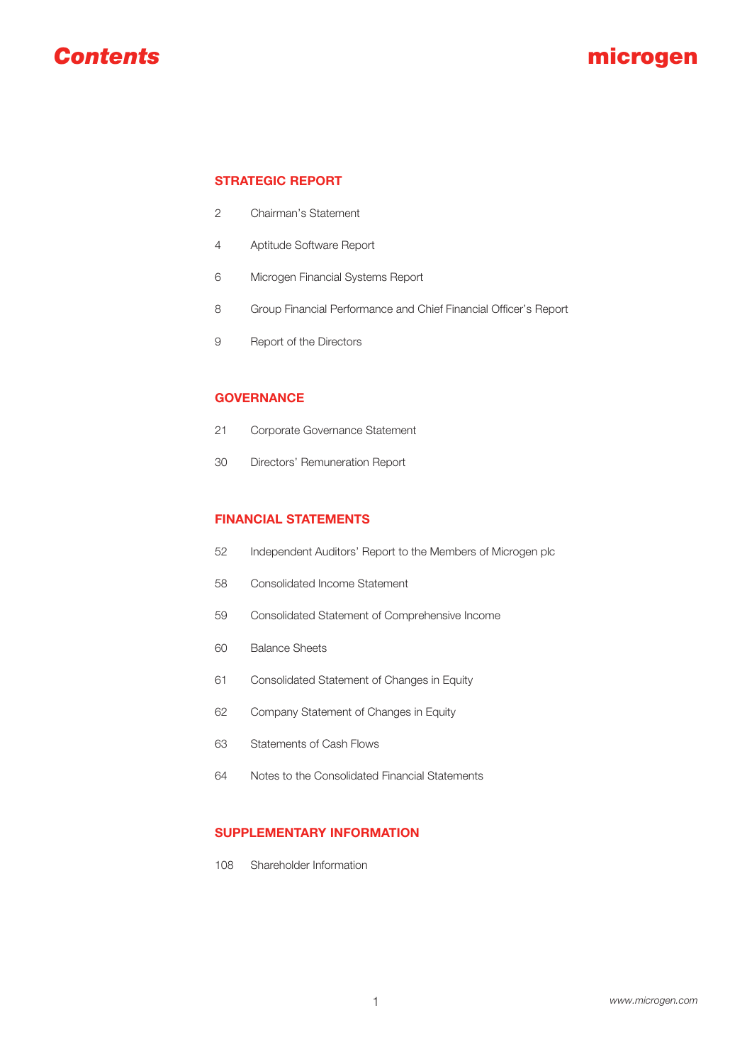# Contents

microgen

## STRATEGIC REPORT

| | |
|---|---|
| 2 | Chairman's Statement |
| 4 | Aptitude Software Report |
| 6 | Microgen Financial Systems Report |
| 8 | Group Financial Performance and Chief Financial Officer's Report |
| 9 | Report of the Directors |

## GOVERNANCE

| | |
|---|---|
| 21 | Corporate Governance Statement |
| 30 | Directors' Remuneration Report |

## FINANCIAL STATEMENTS

| | |
|---|---|
| 52 | Independent Auditors' Report to the Members of Microgen plc |
| 58 | Consolidated Income Statement |
| 59 | Consolidated Statement of Comprehensive Income |
| 60 | Balance Sheets |
| 61 | Consolidated Statement of Changes in Equity |
| 62 | Company Statement of Changes in Equity |
| 63 | Statements of Cash Flows |
| 64 | Notes to the Consolidated Financial Statements |

## SUPPLEMENTARY INFORMATION

| | |
|---|---|
| 108 | Shareholder Information |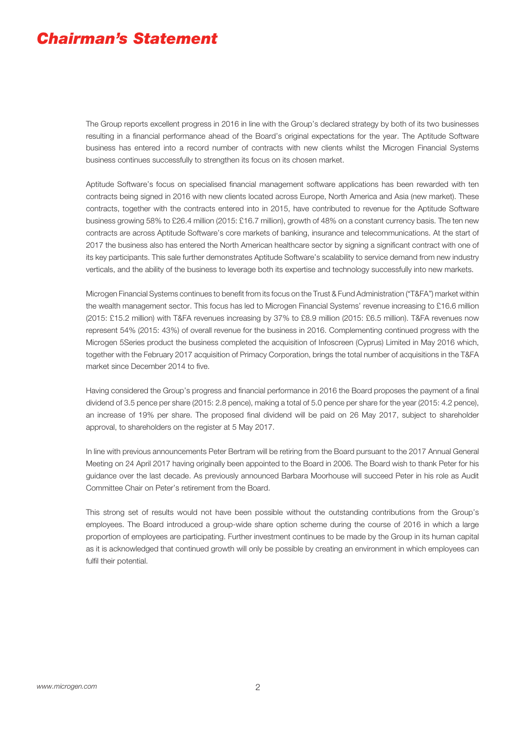# Chairman's Statement

The Group reports excellent progress in 2016 in line with the Group's declared strategy by both of its two businesses resulting in a financial performance ahead of the Board's original expectations for the year. The Aptitude Software business has entered into a record number of contracts with new clients whilst the Microgen Financial Systems business continues successfully to strengthen its focus on its chosen market.

Aptitude Software's focus on specialised financial management software applications has been rewarded with ten contracts being signed in 2016 with new clients located across Europe, North America and Asia (new market). These contracts, together with the contracts entered into in 2015, have contributed to revenue for the Aptitude Software business growing 58% to £26.4 million (2015: £16.7 million), growth of 48% on a constant currency basis. The ten new contracts are across Aptitude Software's core markets of banking, insurance and telecommunications. At the start of 2017 the business also has entered the North American healthcare sector by signing a significant contract with one of its key participants. This sale further demonstrates Aptitude Software's scalability to service demand from new industry verticals, and the ability of the business to leverage both its expertise and technology successfully into new markets.

Microgen Financial Systems continues to benefit from its focus on the Trust & Fund Administration ("T&FA") market within the wealth management sector. This focus has led to Microgen Financial Systems' revenue increasing to £16.6 million (2015: £15.2 million) with T&FA revenues increasing by 37% to £8.9 million (2015: £6.5 million). T&FA revenues now represent 54% (2015: 43%) of overall revenue for the business in 2016. Complementing continued progress with the Microgen 5Series product the business completed the acquisition of Infoscreen (Cyprus) Limited in May 2016 which, together with the February 2017 acquisition of Primacy Corporation, brings the total number of acquisitions in the T&FA market since December 2014 to five.

Having considered the Group's progress and financial performance in 2016 the Board proposes the payment of a final dividend of 3.5 pence per share (2015: 2.8 pence), making a total of 5.0 pence per share for the year (2015: 4.2 pence), an increase of 19% per share. The proposed final dividend will be paid on 26 May 2017, subject to shareholder approval, to shareholders on the register at 5 May 2017.

In line with previous announcements Peter Bertram will be retiring from the Board pursuant to the 2017 Annual General Meeting on 24 April 2017 having originally been appointed to the Board in 2006. The Board wish to thank Peter for his guidance over the last decade. As previously announced Barbara Moorhouse will succeed Peter in his role as Audit Committee Chair on Peter's retirement from the Board.

This strong set of results would not have been possible without the outstanding contributions from the Group's employees. The Board introduced a group-wide share option scheme during the course of 2016 in which a large proportion of employees are participating. Further investment continues to be made by the Group in its human capital as it is acknowledged that continued growth will only be possible by creating an environment in which employees can fulfil their potential.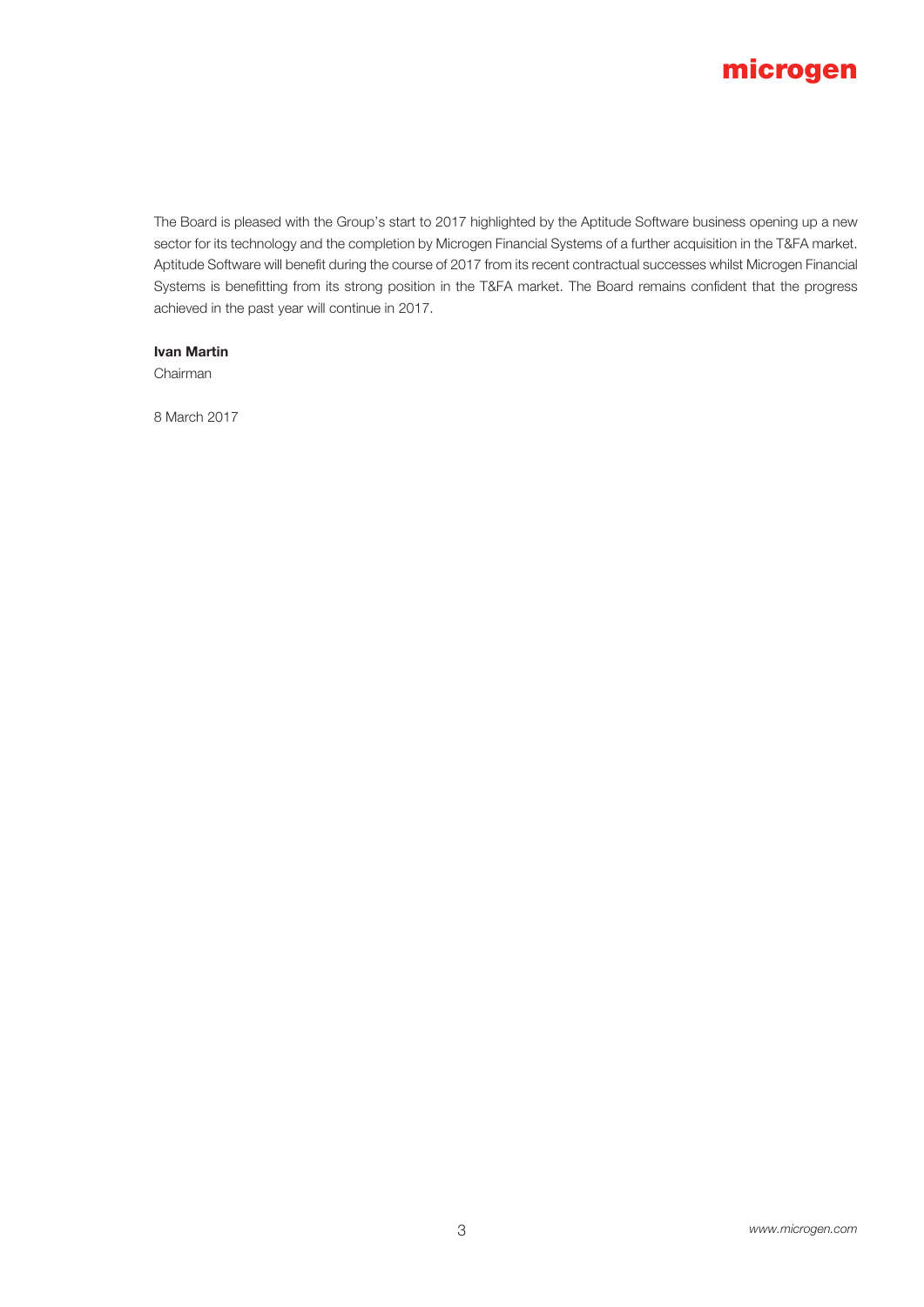The Board is pleased with the Group's start to 2017 highlighted by the Aptitude Software business opening up a new sector for its technology and the completion by Microgen Financial Systems of a further acquisition in the T&FA market. Aptitude Software will benefit during the course of 2017 from its recent contractual successes whilst Microgen Financial Systems is benefitting from its strong position in the T&FA market. The Board remains confident that the progress achieved in the past year will continue in 2017.

**Ivan Martin**
Chairman

8 March 2017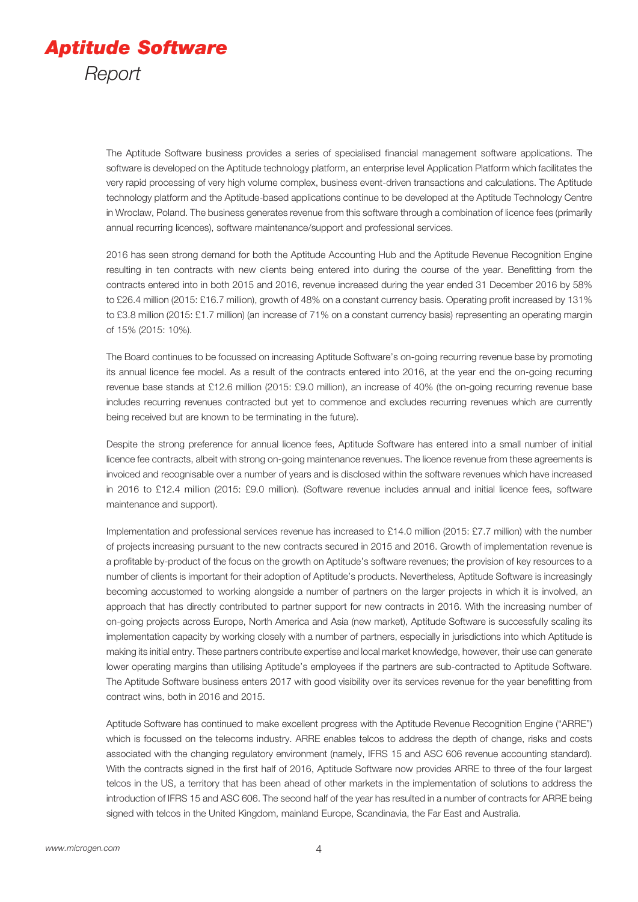# Aptitude Software

## Report

The Aptitude Software business provides a series of specialised financial management software applications. The software is developed on the Aptitude technology platform, an enterprise level Application Platform which facilitates the very rapid processing of very high volume complex, business event-driven transactions and calculations. The Aptitude technology platform and the Aptitude-based applications continue to be developed at the Aptitude Technology Centre in Wroclaw, Poland. The business generates revenue from this software through a combination of licence fees (primarily annual recurring licences), software maintenance/support and professional services.

2016 has seen strong demand for both the Aptitude Accounting Hub and the Aptitude Revenue Recognition Engine resulting in ten contracts with new clients being entered into during the course of the year. Benefitting from the contracts entered into in both 2015 and 2016, revenue increased during the year ended 31 December 2016 by 58% to £26.4 million (2015: £16.7 million), growth of 48% on a constant currency basis. Operating profit increased by 131% to £3.8 million (2015: £1.7 million) (an increase of 71% on a constant currency basis) representing an operating margin of 15% (2015: 10%).

The Board continues to be focussed on increasing Aptitude Software's on-going recurring revenue base by promoting its annual licence fee model. As a result of the contracts entered into 2016, at the year end the on-going recurring revenue base stands at £12.6 million (2015: £9.0 million), an increase of 40% (the on-going recurring revenue base includes recurring revenues contracted but yet to commence and excludes recurring revenues which are currently being received but are known to be terminating in the future).

Despite the strong preference for annual licence fees, Aptitude Software has entered into a small number of initial licence fee contracts, albeit with strong on-going maintenance revenues. The licence revenue from these agreements is invoiced and recognisable over a number of years and is disclosed within the software revenues which have increased in 2016 to £12.4 million (2015: £9.0 million). (Software revenue includes annual and initial licence fees, software maintenance and support).

Implementation and professional services revenue has increased to £14.0 million (2015: £7.7 million) with the number of projects increasing pursuant to the new contracts secured in 2015 and 2016. Growth of implementation revenue is a profitable by-product of the focus on the growth on Aptitude's software revenues; the provision of key resources to a number of clients is important for their adoption of Aptitude's products. Nevertheless, Aptitude Software is increasingly becoming accustomed to working alongside a number of partners on the larger projects in which it is involved, an approach that has directly contributed to partner support for new contracts in 2016. With the increasing number of on-going projects across Europe, North America and Asia (new market), Aptitude Software is successfully scaling its implementation capacity by working closely with a number of partners, especially in jurisdictions into which Aptitude is making its initial entry. These partners contribute expertise and local market knowledge, however, their use can generate lower operating margins than utilising Aptitude's employees if the partners are sub-contracted to Aptitude Software. The Aptitude Software business enters 2017 with good visibility over its services revenue for the year benefitting from contract wins, both in 2016 and 2015.

Aptitude Software has continued to make excellent progress with the Aptitude Revenue Recognition Engine ("ARRE") which is focussed on the telecoms industry. ARRE enables telcos to address the depth of change, risks and costs associated with the changing regulatory environment (namely, IFRS 15 and ASC 606 revenue accounting standard). With the contracts signed in the first half of 2016, Aptitude Software now provides ARRE to three of the four largest telcos in the US, a territory that has been ahead of other markets in the implementation of solutions to address the introduction of IFRS 15 and ASC 606. The second half of the year has resulted in a number of contracts for ARRE being signed with telcos in the United Kingdom, mainland Europe, Scandinavia, the Far East and Australia.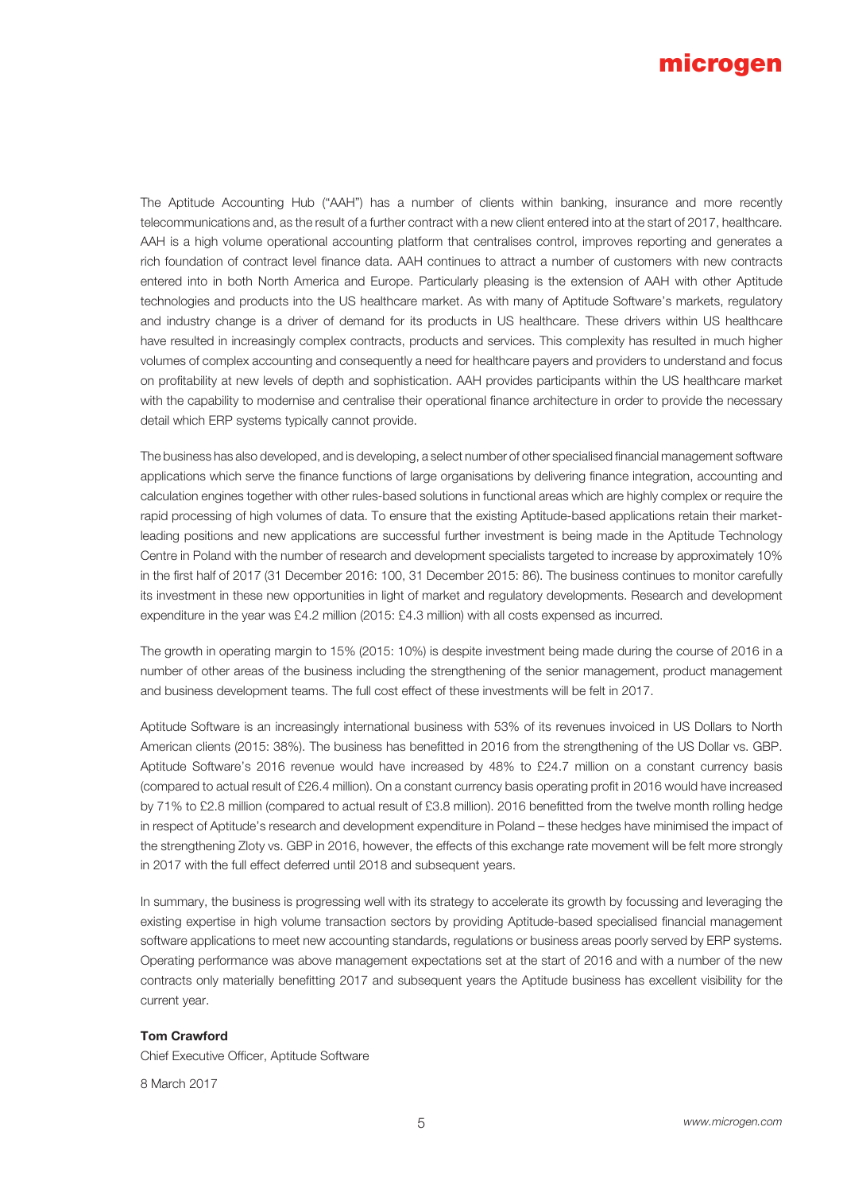The Aptitude Accounting Hub ("AAH") has a number of clients within banking, insurance and more recently telecommunications and, as the result of a further contract with a new client entered into at the start of 2017, healthcare. AAH is a high volume operational accounting platform that centralises control, improves reporting and generates a rich foundation of contract level finance data. AAH continues to attract a number of customers with new contracts entered into in both North America and Europe. Particularly pleasing is the extension of AAH with other Aptitude technologies and products into the US healthcare market. As with many of Aptitude Software's markets, regulatory and industry change is a driver of demand for its products in US healthcare. These drivers within US healthcare have resulted in increasingly complex contracts, products and services. This complexity has resulted in much higher volumes of complex accounting and consequently a need for healthcare payers and providers to understand and focus on profitability at new levels of depth and sophistication. AAH provides participants within the US healthcare market with the capability to modernise and centralise their operational finance architecture in order to provide the necessary detail which ERP systems typically cannot provide.

The business has also developed, and is developing, a select number of other specialised financial management software applications which serve the finance functions of large organisations by delivering finance integration, accounting and calculation engines together with other rules-based solutions in functional areas which are highly complex or require the rapid processing of high volumes of data. To ensure that the existing Aptitude-based applications retain their market-leading positions and new applications are successful further investment is being made in the Aptitude Technology Centre in Poland with the number of research and development specialists targeted to increase by approximately 10% in the first half of 2017 (31 December 2016: 100, 31 December 2015: 86). The business continues to monitor carefully its investment in these new opportunities in light of market and regulatory developments. Research and development expenditure in the year was £4.2 million (2015: £4.3 million) with all costs expensed as incurred.

The growth in operating margin to 15% (2015: 10%) is despite investment being made during the course of 2016 in a number of other areas of the business including the strengthening of the senior management, product management and business development teams. The full cost effect of these investments will be felt in 2017.

Aptitude Software is an increasingly international business with 53% of its revenues invoiced in US Dollars to North American clients (2015: 38%). The business has benefitted in 2016 from the strengthening of the US Dollar vs. GBP. Aptitude Software's 2016 revenue would have increased by 48% to £24.7 million on a constant currency basis (compared to actual result of £26.4 million). On a constant currency basis operating profit in 2016 would have increased by 71% to £2.8 million (compared to actual result of £3.8 million). 2016 benefitted from the twelve month rolling hedge in respect of Aptitude's research and development expenditure in Poland – these hedges have minimised the impact of the strengthening Zloty vs. GBP in 2016, however, the effects of this exchange rate movement will be felt more strongly in 2017 with the full effect deferred until 2018 and subsequent years.

In summary, the business is progressing well with its strategy to accelerate its growth by focussing and leveraging the existing expertise in high volume transaction sectors by providing Aptitude-based specialised financial management software applications to meet new accounting standards, regulations or business areas poorly served by ERP systems. Operating performance was above management expectations set at the start of 2016 and with a number of the new contracts only materially benefitting 2017 and subsequent years the Aptitude business has excellent visibility for the current year.

**Tom Crawford**

Chief Executive Officer, Aptitude Software

8 March 2017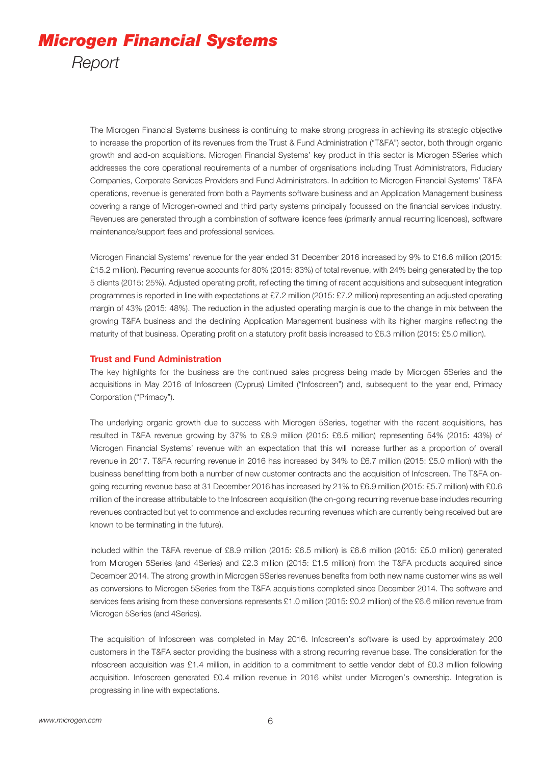# Microgen Financial Systems

*Report*

The Microgen Financial Systems business is continuing to make strong progress in achieving its strategic objective to increase the proportion of its revenues from the Trust & Fund Administration ("T&FA") sector, both through organic growth and add-on acquisitions. Microgen Financial Systems' key product in this sector is Microgen 5Series which addresses the core operational requirements of a number of organisations including Trust Administrators, Fiduciary Companies, Corporate Services Providers and Fund Administrators. In addition to Microgen Financial Systems' T&FA operations, revenue is generated from both a Payments software business and an Application Management business covering a range of Microgen-owned and third party systems principally focussed on the financial services industry. Revenues are generated through a combination of software licence fees (primarily annual recurring licences), software maintenance/support fees and professional services.

Microgen Financial Systems' revenue for the year ended 31 December 2016 increased by 9% to £16.6 million (2015: £15.2 million). Recurring revenue accounts for 80% (2015: 83%) of total revenue, with 24% being generated by the top 5 clients (2015: 25%). Adjusted operating profit, reflecting the timing of recent acquisitions and subsequent integration programmes is reported in line with expectations at £7.2 million (2015: £7.2 million) representing an adjusted operating margin of 43% (2015: 48%). The reduction in the adjusted operating margin is due to the change in mix between the growing T&FA business and the declining Application Management business with its higher margins reflecting the maturity of that business. Operating profit on a statutory profit basis increased to £6.3 million (2015: £5.0 million).

## Trust and Fund Administration

The key highlights for the business are the continued sales progress being made by Microgen 5Series and the acquisitions in May 2016 of Infoscreen (Cyprus) Limited ("Infoscreen") and, subsequent to the year end, Primacy Corporation ("Primacy").

The underlying organic growth due to success with Microgen 5Series, together with the recent acquisitions, has resulted in T&FA revenue growing by 37% to £8.9 million (2015: £6.5 million) representing 54% (2015: 43%) of Microgen Financial Systems' revenue with an expectation that this will increase further as a proportion of overall revenue in 2017. T&FA recurring revenue in 2016 has increased by 34% to £6.7 million (2015: £5.0 million) with the business benefitting from both a number of new customer contracts and the acquisition of Infoscreen. The T&FA on-going recurring revenue base at 31 December 2016 has increased by 21% to £6.9 million (2015: £5.7 million) with £0.6 million of the increase attributable to the Infoscreen acquisition (the on-going recurring revenue base includes recurring revenues contracted but yet to commence and excludes recurring revenues which are currently being received but are known to be terminating in the future).

Included within the T&FA revenue of £8.9 million (2015: £6.5 million) is £6.6 million (2015: £5.0 million) generated from Microgen 5Series (and 4Series) and £2.3 million (2015: £1.5 million) from the T&FA products acquired since December 2014. The strong growth in Microgen 5Series revenues benefits from both new name customer wins as well as conversions to Microgen 5Series from the T&FA acquisitions completed since December 2014. The software and services fees arising from these conversions represents £1.0 million (2015: £0.2 million) of the £6.6 million revenue from Microgen 5Series (and 4Series).

The acquisition of Infoscreen was completed in May 2016. Infoscreen's software is used by approximately 200 customers in the T&FA sector providing the business with a strong recurring revenue base. The consideration for the Infoscreen acquisition was £1.4 million, in addition to a commitment to settle vendor debt of £0.3 million following acquisition. Infoscreen generated £0.4 million revenue in 2016 whilst under Microgen's ownership. Integration is progressing in line with expectations.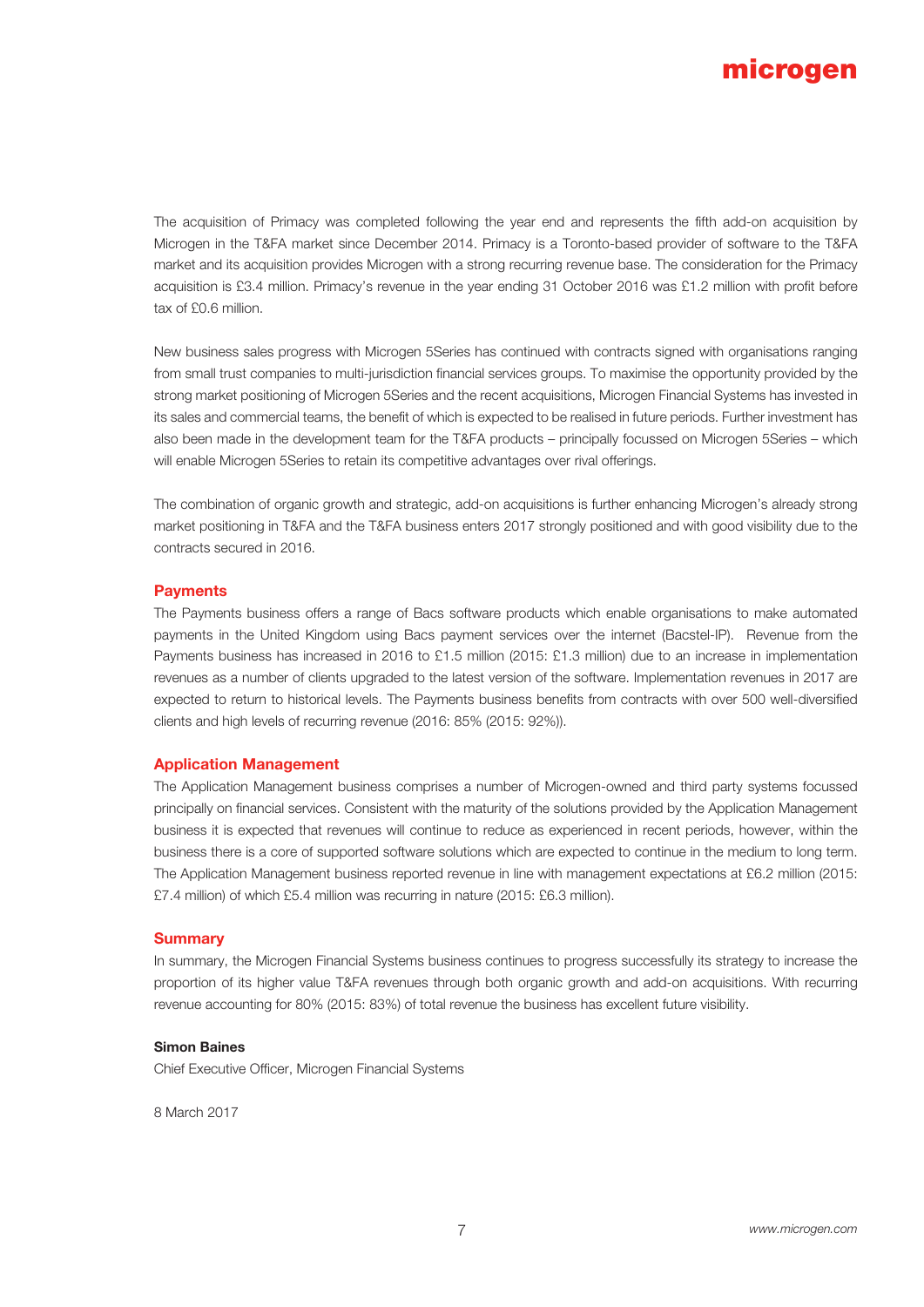The acquisition of Primacy was completed following the year end and represents the fifth add-on acquisition by Microgen in the T&FA market since December 2014. Primacy is a Toronto-based provider of software to the T&FA market and its acquisition provides Microgen with a strong recurring revenue base. The consideration for the Primacy acquisition is £3.4 million. Primacy's revenue in the year ending 31 October 2016 was £1.2 million with profit before tax of £0.6 million.

New business sales progress with Microgen 5Series has continued with contracts signed with organisations ranging from small trust companies to multi-jurisdiction financial services groups. To maximise the opportunity provided by the strong market positioning of Microgen 5Series and the recent acquisitions, Microgen Financial Systems has invested in its sales and commercial teams, the benefit of which is expected to be realised in future periods. Further investment has also been made in the development team for the T&FA products – principally focussed on Microgen 5Series – which will enable Microgen 5Series to retain its competitive advantages over rival offerings.

The combination of organic growth and strategic, add-on acquisitions is further enhancing Microgen's already strong market positioning in T&FA and the T&FA business enters 2017 strongly positioned and with good visibility due to the contracts secured in 2016.

## Payments

The Payments business offers a range of Bacs software products which enable organisations to make automated payments in the United Kingdom using Bacs payment services over the internet (Bacstel-IP). Revenue from the Payments business has increased in 2016 to £1.5 million (2015: £1.3 million) due to an increase in implementation revenues as a number of clients upgraded to the latest version of the software. Implementation revenues in 2017 are expected to return to historical levels. The Payments business benefits from contracts with over 500 well-diversified clients and high levels of recurring revenue (2016: 85% (2015: 92%)).

## Application Management

The Application Management business comprises a number of Microgen-owned and third party systems focussed principally on financial services. Consistent with the maturity of the solutions provided by the Application Management business it is expected that revenues will continue to reduce as experienced in recent periods, however, within the business there is a core of supported software solutions which are expected to continue in the medium to long term. The Application Management business reported revenue in line with management expectations at £6.2 million (2015: £7.4 million) of which £5.4 million was recurring in nature (2015: £6.3 million).

## Summary

In summary, the Microgen Financial Systems business continues to progress successfully its strategy to increase the proportion of its higher value T&FA revenues through both organic growth and add-on acquisitions. With recurring revenue accounting for 80% (2015: 83%) of total revenue the business has excellent future visibility.

**Simon Baines**
Chief Executive Officer, Microgen Financial Systems

8 March 2017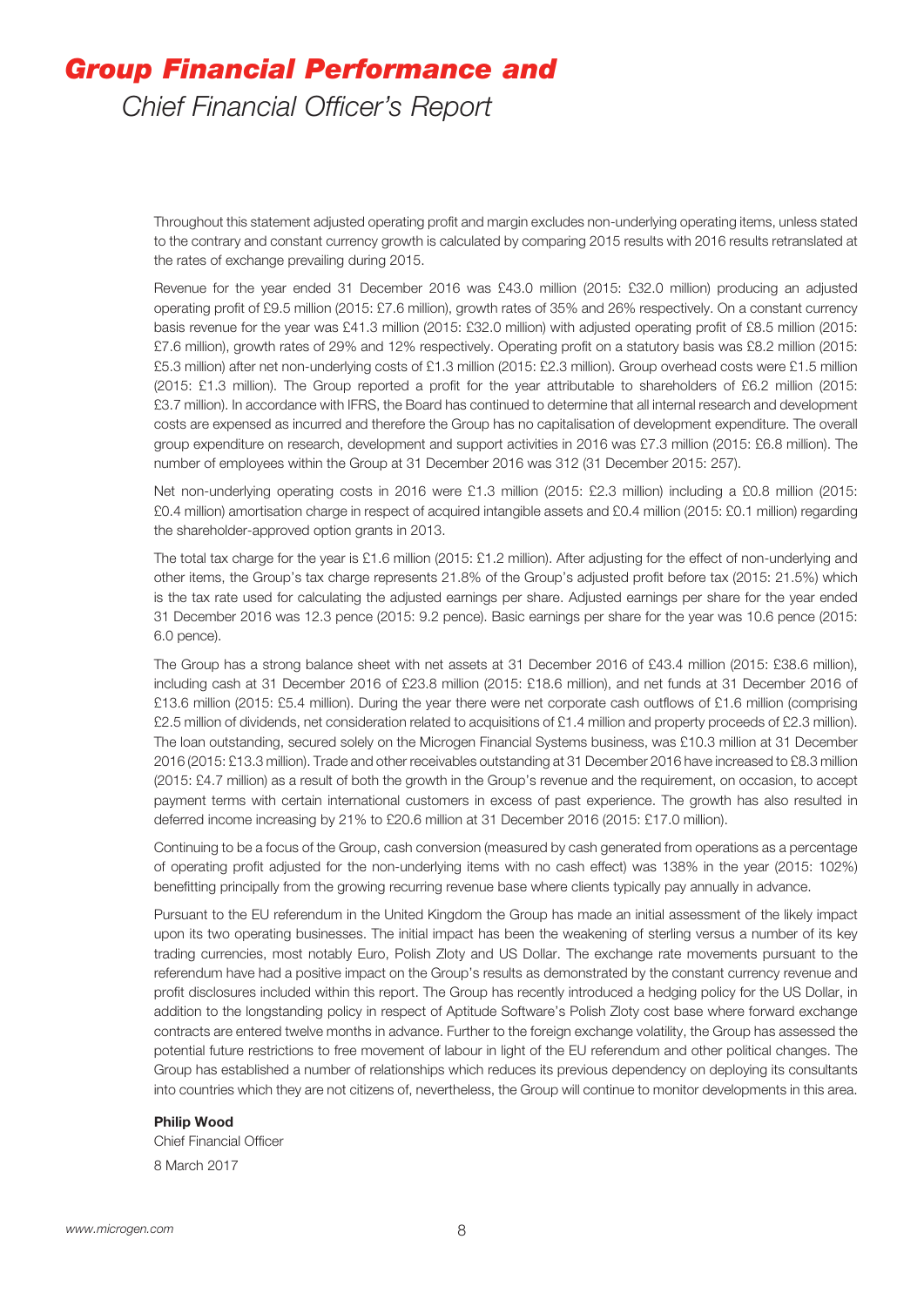# *Group Financial Performance and*

## *Chief Financial Officer's Report*

Throughout this statement adjusted operating profit and margin excludes non-underlying operating items, unless stated to the contrary and constant currency growth is calculated by comparing 2015 results with 2016 results retranslated at the rates of exchange prevailing during 2015.

Revenue for the year ended 31 December 2016 was £43.0 million (2015: £32.0 million) producing an adjusted operating profit of £9.5 million (2015: £7.6 million), growth rates of 35% and 26% respectively. On a constant currency basis revenue for the year was £41.3 million (2015: £32.0 million) with adjusted operating profit of £8.5 million (2015: £7.6 million), growth rates of 29% and 12% respectively. Operating profit on a statutory basis was £8.2 million (2015: £5.3 million) after net non-underlying costs of £1.3 million (2015: £2.3 million). Group overhead costs were £1.5 million (2015: £1.3 million). The Group reported a profit for the year attributable to shareholders of £6.2 million (2015: £3.7 million). In accordance with IFRS, the Board has continued to determine that all internal research and development costs are expensed as incurred and therefore the Group has no capitalisation of development expenditure. The overall group expenditure on research, development and support activities in 2016 was £7.3 million (2015: £6.8 million). The number of employees within the Group at 31 December 2016 was 312 (31 December 2015: 257).

Net non-underlying operating costs in 2016 were £1.3 million (2015: £2.3 million) including a £0.8 million (2015: £0.4 million) amortisation charge in respect of acquired intangible assets and £0.4 million (2015: £0.1 million) regarding the shareholder-approved option grants in 2013.

The total tax charge for the year is £1.6 million (2015: £1.2 million). After adjusting for the effect of non-underlying and other items, the Group's tax charge represents 21.8% of the Group's adjusted profit before tax (2015: 21.5%) which is the tax rate used for calculating the adjusted earnings per share. Adjusted earnings per share for the year ended 31 December 2016 was 12.3 pence (2015: 9.2 pence). Basic earnings per share for the year was 10.6 pence (2015: 6.0 pence).

The Group has a strong balance sheet with net assets at 31 December 2016 of £43.4 million (2015: £38.6 million), including cash at 31 December 2016 of £23.8 million (2015: £18.6 million), and net funds at 31 December 2016 of £13.6 million (2015: £5.4 million). During the year there were net corporate cash outflows of £1.6 million (comprising £2.5 million of dividends, net consideration related to acquisitions of £1.4 million and property proceeds of £2.3 million). The loan outstanding, secured solely on the Microgen Financial Systems business, was £10.3 million at 31 December 2016 (2015: £13.3 million). Trade and other receivables outstanding at 31 December 2016 have increased to £8.3 million (2015: £4.7 million) as a result of both the growth in the Group's revenue and the requirement, on occasion, to accept payment terms with certain international customers in excess of past experience. The growth has also resulted in deferred income increasing by 21% to £20.6 million at 31 December 2016 (2015: £17.0 million).

Continuing to be a focus of the Group, cash conversion (measured by cash generated from operations as a percentage of operating profit adjusted for the non-underlying items with no cash effect) was 138% in the year (2015: 102%) benefitting principally from the growing recurring revenue base where clients typically pay annually in advance.

Pursuant to the EU referendum in the United Kingdom the Group has made an initial assessment of the likely impact upon its two operating businesses. The initial impact has been the weakening of sterling versus a number of its key trading currencies, most notably Euro, Polish Zloty and US Dollar. The exchange rate movements pursuant to the referendum have had a positive impact on the Group's results as demonstrated by the constant currency revenue and profit disclosures included within this report. The Group has recently introduced a hedging policy for the US Dollar, in addition to the longstanding policy in respect of Aptitude Software's Polish Zloty cost base where forward exchange contracts are entered twelve months in advance. Further to the foreign exchange volatility, the Group has assessed the potential future restrictions to free movement of labour in light of the EU referendum and other political changes. The Group has established a number of relationships which reduces its previous dependency on deploying its consultants into countries which they are not citizens of, nevertheless, the Group will continue to monitor developments in this area.

**Philip Wood**
Chief Financial Officer
8 March 2017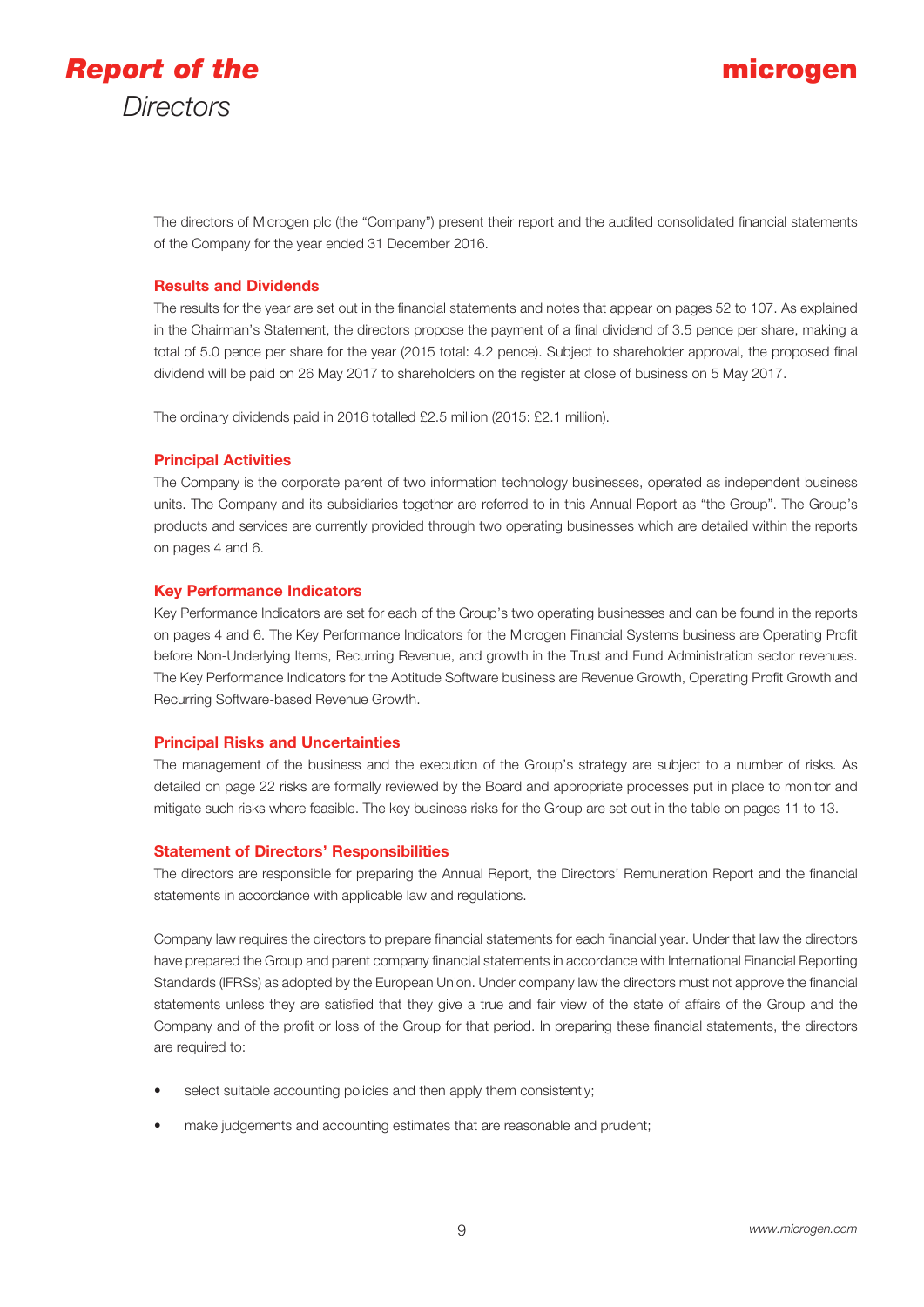# *Report of the* Directors

The directors of Microgen plc (the "Company") present their report and the audited consolidated financial statements of the Company for the year ended 31 December 2016.

## Results and Dividends

The results for the year are set out in the financial statements and notes that appear on pages 52 to 107. As explained in the Chairman's Statement, the directors propose the payment of a final dividend of 3.5 pence per share, making a total of 5.0 pence per share for the year (2015 total: 4.2 pence). Subject to shareholder approval, the proposed final dividend will be paid on 26 May 2017 to shareholders on the register at close of business on 5 May 2017.

The ordinary dividends paid in 2016 totalled £2.5 million (2015: £2.1 million).

## Principal Activities

The Company is the corporate parent of two information technology businesses, operated as independent business units. The Company and its subsidiaries together are referred to in this Annual Report as "the Group". The Group's products and services are currently provided through two operating businesses which are detailed within the reports on pages 4 and 6.

## Key Performance Indicators

Key Performance Indicators are set for each of the Group's two operating businesses and can be found in the reports on pages 4 and 6. The Key Performance Indicators for the Microgen Financial Systems business are Operating Profit before Non-Underlying Items, Recurring Revenue, and growth in the Trust and Fund Administration sector revenues. The Key Performance Indicators for the Aptitude Software business are Revenue Growth, Operating Profit Growth and Recurring Software-based Revenue Growth.

## Principal Risks and Uncertainties

The management of the business and the execution of the Group's strategy are subject to a number of risks. As detailed on page 22 risks are formally reviewed by the Board and appropriate processes put in place to monitor and mitigate such risks where feasible. The key business risks for the Group are set out in the table on pages 11 to 13.

## Statement of Directors' Responsibilities

The directors are responsible for preparing the Annual Report, the Directors' Remuneration Report and the financial statements in accordance with applicable law and regulations.

Company law requires the directors to prepare financial statements for each financial year. Under that law the directors have prepared the Group and parent company financial statements in accordance with International Financial Reporting Standards (IFRSs) as adopted by the European Union. Under company law the directors must not approve the financial statements unless they are satisfied that they give a true and fair view of the state of affairs of the Group and the Company and of the profit or loss of the Group for that period. In preparing these financial statements, the directors are required to:

- select suitable accounting policies and then apply them consistently;
- make judgements and accounting estimates that are reasonable and prudent;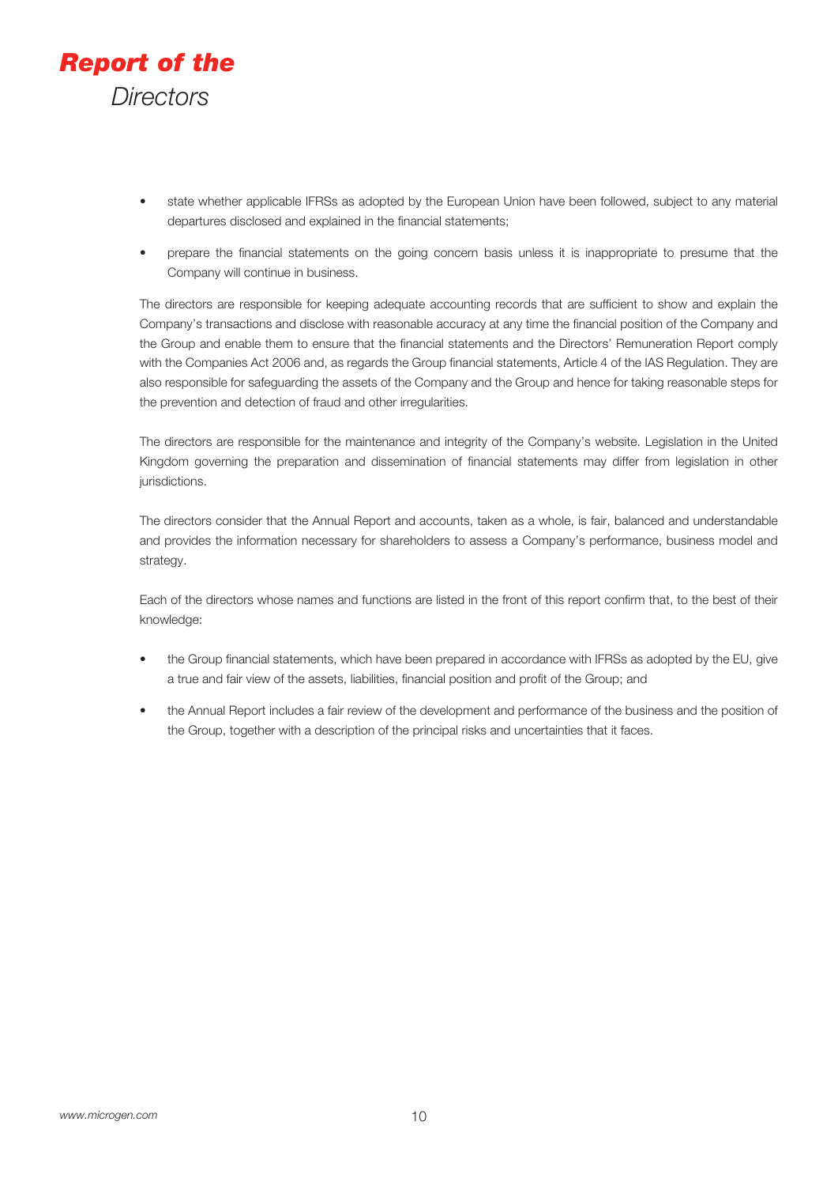# Report of the Directors

- state whether applicable IFRSs as adopted by the European Union have been followed, subject to any material departures disclosed and explained in the financial statements;
- prepare the financial statements on the going concern basis unless it is inappropriate to presume that the Company will continue in business.

The directors are responsible for keeping adequate accounting records that are sufficient to show and explain the Company's transactions and disclose with reasonable accuracy at any time the financial position of the Company and the Group and enable them to ensure that the financial statements and the Directors' Remuneration Report comply with the Companies Act 2006 and, as regards the Group financial statements, Article 4 of the IAS Regulation. They are also responsible for safeguarding the assets of the Company and the Group and hence for taking reasonable steps for the prevention and detection of fraud and other irregularities.

The directors are responsible for the maintenance and integrity of the Company's website. Legislation in the United Kingdom governing the preparation and dissemination of financial statements may differ from legislation in other jurisdictions.

The directors consider that the Annual Report and accounts, taken as a whole, is fair, balanced and understandable and provides the information necessary for shareholders to assess a Company's performance, business model and strategy.

Each of the directors whose names and functions are listed in the front of this report confirm that, to the best of their knowledge:

- the Group financial statements, which have been prepared in accordance with IFRSs as adopted by the EU, give a true and fair view of the assets, liabilities, financial position and profit of the Group; and
- the Annual Report includes a fair review of the development and performance of the business and the position of the Group, together with a description of the principal risks and uncertainties that it faces.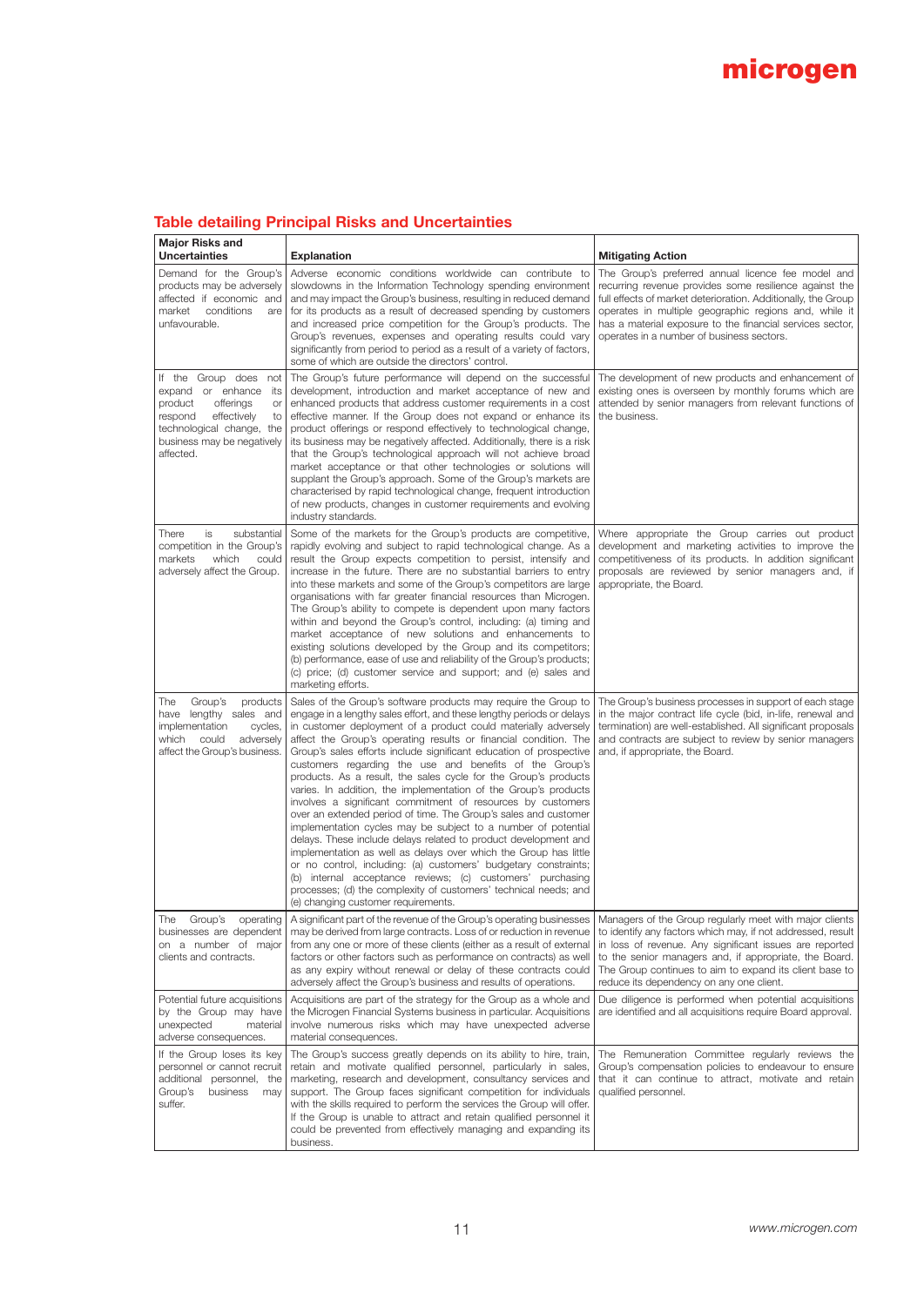## Table detailing Principal Risks and Uncertainties

| Major Risks and Uncertainties | Explanation | Mitigating Action |
|---|---|---|
| Demand for the Group's products may be adversely affected if economic and market conditions are unfavourable. | Adverse economic conditions worldwide can contribute to slowdowns in the Information Technology spending environment and may impact the Group's business, resulting in reduced demand for its products as a result of decreased spending by customers and increased price competition for the Group's products. The Group's revenues, expenses and operating results could vary significantly from period to period as a result of a variety of factors, some of which are outside the directors' control. | The Group's preferred annual licence fee model and recurring revenue provides some resilience against the full effects of market deterioration. Additionally, the Group operates in multiple geographic regions and, while it has a material exposure to the financial services sector, operates in a number of business sectors. |
| If the Group does not expand or enhance its product offerings or respond effectively to technological change, the business may be negatively affected. | The Group's future performance will depend on the successful development, introduction and market acceptance of new and enhanced products that address customer requirements in a cost effective manner. If the Group does not expand or enhance its product offerings or respond effectively to technological change, its business may be negatively affected. Additionally, there is a risk that the Group's technological approach will not achieve broad market acceptance or that other technologies or solutions will supplant the Group's approach. Some of the Group's markets are characterised by rapid technological change, frequent introduction of new products, changes in customer requirements and evolving industry standards. | The development of new products and enhancement of existing ones is overseen by monthly forums which are attended by senior managers from relevant functions of the business. |
| There is substantial competition in the Group's markets which could adversely affect the Group. | Some of the markets for the Group's products are competitive, rapidly evolving and subject to rapid technological change. As a result the Group expects competition to persist, intensify and increase in the future. There are no substantial barriers to entry into these markets and some of the Group's competitors are large organisations with far greater financial resources than Microgen. The Group's ability to compete is dependent upon many factors within and beyond the Group's control, including: (a) timing and market acceptance of new solutions and enhancements to existing solutions developed by the Group and its competitors; (b) performance, ease of use and reliability of the Group's products; (c) price; (d) customer service and support; and (e) sales and marketing efforts. | Where appropriate the Group carries out product development and marketing activities to improve the competitiveness of its products. In addition significant proposals are reviewed by senior managers and, if appropriate, the Board. |
| The Group's products have lengthy sales and implementation cycles, which could adversely affect the Group's business. | Sales of the Group's software products may require the Group to engage in a lengthy sales effort, and these lengthy periods or delays in customer deployment of a product could materially adversely affect the Group's operating results or financial condition. The Group's sales efforts include significant education of prospective customers regarding the use and benefits of the Group's products. As a result, the sales cycle for the Group's products varies. In addition, the implementation of the Group's products involves a significant commitment of resources by customers over an extended period of time. The Group's sales and customer implementation cycles may be subject to a number of potential delays. These include delays related to product development and implementation as well as delays over which the Group has little or no control, including: (a) customers' budgetary constraints; (b) internal acceptance reviews; (c) customers' purchasing processes; (d) the complexity of customers' technical needs; and (e) changing customer requirements. | The Group's business processes in support of each stage in the major contract life cycle (bid, in-life, renewal and termination) are well-established. All significant proposals and contracts are subject to review by senior managers and, if appropriate, the Board. |
| The Group's operating businesses are dependent on a number of major clients and contracts. | A significant part of the revenue of the Group's operating businesses may be derived from large contracts. Loss of or reduction in revenue from any one or more of these clients (either as a result of external factors or other factors such as performance on contracts) as well as any expiry without renewal or delay of these contracts could adversely affect the Group's business and results of operations. | Managers of the Group regularly meet with major clients to identify any factors which may, if not addressed, result in loss of revenue. Any significant issues are reported to the senior managers and, if appropriate, the Board. The Group continues to aim to expand its client base to reduce its dependency on any one client. |
| Potential future acquisitions by the Group may have unexpected material adverse consequences. | Acquisitions are part of the strategy for the Group as a whole and the Microgen Financial Systems business in particular. Acquisitions involve numerous risks which may have unexpected adverse material consequences. | Due diligence is performed when potential acquisitions are identified and all acquisitions require Board approval. |
| If the Group loses its key personnel or cannot recruit additional personnel, the Group's business may suffer. | The Group's success greatly depends on its ability to hire, train, retain and motivate qualified personnel, particularly in sales, marketing, research and development, consultancy services and support. The Group faces significant competition for individuals with the skills required to perform the services the Group will offer. If the Group is unable to attract and retain qualified personnel it could be prevented from effectively managing and expanding its business. | The Remuneration Committee regularly reviews the Group's compensation policies to endeavour to ensure that it can continue to attract, motivate and retain qualified personnel. |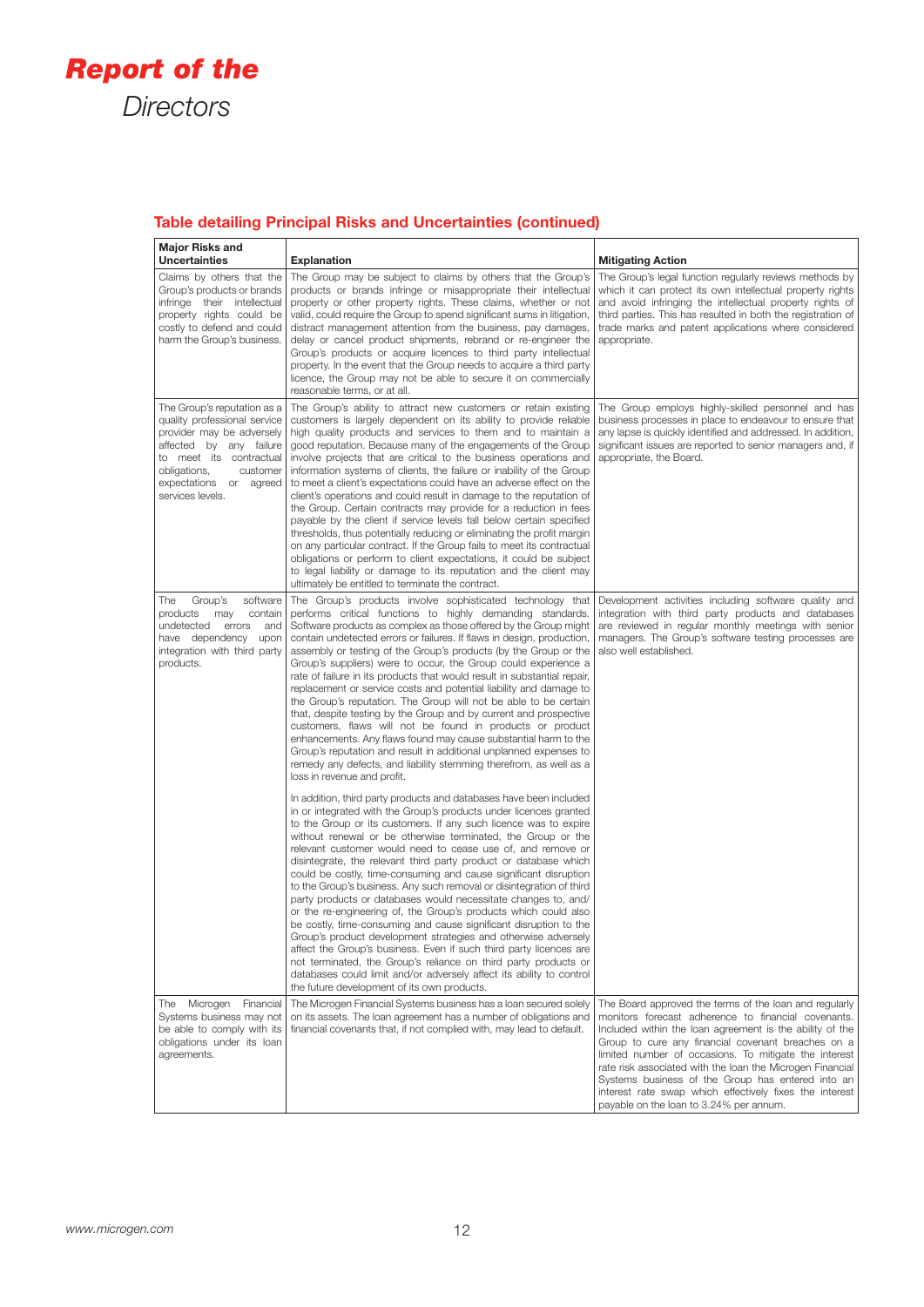# *Report of the Directors*

## Table detailing Principal Risks and Uncertainties (continued)

| Major Risks and Uncertainties | Explanation | Mitigating Action |
|---|---|---|
| Claims by others that the Group's products or brands infringe their intellectual property rights could be costly to defend and could harm the Group's business. | The Group may be subject to claims by others that the Group's products or brands infringe or misappropriate their intellectual property or other property rights. These claims, whether or not valid, could require the Group to spend significant sums in litigation, distract management attention from the business, pay damages, delay or cancel product shipments, rebrand or re-engineer the Group's products or acquire licences to third party intellectual property. In the event that the Group needs to acquire a third party licence, the Group may not be able to secure it on commercially reasonable terms, or at all. | The Group's legal function regularly reviews methods by which it can protect its own intellectual property rights and avoid infringing the intellectual property rights of third parties. This has resulted in both the registration of trade marks and patent applications where considered appropriate. |
| The Group's reputation as a quality professional service provider may be adversely affected by any failure to meet its contractual obligations, customer expectations or agreed services levels. | The Group's ability to attract new customers or retain existing customers is largely dependent on its ability to provide reliable high quality products and services to them and to maintain a good reputation. Because many of the engagements of the Group involve projects that are critical to the business operations and information systems of clients, the failure or inability of the Group to meet a client's expectations could have an adverse effect on the client's operations and could result in damage to the reputation of the Group. Certain contracts may provide for a reduction in fees payable by the client if service levels fall below certain specified thresholds, thus potentially reducing or eliminating the profit margin on any particular contract. If the Group fails to meet its contractual obligations or perform to client expectations, it could be subject to legal liability or damage to its reputation and the client may ultimately be entitled to terminate the contract. | The Group employs highly-skilled personnel and has business processes in place to endeavour to ensure that any lapse is quickly identified and addressed. In addition, significant issues are reported to senior managers and, if appropriate, the Board. |
| The Group's software products may contain undetected errors and have dependency upon integration with third party products. | The Group's products involve sophisticated technology that performs critical functions to highly demanding standards. Software products as complex as those offered by the Group might contain undetected errors or failures. If flaws in design, production, assembly or testing of the Group's products (by the Group or the Group's suppliers) were to occur, the Group could experience a rate of failure in its products that would result in substantial repair, replacement or service costs and potential liability and damage to the Group's reputation. The Group will not be able to be certain that, despite testing by the Group and by current and prospective customers, flaws will not be found in products or product enhancements. Any flaws found may cause substantial harm to the Group's reputation and result in additional unplanned expenses to remedy any defects, and liability stemming therefrom, as well as a loss in revenue and profit.<br><br>In addition, third party products and databases have been included in or integrated with the Group's products under licences granted to the Group or its customers. If any such licence was to expire without renewal or be otherwise terminated, the Group or the relevant customer would need to cease use of, and remove or disintegrate, the relevant third party product or database which could be costly, time-consuming and cause significant disruption to the Group's business. Any such removal or disintegration of third party products or databases would necessitate changes to, and/or the re-engineering of, the Group's products which could also be costly, time-consuming and cause significant disruption to the Group's product development strategies and otherwise adversely affect the Group's business. Even if such third party licences are not terminated, the Group's reliance on third party products or databases could limit and/or adversely affect its ability to control the future development of its own products. | Development activities including software quality and integration with third party products and databases are reviewed in regular monthly meetings with senior managers. The Group's software testing processes are also well established. |
| The Microgen Financial Systems business may not be able to comply with its obligations under its loan agreements. | The Microgen Financial Systems business has a loan secured solely on its assets. The loan agreement has a number of obligations and financial covenants that, if not complied with, may lead to default. | The Board approved the terms of the loan and regularly monitors forecast adherence to financial covenants. Included within the loan agreement is the ability of the Group to cure any financial covenant breaches on a limited number of occasions. To mitigate the interest rate risk associated with the loan the Microgen Financial Systems business of the Group has entered into an interest rate swap which effectively fixes the interest payable on the loan to 3.24% per annum. |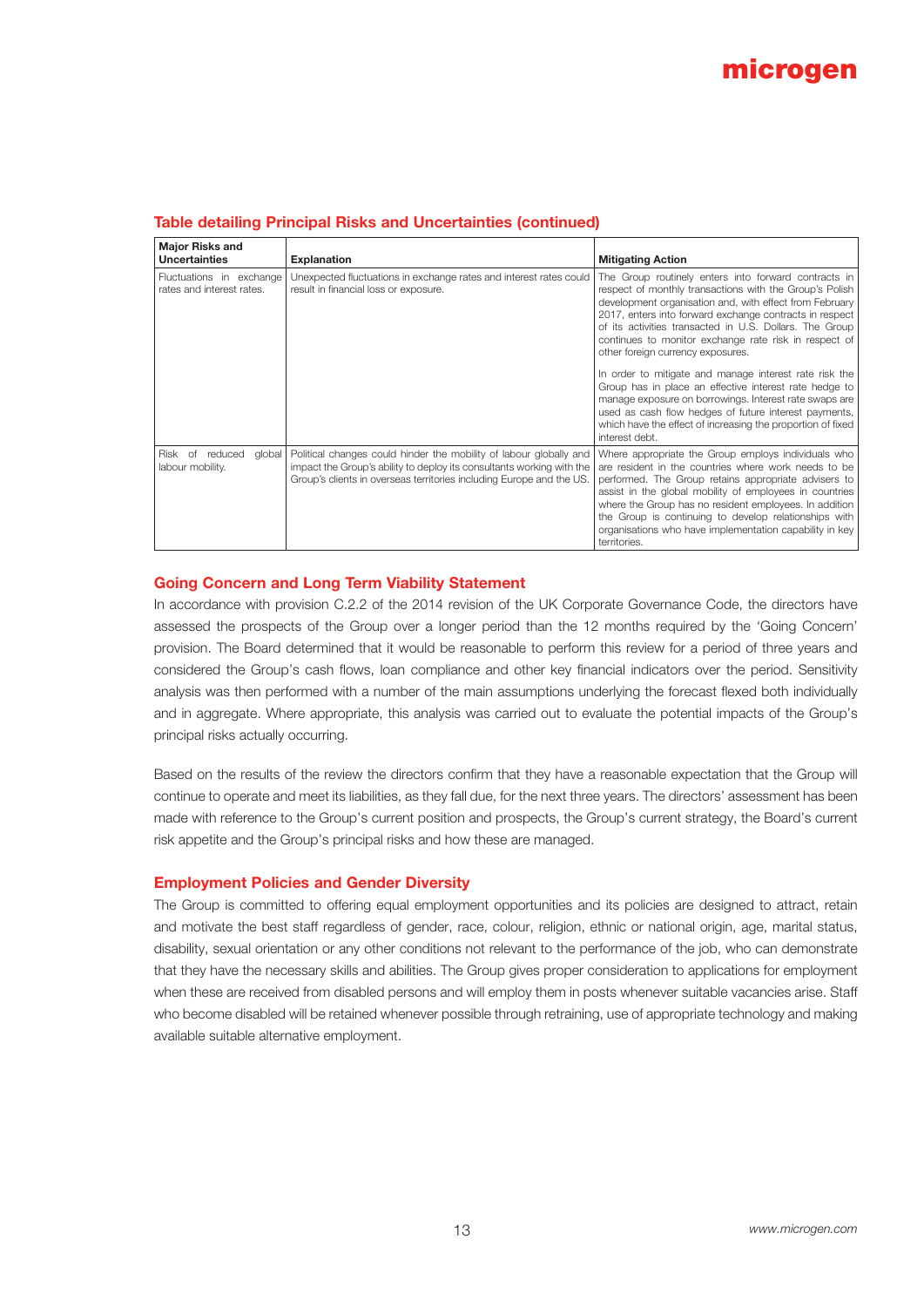### Table detailing Principal Risks and Uncertainties (continued)

| Major Risks and Uncertainties | Explanation | Mitigating Action |
| --- | --- | --- |
| Fluctuations in exchange rates and interest rates. | Unexpected fluctuations in exchange rates and interest rates could result in financial loss or exposure. | The Group routinely enters into forward contracts in respect of monthly transactions with the Group's Polish development organisation and, with effect from February 2017, enters into forward exchange contracts in respect of its activities transacted in U.S. Dollars. The Group continues to monitor exchange rate risk in respect of other foreign currency exposures.<br><br>In order to mitigate and manage interest rate risk the Group has in place an effective interest rate hedge to manage exposure on borrowings. Interest rate swaps are used as cash flow hedges of future interest payments, which have the effect of increasing the proportion of fixed interest debt. |
| Risk of reduced global labour mobility. | Political changes could hinder the mobility of labour globally and impact the Group's ability to deploy its consultants working with the Group's clients in overseas territories including Europe and the US. | Where appropriate the Group employs individuals who are resident in the countries where work needs to be performed. The Group retains appropriate advisers to assist in the global mobility of employees in countries where the Group has no resident employees. In addition the Group is continuing to develop relationships with organisations who have implementation capability in key territories. |

### Going Concern and Long Term Viability Statement

In accordance with provision C.2.2 of the 2014 revision of the UK Corporate Governance Code, the directors have assessed the prospects of the Group over a longer period than the 12 months required by the 'Going Concern' provision. The Board determined that it would be reasonable to perform this review for a period of three years and considered the Group's cash flows, loan compliance and other key financial indicators over the period. Sensitivity analysis was then performed with a number of the main assumptions underlying the forecast flexed both individually and in aggregate. Where appropriate, this analysis was carried out to evaluate the potential impacts of the Group's principal risks actually occurring.

Based on the results of the review the directors confirm that they have a reasonable expectation that the Group will continue to operate and meet its liabilities, as they fall due, for the next three years. The directors' assessment has been made with reference to the Group's current position and prospects, the Group's current strategy, the Board's current risk appetite and the Group's principal risks and how these are managed.

### Employment Policies and Gender Diversity

The Group is committed to offering equal employment opportunities and its policies are designed to attract, retain and motivate the best staff regardless of gender, race, colour, religion, ethnic or national origin, age, marital status, disability, sexual orientation or any other conditions not relevant to the performance of the job, who can demonstrate that they have the necessary skills and abilities. The Group gives proper consideration to applications for employment when these are received from disabled persons and will employ them in posts whenever suitable vacancies arise. Staff who become disabled will be retained whenever possible through retraining, use of appropriate technology and making available suitable alternative employment.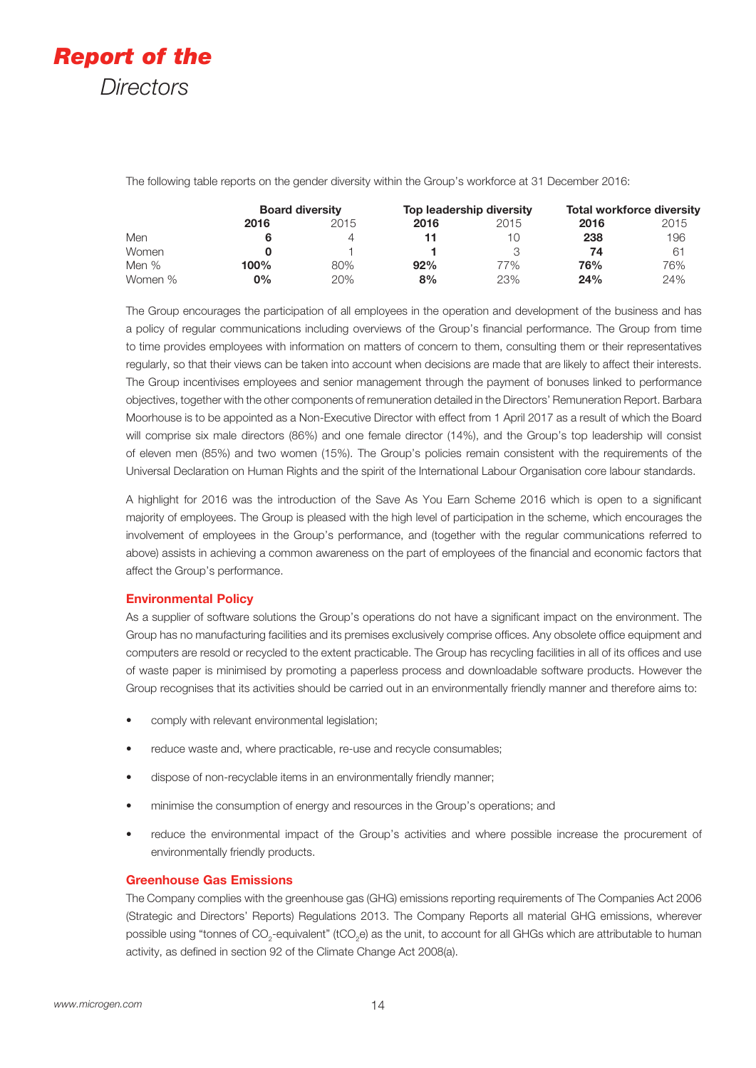The following table reports on the gender diversity within the Group's workforce at 31 December 2016:

| | Board diversity | | Top leadership diversity | | Total workforce diversity | |
|---|---|---|---|---|---|---|
| | **2016** | 2015 | **2016** | 2015 | **2016** | 2015 |
| Men | **6** | 4 | **11** | 10 | **238** | 196 |
| Women | **0** | 1 | **1** | 3 | **74** | 61 |
| Men % | **100%** | 80% | **92%** | 77% | **76%** | 76% |
| Women % | **0%** | 20% | **8%** | 23% | **24%** | 24% |

The Group encourages the participation of all employees in the operation and development of the business and has a policy of regular communications including overviews of the Group's financial performance. The Group from time to time provides employees with information on matters of concern to them, consulting them or their representatives regularly, so that their views can be taken into account when decisions are made that are likely to affect their interests. The Group incentivises employees and senior management through the payment of bonuses linked to performance objectives, together with the other components of remuneration detailed in the Directors' Remuneration Report. Barbara Moorhouse is to be appointed as a Non-Executive Director with effect from 1 April 2017 as a result of which the Board will comprise six male directors (86%) and one female director (14%), and the Group's top leadership will consist of eleven men (85%) and two women (15%). The Group's policies remain consistent with the requirements of the Universal Declaration on Human Rights and the spirit of the International Labour Organisation core labour standards.

A highlight for 2016 was the introduction of the Save As You Earn Scheme 2016 which is open to a significant majority of employees. The Group is pleased with the high level of participation in the scheme, which encourages the involvement of employees in the Group's performance, and (together with the regular communications referred to above) assists in achieving a common awareness on the part of employees of the financial and economic factors that affect the Group's performance.

### Environmental Policy

As a supplier of software solutions the Group's operations do not have a significant impact on the environment. The Group has no manufacturing facilities and its premises exclusively comprise offices. Any obsolete office equipment and computers are resold or recycled to the extent practicable. The Group has recycling facilities in all of its offices and use of waste paper is minimised by promoting a paperless process and downloadable software products. However the Group recognises that its activities should be carried out in an environmentally friendly manner and therefore aims to:

- comply with relevant environmental legislation;
- reduce waste and, where practicable, re-use and recycle consumables;
- dispose of non-recyclable items in an environmentally friendly manner;
- minimise the consumption of energy and resources in the Group's operations; and
- reduce the environmental impact of the Group's activities and where possible increase the procurement of environmentally friendly products.

### Greenhouse Gas Emissions

The Company complies with the greenhouse gas (GHG) emissions reporting requirements of The Companies Act 2006 (Strategic and Directors' Reports) Regulations 2013. The Company Reports all material GHG emissions, wherever possible using "tonnes of $CO_2$-equivalent" ($tCO_2e$) as the unit, to account for all GHGs which are attributable to human activity, as defined in section 92 of the Climate Change Act 2008(a).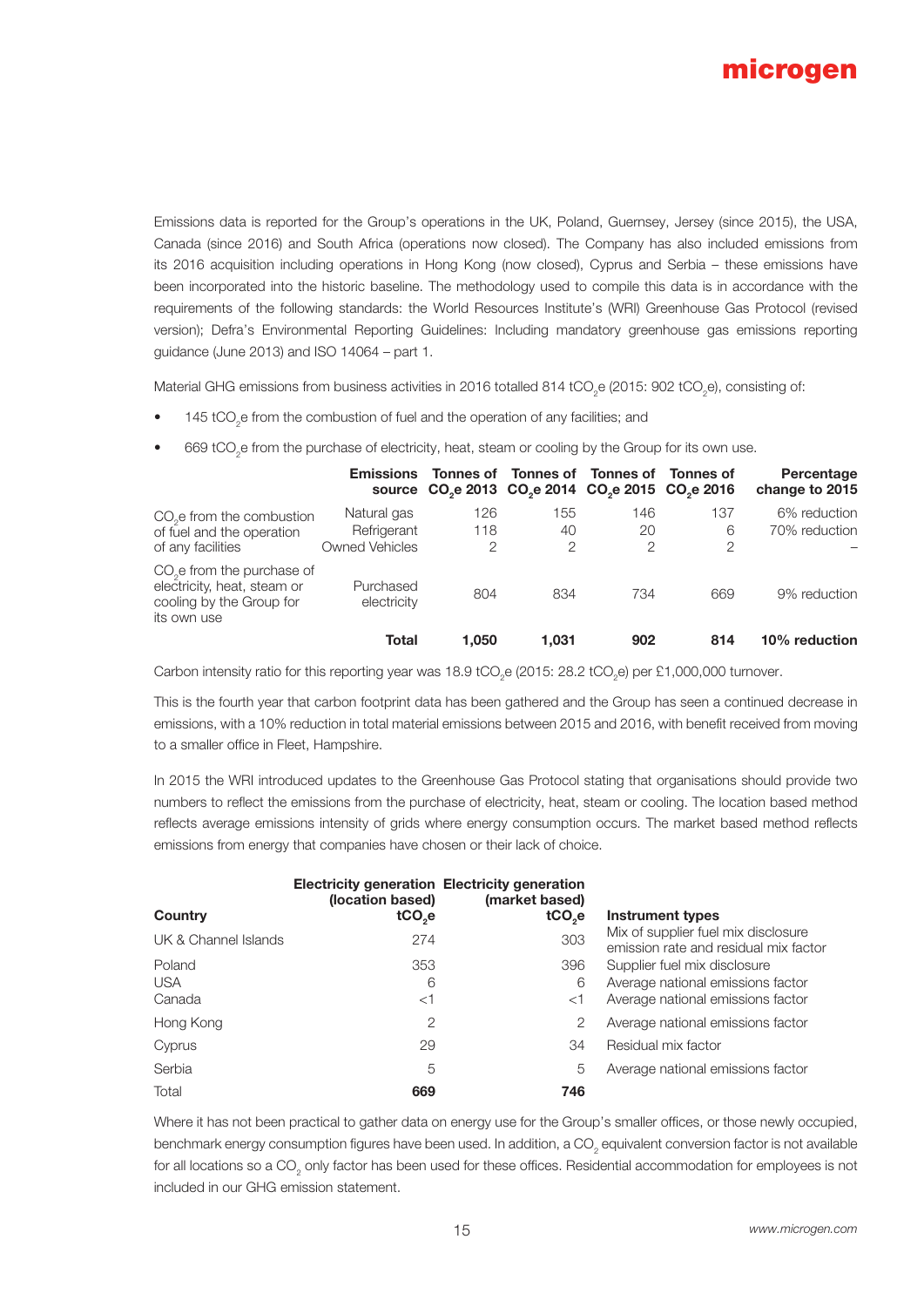Emissions data is reported for the Group's operations in the UK, Poland, Guernsey, Jersey (since 2015), the USA, Canada (since 2016) and South Africa (operations now closed). The Company has also included emissions from its 2016 acquisition including operations in Hong Kong (now closed), Cyprus and Serbia – these emissions have been incorporated into the historic baseline. The methodology used to compile this data is in accordance with the requirements of the following standards: the World Resources Institute's (WRI) Greenhouse Gas Protocol (revised version); Defra's Environmental Reporting Guidelines: Including mandatory greenhouse gas emissions reporting guidance (June 2013) and ISO 14064 – part 1.

Material GHG emissions from business activities in 2016 totalled 814 $tCO_2e$ (2015: 902 $tCO_2e$), consisting of:

- 145 $tCO_2e$ from the combustion of fuel and the operation of any facilities; and
- 669 $tCO_2e$ from the purchase of electricity, heat, steam or cooling by the Group for its own use.

| | Emissions source | Tonnes of $CO_2e$ 2013 | Tonnes of $CO_2e$ 2014 | Tonnes of $CO_2e$ 2015 | Tonnes of $CO_2e$ 2016 | Percentage change to 2015 |
|---|---|---|---|---|---|---|
| $CO_2e$ from the combustion of fuel and the operation of any facilities | Natural gas | 126 | 155 | 146 | 137 | 6% reduction |
| | Refrigerant | 118 | 40 | 20 | 6 | 70% reduction |
| | Owned Vehicles | 2 | 2 | 2 | 2 | – |
| $CO_2e$ from the purchase of electricity, heat, steam or cooling by the Group for its own use | Purchased electricity | 804 | 834 | 734 | 669 | 9% reduction |
| | **Total** | **1,050** | **1,031** | **902** | **814** | **10% reduction** |

Carbon intensity ratio for this reporting year was 18.9 $tCO_2e$ (2015: 28.2 $tCO_2e$) per £1,000,000 turnover.

This is the fourth year that carbon footprint data has been gathered and the Group has seen a continued decrease in emissions, with a 10% reduction in total material emissions between 2015 and 2016, with benefit received from moving to a smaller office in Fleet, Hampshire.

In 2015 the WRI introduced updates to the Greenhouse Gas Protocol stating that organisations should provide two numbers to reflect the emissions from the purchase of electricity, heat, steam or cooling. The location based method reflects average emissions intensity of grids where energy consumption occurs. The market based method reflects emissions from energy that companies have chosen or their lack of choice.

| Country | Electricity generation (location based) $tCO_2e$ | Electricity generation (market based) $tCO_2e$ | Instrument types |
|---|---|---|---|
| UK & Channel Islands | 274 | 303 | Mix of supplier fuel mix disclosure emission rate and residual mix factor |
| Poland | 353 | 396 | Supplier fuel mix disclosure |
| USA | 6 | 6 | Average national emissions factor |
| Canada | <1 | <1 | Average national emissions factor |
| Hong Kong | 2 | 2 | Average national emissions factor |
| Cyprus | 29 | 34 | Residual mix factor |
| Serbia | 5 | 5 | Average national emissions factor |
| Total | **669** | **746** | |

Where it has not been practical to gather data on energy use for the Group's smaller offices, or those newly occupied, benchmark energy consumption figures have been used. In addition, a $CO_2$ equivalent conversion factor is not available for all locations so a $CO_2$ only factor has been used for these offices. Residential accommodation for employees is not included in our GHG emission statement.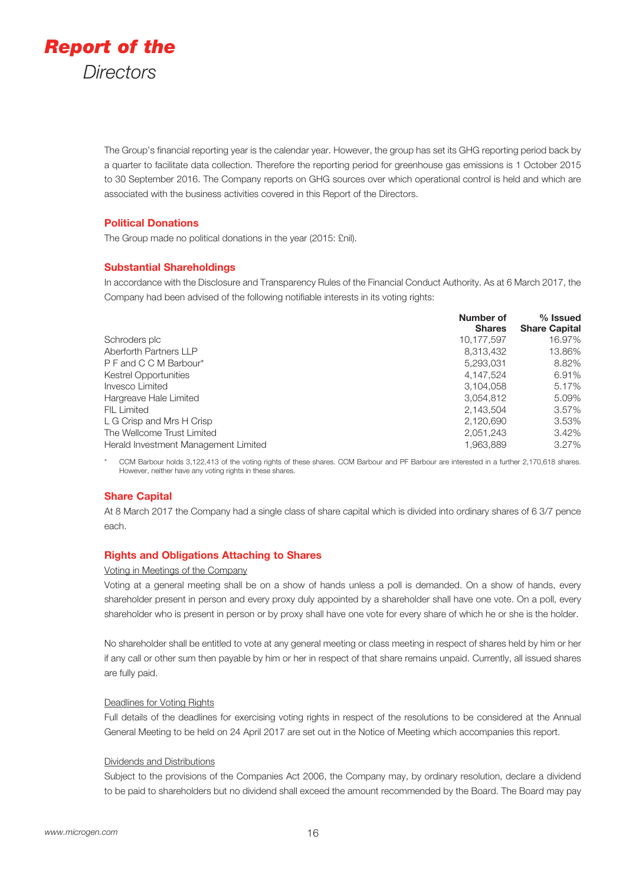# Report of the Directors

The Group's financial reporting year is the calendar year. However, the group has set its GHG reporting period back by a quarter to facilitate data collection. Therefore the reporting period for greenhouse gas emissions is 1 October 2015 to 30 September 2016. The Company reports on GHG sources over which operational control is held and which are associated with the business activities covered in this Report of the Directors.

## Political Donations

The Group made no political donations in the year (2015: £nil).

## Substantial Shareholdings

In accordance with the Disclosure and Transparency Rules of the Financial Conduct Authority. As at 6 March 2017, the Company had been advised of the following notifiable interests in its voting rights:

| | Number of Shares | % Issued Share Capital |
|---|---|---|
| Schroders plc | 10,177,597 | 16.97% |
| Aberforth Partners LLP | 8,313,432 | 13.86% |
| P F and C C M Barbour* | 5,293,031 | 8.82% |
| Kestrel Opportunities | 4,147,524 | 6.91% |
| Invesco Limited | 3,104,058 | 5.17% |
| Hargreave Hale Limited | 3,054,812 | 5.09% |
| FIL Limited | 2,143,504 | 3.57% |
| L G Crisp and Mrs H Crisp | 2,120,690 | 3.53% |
| The Wellcome Trust Limited | 2,051,243 | 3.42% |
| Herald Investment Management Limited | 1,963,889 | 3.27% |

\* CCM Barbour holds 3,122,413 of the voting rights of these shares. CCM Barbour and PF Barbour are interested in a further 2,170,618 shares. However, neither have any voting rights in these shares.

## Share Capital

At 8 March 2017 the Company had a single class of share capital which is divided into ordinary shares of 6 3/7 pence each.

## Rights and Obligations Attaching to Shares

Voting in Meetings of the Company

Voting at a general meeting shall be on a show of hands unless a poll is demanded. On a show of hands, every shareholder present in person and every proxy duly appointed by a shareholder shall have one vote. On a poll, every shareholder who is present in person or by proxy shall have one vote for every share of which he or she is the holder.

No shareholder shall be entitled to vote at any general meeting or class meeting in respect of shares held by him or her if any call or other sum then payable by him or her in respect of that share remains unpaid. Currently, all issued shares are fully paid.

Deadlines for Voting Rights

Full details of the deadlines for exercising voting rights in respect of the resolutions to be considered at the Annual General Meeting to be held on 24 April 2017 are set out in the Notice of Meeting which accompanies this report.

Dividends and Distributions

Subject to the provisions of the Companies Act 2006, the Company may, by ordinary resolution, declare a dividend to be paid to shareholders but no dividend shall exceed the amount recommended by the Board. The Board may pay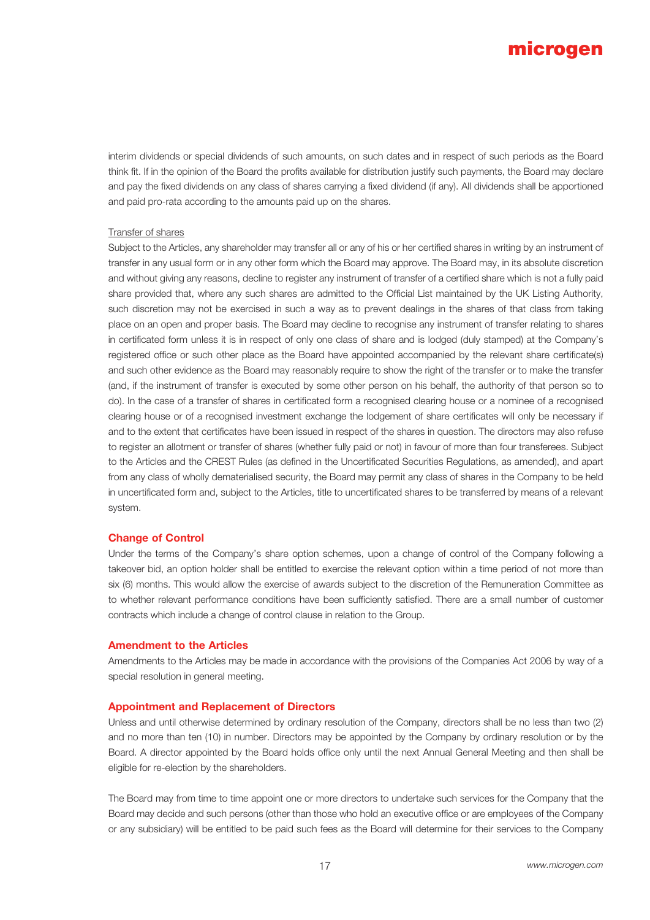interim dividends or special dividends of such amounts, on such dates and in respect of such periods as the Board think fit. If in the opinion of the Board the profits available for distribution justify such payments, the Board may declare and pay the fixed dividends on any class of shares carrying a fixed dividend (if any). All dividends shall be apportioned and paid pro-rata according to the amounts paid up on the shares.

Transfer of shares

Subject to the Articles, any shareholder may transfer all or any of his or her certified shares in writing by an instrument of transfer in any usual form or in any other form which the Board may approve. The Board may, in its absolute discretion and without giving any reasons, decline to register any instrument of transfer of a certified share which is not a fully paid share provided that, where any such shares are admitted to the Official List maintained by the UK Listing Authority, such discretion may not be exercised in such a way as to prevent dealings in the shares of that class from taking place on an open and proper basis. The Board may decline to recognise any instrument of transfer relating to shares in certificated form unless it is in respect of only one class of share and is lodged (duly stamped) at the Company's registered office or such other place as the Board have appointed accompanied by the relevant share certificate(s) and such other evidence as the Board may reasonably require to show the right of the transfer or to make the transfer (and, if the instrument of transfer is executed by some other person on his behalf, the authority of that person so to do). In the case of a transfer of shares in certificated form a recognised clearing house or a nominee of a recognised clearing house or of a recognised investment exchange the lodgement of share certificates will only be necessary if and to the extent that certificates have been issued in respect of the shares in question. The directors may also refuse to register an allotment or transfer of shares (whether fully paid or not) in favour of more than four transferees. Subject to the Articles and the CREST Rules (as defined in the Uncertificated Securities Regulations, as amended), and apart from any class of wholly dematerialised security, the Board may permit any class of shares in the Company to be held in uncertificated form and, subject to the Articles, title to uncertificated shares to be transferred by means of a relevant system.

## Change of Control

Under the terms of the Company's share option schemes, upon a change of control of the Company following a takeover bid, an option holder shall be entitled to exercise the relevant option within a time period of not more than six (6) months. This would allow the exercise of awards subject to the discretion of the Remuneration Committee as to whether relevant performance conditions have been sufficiently satisfied. There are a small number of customer contracts which include a change of control clause in relation to the Group.

## Amendment to the Articles

Amendments to the Articles may be made in accordance with the provisions of the Companies Act 2006 by way of a special resolution in general meeting.

## Appointment and Replacement of Directors

Unless and until otherwise determined by ordinary resolution of the Company, directors shall be no less than two (2) and no more than ten (10) in number. Directors may be appointed by the Company by ordinary resolution or by the Board. A director appointed by the Board holds office only until the next Annual General Meeting and then shall be eligible for re-election by the shareholders.

The Board may from time to time appoint one or more directors to undertake such services for the Company that the Board may decide and such persons (other than those who hold an executive office or are employees of the Company or any subsidiary) will be entitled to be paid such fees as the Board will determine for their services to the Company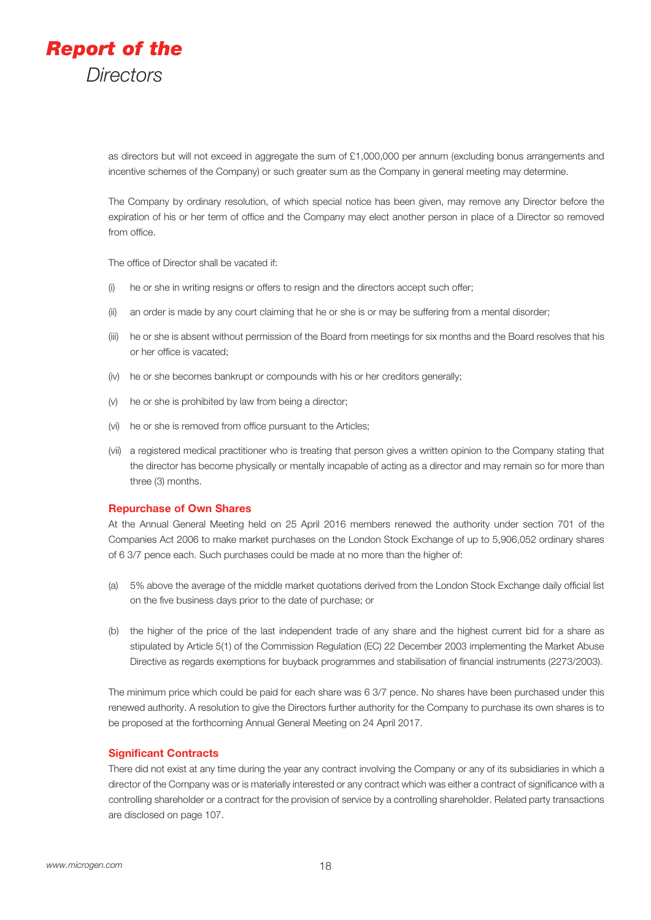as directors but will not exceed in aggregate the sum of £1,000,000 per annum (excluding bonus arrangements and incentive schemes of the Company) or such greater sum as the Company in general meeting may determine.

The Company by ordinary resolution, of which special notice has been given, may remove any Director before the expiration of his or her term of office and the Company may elect another person in place of a Director so removed from office.

The office of Director shall be vacated if:

(i) he or she in writing resigns or offers to resign and the directors accept such offer;

(ii) an order is made by any court claiming that he or she is or may be suffering from a mental disorder;

(iii) he or she is absent without permission of the Board from meetings for six months and the Board resolves that his or her office is vacated;

(iv) he or she becomes bankrupt or compounds with his or her creditors generally;

(v) he or she is prohibited by law from being a director;

(vi) he or she is removed from office pursuant to the Articles;

(vii) a registered medical practitioner who is treating that person gives a written opinion to the Company stating that the director has become physically or mentally incapable of acting as a director and may remain so for more than three (3) months.

## Repurchase of Own Shares

At the Annual General Meeting held on 25 April 2016 members renewed the authority under section 701 of the Companies Act 2006 to make market purchases on the London Stock Exchange of up to 5,906,052 ordinary shares of 6 3/7 pence each. Such purchases could be made at no more than the higher of:

(a) 5% above the average of the middle market quotations derived from the London Stock Exchange daily official list on the five business days prior to the date of purchase; or

(b) the higher of the price of the last independent trade of any share and the highest current bid for a share as stipulated by Article 5(1) of the Commission Regulation (EC) 22 December 2003 implementing the Market Abuse Directive as regards exemptions for buyback programmes and stabilisation of financial instruments (2273/2003).

The minimum price which could be paid for each share was 6 3/7 pence. No shares have been purchased under this renewed authority. A resolution to give the Directors further authority for the Company to purchase its own shares is to be proposed at the forthcoming Annual General Meeting on 24 April 2017.

## Significant Contracts

There did not exist at any time during the year any contract involving the Company or any of its subsidiaries in which a director of the Company was or is materially interested or any contract which was either a contract of significance with a controlling shareholder or a contract for the provision of service by a controlling shareholder. Related party transactions are disclosed on page 107.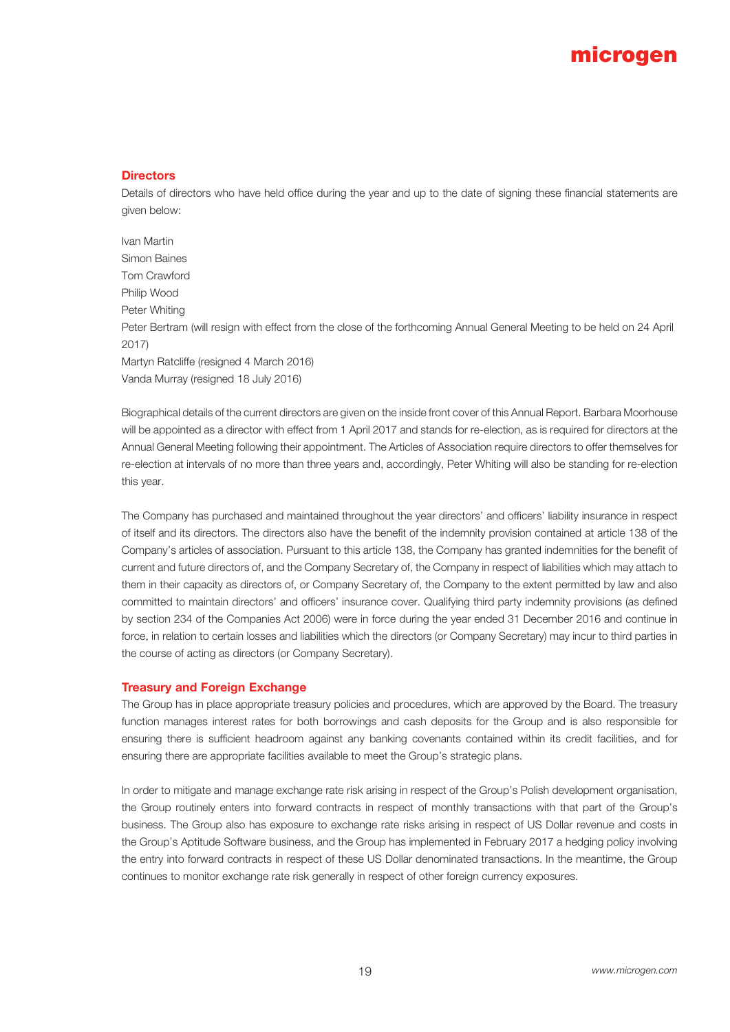## Directors

Details of directors who have held office during the year and up to the date of signing these financial statements are given below:

Ivan Martin
Simon Baines
Tom Crawford
Philip Wood
Peter Whiting
Peter Bertram (will resign with effect from the close of the forthcoming Annual General Meeting to be held on 24 April 2017)
Martyn Ratcliffe (resigned 4 March 2016)
Vanda Murray (resigned 18 July 2016)

Biographical details of the current directors are given on the inside front cover of this Annual Report. Barbara Moorhouse will be appointed as a director with effect from 1 April 2017 and stands for re-election, as is required for directors at the Annual General Meeting following their appointment. The Articles of Association require directors to offer themselves for re-election at intervals of no more than three years and, accordingly, Peter Whiting will also be standing for re-election this year.

The Company has purchased and maintained throughout the year directors' and officers' liability insurance in respect of itself and its directors. The directors also have the benefit of the indemnity provision contained at article 138 of the Company's articles of association. Pursuant to this article 138, the Company has granted indemnities for the benefit of current and future directors of, and the Company Secretary of, the Company in respect of liabilities which may attach to them in their capacity as directors of, or Company Secretary of, the Company to the extent permitted by law and also committed to maintain directors' and officers' insurance cover. Qualifying third party indemnity provisions (as defined by section 234 of the Companies Act 2006) were in force during the year ended 31 December 2016 and continue in force, in relation to certain losses and liabilities which the directors (or Company Secretary) may incur to third parties in the course of acting as directors (or Company Secretary).

## Treasury and Foreign Exchange

The Group has in place appropriate treasury policies and procedures, which are approved by the Board. The treasury function manages interest rates for both borrowings and cash deposits for the Group and is also responsible for ensuring there is sufficient headroom against any banking covenants contained within its credit facilities, and for ensuring there are appropriate facilities available to meet the Group's strategic plans.

In order to mitigate and manage exchange rate risk arising in respect of the Group's Polish development organisation, the Group routinely enters into forward contracts in respect of monthly transactions with that part of the Group's business. The Group also has exposure to exchange rate risks arising in respect of US Dollar revenue and costs in the Group's Aptitude Software business, and the Group has implemented in February 2017 a hedging policy involving the entry into forward contracts in respect of these US Dollar denominated transactions. In the meantime, the Group continues to monitor exchange rate risk generally in respect of other foreign currency exposures.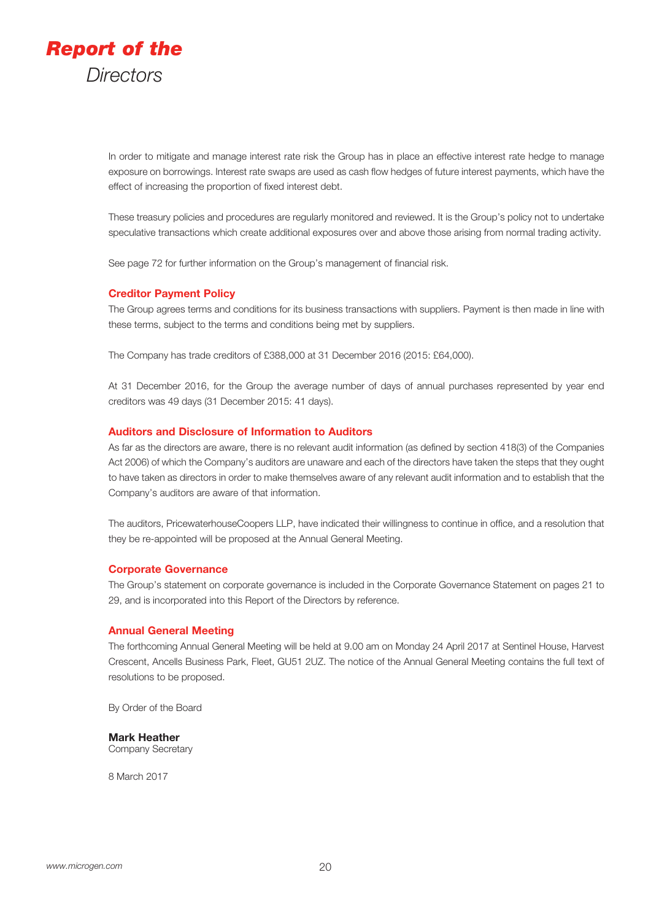In order to mitigate and manage interest rate risk the Group has in place an effective interest rate hedge to manage exposure on borrowings. Interest rate swaps are used as cash flow hedges of future interest payments, which have the effect of increasing the proportion of fixed interest debt.

These treasury policies and procedures are regularly monitored and reviewed. It is the Group's policy not to undertake speculative transactions which create additional exposures over and above those arising from normal trading activity.

See page 72 for further information on the Group's management of financial risk.

## Creditor Payment Policy

The Group agrees terms and conditions for its business transactions with suppliers. Payment is then made in line with these terms, subject to the terms and conditions being met by suppliers.

The Company has trade creditors of £388,000 at 31 December 2016 (2015: £64,000).

At 31 December 2016, for the Group the average number of days of annual purchases represented by year end creditors was 49 days (31 December 2015: 41 days).

## Auditors and Disclosure of Information to Auditors

As far as the directors are aware, there is no relevant audit information (as defined by section 418(3) of the Companies Act 2006) of which the Company's auditors are unaware and each of the directors have taken the steps that they ought to have taken as directors in order to make themselves aware of any relevant audit information and to establish that the Company's auditors are aware of that information.

The auditors, PricewaterhouseCoopers LLP, have indicated their willingness to continue in office, and a resolution that they be re-appointed will be proposed at the Annual General Meeting.

## Corporate Governance

The Group's statement on corporate governance is included in the Corporate Governance Statement on pages 21 to 29, and is incorporated into this Report of the Directors by reference.

## Annual General Meeting

The forthcoming Annual General Meeting will be held at 9.00 am on Monday 24 April 2017 at Sentinel House, Harvest Crescent, Ancells Business Park, Fleet, GU51 2UZ. The notice of the Annual General Meeting contains the full text of resolutions to be proposed.

By Order of the Board

**Mark Heather**
Company Secretary

8 March 2017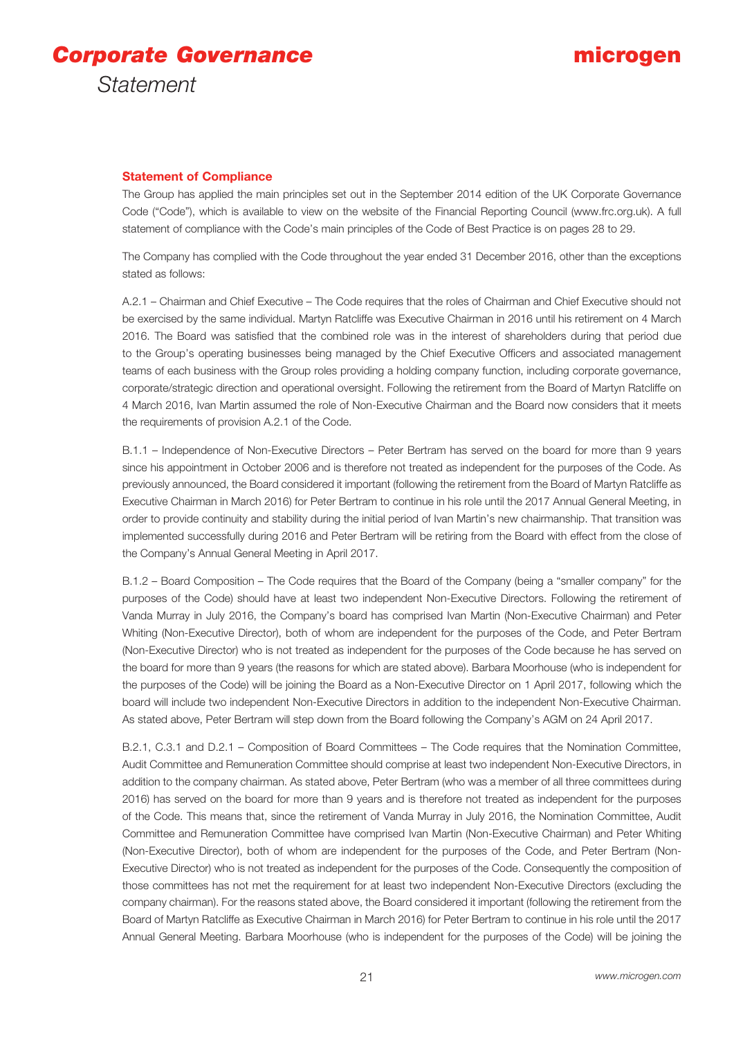# Corporate Governance Statement

### Statement of Compliance

The Group has applied the main principles set out in the September 2014 edition of the UK Corporate Governance Code ("Code"), which is available to view on the website of the Financial Reporting Council (www.frc.org.uk). A full statement of compliance with the Code's main principles of the Code of Best Practice is on pages 28 to 29.

The Company has complied with the Code throughout the year ended 31 December 2016, other than the exceptions stated as follows:

A.2.1 – Chairman and Chief Executive – The Code requires that the roles of Chairman and Chief Executive should not be exercised by the same individual. Martyn Ratcliffe was Executive Chairman in 2016 until his retirement on 4 March 2016. The Board was satisfied that the combined role was in the interest of shareholders during that period due to the Group's operating businesses being managed by the Chief Executive Officers and associated management teams of each business with the Group roles providing a holding company function, including corporate governance, corporate/strategic direction and operational oversight. Following the retirement from the Board of Martyn Ratcliffe on 4 March 2016, Ivan Martin assumed the role of Non-Executive Chairman and the Board now considers that it meets the requirements of provision A.2.1 of the Code.

B.1.1 – Independence of Non-Executive Directors – Peter Bertram has served on the board for more than 9 years since his appointment in October 2006 and is therefore not treated as independent for the purposes of the Code. As previously announced, the Board considered it important (following the retirement from the Board of Martyn Ratcliffe as Executive Chairman in March 2016) for Peter Bertram to continue in his role until the 2017 Annual General Meeting, in order to provide continuity and stability during the initial period of Ivan Martin's new chairmanship. That transition was implemented successfully during 2016 and Peter Bertram will be retiring from the Board with effect from the close of the Company's Annual General Meeting in April 2017.

B.1.2 – Board Composition – The Code requires that the Board of the Company (being a "smaller company" for the purposes of the Code) should have at least two independent Non-Executive Directors. Following the retirement of Vanda Murray in July 2016, the Company's board has comprised Ivan Martin (Non-Executive Chairman) and Peter Whiting (Non-Executive Director), both of whom are independent for the purposes of the Code, and Peter Bertram (Non-Executive Director) who is not treated as independent for the purposes of the Code because he has served on the board for more than 9 years (the reasons for which are stated above). Barbara Moorhouse (who is independent for the purposes of the Code) will be joining the Board as a Non-Executive Director on 1 April 2017, following which the board will include two independent Non-Executive Directors in addition to the independent Non-Executive Chairman. As stated above, Peter Bertram will step down from the Board following the Company's AGM on 24 April 2017.

B.2.1, C.3.1 and D.2.1 – Composition of Board Committees – The Code requires that the Nomination Committee, Audit Committee and Remuneration Committee should comprise at least two independent Non-Executive Directors, in addition to the company chairman. As stated above, Peter Bertram (who was a member of all three committees during 2016) has served on the board for more than 9 years and is therefore not treated as independent for the purposes of the Code. This means that, since the retirement of Vanda Murray in July 2016, the Nomination Committee, Audit Committee and Remuneration Committee have comprised Ivan Martin (Non-Executive Chairman) and Peter Whiting (Non-Executive Director), both of whom are independent for the purposes of the Code, and Peter Bertram (Non-Executive Director) who is not treated as independent for the purposes of the Code. Consequently the composition of those committees has not met the requirement for at least two independent Non-Executive Directors (excluding the company chairman). For the reasons stated above, the Board considered it important (following the retirement from the Board of Martyn Ratcliffe as Executive Chairman in March 2016) for Peter Bertram to continue in his role until the 2017 Annual General Meeting. Barbara Moorhouse (who is independent for the purposes of the Code) will be joining the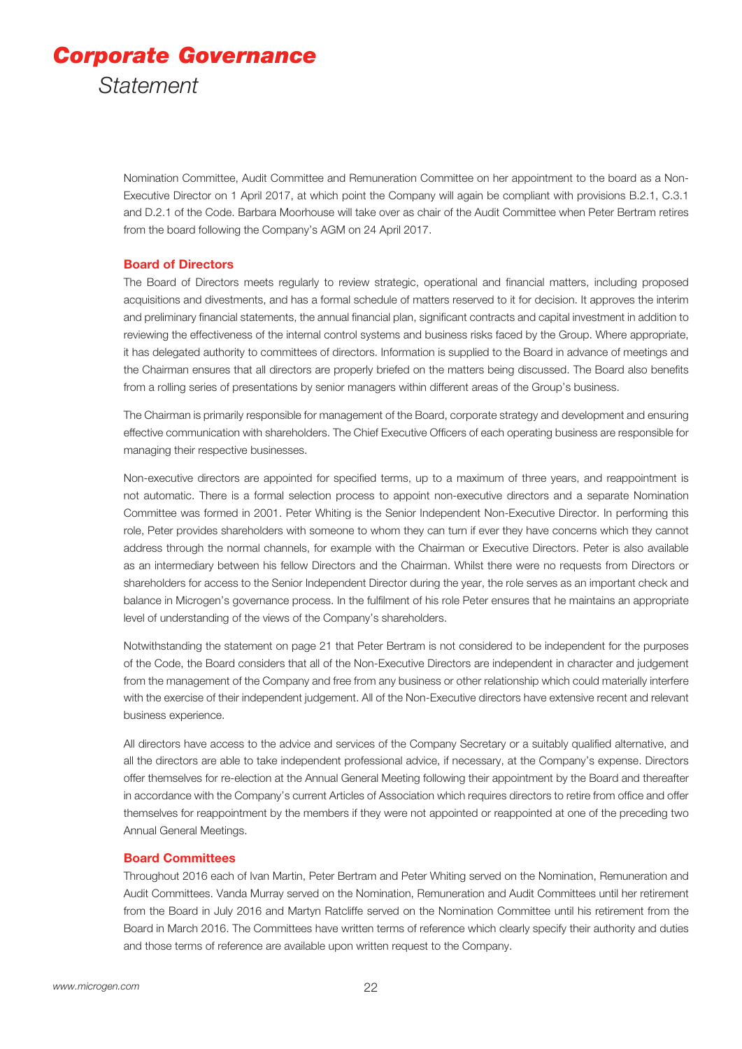# Corporate Governance

Statement

Nomination Committee, Audit Committee and Remuneration Committee on her appointment to the board as a Non-Executive Director on 1 April 2017, at which point the Company will again be compliant with provisions B.2.1, C.3.1 and D.2.1 of the Code. Barbara Moorhouse will take over as chair of the Audit Committee when Peter Bertram retires from the board following the Company's AGM on 24 April 2017.

## Board of Directors

The Board of Directors meets regularly to review strategic, operational and financial matters, including proposed acquisitions and divestments, and has a formal schedule of matters reserved to it for decision. It approves the interim and preliminary financial statements, the annual financial plan, significant contracts and capital investment in addition to reviewing the effectiveness of the internal control systems and business risks faced by the Group. Where appropriate, it has delegated authority to committees of directors. Information is supplied to the Board in advance of meetings and the Chairman ensures that all directors are properly briefed on the matters being discussed. The Board also benefits from a rolling series of presentations by senior managers within different areas of the Group's business.

The Chairman is primarily responsible for management of the Board, corporate strategy and development and ensuring effective communication with shareholders. The Chief Executive Officers of each operating business are responsible for managing their respective businesses.

Non-executive directors are appointed for specified terms, up to a maximum of three years, and reappointment is not automatic. There is a formal selection process to appoint non-executive directors and a separate Nomination Committee was formed in 2001. Peter Whiting is the Senior Independent Non-Executive Director. In performing this role, Peter provides shareholders with someone to whom they can turn if ever they have concerns which they cannot address through the normal channels, for example with the Chairman or Executive Directors. Peter is also available as an intermediary between his fellow Directors and the Chairman. Whilst there were no requests from Directors or shareholders for access to the Senior Independent Director during the year, the role serves as an important check and balance in Microgen's governance process. In the fulfilment of his role Peter ensures that he maintains an appropriate level of understanding of the views of the Company's shareholders.

Notwithstanding the statement on page 21 that Peter Bertram is not considered to be independent for the purposes of the Code, the Board considers that all of the Non-Executive Directors are independent in character and judgement from the management of the Company and free from any business or other relationship which could materially interfere with the exercise of their independent judgement. All of the Non-Executive directors have extensive recent and relevant business experience.

All directors have access to the advice and services of the Company Secretary or a suitably qualified alternative, and all the directors are able to take independent professional advice, if necessary, at the Company's expense. Directors offer themselves for re-election at the Annual General Meeting following their appointment by the Board and thereafter in accordance with the Company's current Articles of Association which requires directors to retire from office and offer themselves for reappointment by the members if they were not appointed or reappointed at one of the preceding two Annual General Meetings.

## Board Committees

Throughout 2016 each of Ivan Martin, Peter Bertram and Peter Whiting served on the Nomination, Remuneration and Audit Committees. Vanda Murray served on the Nomination, Remuneration and Audit Committees until her retirement from the Board in July 2016 and Martyn Ratcliffe served on the Nomination Committee until his retirement from the Board in March 2016. The Committees have written terms of reference which clearly specify their authority and duties and those terms of reference are available upon written request to the Company.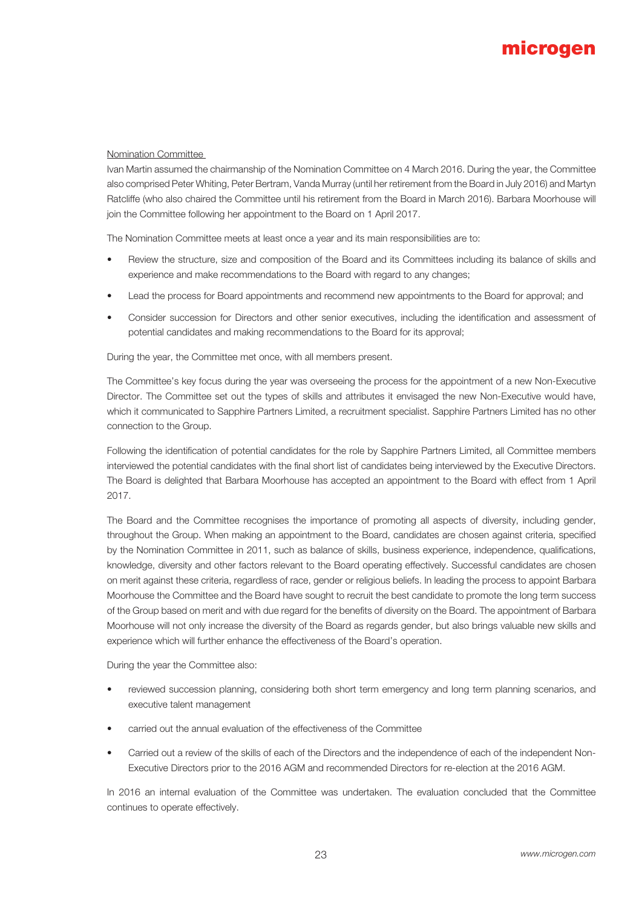Nomination Committee

Ivan Martin assumed the chairmanship of the Nomination Committee on 4 March 2016. During the year, the Committee also comprised Peter Whiting, Peter Bertram, Vanda Murray (until her retirement from the Board in July 2016) and Martyn Ratcliffe (who also chaired the Committee until his retirement from the Board in March 2016). Barbara Moorhouse will join the Committee following her appointment to the Board on 1 April 2017.

The Nomination Committee meets at least once a year and its main responsibilities are to:

- Review the structure, size and composition of the Board and its Committees including its balance of skills and experience and make recommendations to the Board with regard to any changes;
- Lead the process for Board appointments and recommend new appointments to the Board for approval; and
- Consider succession for Directors and other senior executives, including the identification and assessment of potential candidates and making recommendations to the Board for its approval;

During the year, the Committee met once, with all members present.

The Committee's key focus during the year was overseeing the process for the appointment of a new Non-Executive Director. The Committee set out the types of skills and attributes it envisaged the new Non-Executive would have, which it communicated to Sapphire Partners Limited, a recruitment specialist. Sapphire Partners Limited has no other connection to the Group.

Following the identification of potential candidates for the role by Sapphire Partners Limited, all Committee members interviewed the potential candidates with the final short list of candidates being interviewed by the Executive Directors. The Board is delighted that Barbara Moorhouse has accepted an appointment to the Board with effect from 1 April 2017.

The Board and the Committee recognises the importance of promoting all aspects of diversity, including gender, throughout the Group. When making an appointment to the Board, candidates are chosen against criteria, specified by the Nomination Committee in 2011, such as balance of skills, business experience, independence, qualifications, knowledge, diversity and other factors relevant to the Board operating effectively. Successful candidates are chosen on merit against these criteria, regardless of race, gender or religious beliefs. In leading the process to appoint Barbara Moorhouse the Committee and the Board have sought to recruit the best candidate to promote the long term success of the Group based on merit and with due regard for the benefits of diversity on the Board. The appointment of Barbara Moorhouse will not only increase the diversity of the Board as regards gender, but also brings valuable new skills and experience which will further enhance the effectiveness of the Board's operation.

During the year the Committee also:

- reviewed succession planning, considering both short term emergency and long term planning scenarios, and executive talent management
- carried out the annual evaluation of the effectiveness of the Committee
- Carried out a review of the skills of each of the Directors and the independence of each of the independent Non-Executive Directors prior to the 2016 AGM and recommended Directors for re-election at the 2016 AGM.

In 2016 an internal evaluation of the Committee was undertaken. The evaluation concluded that the Committee continues to operate effectively.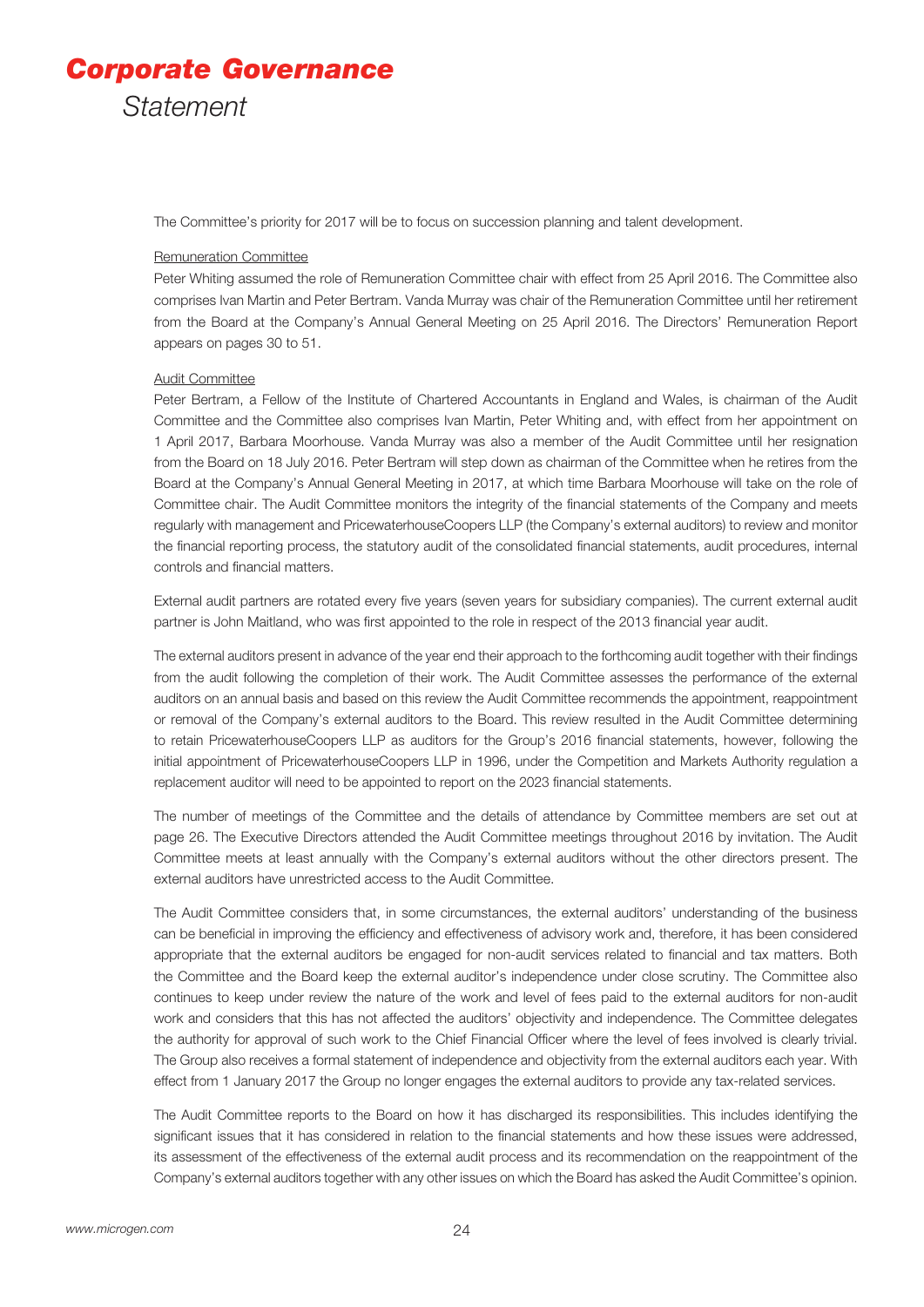# *Corporate Governance*

*Statement*

The Committee's priority for 2017 will be to focus on succession planning and talent development.

Remuneration Committee

Peter Whiting assumed the role of Remuneration Committee chair with effect from 25 April 2016. The Committee also comprises Ivan Martin and Peter Bertram. Vanda Murray was chair of the Remuneration Committee until her retirement from the Board at the Company's Annual General Meeting on 25 April 2016. The Directors' Remuneration Report appears on pages 30 to 51.

Audit Committee

Peter Bertram, a Fellow of the Institute of Chartered Accountants in England and Wales, is chairman of the Audit Committee and the Committee also comprises Ivan Martin, Peter Whiting and, with effect from her appointment on 1 April 2017, Barbara Moorhouse. Vanda Murray was also a member of the Audit Committee until her resignation from the Board on 18 July 2016. Peter Bertram will step down as chairman of the Committee when he retires from the Board at the Company's Annual General Meeting in 2017, at which time Barbara Moorhouse will take on the role of Committee chair. The Audit Committee monitors the integrity of the financial statements of the Company and meets regularly with management and PricewaterhouseCoopers LLP (the Company's external auditors) to review and monitor the financial reporting process, the statutory audit of the consolidated financial statements, audit procedures, internal controls and financial matters.

External audit partners are rotated every five years (seven years for subsidiary companies). The current external audit partner is John Maitland, who was first appointed to the role in respect of the 2013 financial year audit.

The external auditors present in advance of the year end their approach to the forthcoming audit together with their findings from the audit following the completion of their work. The Audit Committee assesses the performance of the external auditors on an annual basis and based on this review the Audit Committee recommends the appointment, reappointment or removal of the Company's external auditors to the Board. This review resulted in the Audit Committee determining to retain PricewaterhouseCoopers LLP as auditors for the Group's 2016 financial statements, however, following the initial appointment of PricewaterhouseCoopers LLP in 1996, under the Competition and Markets Authority regulation a replacement auditor will need to be appointed to report on the 2023 financial statements.

The number of meetings of the Committee and the details of attendance by Committee members are set out at page 26. The Executive Directors attended the Audit Committee meetings throughout 2016 by invitation. The Audit Committee meets at least annually with the Company's external auditors without the other directors present. The external auditors have unrestricted access to the Audit Committee.

The Audit Committee considers that, in some circumstances, the external auditors' understanding of the business can be beneficial in improving the efficiency and effectiveness of advisory work and, therefore, it has been considered appropriate that the external auditors be engaged for non-audit services related to financial and tax matters. Both the Committee and the Board keep the external auditor's independence under close scrutiny. The Committee also continues to keep under review the nature of the work and level of fees paid to the external auditors for non-audit work and considers that this has not affected the auditors' objectivity and independence. The Committee delegates the authority for approval of such work to the Chief Financial Officer where the level of fees involved is clearly trivial. The Group also receives a formal statement of independence and objectivity from the external auditors each year. With effect from 1 January 2017 the Group no longer engages the external auditors to provide any tax-related services.

The Audit Committee reports to the Board on how it has discharged its responsibilities. This includes identifying the significant issues that it has considered in relation to the financial statements and how these issues were addressed, its assessment of the effectiveness of the external audit process and its recommendation on the reappointment of the Company's external auditors together with any other issues on which the Board has asked the Audit Committee's opinion.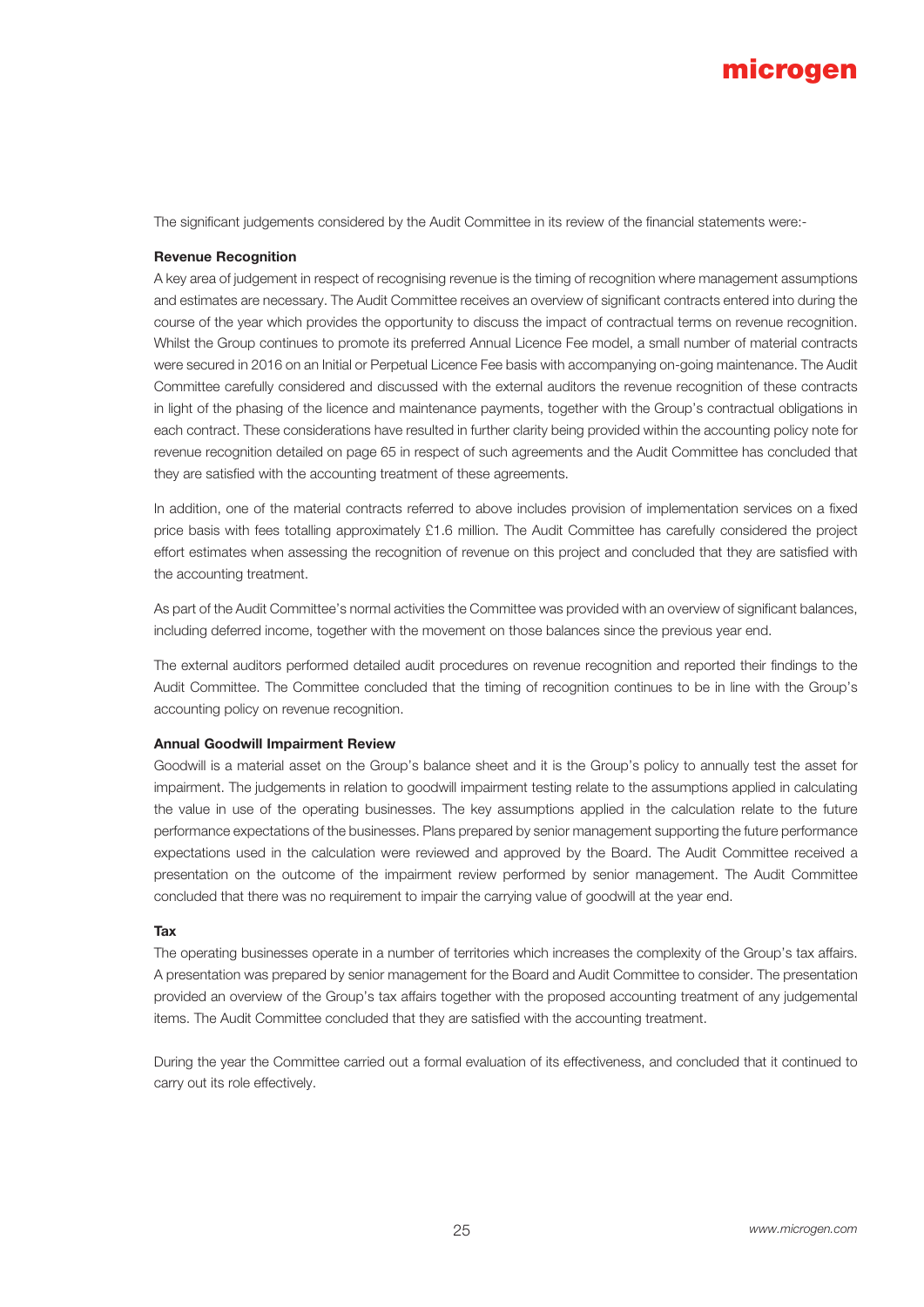The significant judgements considered by the Audit Committee in its review of the financial statements were:-

**Revenue Recognition**

A key area of judgement in respect of recognising revenue is the timing of recognition where management assumptions and estimates are necessary. The Audit Committee receives an overview of significant contracts entered into during the course of the year which provides the opportunity to discuss the impact of contractual terms on revenue recognition. Whilst the Group continues to promote its preferred Annual Licence Fee model, a small number of material contracts were secured in 2016 on an Initial or Perpetual Licence Fee basis with accompanying on-going maintenance. The Audit Committee carefully considered and discussed with the external auditors the revenue recognition of these contracts in light of the phasing of the licence and maintenance payments, together with the Group's contractual obligations in each contract. These considerations have resulted in further clarity being provided within the accounting policy note for revenue recognition detailed on page 65 in respect of such agreements and the Audit Committee has concluded that they are satisfied with the accounting treatment of these agreements.

In addition, one of the material contracts referred to above includes provision of implementation services on a fixed price basis with fees totalling approximately £1.6 million. The Audit Committee has carefully considered the project effort estimates when assessing the recognition of revenue on this project and concluded that they are satisfied with the accounting treatment.

As part of the Audit Committee's normal activities the Committee was provided with an overview of significant balances, including deferred income, together with the movement on those balances since the previous year end.

The external auditors performed detailed audit procedures on revenue recognition and reported their findings to the Audit Committee. The Committee concluded that the timing of recognition continues to be in line with the Group's accounting policy on revenue recognition.

**Annual Goodwill Impairment Review**

Goodwill is a material asset on the Group's balance sheet and it is the Group's policy to annually test the asset for impairment. The judgements in relation to goodwill impairment testing relate to the assumptions applied in calculating the value in use of the operating businesses. The key assumptions applied in the calculation relate to the future performance expectations of the businesses. Plans prepared by senior management supporting the future performance expectations used in the calculation were reviewed and approved by the Board. The Audit Committee received a presentation on the outcome of the impairment review performed by senior management. The Audit Committee concluded that there was no requirement to impair the carrying value of goodwill at the year end.

**Tax**

The operating businesses operate in a number of territories which increases the complexity of the Group's tax affairs. A presentation was prepared by senior management for the Board and Audit Committee to consider. The presentation provided an overview of the Group's tax affairs together with the proposed accounting treatment of any judgemental items. The Audit Committee concluded that they are satisfied with the accounting treatment.

During the year the Committee carried out a formal evaluation of its effectiveness, and concluded that it continued to carry out its role effectively.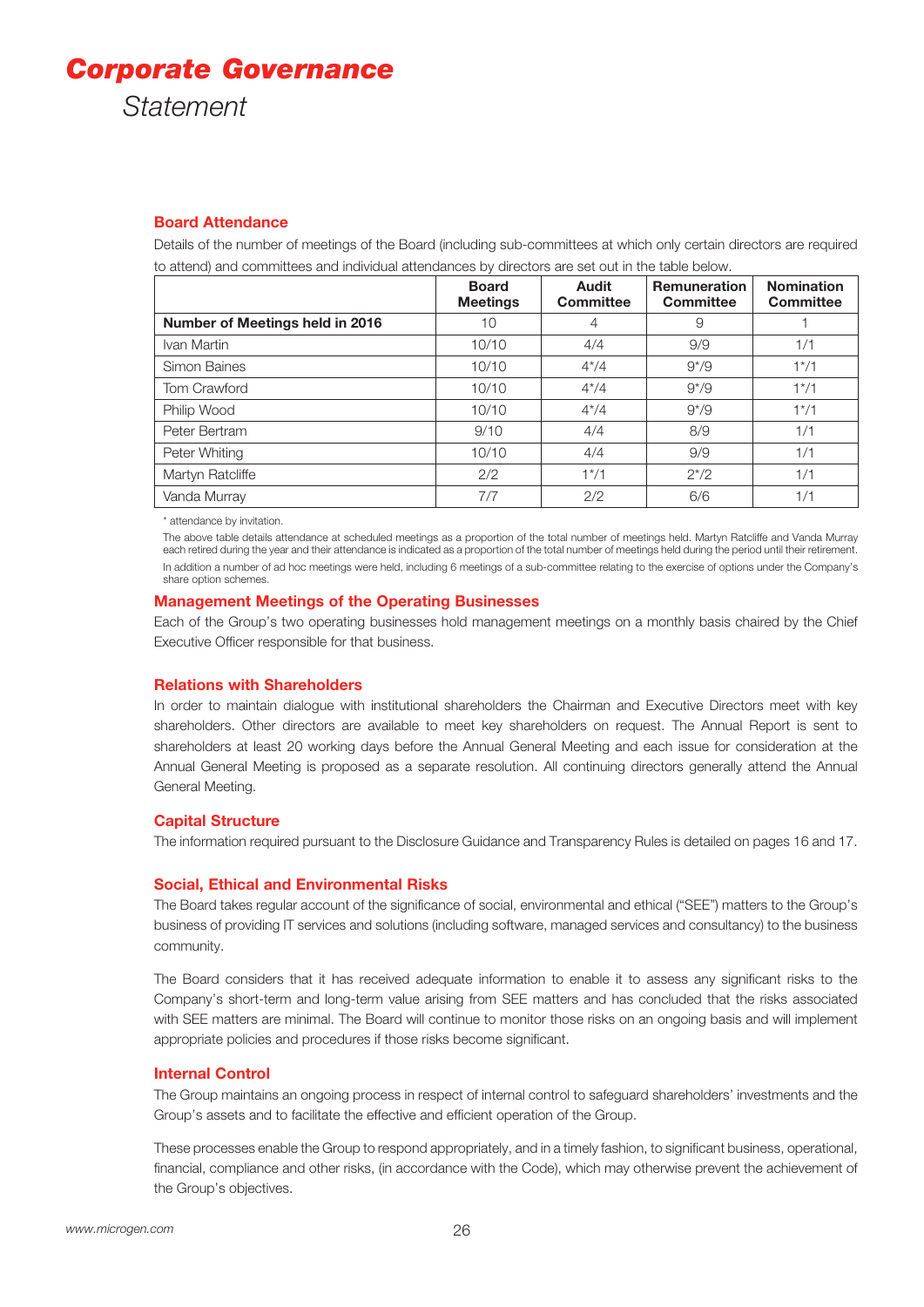# Corporate Governance

Statement

### Board Attendance

Details of the number of meetings of the Board (including sub-committees at which only certain directors are required to attend) and committees and individual attendances by directors are set out in the table below.

| | Board Meetings | Audit Committee | Remuneration Committee | Nomination Committee |
|---|---|---|---|---|
| **Number of Meetings held in 2016** | 10 | 4 | 9 | 1 |
| Ivan Martin | 10/10 | 4/4 | 9/9 | 1/1 |
| Simon Baines | 10/10 | 4*/4 | 9*/9 | 1*/1 |
| Tom Crawford | 10/10 | 4*/4 | 9*/9 | 1*/1 |
| Philip Wood | 10/10 | 4*/4 | 9*/9 | 1*/1 |
| Peter Bertram | 9/10 | 4/4 | 8/9 | 1/1 |
| Peter Whiting | 10/10 | 4/4 | 9/9 | 1/1 |
| Martyn Ratcliffe | 2/2 | 1*/1 | 2*/2 | 1/1 |
| Vanda Murray | 7/7 | 2/2 | 6/6 | 1/1 |

\* attendance by invitation.

The above table details attendance at scheduled meetings as a proportion of the total number of meetings held. Martyn Ratcliffe and Vanda Murray each retired during the year and their attendance is indicated as a proportion of the total number of meetings held during the period until their retirement.

In addition a number of ad hoc meetings were held, including 6 meetings of a sub-committee relating to the exercise of options under the Company's share option schemes.

### Management Meetings of the Operating Businesses

Each of the Group's two operating businesses hold management meetings on a monthly basis chaired by the Chief Executive Officer responsible for that business.

### Relations with Shareholders

In order to maintain dialogue with institutional shareholders the Chairman and Executive Directors meet with key shareholders. Other directors are available to meet key shareholders on request. The Annual Report is sent to shareholders at least 20 working days before the Annual General Meeting and each issue for consideration at the Annual General Meeting is proposed as a separate resolution. All continuing directors generally attend the Annual General Meeting.

### Capital Structure

The information required pursuant to the Disclosure Guidance and Transparency Rules is detailed on pages 16 and 17.

### Social, Ethical and Environmental Risks

The Board takes regular account of the significance of social, environmental and ethical ("SEE") matters to the Group's business of providing IT services and solutions (including software, managed services and consultancy) to the business community.

The Board considers that it has received adequate information to enable it to assess any significant risks to the Company's short-term and long-term value arising from SEE matters and has concluded that the risks associated with SEE matters are minimal. The Board will continue to monitor those risks on an ongoing basis and will implement appropriate policies and procedures if those risks become significant.

### Internal Control

The Group maintains an ongoing process in respect of internal control to safeguard shareholders' investments and the Group's assets and to facilitate the effective and efficient operation of the Group.

These processes enable the Group to respond appropriately, and in a timely fashion, to significant business, operational, financial, compliance and other risks, (in accordance with the Code), which may otherwise prevent the achievement of the Group's objectives.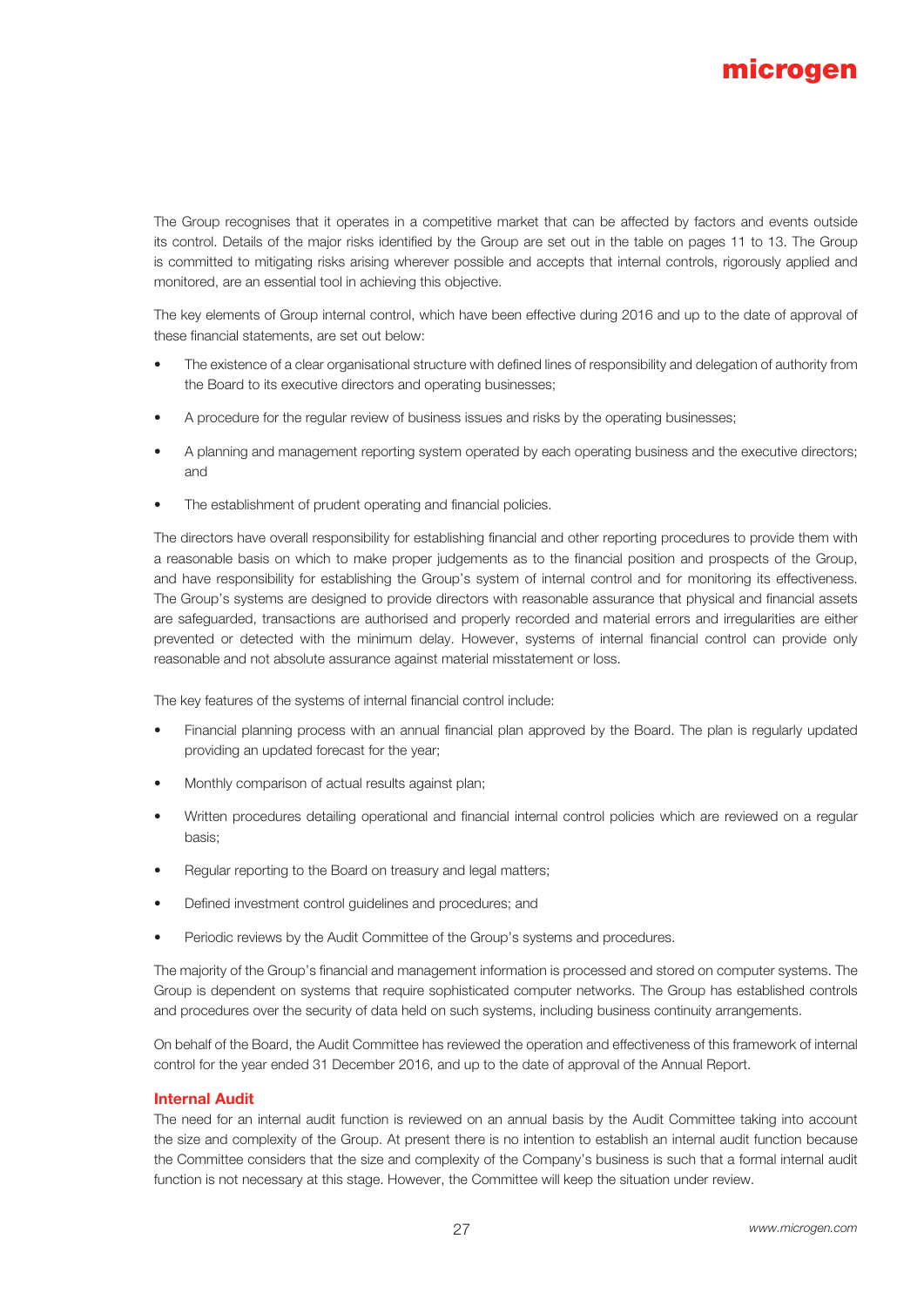The Group recognises that it operates in a competitive market that can be affected by factors and events outside its control. Details of the major risks identified by the Group are set out in the table on pages 11 to 13. The Group is committed to mitigating risks arising wherever possible and accepts that internal controls, rigorously applied and monitored, are an essential tool in achieving this objective.

The key elements of Group internal control, which have been effective during 2016 and up to the date of approval of these financial statements, are set out below:

- The existence of a clear organisational structure with defined lines of responsibility and delegation of authority from the Board to its executive directors and operating businesses;
- A procedure for the regular review of business issues and risks by the operating businesses;
- A planning and management reporting system operated by each operating business and the executive directors; and
- The establishment of prudent operating and financial policies.

The directors have overall responsibility for establishing financial and other reporting procedures to provide them with a reasonable basis on which to make proper judgements as to the financial position and prospects of the Group, and have responsibility for establishing the Group's system of internal control and for monitoring its effectiveness. The Group's systems are designed to provide directors with reasonable assurance that physical and financial assets are safeguarded, transactions are authorised and properly recorded and material errors and irregularities are either prevented or detected with the minimum delay. However, systems of internal financial control can provide only reasonable and not absolute assurance against material misstatement or loss.

The key features of the systems of internal financial control include:

- Financial planning process with an annual financial plan approved by the Board. The plan is regularly updated providing an updated forecast for the year;
- Monthly comparison of actual results against plan;
- Written procedures detailing operational and financial internal control policies which are reviewed on a regular basis;
- Regular reporting to the Board on treasury and legal matters;
- Defined investment control guidelines and procedures; and
- Periodic reviews by the Audit Committee of the Group's systems and procedures.

The majority of the Group's financial and management information is processed and stored on computer systems. The Group is dependent on systems that require sophisticated computer networks. The Group has established controls and procedures over the security of data held on such systems, including business continuity arrangements.

On behalf of the Board, the Audit Committee has reviewed the operation and effectiveness of this framework of internal control for the year ended 31 December 2016, and up to the date of approval of the Annual Report.

## Internal Audit

The need for an internal audit function is reviewed on an annual basis by the Audit Committee taking into account the size and complexity of the Group. At present there is no intention to establish an internal audit function because the Committee considers that the size and complexity of the Company's business is such that a formal internal audit function is not necessary at this stage. However, the Committee will keep the situation under review.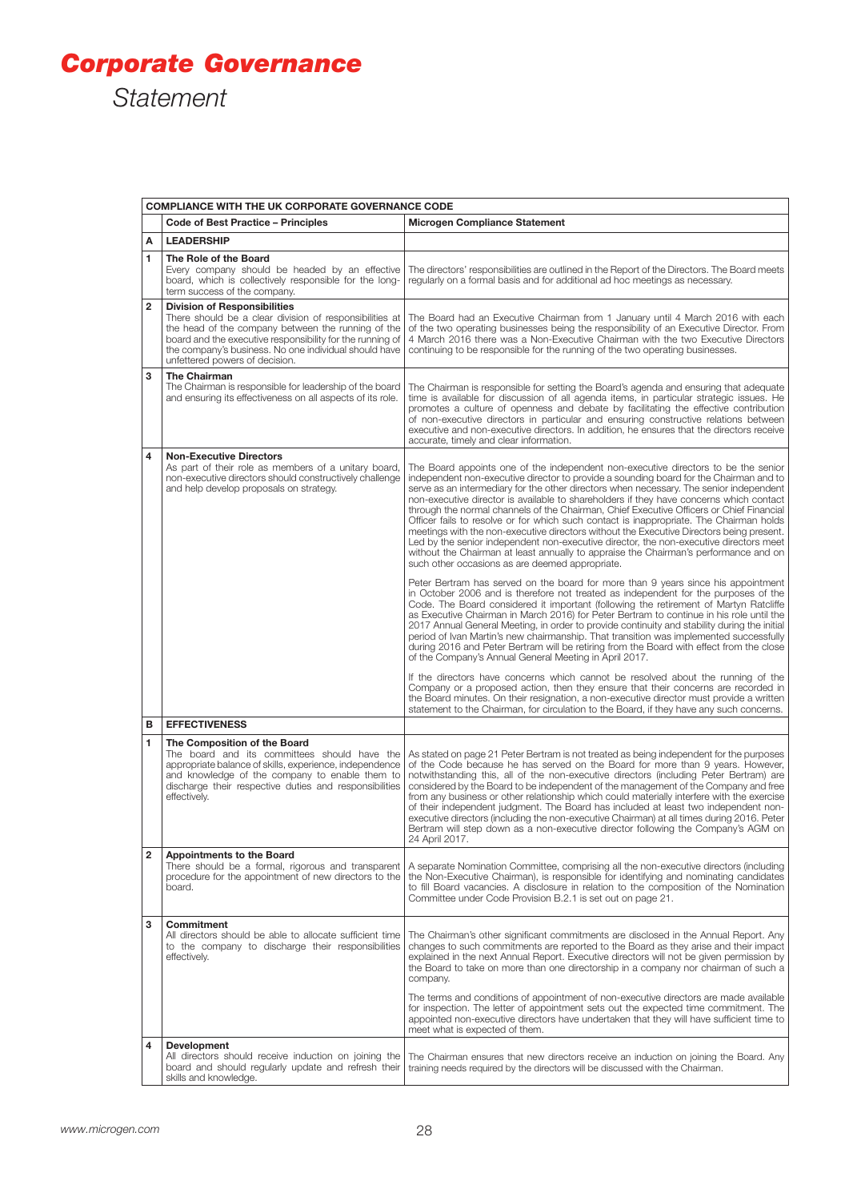# Corporate Governance

*Statement*

| COMPLIANCE WITH THE UK CORPORATE GOVERNANCE CODE | | |
|---|---|---|
| | **Code of Best Practice – Principles** | **Microgen Compliance Statement** |
| **A** | **LEADERSHIP** | |
| **1** | **The Role of the Board**<br>Every company should be headed by an effective board, which is collectively responsible for the long-term success of the company. | The directors' responsibilities are outlined in the Report of the Directors. The Board meets regularly on a formal basis and for additional ad hoc meetings as necessary. |
| **2** | **Division of Responsibilities**<br>There should be a clear division of responsibilities at the head of the company between the running of the board and the executive responsibility for the running of the company's business. No one individual should have unfettered powers of decision. | The Board had an Executive Chairman from 1 January until 4 March 2016 with each of the two operating businesses being the responsibility of an Executive Director. From 4 March 2016 there was a Non-Executive Chairman with the two Executive Directors continuing to be responsible for the running of the two operating businesses. |
| **3** | **The Chairman**<br>The Chairman is responsible for leadership of the board and ensuring its effectiveness on all aspects of its role. | The Chairman is responsible for setting the Board's agenda and ensuring that adequate time is available for discussion of all agenda items, in particular strategic issues. He promotes a culture of openness and debate by facilitating the effective contribution of non-executive directors in particular and ensuring constructive relations between executive and non-executive directors. In addition, he ensures that the directors receive accurate, timely and clear information. |
| **4** | **Non-Executive Directors**<br>As part of their role as members of a unitary board, non-executive directors should constructively challenge and help develop proposals on strategy. | The Board appoints one of the independent non-executive directors to be the senior independent non-executive director to provide a sounding board for the Chairman and to serve as an intermediary for the other directors when necessary. The senior independent non-executive director is available to shareholders if they have concerns which contact through the normal channels of the Chairman, Chief Executive Officers or Chief Financial Officer fails to resolve or for which such contact is inappropriate. The Chairman holds meetings with the non-executive directors without the Executive Directors being present. Led by the senior independent non-executive director, the non-executive directors meet without the Chairman at least annually to appraise the Chairman's performance and on such other occasions as are deemed appropriate.<br><br>Peter Bertram has served on the board for more than 9 years since his appointment in October 2006 and is therefore not treated as independent for the purposes of the Code. The Board considered it important (following the retirement of Martyn Ratcliffe as Executive Chairman in March 2016) for Peter Bertram to continue in his role until the 2017 Annual General Meeting, in order to provide continuity and stability during the initial period of Ivan Martin's new chairmanship. That transition was implemented successfully during 2016 and Peter Bertram will be retiring from the Board with effect from the close of the Company's Annual General Meeting in April 2017.<br><br>If the directors have concerns which cannot be resolved about the running of the Company or a proposed action, then they ensure that their concerns are recorded in the Board minutes. On their resignation, a non-executive director must provide a written statement to the Chairman, for circulation to the Board, if they have any such concerns. |
| **B** | **EFFECTIVENESS** | |
| **1** | **The Composition of the Board**<br>The board and its committees should have the appropriate balance of skills, experience, independence and knowledge of the company to enable them to discharge their respective duties and responsibilities effectively. | As stated on page 21 Peter Bertram is not treated as being independent for the purposes of the Code because he has served on the Board for more than 9 years. However, notwithstanding this, all of the non-executive directors (including Peter Bertram) are considered by the Board to be independent of the management of the Company and free from any business or other relationship which could materially interfere with the exercise of their independent judgment. The Board has included at least two independent non-executive directors (including the non-executive Chairman) at all times during 2016. Peter Bertram will step down as a non-executive director following the Company's AGM on 24 April 2017. |
| **2** | **Appointments to the Board**<br>There should be a formal, rigorous and transparent procedure for the appointment of new directors to the board. | A separate Nomination Committee, comprising all the non-executive directors (including the Non-Executive Chairman), is responsible for identifying and nominating candidates to fill Board vacancies. A disclosure in relation to the composition of the Nomination Committee under Code Provision B.2.1 is set out on page 21. |
| **3** | **Commitment**<br>All directors should be able to allocate sufficient time to the company to discharge their responsibilities effectively. | The Chairman's other significant commitments are disclosed in the Annual Report. Any changes to such commitments are reported to the Board as they arise and their impact explained in the next Annual Report. Executive directors will not be given permission by the Board to take on more than one directorship in a company nor chairman of such a company.<br><br>The terms and conditions of appointment of non-executive directors are made available for inspection. The letter of appointment sets out the expected time commitment. The appointed non-executive directors have undertaken that they will have sufficient time to meet what is expected of them. |
| **4** | **Development**<br>All directors should receive induction on joining the board and should regularly update and refresh their skills and knowledge. | The Chairman ensures that new directors receive an induction on joining the Board. Any training needs required by the directors will be discussed with the Chairman. |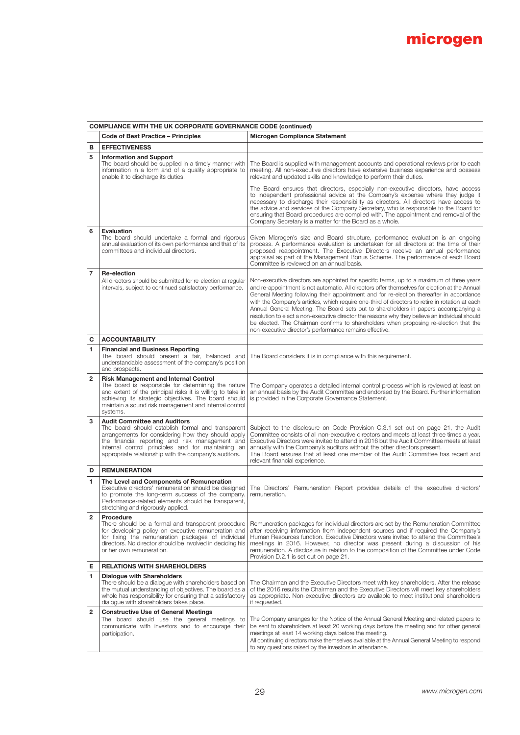| COMPLIANCE WITH THE UK CORPORATE GOVERNANCE CODE (continued) | | |
|---|---|---|
| | **Code of Best Practice – Principles** | **Microgen Compliance Statement** |
| **B** | **EFFECTIVENESS** | |
| **5** | **Information and Support**<br>The board should be supplied in a timely manner with information in a form and of a quality appropriate to enable it to discharge its duties. | The Board is supplied with management accounts and operational reviews prior to each meeting. All non-executive directors have extensive business experience and possess relevant and updated skills and knowledge to perform their duties.<br><br>The Board ensures that directors, especially non-executive directors, have access to independent professional advice at the Company's expense where they judge it necessary to discharge their responsibility as directors. All directors have access to the advice and services of the Company Secretary, who is responsible to the Board for ensuring that Board procedures are complied with. The appointment and removal of the Company Secretary is a matter for the Board as a whole. |
| **6** | **Evaluation**<br>The board should undertake a formal and rigorous annual evaluation of its own performance and that of its committees and individual directors. | Given Microgen's size and Board structure, performance evaluation is an ongoing process. A performance evaluation is undertaken for all directors at the time of their proposed reappointment. The Executive Directors receive an annual performance appraisal as part of the Management Bonus Scheme. The performance of each Board Committee is reviewed on an annual basis. |
| **7** | **Re-election**<br>All directors should be submitted for re-election at regular intervals, subject to continued satisfactory performance. | Non-executive directors are appointed for specific terms, up to a maximum of three years and re-appointment is not automatic. All directors offer themselves for election at the Annual General Meeting following their appointment and for re-election thereafter in accordance with the Company's articles, which require one-third of directors to retire in rotation at each Annual General Meeting. The Board sets out to shareholders in papers accompanying a resolution to elect a non-executive director the reasons why they believe an individual should be elected. The Chairman confirms to shareholders when proposing re-election that the non-executive director's performance remains effective. |
| **C** | **ACCOUNTABILITY** | |
| **1** | **Financial and Business Reporting**<br>The board should present a fair, balanced and understandable assessment of the company's position and prospects. | The Board considers it is in compliance with this requirement. |
| **2** | **Risk Management and Internal Control**<br>The board is responsible for determining the nature and extent of the principal risks it is willing to take in achieving its strategic objectives. The board should maintain a sound risk management and internal control systems. | The Company operates a detailed internal control process which is reviewed at least on an annual basis by the Audit Committee and endorsed by the Board. Further information is provided in the Corporate Governance Statement. |
| **3** | **Audit Committee and Auditors**<br>The board should establish formal and transparent arrangements for considering how they should apply the financial reporting and risk management and internal control principles and for maintaining an appropriate relationship with the company's auditors. | Subject to the disclosure on Code Provision C.3.1 set out on page 21, the Audit Committee consists of all non-executive directors and meets at least three times a year. Executive Directors were invited to attend in 2016 but the Audit Committee meets at least annually with the Company's auditors without the other directors present.<br>The Board ensures that at least one member of the Audit Committee has recent and relevant financial experience. |
| **D** | **REMUNERATION** | |
| **1** | **The Level and Components of Remuneration**<br>Executive directors' remuneration should be designed to promote the long-term success of the company. Performance-related elements should be transparent, stretching and rigorously applied. | The Directors' Remuneration Report provides details of the executive directors' remuneration. |
| **2** | **Procedure**<br>There should be a formal and transparent procedure for developing policy on executive remuneration and for fixing the remuneration packages of individual directors. No director should be involved in deciding his or her own remuneration. | Remuneration packages for individual directors are set by the Remuneration Committee after receiving information from independent sources and if required the Company's Human Resources function. Executive Directors were invited to attend the Committee's meetings in 2016. However, no director was present during a discussion of his remuneration. A disclosure in relation to the composition of the Committee under Code Provision D.2.1 is set out on page 21. |
| **E** | **RELATIONS WITH SHAREHOLDERS** | |
| **1** | **Dialogue with Shareholders**<br>There should be a dialogue with shareholders based on the mutual understanding of objectives. The board as a whole has responsibility for ensuring that a satisfactory dialogue with shareholders takes place. | The Chairman and the Executive Directors meet with key shareholders. After the release of the 2016 results the Chairman and the Executive Directors will meet key shareholders as appropriate. Non-executive directors are available to meet institutional shareholders if requested. |
| **2** | **Constructive Use of General Meetings**<br>The board should use the general meetings to communicate with investors and to encourage their participation. | The Company arranges for the Notice of the Annual General Meeting and related papers to be sent to shareholders at least 20 working days before the meeting and for other general meetings at least 14 working days before the meeting.<br>All continuing directors make themselves available at the Annual General Meeting to respond to any questions raised by the investors in attendance. |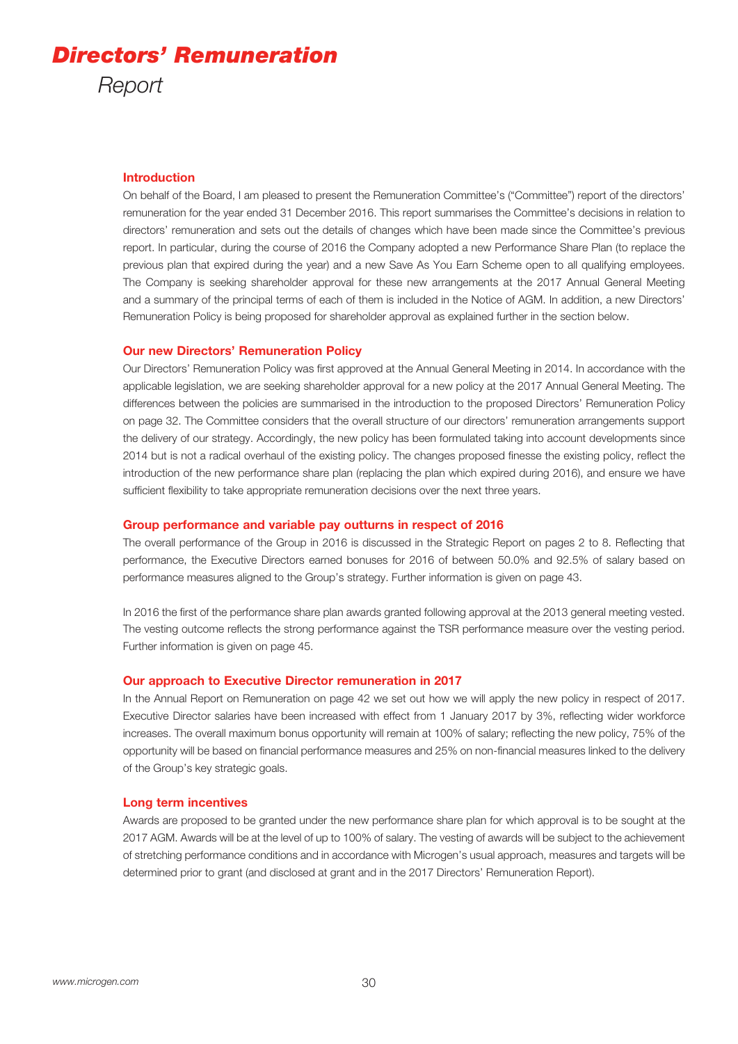# *Directors' Remuneration*

*Report*

## Introduction

On behalf of the Board, I am pleased to present the Remuneration Committee's ("Committee") report of the directors' remuneration for the year ended 31 December 2016. This report summarises the Committee's decisions in relation to directors' remuneration and sets out the details of changes which have been made since the Committee's previous report. In particular, during the course of 2016 the Company adopted a new Performance Share Plan (to replace the previous plan that expired during the year) and a new Save As You Earn Scheme open to all qualifying employees. The Company is seeking shareholder approval for these new arrangements at the 2017 Annual General Meeting and a summary of the principal terms of each of them is included in the Notice of AGM. In addition, a new Directors' Remuneration Policy is being proposed for shareholder approval as explained further in the section below.

## Our new Directors' Remuneration Policy

Our Directors' Remuneration Policy was first approved at the Annual General Meeting in 2014. In accordance with the applicable legislation, we are seeking shareholder approval for a new policy at the 2017 Annual General Meeting. The differences between the policies are summarised in the introduction to the proposed Directors' Remuneration Policy on page 32. The Committee considers that the overall structure of our directors' remuneration arrangements support the delivery of our strategy. Accordingly, the new policy has been formulated taking into account developments since 2014 but is not a radical overhaul of the existing policy. The changes proposed finesse the existing policy, reflect the introduction of the new performance share plan (replacing the plan which expired during 2016), and ensure we have sufficient flexibility to take appropriate remuneration decisions over the next three years.

## Group performance and variable pay outturns in respect of 2016

The overall performance of the Group in 2016 is discussed in the Strategic Report on pages 2 to 8. Reflecting that performance, the Executive Directors earned bonuses for 2016 of between 50.0% and 92.5% of salary based on performance measures aligned to the Group's strategy. Further information is given on page 43.

In 2016 the first of the performance share plan awards granted following approval at the 2013 general meeting vested. The vesting outcome reflects the strong performance against the TSR performance measure over the vesting period. Further information is given on page 45.

## Our approach to Executive Director remuneration in 2017

In the Annual Report on Remuneration on page 42 we set out how we will apply the new policy in respect of 2017. Executive Director salaries have been increased with effect from 1 January 2017 by 3%, reflecting wider workforce increases. The overall maximum bonus opportunity will remain at 100% of salary; reflecting the new policy, 75% of the opportunity will be based on financial performance measures and 25% on non-financial measures linked to the delivery of the Group's key strategic goals.

## Long term incentives

Awards are proposed to be granted under the new performance share plan for which approval is to be sought at the 2017 AGM. Awards will be at the level of up to 100% of salary. The vesting of awards will be subject to the achievement of stretching performance conditions and in accordance with Microgen's usual approach, measures and targets will be determined prior to grant (and disclosed at grant and in the 2017 Directors' Remuneration Report).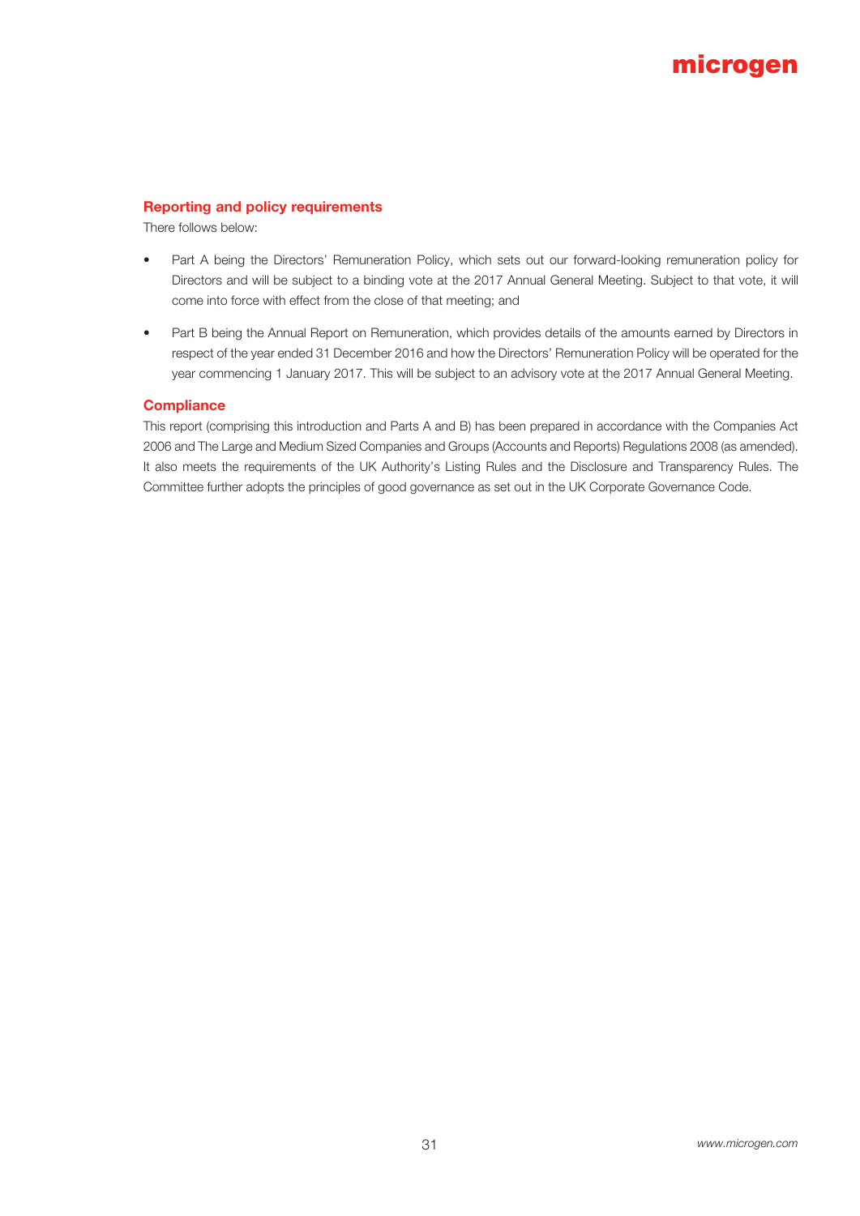## Reporting and policy requirements

There follows below:

- Part A being the Directors' Remuneration Policy, which sets out our forward-looking remuneration policy for Directors and will be subject to a binding vote at the 2017 Annual General Meeting. Subject to that vote, it will come into force with effect from the close of that meeting; and
- Part B being the Annual Report on Remuneration, which provides details of the amounts earned by Directors in respect of the year ended 31 December 2016 and how the Directors' Remuneration Policy will be operated for the year commencing 1 January 2017. This will be subject to an advisory vote at the 2017 Annual General Meeting.

## Compliance

This report (comprising this introduction and Parts A and B) has been prepared in accordance with the Companies Act 2006 and The Large and Medium Sized Companies and Groups (Accounts and Reports) Regulations 2008 (as amended). It also meets the requirements of the UK Authority's Listing Rules and the Disclosure and Transparency Rules. The Committee further adopts the principles of good governance as set out in the UK Corporate Governance Code.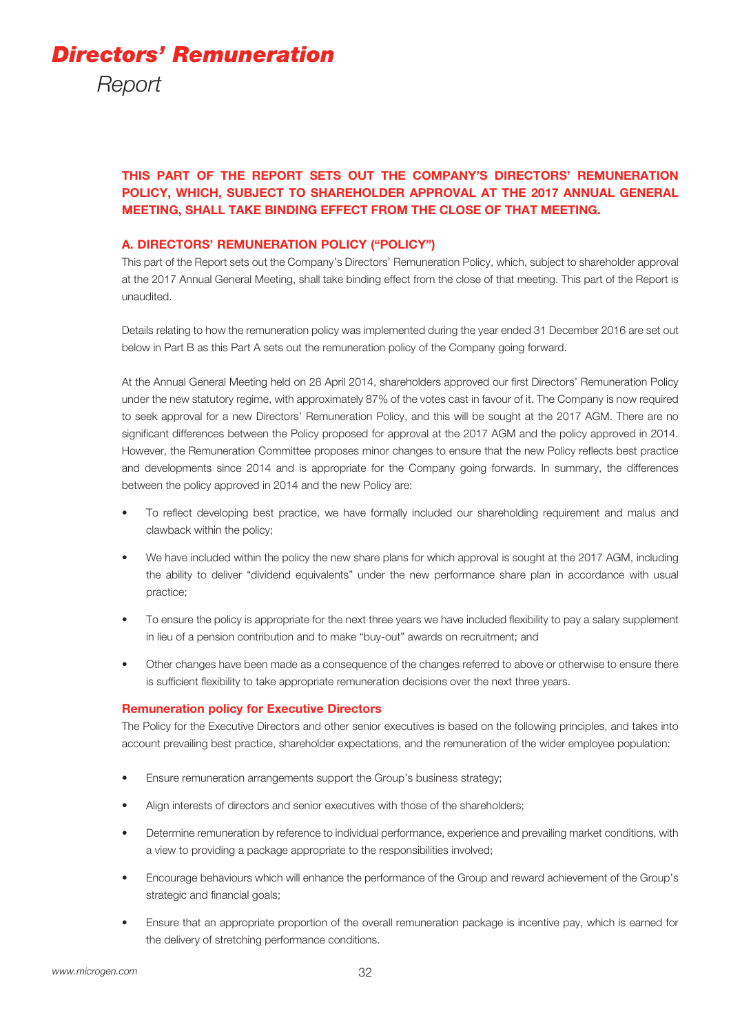# *Directors' Remuneration*

*Report*

**THIS PART OF THE REPORT SETS OUT THE COMPANY'S DIRECTORS' REMUNERATION POLICY, WHICH, SUBJECT TO SHAREHOLDER APPROVAL AT THE 2017 ANNUAL GENERAL MEETING, SHALL TAKE BINDING EFFECT FROM THE CLOSE OF THAT MEETING.**

## A. DIRECTORS' REMUNERATION POLICY ("POLICY")

This part of the Report sets out the Company's Directors' Remuneration Policy, which, subject to shareholder approval at the 2017 Annual General Meeting, shall take binding effect from the close of that meeting. This part of the Report is unaudited.

Details relating to how the remuneration policy was implemented during the year ended 31 December 2016 are set out below in Part B as this Part A sets out the remuneration policy of the Company going forward.

At the Annual General Meeting held on 28 April 2014, shareholders approved our first Directors' Remuneration Policy under the new statutory regime, with approximately 87% of the votes cast in favour of it. The Company is now required to seek approval for a new Directors' Remuneration Policy, and this will be sought at the 2017 AGM. There are no significant differences between the Policy proposed for approval at the 2017 AGM and the policy approved in 2014. However, the Remuneration Committee proposes minor changes to ensure that the new Policy reflects best practice and developments since 2014 and is appropriate for the Company going forwards. In summary, the differences between the policy approved in 2014 and the new Policy are:

- To reflect developing best practice, we have formally included our shareholding requirement and malus and clawback within the policy;
- We have included within the policy the new share plans for which approval is sought at the 2017 AGM, including the ability to deliver "dividend equivalents" under the new performance share plan in accordance with usual practice;
- To ensure the policy is appropriate for the next three years we have included flexibility to pay a salary supplement in lieu of a pension contribution and to make "buy-out" awards on recruitment; and
- Other changes have been made as a consequence of the changes referred to above or otherwise to ensure there is sufficient flexibility to take appropriate remuneration decisions over the next three years.

### Remuneration policy for Executive Directors

The Policy for the Executive Directors and other senior executives is based on the following principles, and takes into account prevailing best practice, shareholder expectations, and the remuneration of the wider employee population:

- Ensure remuneration arrangements support the Group's business strategy;
- Align interests of directors and senior executives with those of the shareholders;
- Determine remuneration by reference to individual performance, experience and prevailing market conditions, with a view to providing a package appropriate to the responsibilities involved;
- Encourage behaviours which will enhance the performance of the Group and reward achievement of the Group's strategic and financial goals;
- Ensure that an appropriate proportion of the overall remuneration package is incentive pay, which is earned for the delivery of stretching performance conditions.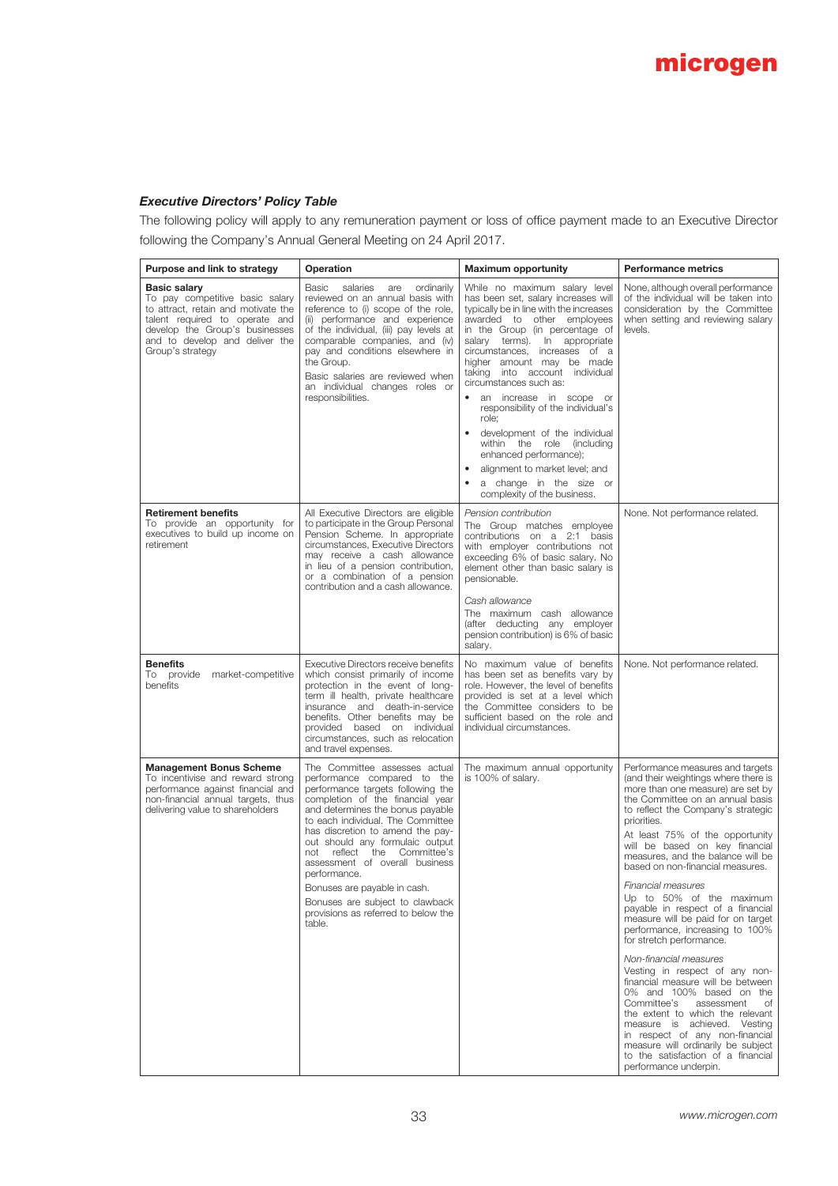### *Executive Directors' Policy Table*

The following policy will apply to any remuneration payment or loss of office payment made to an Executive Director following the Company's Annual General Meeting on 24 April 2017.

| Purpose and link to strategy | Operation | Maximum opportunity | Performance metrics |
|---|---|---|---|
| **Basic salary**<br>To pay competitive basic salary to attract, retain and motivate the talent required to operate and develop the Group's businesses and to develop and deliver the Group's strategy | Basic salaries are ordinarily reviewed on an annual basis with reference to (i) scope of the role, (ii) performance and experience of the individual, (iii) pay levels at comparable companies, and (iv) pay and conditions elsewhere in the Group.<br>Basic salaries are reviewed when an individual changes roles or responsibilities. | While no maximum salary level has been set, salary increases will typically be in line with the increases awarded to other employees in the Group (in percentage of salary terms). In appropriate circumstances, increases of a higher amount may be made taking into account individual circumstances such as:<br>• an increase in scope or responsibility of the individual's role;<br>• development of the individual within the role (including enhanced performance);<br>• alignment to market level; and<br>• a change in the size or complexity of the business. | None, although overall performance of the individual will be taken into consideration by the Committee when setting and reviewing salary levels. |
| **Retirement benefits**<br>To provide an opportunity for executives to build up income on retirement | All Executive Directors are eligible to participate in the Group Personal Pension Scheme. In appropriate circumstances, Executive Directors may receive a cash allowance in lieu of a pension contribution, or a combination of a pension contribution and a cash allowance. | *Pension contribution*<br>The Group matches employee contributions on a 2:1 basis with employer contributions not exceeding 6% of basic salary. No element other than basic salary is pensionable.<br>*Cash allowance*<br>The maximum cash allowance (after deducting any employer pension contribution) is 6% of basic salary. | None. Not performance related. |
| **Benefits**<br>To provide market-competitive benefits | Executive Directors receive benefits which consist primarily of income protection in the event of long-term ill health, private healthcare insurance and death-in-service benefits. Other benefits may be provided based on individual circumstances, such as relocation and travel expenses. | No maximum value of benefits has been set as benefits vary by role. However, the level of benefits provided is set at a level which the Committee considers to be sufficient based on the role and individual circumstances. | None. Not performance related. |
| **Management Bonus Scheme**<br>To incentivise and reward strong performance against financial and non-financial annual targets, thus delivering value to shareholders | The Committee assesses actual performance compared to the performance targets following the completion of the financial year and determines the bonus payable to each individual. The Committee has discretion to amend the pay-out should any formulaic output not reflect the Committee's assessment of overall business performance.<br>Bonuses are payable in cash.<br>Bonuses are subject to clawback provisions as referred to below the table. | The maximum annual opportunity is 100% of salary. | Performance measures and targets (and their weightings where there is more than one measure) are set by the Committee on an annual basis to reflect the Company's strategic priorities.<br>At least 75% of the opportunity will be based on key financial measures, and the balance will be based on non-financial measures.<br>*Financial measures*<br>Up to 50% of the maximum payable in respect of a financial measure will be paid for on target performance, increasing to 100% for stretch performance.<br>*Non-financial measures*<br>Vesting in respect of any non-financial measure will be between 0% and 100% based on the Committee's assessment of the extent to which the relevant measure is achieved. Vesting in respect of any non-financial measure will ordinarily be subject to the satisfaction of a financial performance underpin. |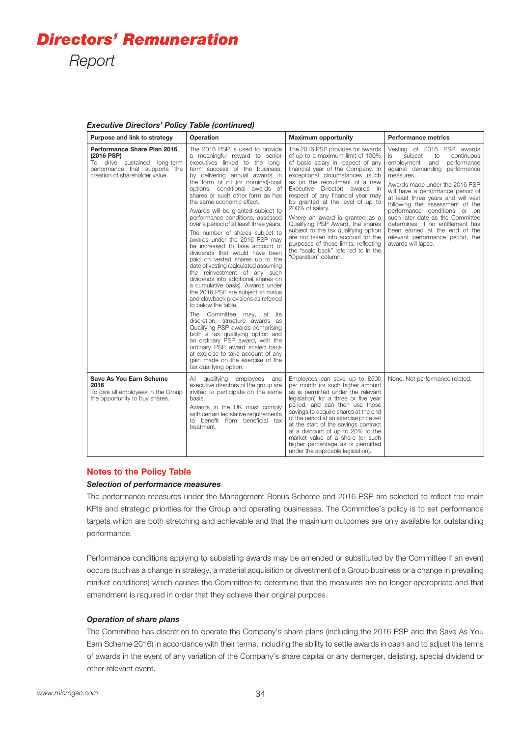# *Directors' Remuneration*

*Report*

***Executive Directors' Policy Table (continued)***

| Purpose and link to strategy | Operation | Maximum opportunity | Performance metrics |
|---|---|---|---|
| **Performance Share Plan 2016 (2016 PSP)**<br>To drive sustained long-term performance that supports the creation of shareholder value. | The 2016 PSP is used to provide a meaningful reward to senior executives linked to the long-term success of the business, by delivering annual awards in the form of nil (or nominal)-cost options, conditional awards of shares or such other form as has the same economic effect.<br><br>Awards will be granted subject to performance conditions, assessed over a period of at least three years.<br><br>The number of shares subject to awards under the 2016 PSP may be increased to take account of dividends that would have been paid on vested shares up to the date of vesting (calculated assuming the reinvestment of any such dividends into additional shares on a cumulative basis). Awards under the 2016 PSP are subject to malus and clawback provisions as referred to below the table.<br><br>The Committee may, at its discretion, structure awards as Qualifying PSP awards comprising both a tax qualifying option and an ordinary PSP award, with the ordinary PSP award scaled back at exercise to take account of any gain made on the exercise of the tax qualifying option. | The 2016 PSP provides for awards of up to a maximum limit of 100% of basic salary in respect of any financial year of the Company. In exceptional circumstances (such as on the recruitment of a new Executive Director) awards in respect of any financial year may be granted at the level of up to 200% of salary.<br><br>Where an award is granted as a Qualifying PSP Award, the shares subject to the tax qualifying option are not taken into account for the purposes of these limits, reflecting the "scale back" referred to in the "Operation" column. | Vesting of 2016 PSP awards is subject to continuous employment and performance against demanding performance measures.<br><br>Awards made under the 2016 PSP will have a performance period of at least three years and will vest following the assessment of the performance conditions or on such later date as the Committee determines. If no entitlement has been earned at the end of the relevant performance period, the awards will lapse. |
| **Save As You Earn Scheme 2016**<br>To give all employees in the Group the opportunity to buy shares. | All qualifying employees and executive directors of the group are invited to participate on the same basis.<br><br>Awards in the UK must comply with certain legislative requirements to benefit from beneficial tax treatment. | Employees can save up to £500 per month (or such higher amount as is permitted under the relevant legislation) for a three or five year period, and can then use those savings to acquire shares at the end of the period at an exercise price set at the start of the savings contract at a discount of up to 20% to the market value of a share (or such higher percentage as is permitted under the applicable legislation). | None. Not performance related. |

## Notes to the Policy Table

### *Selection of performance measures*

The performance measures under the Management Bonus Scheme and 2016 PSP are selected to reflect the main KPIs and strategic priorities for the Group and operating businesses. The Committee's policy is to set performance targets which are both stretching and achievable and that the maximum outcomes are only available for outstanding performance.

Performance conditions applying to subsisting awards may be amended or substituted by the Committee if an event occurs (such as a change in strategy, a material acquisition or divestment of a Group business or a change in prevailing market conditions) which causes the Committee to determine that the measures are no longer appropriate and that amendment is required in order that they achieve their original purpose.

### *Operation of share plans*

The Committee has discretion to operate the Company's share plans (including the 2016 PSP and the Save As You Earn Scheme 2016) in accordance with their terms, including the ability to settle awards in cash and to adjust the terms of awards in the event of any variation of the Company's share capital or any demerger, delisting, special dividend or other relevant event.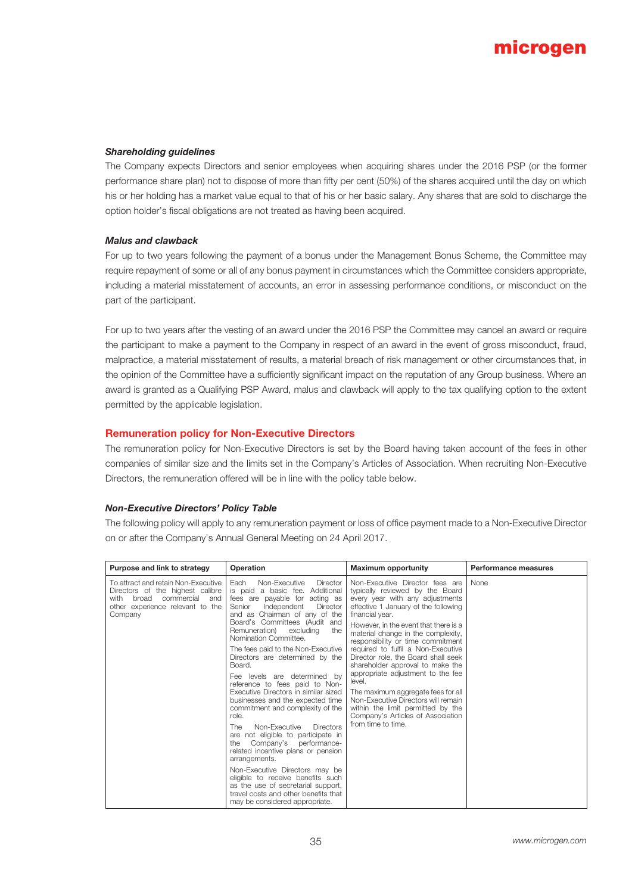### *Shareholding guidelines*

The Company expects Directors and senior employees when acquiring shares under the 2016 PSP (or the former performance share plan) not to dispose of more than fifty per cent (50%) of the shares acquired until the day on which his or her holding has a market value equal to that of his or her basic salary. Any shares that are sold to discharge the option holder's fiscal obligations are not treated as having been acquired.

### *Malus and clawback*

For up to two years following the payment of a bonus under the Management Bonus Scheme, the Committee may require repayment of some or all of any bonus payment in circumstances which the Committee considers appropriate, including a material misstatement of accounts, an error in assessing performance conditions, or misconduct on the part of the participant.

For up to two years after the vesting of an award under the 2016 PSP the Committee may cancel an award or require the participant to make a payment to the Company in respect of an award in the event of gross misconduct, fraud, malpractice, a material misstatement of results, a material breach of risk management or other circumstances that, in the opinion of the Committee have a sufficiently significant impact on the reputation of any Group business. Where an award is granted as a Qualifying PSP Award, malus and clawback will apply to the tax qualifying option to the extent permitted by the applicable legislation.

## Remuneration policy for Non-Executive Directors

The remuneration policy for Non-Executive Directors is set by the Board having taken account of the fees in other companies of similar size and the limits set in the Company's Articles of Association. When recruiting Non-Executive Directors, the remuneration offered will be in line with the policy table below.

### *Non-Executive Directors' Policy Table*

The following policy will apply to any remuneration payment or loss of office payment made to a Non-Executive Director on or after the Company's Annual General Meeting on 24 April 2017.

| Purpose and link to strategy | Operation | Maximum opportunity | Performance measures |
|---|---|---|---|
| To attract and retain Non-Executive Directors of the highest calibre with broad commercial and other experience relevant to the Company | Each Non-Executive Director is paid a basic fee. Additional fees are payable for acting as Senior Independent Director and as Chairman of any of the Board's Committees (Audit and Remuneration) excluding the Nomination Committee.<br><br>The fees paid to the Non-Executive Directors are determined by the Board.<br><br>Fee levels are determined by reference to fees paid to Non-Executive Directors in similar sized businesses and the expected time commitment and complexity of the role.<br><br>The Non-Executive Directors are not eligible to participate in the Company's performance-related incentive plans or pension arrangements.<br><br>Non-Executive Directors may be eligible to receive benefits such as the use of secretarial support, travel costs and other benefits that may be considered appropriate. | Non-Executive Director fees are typically reviewed by the Board every year with any adjustments effective 1 January of the following financial year.<br><br>However, in the event that there is a material change in the complexity, responsibility or time commitment required to fulfil a Non-Executive Director role, the Board shall seek shareholder approval to make the appropriate adjustment to the fee level.<br><br>The maximum aggregate fees for all Non-Executive Directors will remain within the limit permitted by the Company's Articles of Association from time to time. | None |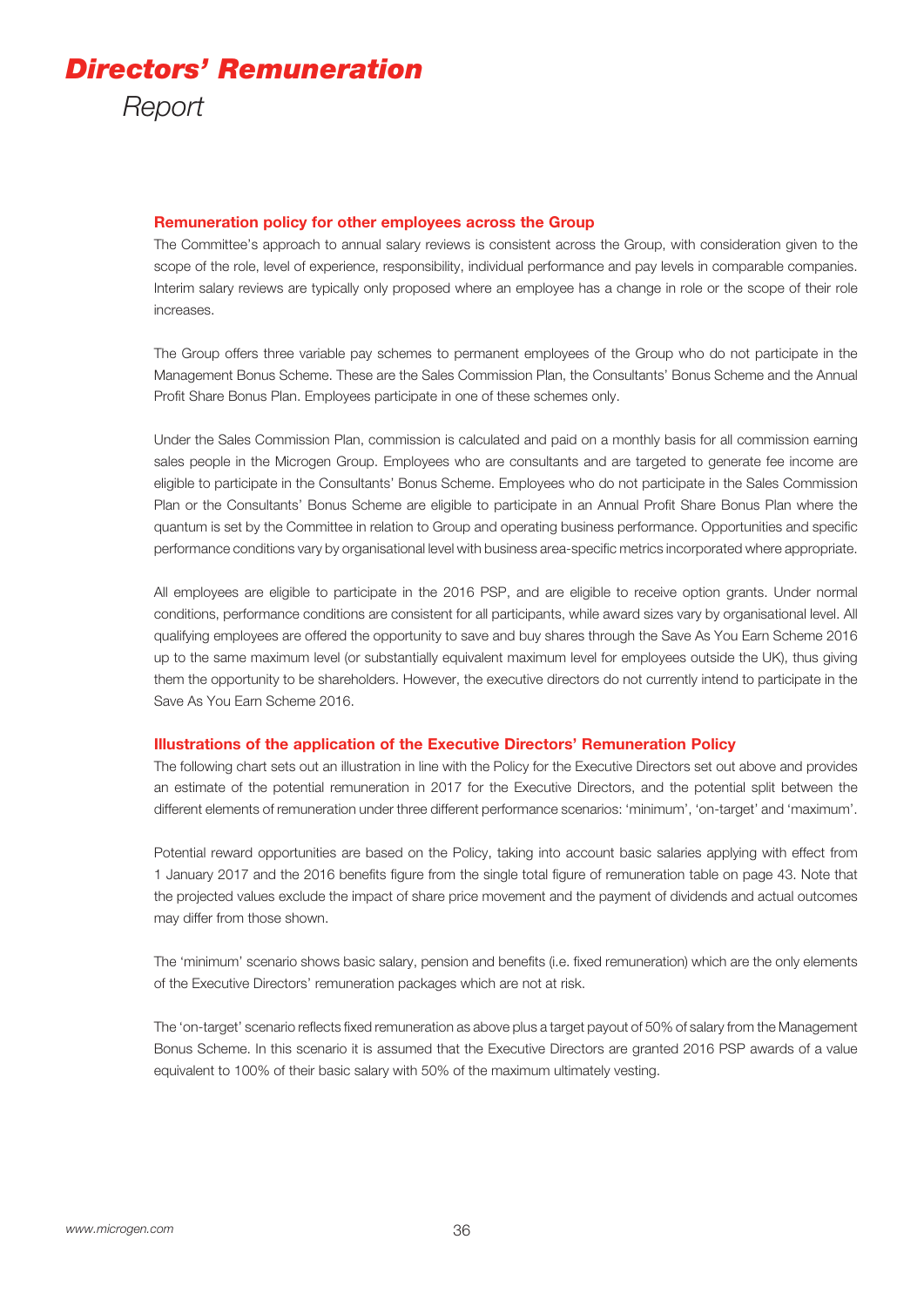# *Directors' Remuneration*

*Report*

### Remuneration policy for other employees across the Group

The Committee's approach to annual salary reviews is consistent across the Group, with consideration given to the scope of the role, level of experience, responsibility, individual performance and pay levels in comparable companies. Interim salary reviews are typically only proposed where an employee has a change in role or the scope of their role increases.

The Group offers three variable pay schemes to permanent employees of the Group who do not participate in the Management Bonus Scheme. These are the Sales Commission Plan, the Consultants' Bonus Scheme and the Annual Profit Share Bonus Plan. Employees participate in one of these schemes only.

Under the Sales Commission Plan, commission is calculated and paid on a monthly basis for all commission earning sales people in the Microgen Group. Employees who are consultants and are targeted to generate fee income are eligible to participate in the Consultants' Bonus Scheme. Employees who do not participate in the Sales Commission Plan or the Consultants' Bonus Scheme are eligible to participate in an Annual Profit Share Bonus Plan where the quantum is set by the Committee in relation to Group and operating business performance. Opportunities and specific performance conditions vary by organisational level with business area-specific metrics incorporated where appropriate.

All employees are eligible to participate in the 2016 PSP, and are eligible to receive option grants. Under normal conditions, performance conditions are consistent for all participants, while award sizes vary by organisational level. All qualifying employees are offered the opportunity to save and buy shares through the Save As You Earn Scheme 2016 up to the same maximum level (or substantially equivalent maximum level for employees outside the UK), thus giving them the opportunity to be shareholders. However, the executive directors do not currently intend to participate in the Save As You Earn Scheme 2016.

### Illustrations of the application of the Executive Directors' Remuneration Policy

The following chart sets out an illustration in line with the Policy for the Executive Directors set out above and provides an estimate of the potential remuneration in 2017 for the Executive Directors, and the potential split between the different elements of remuneration under three different performance scenarios: 'minimum', 'on-target' and 'maximum'.

Potential reward opportunities are based on the Policy, taking into account basic salaries applying with effect from 1 January 2017 and the 2016 benefits figure from the single total figure of remuneration table on page 43. Note that the projected values exclude the impact of share price movement and the payment of dividends and actual outcomes may differ from those shown.

The 'minimum' scenario shows basic salary, pension and benefits (i.e. fixed remuneration) which are the only elements of the Executive Directors' remuneration packages which are not at risk.

The 'on-target' scenario reflects fixed remuneration as above plus a target payout of 50% of salary from the Management Bonus Scheme. In this scenario it is assumed that the Executive Directors are granted 2016 PSP awards of a value equivalent to 100% of their basic salary with 50% of the maximum ultimately vesting.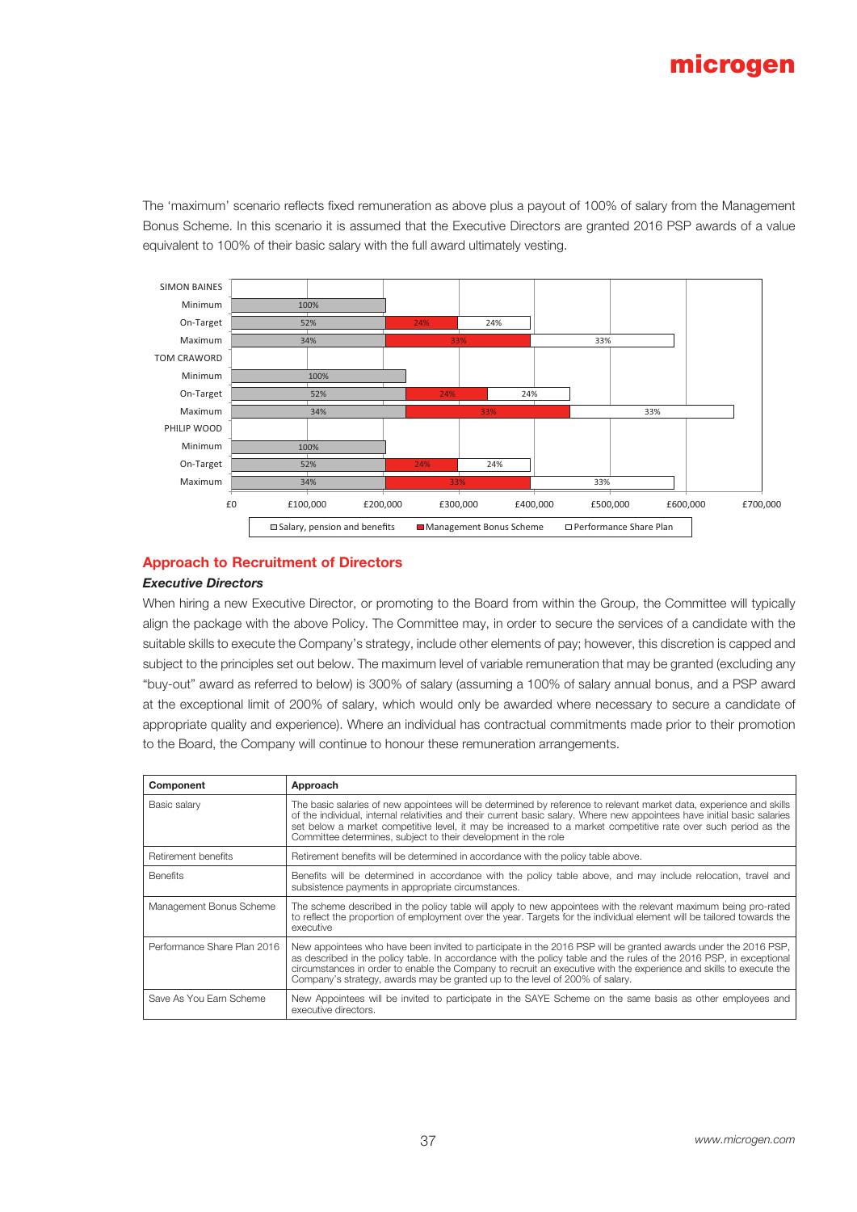The 'maximum' scenario reflects fixed remuneration as above plus a payout of 100% of salary from the Management Bonus Scheme. In this scenario it is assumed that the Executive Directors are granted 2016 PSP awards of a value equivalent to 100% of their basic salary with the full award ultimately vesting.

| | Scenario | Salary, pension and benefits | Management Bonus Scheme | Performance Share Plan |
|---|---|---|---|---|
| SIMON BAINES | Minimum | 100% | | |
| | On-Target | 52% | 24% | 24% |
| | Maximum | 34% | 33% | 33% |
| TOM CRAWORD | Minimum | 100% | | |
| | On-Target | 52% | 24% | 24% |
| | Maximum | 34% | 33% | 33% |
| PHILIP WOOD | Minimum | 100% | | |
| | On-Target | 52% | 24% | 24% |
| | Maximum | 34% | 33% | 33% |

£0 £100,000 £200,000 £300,000 £400,000 £500,000 £600,000 £700,000

## Approach to Recruitment of Directors

### *Executive Directors*

When hiring a new Executive Director, or promoting to the Board from within the Group, the Committee will typically align the package with the above Policy. The Committee may, in order to secure the services of a candidate with the suitable skills to execute the Company's strategy, include other elements of pay; however, this discretion is capped and subject to the principles set out below. The maximum level of variable remuneration that may be granted (excluding any "buy-out" award as referred to below) is 300% of salary (assuming a 100% of salary annual bonus, and a PSP award at the exceptional limit of 200% of salary, which would only be awarded where necessary to secure a candidate of appropriate quality and experience). Where an individual has contractual commitments made prior to their promotion to the Board, the Company will continue to honour these remuneration arrangements.

| Component | Approach |
|---|---|
| Basic salary | The basic salaries of new appointees will be determined by reference to relevant market data, experience and skills of the individual, internal relativities and their current basic salary. Where new appointees have initial basic salaries set below a market competitive level, it may be increased to a market competitive rate over such period as the Committee determines, subject to their development in the role |
| Retirement benefits | Retirement benefits will be determined in accordance with the policy table above. |
| Benefits | Benefits will be determined in accordance with the policy table above, and may include relocation, travel and subsistence payments in appropriate circumstances. |
| Management Bonus Scheme | The scheme described in the policy table will apply to new appointees with the relevant maximum being pro-rated to reflect the proportion of employment over the year. Targets for the individual element will be tailored towards the executive |
| Performance Share Plan 2016 | New appointees who have been invited to participate in the 2016 PSP will be granted awards under the 2016 PSP, as described in the policy table. In accordance with the policy table and the rules of the 2016 PSP, in exceptional circumstances in order to enable the Company to recruit an executive with the experience and skills to execute the Company's strategy, awards may be granted up to the level of 200% of salary. |
| Save As You Earn Scheme | New Appointees will be invited to participate in the SAYE Scheme on the same basis as other employees and executive directors. |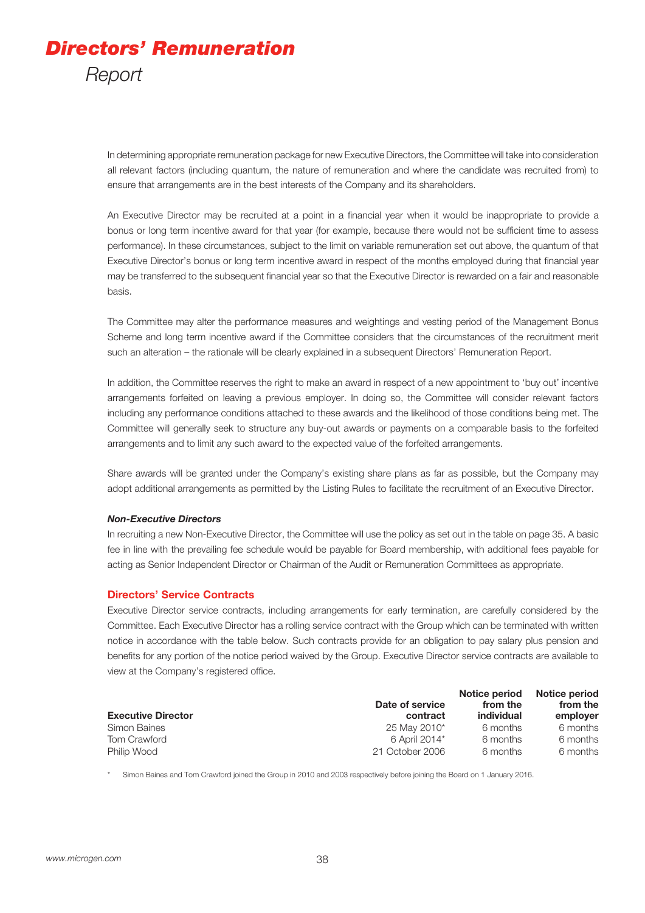# *Directors' Remuneration*

*Report*

In determining appropriate remuneration package for new Executive Directors, the Committee will take into consideration all relevant factors (including quantum, the nature of remuneration and where the candidate was recruited from) to ensure that arrangements are in the best interests of the Company and its shareholders.

An Executive Director may be recruited at a point in a financial year when it would be inappropriate to provide a bonus or long term incentive award for that year (for example, because there would not be sufficient time to assess performance). In these circumstances, subject to the limit on variable remuneration set out above, the quantum of that Executive Director's bonus or long term incentive award in respect of the months employed during that financial year may be transferred to the subsequent financial year so that the Executive Director is rewarded on a fair and reasonable basis.

The Committee may alter the performance measures and weightings and vesting period of the Management Bonus Scheme and long term incentive award if the Committee considers that the circumstances of the recruitment merit such an alteration – the rationale will be clearly explained in a subsequent Directors' Remuneration Report.

In addition, the Committee reserves the right to make an award in respect of a new appointment to 'buy out' incentive arrangements forfeited on leaving a previous employer. In doing so, the Committee will consider relevant factors including any performance conditions attached to these awards and the likelihood of those conditions being met. The Committee will generally seek to structure any buy-out awards or payments on a comparable basis to the forfeited arrangements and to limit any such award to the expected value of the forfeited arrangements.

Share awards will be granted under the Company's existing share plans as far as possible, but the Company may adopt additional arrangements as permitted by the Listing Rules to facilitate the recruitment of an Executive Director.

***Non-Executive Directors***

In recruiting a new Non-Executive Director, the Committee will use the policy as set out in the table on page 35. A basic fee in line with the prevailing fee schedule would be payable for Board membership, with additional fees payable for acting as Senior Independent Director or Chairman of the Audit or Remuneration Committees as appropriate.

## Directors' Service Contracts

Executive Director service contracts, including arrangements for early termination, are carefully considered by the Committee. Each Executive Director has a rolling service contract with the Group which can be terminated with written notice in accordance with the table below. Such contracts provide for an obligation to pay salary plus pension and benefits for any portion of the notice period waived by the Group. Executive Director service contracts are available to view at the Company's registered office.

| Executive Director | Date of service contract | Notice period from the individual | Notice period from the employer |
|---|---|---|---|
| Simon Baines | 25 May 2010* | 6 months | 6 months |
| Tom Crawford | 6 April 2014* | 6 months | 6 months |
| Philip Wood | 21 October 2006 | 6 months | 6 months |

\* Simon Baines and Tom Crawford joined the Group in 2010 and 2003 respectively before joining the Board on 1 January 2016.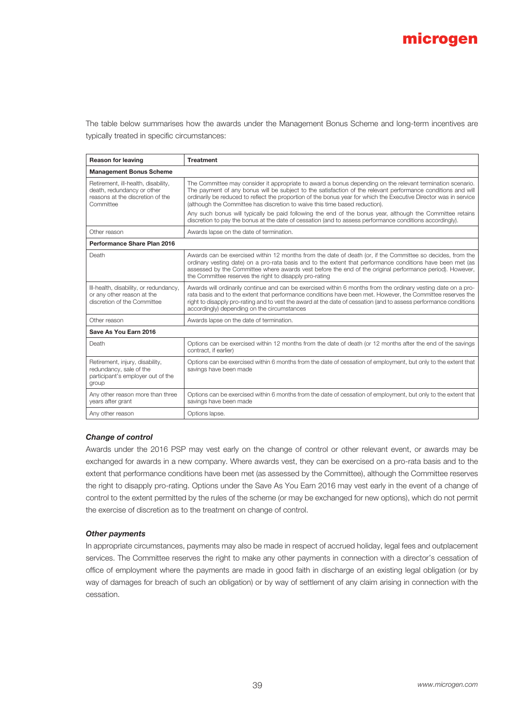The table below summarises how the awards under the Management Bonus Scheme and long-term incentives are typically treated in specific circumstances:

| Reason for leaving | Treatment |
|---|---|
| **Management Bonus Scheme** | |
| Retirement, ill-health, disability, death, redundancy or other reasons at the discretion of the Committee | The Committee may consider it appropriate to award a bonus depending on the relevant termination scenario. The payment of any bonus will be subject to the satisfaction of the relevant performance conditions and will ordinarily be reduced to reflect the proportion of the bonus year for which the Executive Director was in service (although the Committee has discretion to waive this time based reduction).<br><br>Any such bonus will typically be paid following the end of the bonus year, although the Committee retains discretion to pay the bonus at the date of cessation (and to assess performance conditions accordingly). |
| Other reason | Awards lapse on the date of termination. |
| **Performance Share Plan 2016** | |
| Death | Awards can be exercised within 12 months from the date of death (or, if the Committee so decides, from the ordinary vesting date) on a pro-rata basis and to the extent that performance conditions have been met (as assessed by the Committee where awards vest before the end of the original performance period). However, the Committee reserves the right to disapply pro-rating |
| Ill-health, disability, or redundancy, or any other reason at the discretion of the Committee | Awards will ordinarily continue and can be exercised within 6 months from the ordinary vesting date on a pro-rata basis and to the extent that performance conditions have been met. However, the Committee reserves the right to disapply pro-rating and to vest the award at the date of cessation (and to assess performance conditions accordingly) depending on the circumstances |
| Other reason | Awards lapse on the date of termination. |
| **Save As You Earn 2016** | |
| Death | Options can be exercised within 12 months from the date of death (or 12 months after the end of the savings contract, if earlier) |
| Retirement, injury, disability, redundancy, sale of the participant's employer out of the group | Options can be exercised within 6 months from the date of cessation of employment, but only to the extent that savings have been made |
| Any other reason more than three years after grant | Options can be exercised within 6 months from the date of cessation of employment, but only to the extent that savings have been made |
| Any other reason | Options lapse. |

***Change of control***

Awards under the 2016 PSP may vest early on the change of control or other relevant event, or awards may be exchanged for awards in a new company. Where awards vest, they can be exercised on a pro-rata basis and to the extent that performance conditions have been met (as assessed by the Committee), although the Committee reserves the right to disapply pro-rating. Options under the Save As You Earn 2016 may vest early in the event of a change of control to the extent permitted by the rules of the scheme (or may be exchanged for new options), which do not permit the exercise of discretion as to the treatment on change of control.

***Other payments***

In appropriate circumstances, payments may also be made in respect of accrued holiday, legal fees and outplacement services. The Committee reserves the right to make any other payments in connection with a director's cessation of office of employment where the payments are made in good faith in discharge of an existing legal obligation (or by way of damages for breach of such an obligation) or by way of settlement of any claim arising in connection with the cessation.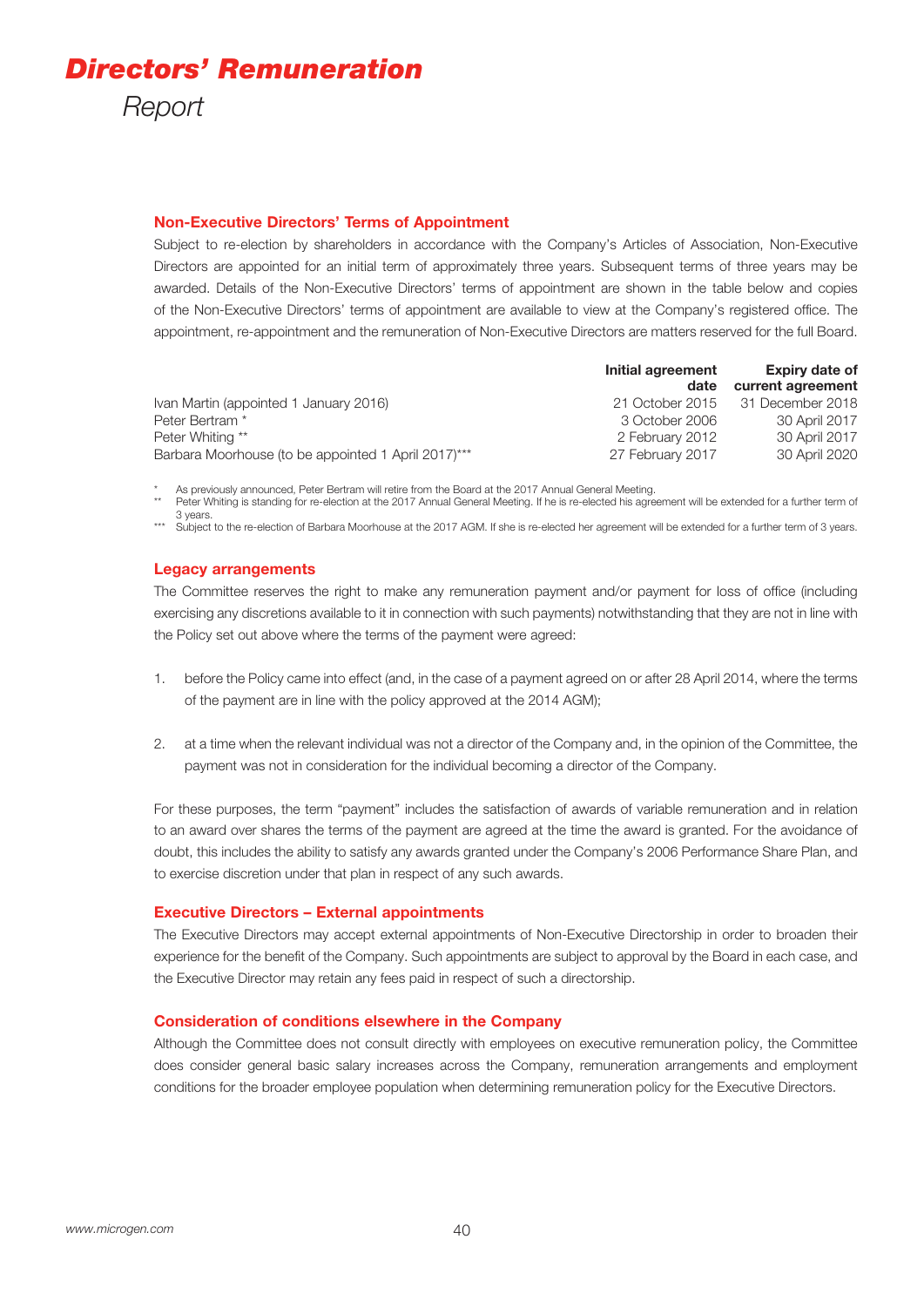# *Directors' Remuneration*

*Report*

## Non-Executive Directors' Terms of Appointment

Subject to re-election by shareholders in accordance with the Company's Articles of Association, Non-Executive Directors are appointed for an initial term of approximately three years. Subsequent terms of three years may be awarded. Details of the Non-Executive Directors' terms of appointment are shown in the table below and copies of the Non-Executive Directors' terms of appointment are available to view at the Company's registered office. The appointment, re-appointment and the remuneration of Non-Executive Directors are matters reserved for the full Board.

| | Initial agreement date | Expiry date of current agreement |
|---|---|---|
| Ivan Martin (appointed 1 January 2016) | 21 October 2015 | 31 December 2018 |
| Peter Bertram * | 3 October 2006 | 30 April 2017 |
| Peter Whiting ** | 2 February 2012 | 30 April 2017 |
| Barbara Moorhouse (to be appointed 1 April 2017)*** | 27 February 2017 | 30 April 2020 |

\* As previously announced, Peter Bertram will retire from the Board at the 2017 Annual General Meeting.

\** Peter Whiting is standing for re-election at the 2017 Annual General Meeting. If he is re-elected his agreement will be extended for a further term of 3 years.

\*** Subject to the re-election of Barbara Moorhouse at the 2017 AGM. If she is re-elected her agreement will be extended for a further term of 3 years.

## Legacy arrangements

The Committee reserves the right to make any remuneration payment and/or payment for loss of office (including exercising any discretions available to it in connection with such payments) notwithstanding that they are not in line with the Policy set out above where the terms of the payment were agreed:

1. before the Policy came into effect (and, in the case of a payment agreed on or after 28 April 2014, where the terms of the payment are in line with the policy approved at the 2014 AGM);

2. at a time when the relevant individual was not a director of the Company and, in the opinion of the Committee, the payment was not in consideration for the individual becoming a director of the Company.

For these purposes, the term "payment" includes the satisfaction of awards of variable remuneration and in relation to an award over shares the terms of the payment are agreed at the time the award is granted. For the avoidance of doubt, this includes the ability to satisfy any awards granted under the Company's 2006 Performance Share Plan, and to exercise discretion under that plan in respect of any such awards.

## Executive Directors – External appointments

The Executive Directors may accept external appointments of Non-Executive Directorship in order to broaden their experience for the benefit of the Company. Such appointments are subject to approval by the Board in each case, and the Executive Director may retain any fees paid in respect of such a directorship.

## Consideration of conditions elsewhere in the Company

Although the Committee does not consult directly with employees on executive remuneration policy, the Committee does consider general basic salary increases across the Company, remuneration arrangements and employment conditions for the broader employee population when determining remuneration policy for the Executive Directors.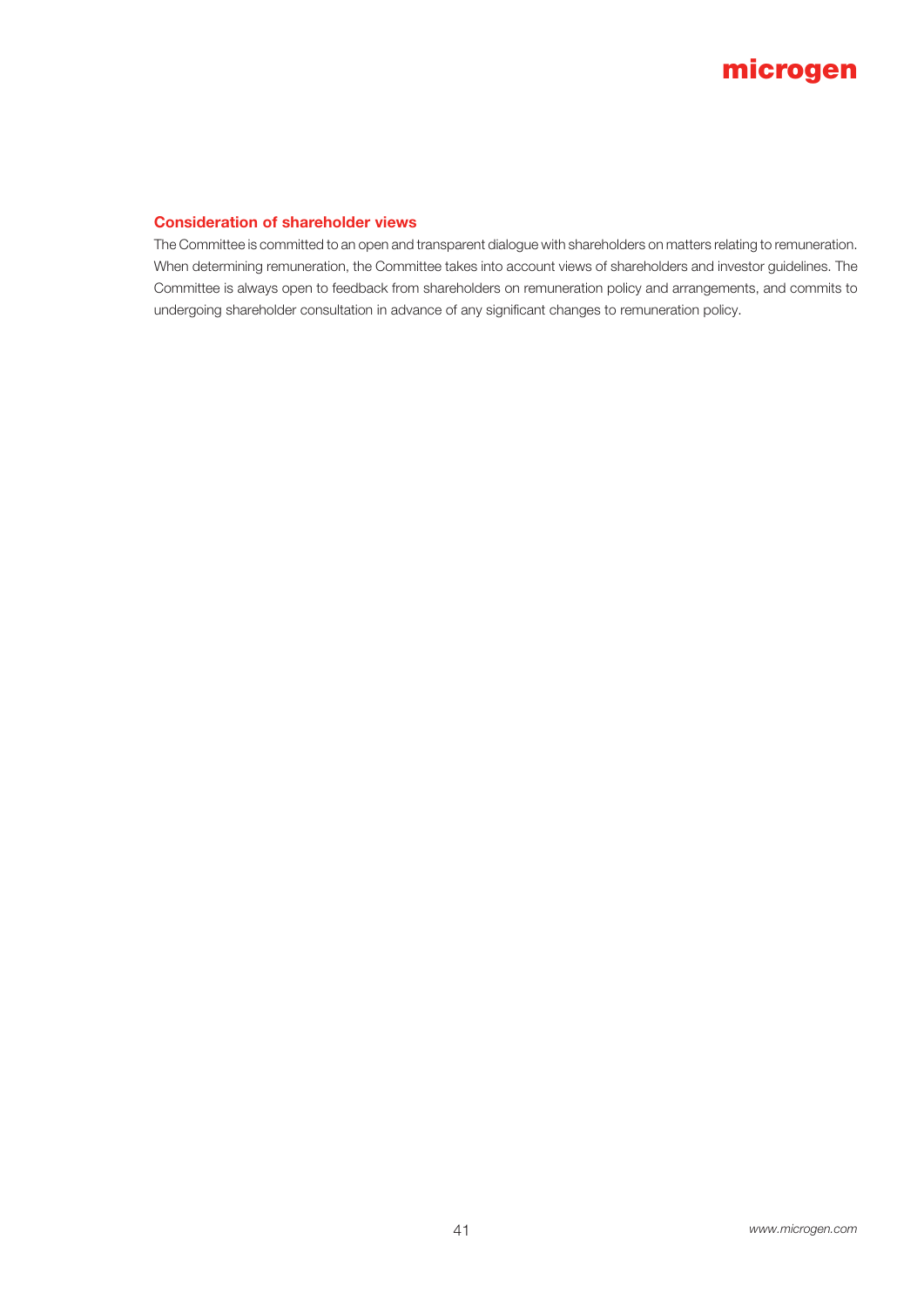### Consideration of shareholder views

The Committee is committed to an open and transparent dialogue with shareholders on matters relating to remuneration. When determining remuneration, the Committee takes into account views of shareholders and investor guidelines. The Committee is always open to feedback from shareholders on remuneration policy and arrangements, and commits to undergoing shareholder consultation in advance of any significant changes to remuneration policy.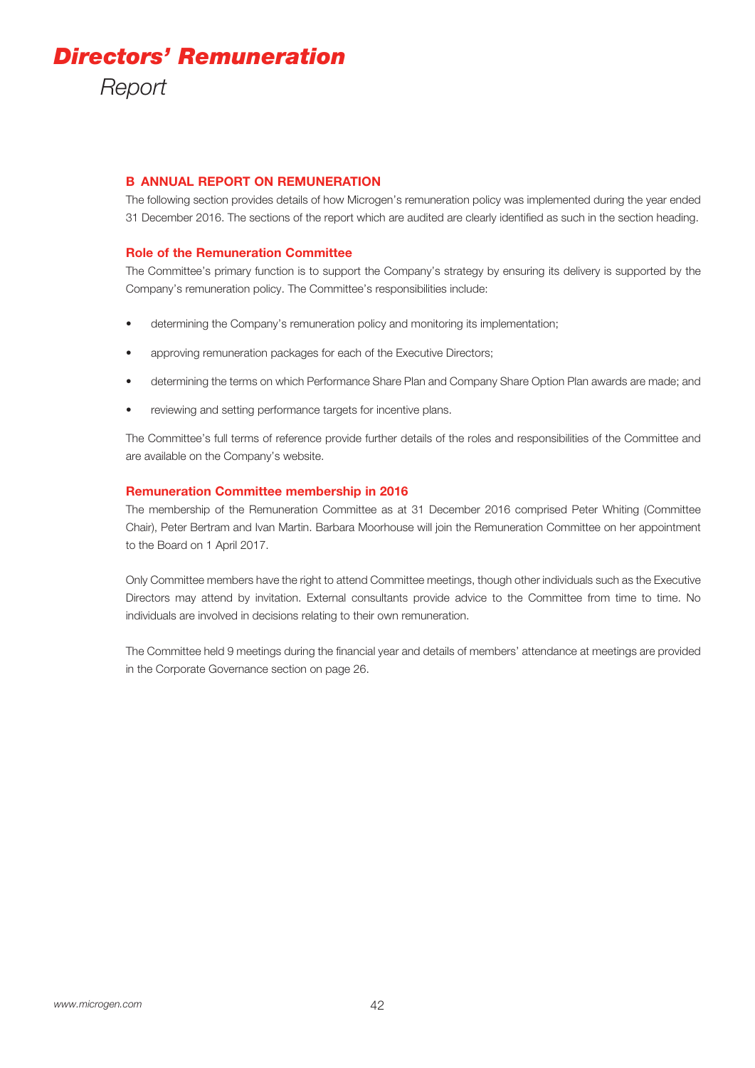## B ANNUAL REPORT ON REMUNERATION

The following section provides details of how Microgen's remuneration policy was implemented during the year ended 31 December 2016. The sections of the report which are audited are clearly identified as such in the section heading.

### Role of the Remuneration Committee

The Committee's primary function is to support the Company's strategy by ensuring its delivery is supported by the Company's remuneration policy. The Committee's responsibilities include:

- determining the Company's remuneration policy and monitoring its implementation;
- approving remuneration packages for each of the Executive Directors;
- determining the terms on which Performance Share Plan and Company Share Option Plan awards are made; and
- reviewing and setting performance targets for incentive plans.

The Committee's full terms of reference provide further details of the roles and responsibilities of the Committee and are available on the Company's website.

### Remuneration Committee membership in 2016

The membership of the Remuneration Committee as at 31 December 2016 comprised Peter Whiting (Committee Chair), Peter Bertram and Ivan Martin. Barbara Moorhouse will join the Remuneration Committee on her appointment to the Board on 1 April 2017.

Only Committee members have the right to attend Committee meetings, though other individuals such as the Executive Directors may attend by invitation. External consultants provide advice to the Committee from time to time. No individuals are involved in decisions relating to their own remuneration.

The Committee held 9 meetings during the financial year and details of members' attendance at meetings are provided in the Corporate Governance section on page 26.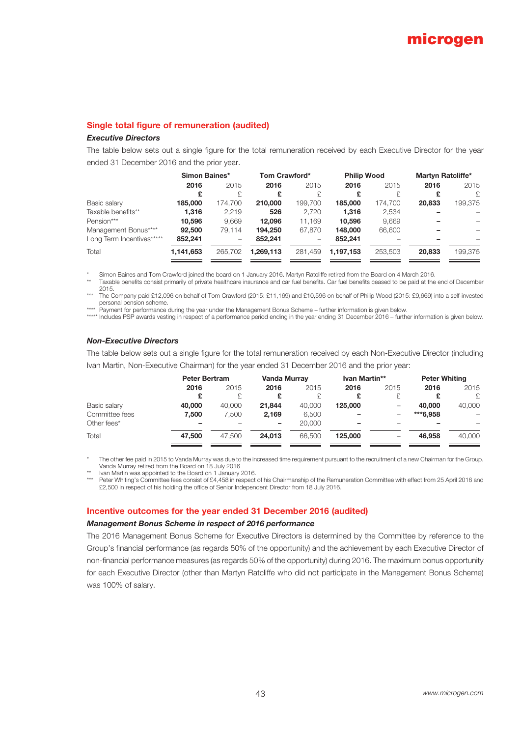## Single total figure of remuneration (audited)

### *Executive Directors*

The table below sets out a single figure for the total remuneration received by each Executive Director for the year ended 31 December 2016 and the prior year.

| | Simon Baines* | | Tom Crawford* | | Philip Wood | | Martyn Ratcliffe* | |
|---|---|---|---|---|---|---|---|---|
| | **2016** | 2015 | **2016** | 2015 | **2016** | 2015 | **2016** | 2015 |
| | **£** | £ | **£** | £ | **£** | £ | **£** | £ |
| Basic salary | **185,000** | 174,700 | **210,000** | 199,700 | **185,000** | 174,700 | **20,833** | 199,375 |
| Taxable benefits** | **1,316** | 2,219 | **526** | 2,720 | **1,316** | 2,534 | **–** | – |
| Pension*** | **10,596** | 9,669 | **12,096** | 11,169 | **10,596** | 9,669 | **–** | – |
| Management Bonus**** | **92,500** | 79,114 | **194,250** | 67,870 | **148,000** | 66,600 | **–** | – |
| Long Term Incentives***** | **852,241** | – | **852,241** | – | **852,241** | – | **–** | – |
| Total | **1,141,653** | 265,702 | **1,269,113** | 281,459 | **1,197,153** | 253,503 | **20,833** | 199,375 |

\* Simon Baines and Tom Crawford joined the board on 1 January 2016. Martyn Ratcliffe retired from the Board on 4 March 2016.

\*\* Taxable benefits consist primarily of private healthcare insurance and car fuel benefits. Car fuel benefits ceased to be paid at the end of December 2015.

\*\*\* The Company paid £12,096 on behalf of Tom Crawford (2015: £11,169) and £10,596 on behalf of Philip Wood (2015: £9,669) into a self-invested personal pension scheme.

\*\*\*\* Payment for performance during the year under the Management Bonus Scheme – further information is given below.

\*\*\*\*\* Includes PSP awards vesting in respect of a performance period ending in the year ending 31 December 2016 – further information is given below.

### *Non-Executive Directors*

The table below sets out a single figure for the total remuneration received by each Non-Executive Director (including Ivan Martin, Non-Executive Chairman) for the year ended 31 December 2016 and the prior year:

| | Peter Bertram | | Vanda Murray | | Ivan Martin** | | Peter Whiting | |
|---|---|---|---|---|---|---|---|---|
| | **2016** | 2015 | **2016** | 2015 | **2016** | 2015 | **2016** | 2015 |
| | **£** | £ | **£** | £ | **£** | £ | **£** | £ |
| Basic salary | **40,000** | 40,000 | **21,844** | 40,000 | **125,000** | – | **40,000** | 40,000 |
| Committee fees | **7,500** | 7,500 | **2,169** | 6,500 | **–** | – | **\*\*\*6,958** | – |
| Other fees* | **–** | – | **–** | 20,000 | **–** | – | **–** | – |
| Total | **47,500** | 47,500 | **24,013** | 66,500 | **125,000** | – | **46,958** | 40,000 |

\* The other fee paid in 2015 to Vanda Murray was due to the increased time requirement pursuant to the recruitment of a new Chairman for the Group. Vanda Murray retired from the Board on 18 July 2016

\*\* Ivan Martin was appointed to the Board on 1 January 2016.

\*\*\* Peter Whiting's Committee fees consist of £4,458 in respect of his Chairmanship of the Remuneration Committee with effect from 25 April 2016 and £2,500 in respect of his holding the office of Senior Independent Director from 18 July 2016.

## Incentive outcomes for the year ended 31 December 2016 (audited)

### *Management Bonus Scheme in respect of 2016 performance*

The 2016 Management Bonus Scheme for Executive Directors is determined by the Committee by reference to the Group's financial performance (as regards 50% of the opportunity) and the achievement by each Executive Director of non-financial performance measures (as regards 50% of the opportunity) during 2016. The maximum bonus opportunity for each Executive Director (other than Martyn Ratcliffe who did not participate in the Management Bonus Scheme) was 100% of salary.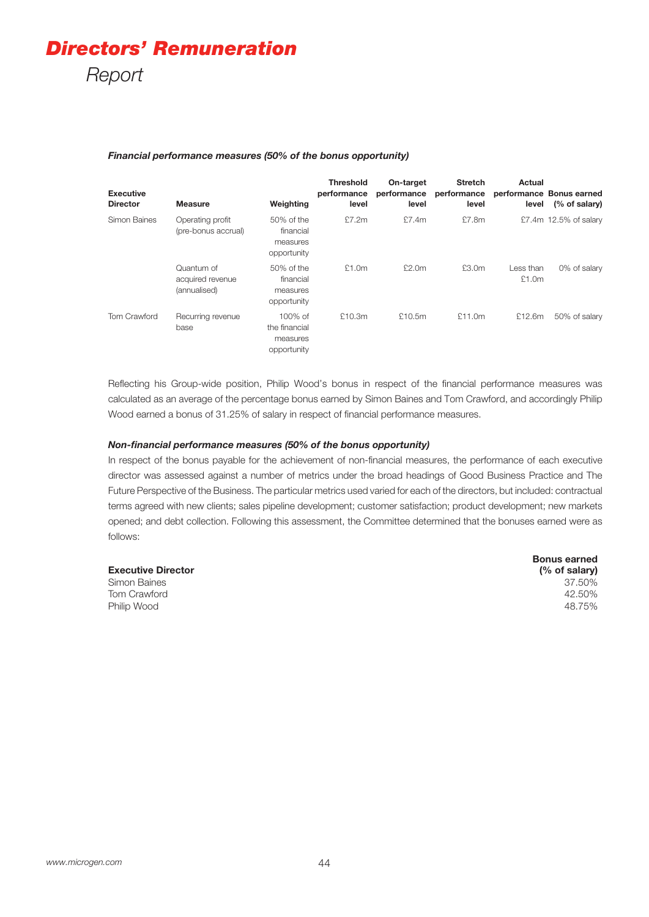# Directors' Remuneration Report

***Financial performance measures (50% of the bonus opportunity)***

| Executive Director | Measure | Weighting | Threshold performance level | On-target performance level | Stretch performance level | Actual performance level | Bonus earned (% of salary) |
|---|---|---|---|---|---|---|---|
| Simon Baines | Operating profit (pre-bonus accrual) | 50% of the financial measures opportunity | £7.2m | £7.4m | £7.8m | £7.4m | 12.5% of salary |
| | Quantum of acquired revenue (annualised) | 50% of the financial measures opportunity | £1.0m | £2.0m | £3.0m | Less than £1.0m | 0% of salary |
| Tom Crawford | Recurring revenue base | 100% of the financial measures opportunity | £10.3m | £10.5m | £11.0m | £12.6m | 50% of salary |

Reflecting his Group-wide position, Philip Wood's bonus in respect of the financial performance measures was calculated as an average of the percentage bonus earned by Simon Baines and Tom Crawford, and accordingly Philip Wood earned a bonus of 31.25% of salary in respect of financial performance measures.

***Non-financial performance measures (50% of the bonus opportunity)***

In respect of the bonus payable for the achievement of non-financial measures, the performance of each executive director was assessed against a number of metrics under the broad headings of Good Business Practice and The Future Perspective of the Business. The particular metrics used varied for each of the directors, but included: contractual terms agreed with new clients; sales pipeline development; customer satisfaction; product development; new markets opened; and debt collection. Following this assessment, the Committee determined that the bonuses earned were as follows:

| Executive Director | Bonus earned (% of salary) |
|---|---|
| Simon Baines | 37.50% |
| Tom Crawford | 42.50% |
| Philip Wood | 48.75% |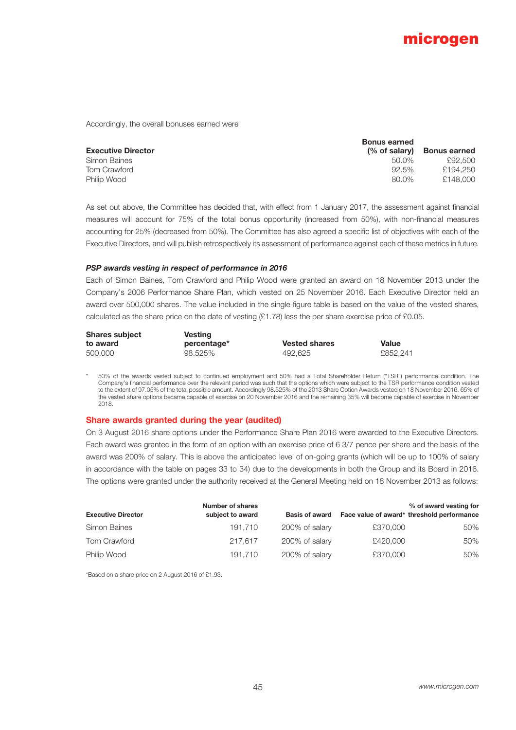Accordingly, the overall bonuses earned were

| Executive Director | Bonus earned (% of salary) | Bonus earned |
|---|---|---|
| Simon Baines | 50.0% | £92,500 |
| Tom Crawford | 92.5% | £194,250 |
| Philip Wood | 80.0% | £148,000 |

As set out above, the Committee has decided that, with effect from 1 January 2017, the assessment against financial measures will account for 75% of the total bonus opportunity (increased from 50%), with non-financial measures accounting for 25% (decreased from 50%). The Committee has also agreed a specific list of objectives with each of the Executive Directors, and will publish retrospectively its assessment of performance against each of these metrics in future.

### *PSP awards vesting in respect of performance in 2016*

Each of Simon Baines, Tom Crawford and Philip Wood were granted an award on 18 November 2013 under the Company's 2006 Performance Share Plan, which vested on 25 November 2016. Each Executive Director held an award over 500,000 shares. The value included in the single figure table is based on the value of the vested shares, calculated as the share price on the date of vesting (£1.78) less the per share exercise price of £0.05.

| Shares subject to award | Vesting percentage* | Vested shares | Value |
|---|---|---|---|
| 500,000 | 98.525% | 492,625 | £852,241 |

\* 50% of the awards vested subject to continued employment and 50% had a Total Shareholder Return ("TSR") performance condition. The Company's financial performance over the relevant period was such that the options which were subject to the TSR performance condition vested to the extent of 97.05% of the total possible amount. Accordingly 98.525% of the 2013 Share Option Awards vested on 18 November 2016. 65% of the vested share options became capable of exercise on 20 November 2016 and the remaining 35% will become capable of exercise in November 2018.

### Share awards granted during the year (audited)

On 3 August 2016 share options under the Performance Share Plan 2016 were awarded to the Executive Directors. Each award was granted in the form of an option with an exercise price of 6 3/7 pence per share and the basis of the award was 200% of salary. This is above the anticipated level of on-going grants (which will be up to 100% of salary in accordance with the table on pages 33 to 34) due to the developments in both the Group and its Board in 2016. The options were granted under the authority received at the General Meeting held on 18 November 2013 as follows:

| Executive Director | Number of shares subject to award | Basis of award | Face value of award* | % of award vesting for threshold performance |
|---|---|---|---|---|
| Simon Baines | 191,710 | 200% of salary | £370,000 | 50% |
| Tom Crawford | 217,617 | 200% of salary | £420,000 | 50% |
| Philip Wood | 191,710 | 200% of salary | £370,000 | 50% |

*Based on a share price on 2 August 2016 of £1.93.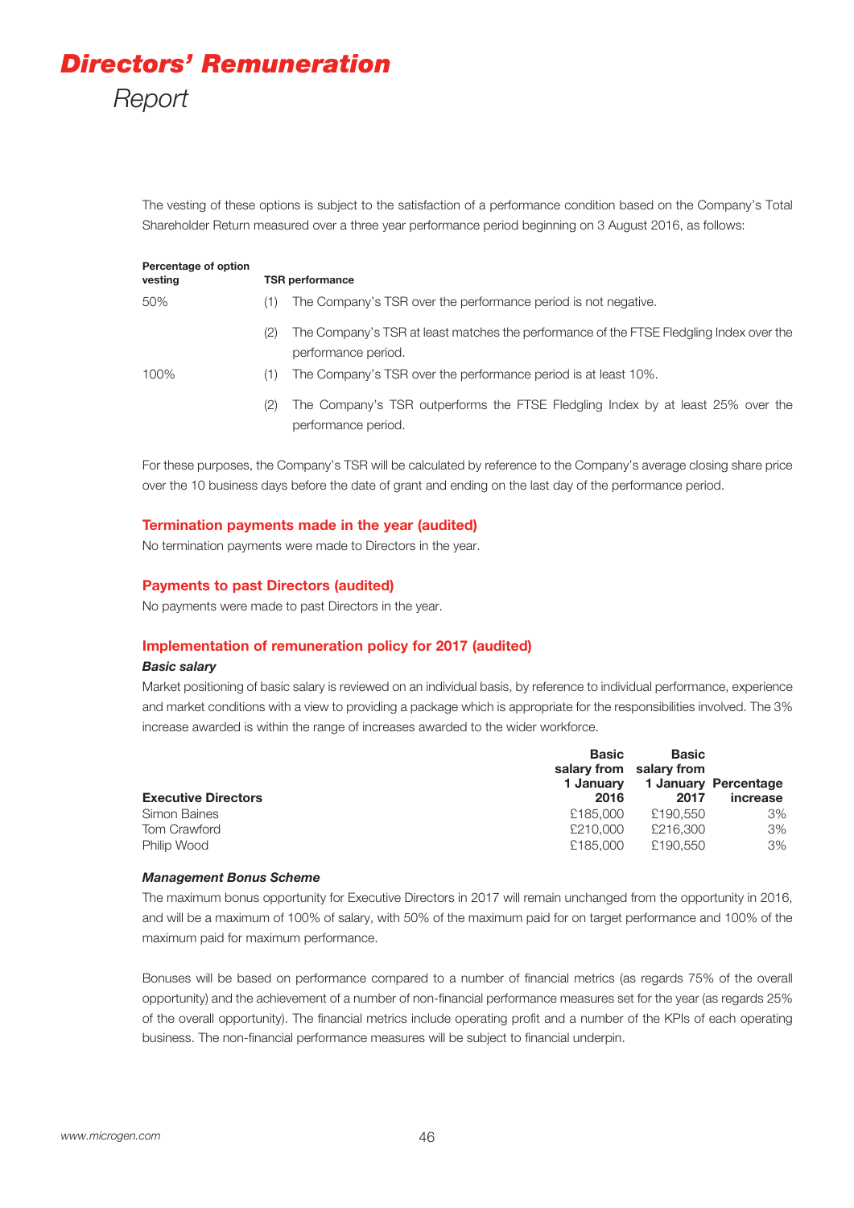# Directors' Remuneration Report

The vesting of these options is subject to the satisfaction of a performance condition based on the Company's Total Shareholder Return measured over a three year performance period beginning on 3 August 2016, as follows:

| Percentage of option vesting | TSR performance |
|---|---|
| 50% | (1) The Company's TSR over the performance period is not negative. |
| | (2) The Company's TSR at least matches the performance of the FTSE Fledgling Index over the performance period. |
| 100% | (1) The Company's TSR over the performance period is at least 10%. |
| | (2) The Company's TSR outperforms the FTSE Fledgling Index by at least 25% over the performance period. |

For these purposes, the Company's TSR will be calculated by reference to the Company's average closing share price over the 10 business days before the date of grant and ending on the last day of the performance period.

### Termination payments made in the year (audited)

No termination payments were made to Directors in the year.

### Payments to past Directors (audited)

No payments were made to past Directors in the year.

### Implementation of remuneration policy for 2017 (audited)

***Basic salary***

Market positioning of basic salary is reviewed on an individual basis, by reference to individual performance, experience and market conditions with a view to providing a package which is appropriate for the responsibilities involved. The 3% increase awarded is within the range of increases awarded to the wider workforce.

| Executive Directors | Basic salary from 1 January 2016 | Basic salary from 1 January 2017 | Percentage increase |
|---|---|---|---|
| Simon Baines | £185,000 | £190,550 | 3% |
| Tom Crawford | £210,000 | £216,300 | 3% |
| Philip Wood | £185,000 | £190,550 | 3% |

***Management Bonus Scheme***

The maximum bonus opportunity for Executive Directors in 2017 will remain unchanged from the opportunity in 2016, and will be a maximum of 100% of salary, with 50% of the maximum paid for on target performance and 100% of the maximum paid for maximum performance.

Bonuses will be based on performance compared to a number of financial metrics (as regards 75% of the overall opportunity) and the achievement of a number of non-financial performance measures set for the year (as regards 25% of the overall opportunity). The financial metrics include operating profit and a number of the KPIs of each operating business. The non-financial performance measures will be subject to financial underpin.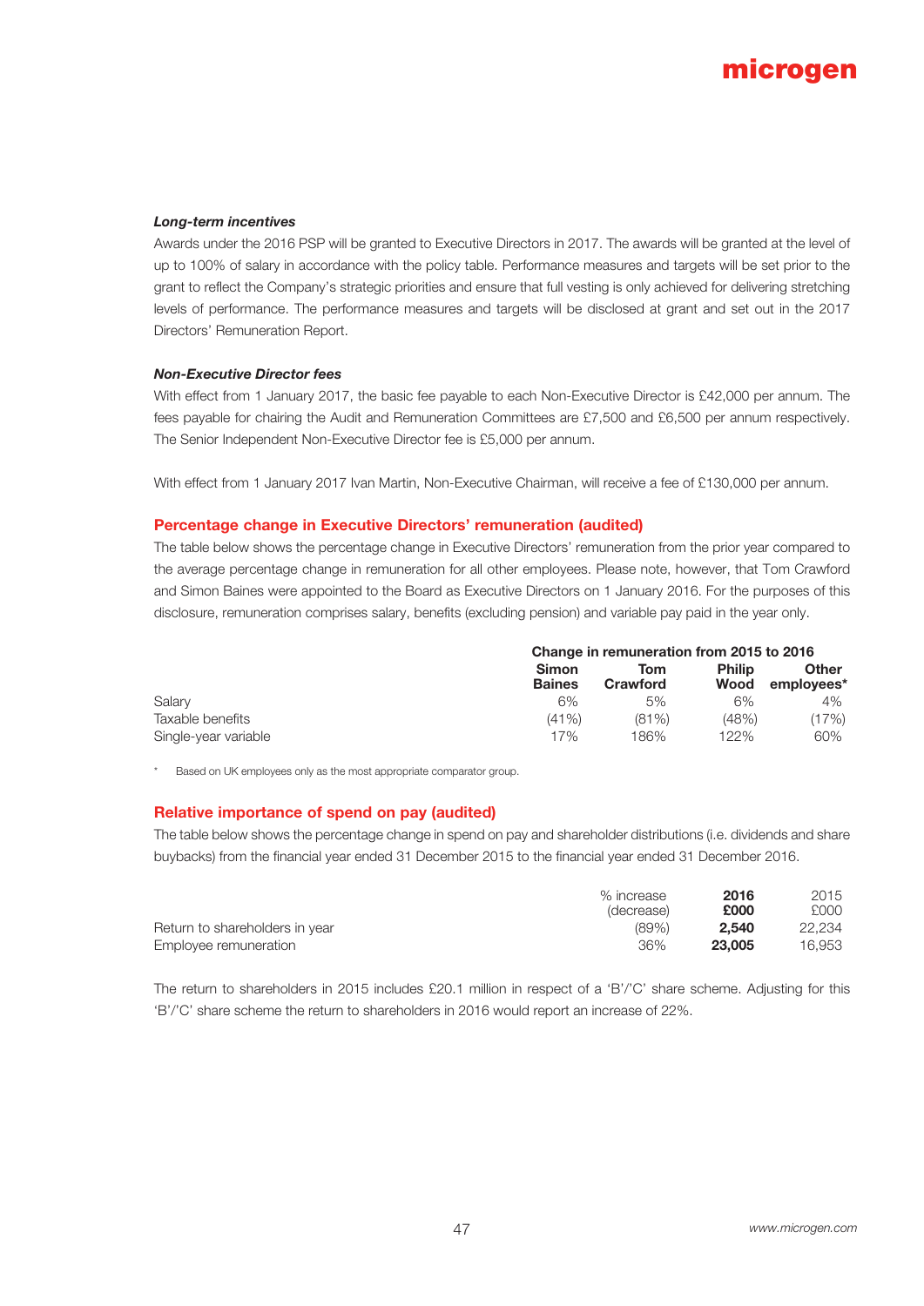### *Long-term incentives*

Awards under the 2016 PSP will be granted to Executive Directors in 2017. The awards will be granted at the level of up to 100% of salary in accordance with the policy table. Performance measures and targets will be set prior to the grant to reflect the Company's strategic priorities and ensure that full vesting is only achieved for delivering stretching levels of performance. The performance measures and targets will be disclosed at grant and set out in the 2017 Directors' Remuneration Report.

### *Non-Executive Director fees*

With effect from 1 January 2017, the basic fee payable to each Non-Executive Director is £42,000 per annum. The fees payable for chairing the Audit and Remuneration Committees are £7,500 and £6,500 per annum respectively. The Senior Independent Non-Executive Director fee is £5,000 per annum.

With effect from 1 January 2017 Ivan Martin, Non-Executive Chairman, will receive a fee of £130,000 per annum.

## Percentage change in Executive Directors' remuneration (audited)

The table below shows the percentage change in Executive Directors' remuneration from the prior year compared to the average percentage change in remuneration for all other employees. Please note, however, that Tom Crawford and Simon Baines were appointed to the Board as Executive Directors on 1 January 2016. For the purposes of this disclosure, remuneration comprises salary, benefits (excluding pension) and variable pay paid in the year only.

| | **Change in remuneration from 2015 to 2016** | | | |
|---|---|---|---|---|
| | **Simon Baines** | **Tom Crawford** | **Philip Wood** | **Other employees*** |
| Salary | 6% | 5% | 6% | 4% |
| Taxable benefits | (41%) | (81%) | (48%) | (17%) |
| Single-year variable | 17% | 186% | 122% | 60% |

\* Based on UK employees only as the most appropriate comparator group.

## Relative importance of spend on pay (audited)

The table below shows the percentage change in spend on pay and shareholder distributions (i.e. dividends and share buybacks) from the financial year ended 31 December 2015 to the financial year ended 31 December 2016.

| | % increase (decrease) | **2016 £000** | 2015 £000 |
|---|---|---|---|
| Return to shareholders in year | (89%) | **2,540** | 22,234 |
| Employee remuneration | 36% | **23,005** | 16,953 |

The return to shareholders in 2015 includes £20.1 million in respect of a 'B'/'C' share scheme. Adjusting for this 'B'/'C' share scheme the return to shareholders in 2016 would report an increase of 22%.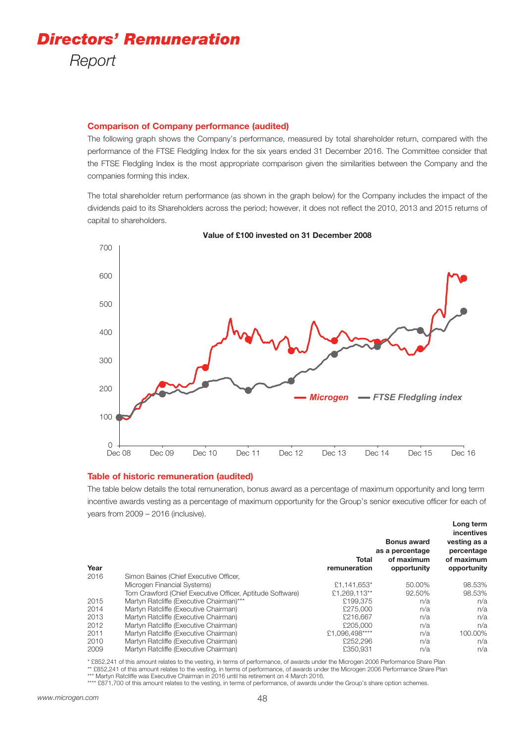# *Directors' Remuneration*

*Report*

## Comparison of Company performance (audited)

The following graph shows the Company's performance, measured by total shareholder return, compared with the performance of the FTSE Fledgling Index for the six years ended 31 December 2016. The Committee consider that the FTSE Fledgling Index is the most appropriate comparison given the similarities between the Company and the companies forming this index.

The total shareholder return performance (as shown in the graph below) for the Company includes the impact of the dividends paid to its Shareholders across the period; however, it does not reflect the 2010, 2013 and 2015 returns of capital to shareholders.

**Value of £100 invested on 31 December 2008**

Microgen — FTSE Fledgling index

## Table of historic remuneration (audited)

The table below details the total remuneration, bonus award as a percentage of maximum opportunity and long term incentive awards vesting as a percentage of maximum opportunity for the Group's senior executive officer for each of years from 2009 – 2016 (inclusive).

| Year | | Total remuneration | Bonus award as a percentage of maximum opportunity | Long term incentives vesting as a percentage of maximum opportunity |
|---|---|---|---|---|
| 2016 | Simon Baines (Chief Executive Officer, Microgen Financial Systems) | £1,141,653* | 50.00% | 98.53% |
| | Tom Crawford (Chief Executive Officer, Aptitude Software) | £1,269,113** | 92.50% | 98.53% |
| 2015 | Martyn Ratcliffe (Executive Chairman)*** | £199,375 | n/a | n/a |
| 2014 | Martyn Ratcliffe (Executive Chairman) | £275,000 | n/a | n/a |
| 2013 | Martyn Ratcliffe (Executive Chairman) | £216,667 | n/a | n/a |
| 2012 | Martyn Ratcliffe (Executive Chairman) | £205,000 | n/a | n/a |
| 2011 | Martyn Ratcliffe (Executive Chairman) | £1,096,498**** | n/a | 100.00% |
| 2010 | Martyn Ratcliffe (Executive Chairman) | £252,296 | n/a | n/a |
| 2009 | Martyn Ratcliffe (Executive Chairman) | £350,931 | n/a | n/a |

* £852,241 of this amount relates to the vesting, in terms of performance, of awards under the Microgen 2006 Performance Share Plan
** £852,241 of this amount relates to the vesting, in terms of performance, of awards under the Microgen 2006 Performance Share Plan
*** Martyn Ratcliffe was Executive Chairman in 2016 until his retirement on 4 March 2016.
**** £871,700 of this amount relates to the vesting, in terms of performance, of awards under the Group's share option schemes.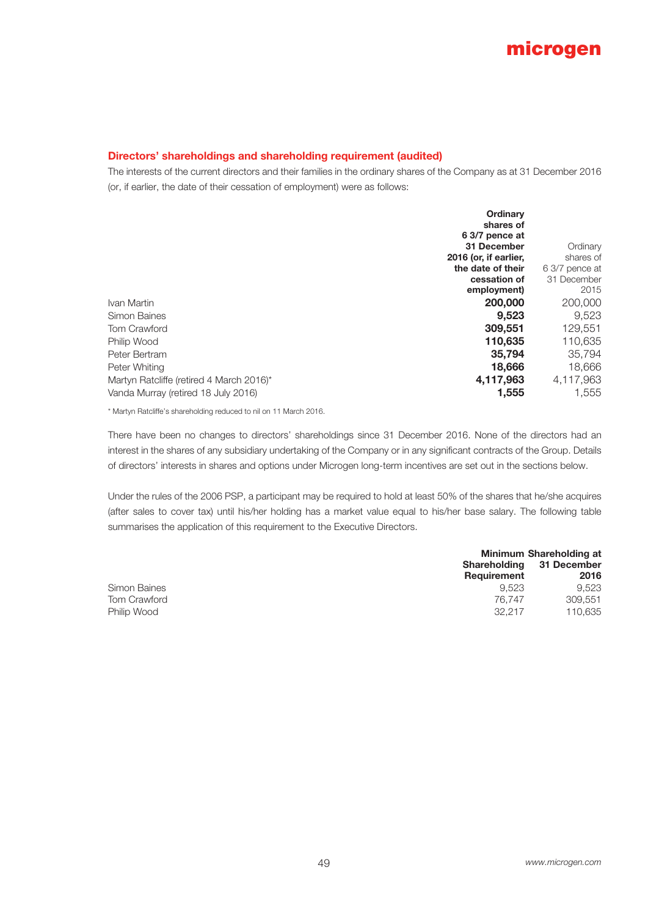## Directors' shareholdings and shareholding requirement (audited)

The interests of the current directors and their families in the ordinary shares of the Company as at 31 December 2016 (or, if earlier, the date of their cessation of employment) were as follows:

| | **Ordinary shares of 6 3/7 pence at 31 December 2016 (or, if earlier, the date of their cessation of employment)** | Ordinary shares of 6 3/7 pence at 31 December 2015 |
|---|---|---|
| Ivan Martin | **200,000** | 200,000 |
| Simon Baines | **9,523** | 9,523 |
| Tom Crawford | **309,551** | 129,551 |
| Philip Wood | **110,635** | 110,635 |
| Peter Bertram | **35,794** | 35,794 |
| Peter Whiting | **18,666** | 18,666 |
| Martyn Ratcliffe (retired 4 March 2016)* | **4,117,963** | 4,117,963 |
| Vanda Murray (retired 18 July 2016) | **1,555** | 1,555 |

* Martyn Ratcliffe's shareholding reduced to nil on 11 March 2016.

There have been no changes to directors' shareholdings since 31 December 2016. None of the directors had an interest in the shares of any subsidiary undertaking of the Company or in any significant contracts of the Group. Details of directors' interests in shares and options under Microgen long-term incentives are set out in the sections below.

Under the rules of the 2006 PSP, a participant may be required to hold at least 50% of the shares that he/she acquires (after sales to cover tax) until his/her holding has a market value equal to his/her base salary. The following table summarises the application of this requirement to the Executive Directors.

| | **Minimum Shareholding Requirement** | **Shareholding at 31 December 2016** |
|---|---|---|
| Simon Baines | 9,523 | 9,523 |
| Tom Crawford | 76,747 | 309,551 |
| Philip Wood | 32,217 | 110,635 |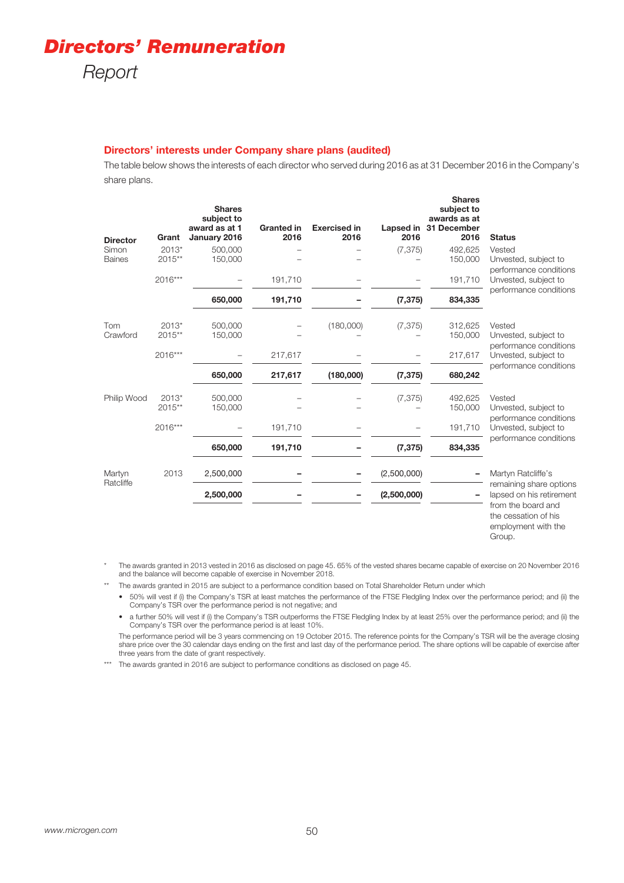# Directors' Remuneration Report

## Directors' interests under Company share plans (audited)

The table below shows the interests of each director who served during 2016 as at 31 December 2016 in the Company's share plans.

| Director | Grant | Shares subject to award as at 1 January 2016 | Granted in 2016 | Exercised in 2016 | Lapsed in 2016 | Shares subject to awards as at 31 December 2016 | Status |
|---|---|---|---|---|---|---|---|
| Simon Baines | 2013* | 500,000 | – | – | (7,375) | 492,625 | Vested |
| | 2015** | 150,000 | – | – | – | 150,000 | Unvested, subject to performance conditions |
| | 2016*** | – | 191,710 | – | – | 191,710 | Unvested, subject to performance conditions |
| | | **650,000** | **191,710** | **–** | **(7,375)** | **834,335** | |
| Tom Crawford | 2013* | 500,000 | – | (180,000) | (7,375) | 312,625 | Vested |
| | 2015** | 150,000 | – | – | – | 150,000 | Unvested, subject to performance conditions |
| | 2016*** | – | 217,617 | – | – | 217,617 | Unvested, subject to performance conditions |
| | | **650,000** | **217,617** | **(180,000)** | **(7,375)** | **680,242** | |
| Philip Wood | 2013* | 500,000 | – | – | (7,375) | 492,625 | Vested |
| | 2015** | 150,000 | – | – | – | 150,000 | Unvested, subject to performance conditions |
| | 2016*** | – | 191,710 | – | – | 191,710 | Unvested, subject to performance conditions |
| | | **650,000** | **191,710** | **–** | **(7,375)** | **834,335** | |
| Martyn Ratcliffe | 2013 | 2,500,000 | – | – | (2,500,000) | – | Martyn Ratcliffe's remaining share options lapsed on his retirement from the board and the cessation of his employment with the Group. |
| | | **2,500,000** | **–** | **–** | **(2,500,000)** | **–** | |

\* The awards granted in 2013 vested in 2016 as disclosed on page 45. 65% of the vested shares became capable of exercise on 20 November 2016 and the balance will become capable of exercise in November 2018.

\*\* The awards granted in 2015 are subject to a performance condition based on Total Shareholder Return under which

- 50% will vest if (i) the Company's TSR at least matches the performance of the FTSE Fledgling Index over the performance period; and (ii) the Company's TSR over the performance period is not negative; and
- a further 50% will vest if (i) the Company's TSR outperforms the FTSE Fledgling Index by at least 25% over the performance period; and (ii) the Company's TSR over the performance period is at least 10%.

The performance period will be 3 years commencing on 19 October 2015. The reference points for the Company's TSR will be the average closing share price over the 30 calendar days ending on the first and last day of the performance period. The share options will be capable of exercise after three years from the date of grant respectively.

\*\*\* The awards granted in 2016 are subject to performance conditions as disclosed on page 45.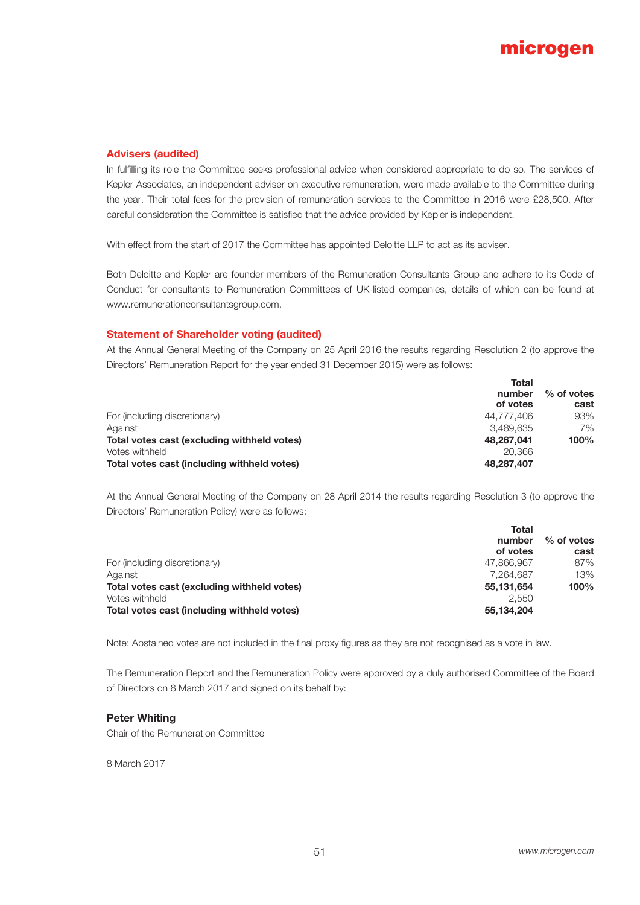### Advisers (audited)

In fulfilling its role the Committee seeks professional advice when considered appropriate to do so. The services of Kepler Associates, an independent adviser on executive remuneration, were made available to the Committee during the year. Their total fees for the provision of remuneration services to the Committee in 2016 were £28,500. After careful consideration the Committee is satisfied that the advice provided by Kepler is independent.

With effect from the start of 2017 the Committee has appointed Deloitte LLP to act as its adviser.

Both Deloitte and Kepler are founder members of the Remuneration Consultants Group and adhere to its Code of Conduct for consultants to Remuneration Committees of UK-listed companies, details of which can be found at www.remunerationconsultantsgroup.com.

### Statement of Shareholder voting (audited)

At the Annual General Meeting of the Company on 25 April 2016 the results regarding Resolution 2 (to approve the Directors' Remuneration Report for the year ended 31 December 2015) were as follows:

| | **Total number of votes** | **% of votes cast** |
|---|---|---|
| For (including discretionary) | 44,777,406 | 93% |
| Against | 3,489,635 | 7% |
| **Total votes cast (excluding withheld votes)** | **48,267,041** | **100%** |
| Votes withheld | 20,366 | |
| **Total votes cast (including withheld votes)** | **48,287,407** | |

At the Annual General Meeting of the Company on 28 April 2014 the results regarding Resolution 3 (to approve the Directors' Remuneration Policy) were as follows:

| | **Total number of votes** | **% of votes cast** |
|---|---|---|
| For (including discretionary) | 47,866,967 | 87% |
| Against | 7,264,687 | 13% |
| **Total votes cast (excluding withheld votes)** | **55,131,654** | **100%** |
| Votes withheld | 2,550 | |
| **Total votes cast (including withheld votes)** | **55,134,204** | |

Note: Abstained votes are not included in the final proxy figures as they are not recognised as a vote in law.

The Remuneration Report and the Remuneration Policy were approved by a duly authorised Committee of the Board of Directors on 8 March 2017 and signed on its behalf by:

**Peter Whiting**

Chair of the Remuneration Committee

8 March 2017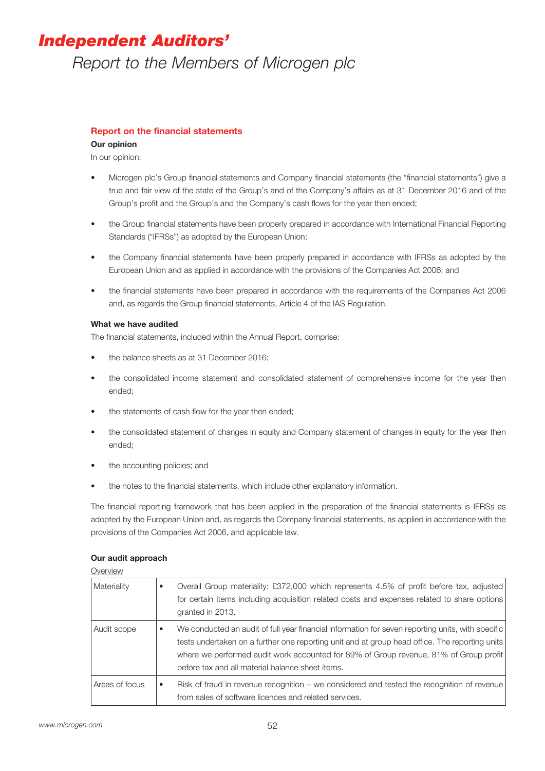# Independent Auditors'

## Report to the Members of Microgen plc

### Report on the financial statements

**Our opinion**

In our opinion:

- Microgen plc's Group financial statements and Company financial statements (the "financial statements") give a true and fair view of the state of the Group's and of the Company's affairs as at 31 December 2016 and of the Group's profit and the Group's and the Company's cash flows for the year then ended;
- the Group financial statements have been properly prepared in accordance with International Financial Reporting Standards ("IFRSs") as adopted by the European Union;
- the Company financial statements have been properly prepared in accordance with IFRSs as adopted by the European Union and as applied in accordance with the provisions of the Companies Act 2006; and
- the financial statements have been prepared in accordance with the requirements of the Companies Act 2006 and, as regards the Group financial statements, Article 4 of the IAS Regulation.

**What we have audited**

The financial statements, included within the Annual Report, comprise:

- the balance sheets as at 31 December 2016;
- the consolidated income statement and consolidated statement of comprehensive income for the year then ended;
- the statements of cash flow for the year then ended;
- the consolidated statement of changes in equity and Company statement of changes in equity for the year then ended;
- the accounting policies; and
- the notes to the financial statements, which include other explanatory information.

The financial reporting framework that has been applied in the preparation of the financial statements is IFRSs as adopted by the European Union and, as regards the Company financial statements, as applied in accordance with the provisions of the Companies Act 2006, and applicable law.

**Our audit approach**

Overview

| | |
|---|---|
| Materiality | • Overall Group materiality: £372,000 which represents 4.5% of profit before tax, adjusted for certain items including acquisition related costs and expenses related to share options granted in 2013. |
| Audit scope | • We conducted an audit of full year financial information for seven reporting units, with specific tests undertaken on a further one reporting unit and at group head office. The reporting units where we performed audit work accounted for 89% of Group revenue, 81% of Group profit before tax and all material balance sheet items. |
| Areas of focus | • Risk of fraud in revenue recognition – we considered and tested the recognition of revenue from sales of software licences and related services. |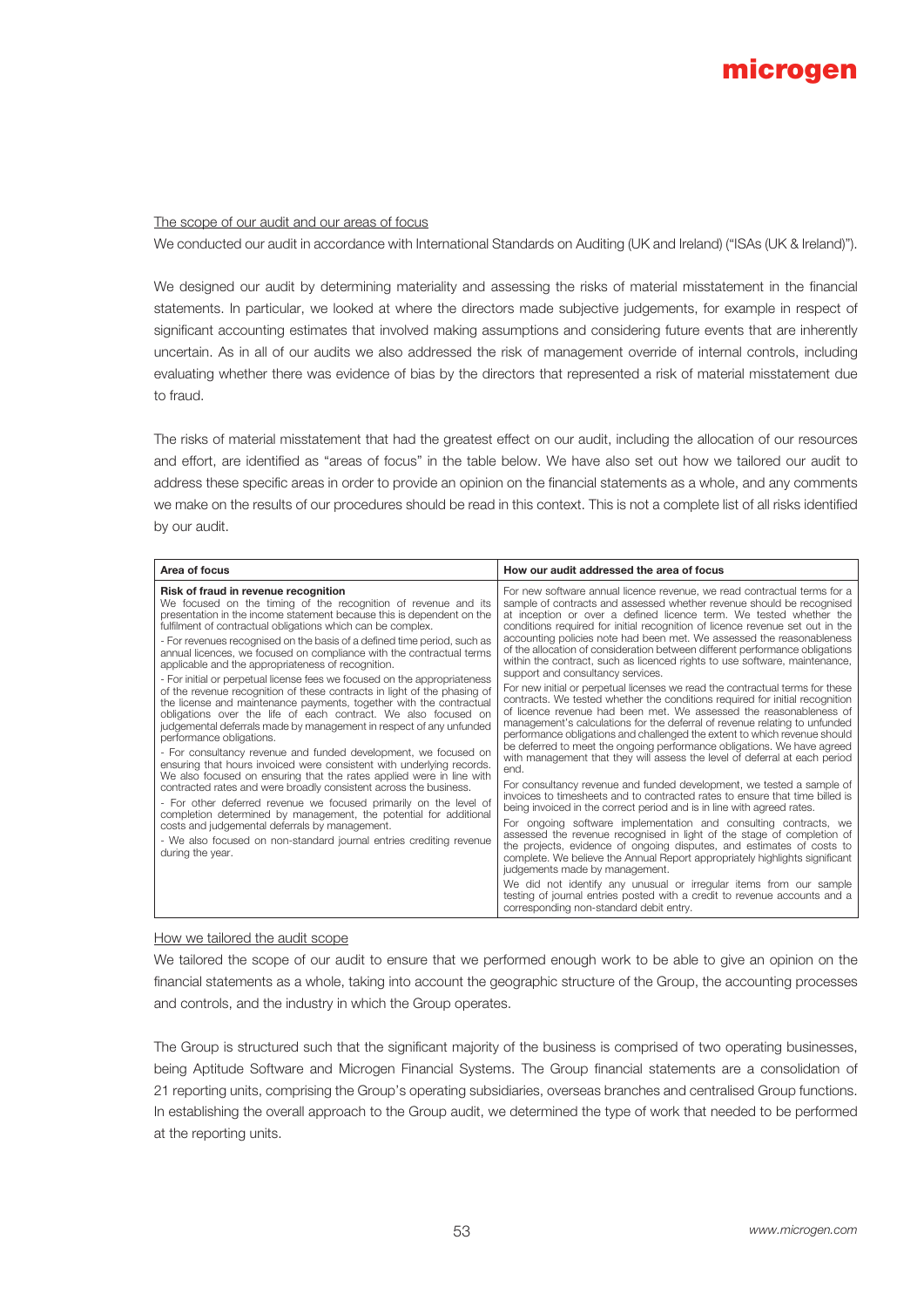The scope of our audit and our areas of focus

We conducted our audit in accordance with International Standards on Auditing (UK and Ireland) ("ISAs (UK & Ireland)").

We designed our audit by determining materiality and assessing the risks of material misstatement in the financial statements. In particular, we looked at where the directors made subjective judgements, for example in respect of significant accounting estimates that involved making assumptions and considering future events that are inherently uncertain. As in all of our audits we also addressed the risk of management override of internal controls, including evaluating whether there was evidence of bias by the directors that represented a risk of material misstatement due to fraud.

The risks of material misstatement that had the greatest effect on our audit, including the allocation of our resources and effort, are identified as "areas of focus" in the table below. We have also set out how we tailored our audit to address these specific areas in order to provide an opinion on the financial statements as a whole, and any comments we make on the results of our procedures should be read in this context. This is not a complete list of all risks identified by our audit.

| Area of focus | How our audit addressed the area of focus |
|---|---|
| **Risk of fraud in revenue recognition**<br>We focused on the timing of the recognition of revenue and its presentation in the income statement because this is dependent on the fulfilment of contractual obligations which can be complex.<br>- For revenues recognised on the basis of a defined time period, such as annual licences, we focused on compliance with the contractual terms applicable and the appropriateness of recognition.<br>- For initial or perpetual license fees we focused on the appropriateness of the revenue recognition of these contracts in light of the phasing of the license and maintenance payments, together with the contractual obligations over the life of each contract. We also focused on judgemental deferrals made by management in respect of any unfunded performance obligations.<br>- For consultancy revenue and funded development, we focused on ensuring that hours invoiced were consistent with underlying records. We also focused on ensuring that the rates applied were in line with contracted rates and were broadly consistent across the business.<br>- For other deferred revenue we focused primarily on the level of completion determined by management, the potential for additional costs and judgemental deferrals by management.<br>- We also focused on non-standard journal entries crediting revenue during the year. | For new software annual licence revenue, we read contractual terms for a sample of contracts and assessed whether revenue should be recognised at inception or over a defined licence term. We tested whether the conditions required for initial recognition of licence revenue set out in the accounting policies note had been met. We assessed the reasonableness of the allocation of consideration between different performance obligations within the contract, such as licenced rights to use software, maintenance, support and consultancy services.<br>For new initial or perpetual licenses we read the contractual terms for these contracts. We tested whether the conditions required for initial recognition of licence revenue had been met. We assessed the reasonableness of management's calculations for the deferral of revenue relating to unfunded performance obligations and challenged the extent to which revenue should be deferred to meet the ongoing performance obligations. We have agreed with management that they will assess the level of deferral at each period end.<br>For consultancy revenue and funded development, we tested a sample of invoices to timesheets and to contracted rates to ensure that time billed is being invoiced in the correct period and is in line with agreed rates.<br>For ongoing software implementation and consulting contracts, we assessed the revenue recognised in light of the stage of completion of the projects, evidence of ongoing disputes, and estimates of costs to complete. We believe the Annual Report appropriately highlights significant judgements made by management.<br>We did not identify any unusual or irregular items from our sample testing of journal entries posted with a credit to revenue accounts and a corresponding non-standard debit entry. |

How we tailored the audit scope

We tailored the scope of our audit to ensure that we performed enough work to be able to give an opinion on the financial statements as a whole, taking into account the geographic structure of the Group, the accounting processes and controls, and the industry in which the Group operates.

The Group is structured such that the significant majority of the business is comprised of two operating businesses, being Aptitude Software and Microgen Financial Systems. The Group financial statements are a consolidation of 21 reporting units, comprising the Group's operating subsidiaries, overseas branches and centralised Group functions. In establishing the overall approach to the Group audit, we determined the type of work that needed to be performed at the reporting units.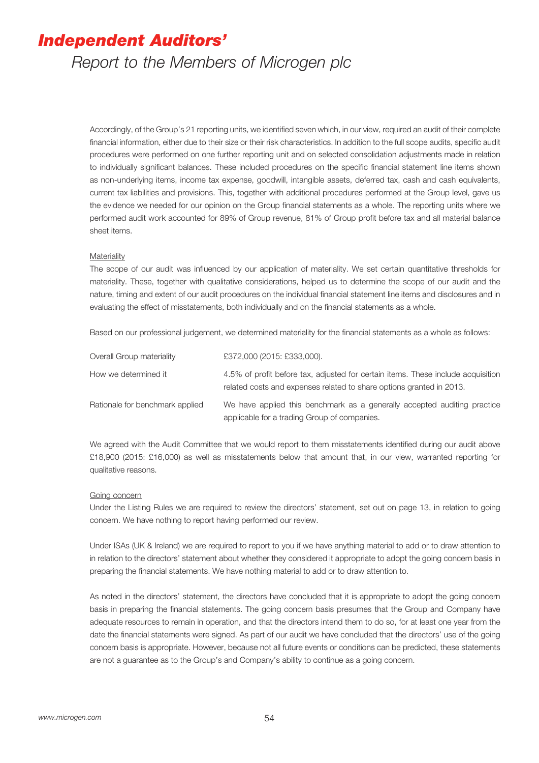Accordingly, of the Group's 21 reporting units, we identified seven which, in our view, required an audit of their complete financial information, either due to their size or their risk characteristics. In addition to the full scope audits, specific audit procedures were performed on one further reporting unit and on selected consolidation adjustments made in relation to individually significant balances. These included procedures on the specific financial statement line items shown as non-underlying items, income tax expense, goodwill, intangible assets, deferred tax, cash and cash equivalents, current tax liabilities and provisions. This, together with additional procedures performed at the Group level, gave us the evidence we needed for our opinion on the Group financial statements as a whole. The reporting units where we performed audit work accounted for 89% of Group revenue, 81% of Group profit before tax and all material balance sheet items.

Materiality

The scope of our audit was influenced by our application of materiality. We set certain quantitative thresholds for materiality. These, together with qualitative considerations, helped us to determine the scope of our audit and the nature, timing and extent of our audit procedures on the individual financial statement line items and disclosures and in evaluating the effect of misstatements, both individually and on the financial statements as a whole.

Based on our professional judgement, we determined materiality for the financial statements as a whole as follows:

| | |
|---|---|
| Overall Group materiality | £372,000 (2015: £333,000). |
| How we determined it | 4.5% of profit before tax, adjusted for certain items. These include acquisition related costs and expenses related to share options granted in 2013. |
| Rationale for benchmark applied | We have applied this benchmark as a generally accepted auditing practice applicable for a trading Group of companies. |

We agreed with the Audit Committee that we would report to them misstatements identified during our audit above £18,900 (2015: £16,000) as well as misstatements below that amount that, in our view, warranted reporting for qualitative reasons.

Going concern

Under the Listing Rules we are required to review the directors' statement, set out on page 13, in relation to going concern. We have nothing to report having performed our review.

Under ISAs (UK & Ireland) we are required to report to you if we have anything material to add or to draw attention to in relation to the directors' statement about whether they considered it appropriate to adopt the going concern basis in preparing the financial statements. We have nothing material to add or to draw attention to.

As noted in the directors' statement, the directors have concluded that it is appropriate to adopt the going concern basis in preparing the financial statements. The going concern basis presumes that the Group and Company have adequate resources to remain in operation, and that the directors intend them to do so, for at least one year from the date the financial statements were signed. As part of our audit we have concluded that the directors' use of the going concern basis is appropriate. However, because not all future events or conditions can be predicted, these statements are not a guarantee as to the Group's and Company's ability to continue as a going concern.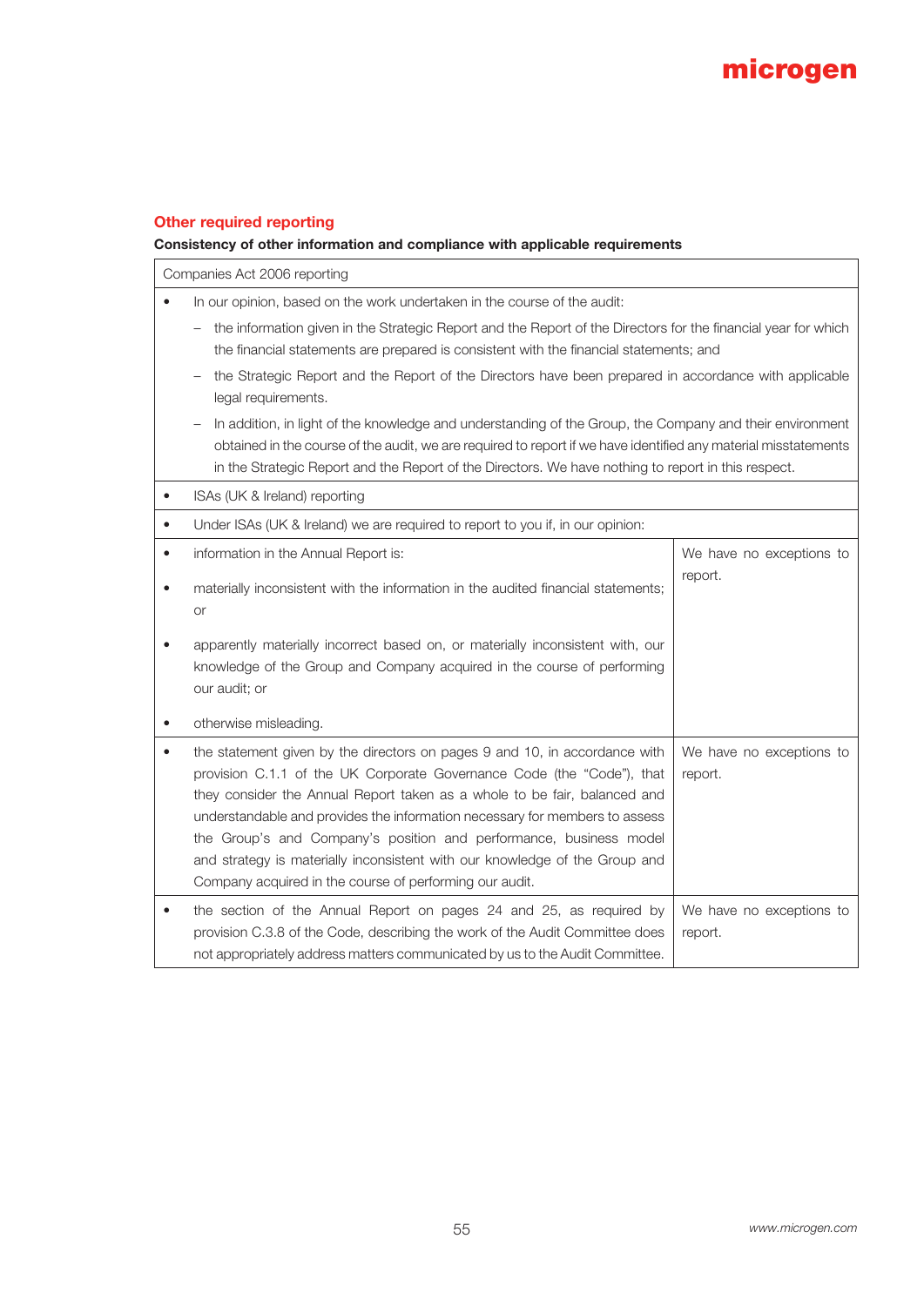## Other required reporting

**Consistency of other information and compliance with applicable requirements**

| Companies Act 2006 reporting | |
|---|---|
| • In our opinion, based on the work undertaken in the course of the audit:<br>– the information given in the Strategic Report and the Report of the Directors for the financial year for which the financial statements are prepared is consistent with the financial statements; and<br>– the Strategic Report and the Report of the Directors have been prepared in accordance with applicable legal requirements.<br>– In addition, in light of the knowledge and understanding of the Group, the Company and their environment obtained in the course of the audit, we are required to report if we have identified any material misstatements in the Strategic Report and the Report of the Directors. We have nothing to report in this respect. | |
| • ISAs (UK & Ireland) reporting | |
| • Under ISAs (UK & Ireland) we are required to report to you if, in our opinion: | |
| • information in the Annual Report is:<br>• materially inconsistent with the information in the audited financial statements; or<br>• apparently materially incorrect based on, or materially inconsistent with, our knowledge of the Group and Company acquired in the course of performing our audit; or<br>• otherwise misleading. | We have no exceptions to report. |
| • the statement given by the directors on pages 9 and 10, in accordance with provision C.1.1 of the UK Corporate Governance Code (the "Code"), that they consider the Annual Report taken as a whole to be fair, balanced and understandable and provides the information necessary for members to assess the Group's and Company's position and performance, business model and strategy is materially inconsistent with our knowledge of the Group and Company acquired in the course of performing our audit. | We have no exceptions to report. |
| • the section of the Annual Report on pages 24 and 25, as required by provision C.3.8 of the Code, describing the work of the Audit Committee does not appropriately address matters communicated by us to the Audit Committee. | We have no exceptions to report. |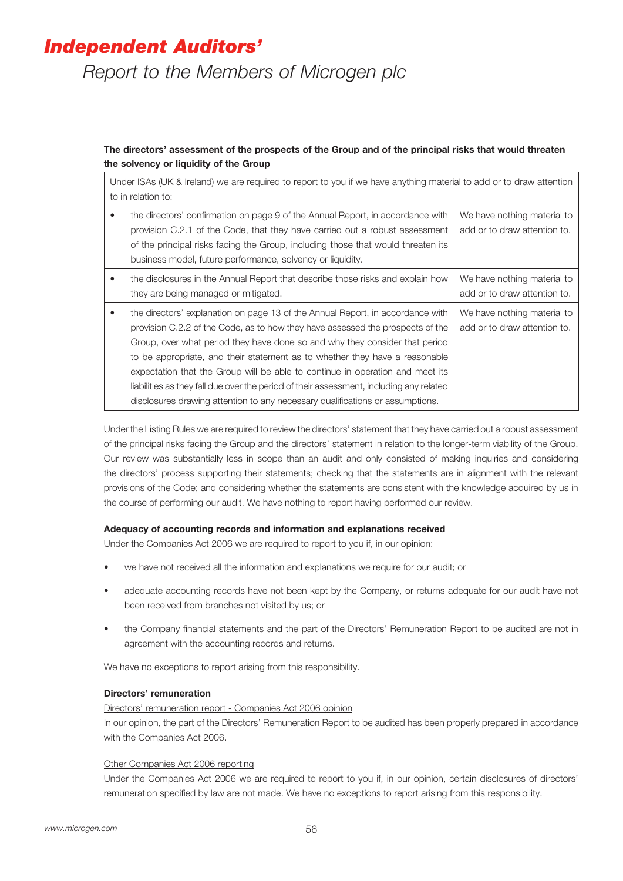# *Independent Auditors'*

## *Report to the Members of Microgen plc*

**The directors' assessment of the prospects of the Group and of the principal risks that would threaten the solvency or liquidity of the Group**

| Under ISAs (UK & Ireland) we are required to report to you if we have anything material to add or to draw attention to in relation to: | |
|---|---|
| • the directors' confirmation on page 9 of the Annual Report, in accordance with provision C.2.1 of the Code, that they have carried out a robust assessment of the principal risks facing the Group, including those that would threaten its business model, future performance, solvency or liquidity. | We have nothing material to add or to draw attention to. |
| • the disclosures in the Annual Report that describe those risks and explain how they are being managed or mitigated. | We have nothing material to add or to draw attention to. |
| • the directors' explanation on page 13 of the Annual Report, in accordance with provision C.2.2 of the Code, as to how they have assessed the prospects of the Group, over what period they have done so and why they consider that period to be appropriate, and their statement as to whether they have a reasonable expectation that the Group will be able to continue in operation and meet its liabilities as they fall due over the period of their assessment, including any related disclosures drawing attention to any necessary qualifications or assumptions. | We have nothing material to add or to draw attention to. |

Under the Listing Rules we are required to review the directors' statement that they have carried out a robust assessment of the principal risks facing the Group and the directors' statement in relation to the longer-term viability of the Group. Our review was substantially less in scope than an audit and only consisted of making inquiries and considering the directors' process supporting their statements; checking that the statements are in alignment with the relevant provisions of the Code; and considering whether the statements are consistent with the knowledge acquired by us in the course of performing our audit. We have nothing to report having performed our review.

**Adequacy of accounting records and information and explanations received**

Under the Companies Act 2006 we are required to report to you if, in our opinion:

- we have not received all the information and explanations we require for our audit; or
- adequate accounting records have not been kept by the Company, or returns adequate for our audit have not been received from branches not visited by us; or
- the Company financial statements and the part of the Directors' Remuneration Report to be audited are not in agreement with the accounting records and returns.

We have no exceptions to report arising from this responsibility.

**Directors' remuneration**

Directors' remuneration report - Companies Act 2006 opinion

In our opinion, the part of the Directors' Remuneration Report to be audited has been properly prepared in accordance with the Companies Act 2006.

Other Companies Act 2006 reporting

Under the Companies Act 2006 we are required to report to you if, in our opinion, certain disclosures of directors' remuneration specified by law are not made. We have no exceptions to report arising from this responsibility.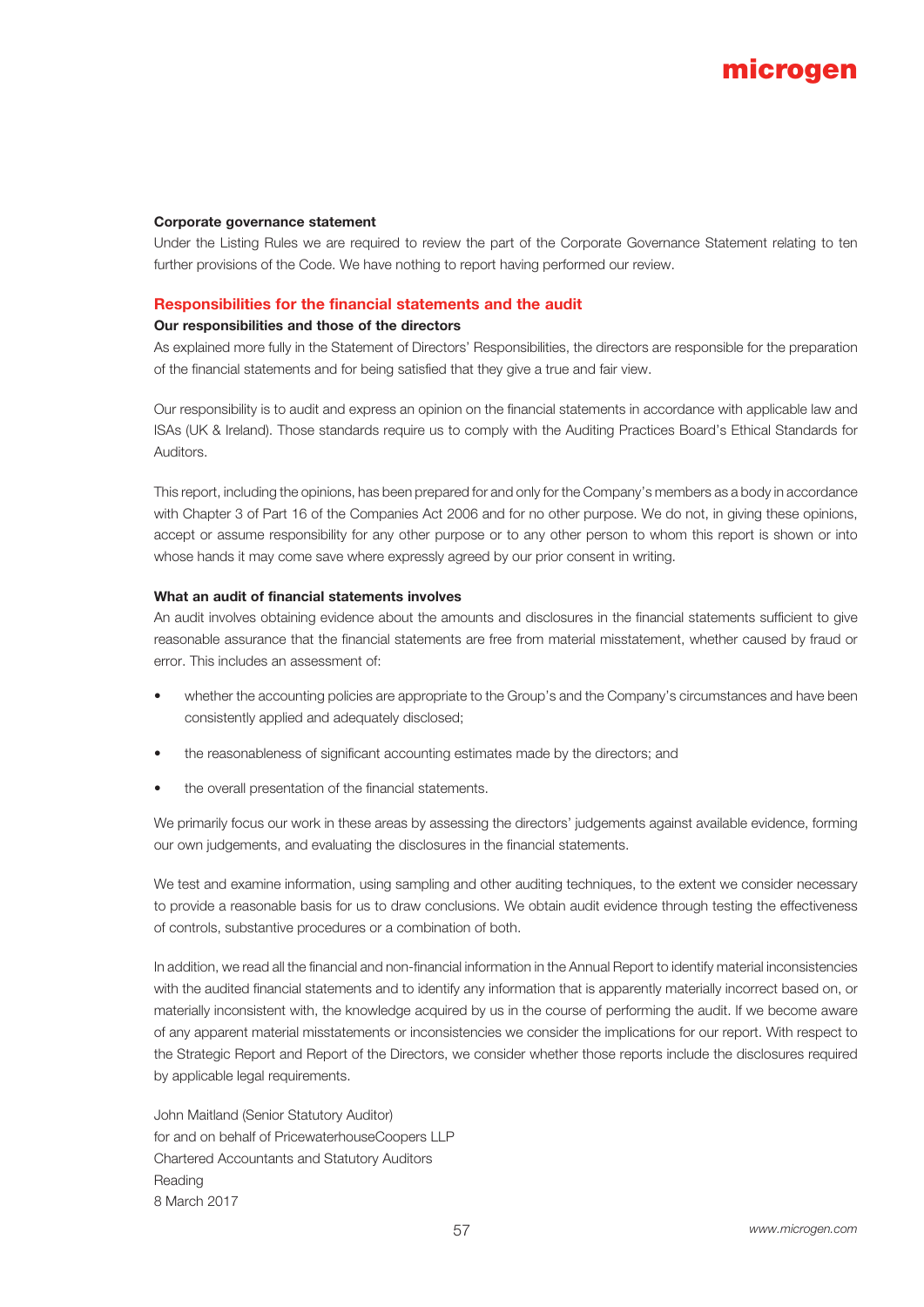### Corporate governance statement

Under the Listing Rules we are required to review the part of the Corporate Governance Statement relating to ten further provisions of the Code. We have nothing to report having performed our review.

## Responsibilities for the financial statements and the audit

### Our responsibilities and those of the directors

As explained more fully in the Statement of Directors' Responsibilities, the directors are responsible for the preparation of the financial statements and for being satisfied that they give a true and fair view.

Our responsibility is to audit and express an opinion on the financial statements in accordance with applicable law and ISAs (UK & Ireland). Those standards require us to comply with the Auditing Practices Board's Ethical Standards for Auditors.

This report, including the opinions, has been prepared for and only for the Company's members as a body in accordance with Chapter 3 of Part 16 of the Companies Act 2006 and for no other purpose. We do not, in giving these opinions, accept or assume responsibility for any other purpose or to any other person to whom this report is shown or into whose hands it may come save where expressly agreed by our prior consent in writing.

### What an audit of financial statements involves

An audit involves obtaining evidence about the amounts and disclosures in the financial statements sufficient to give reasonable assurance that the financial statements are free from material misstatement, whether caused by fraud or error. This includes an assessment of:

- whether the accounting policies are appropriate to the Group's and the Company's circumstances and have been consistently applied and adequately disclosed;
- the reasonableness of significant accounting estimates made by the directors; and
- the overall presentation of the financial statements.

We primarily focus our work in these areas by assessing the directors' judgements against available evidence, forming our own judgements, and evaluating the disclosures in the financial statements.

We test and examine information, using sampling and other auditing techniques, to the extent we consider necessary to provide a reasonable basis for us to draw conclusions. We obtain audit evidence through testing the effectiveness of controls, substantive procedures or a combination of both.

In addition, we read all the financial and non-financial information in the Annual Report to identify material inconsistencies with the audited financial statements and to identify any information that is apparently materially incorrect based on, or materially inconsistent with, the knowledge acquired by us in the course of performing the audit. If we become aware of any apparent material misstatements or inconsistencies we consider the implications for our report. With respect to the Strategic Report and Report of the Directors, we consider whether those reports include the disclosures required by applicable legal requirements.

John Maitland (Senior Statutory Auditor)
for and on behalf of PricewaterhouseCoopers LLP
Chartered Accountants and Statutory Auditors
Reading
8 March 2017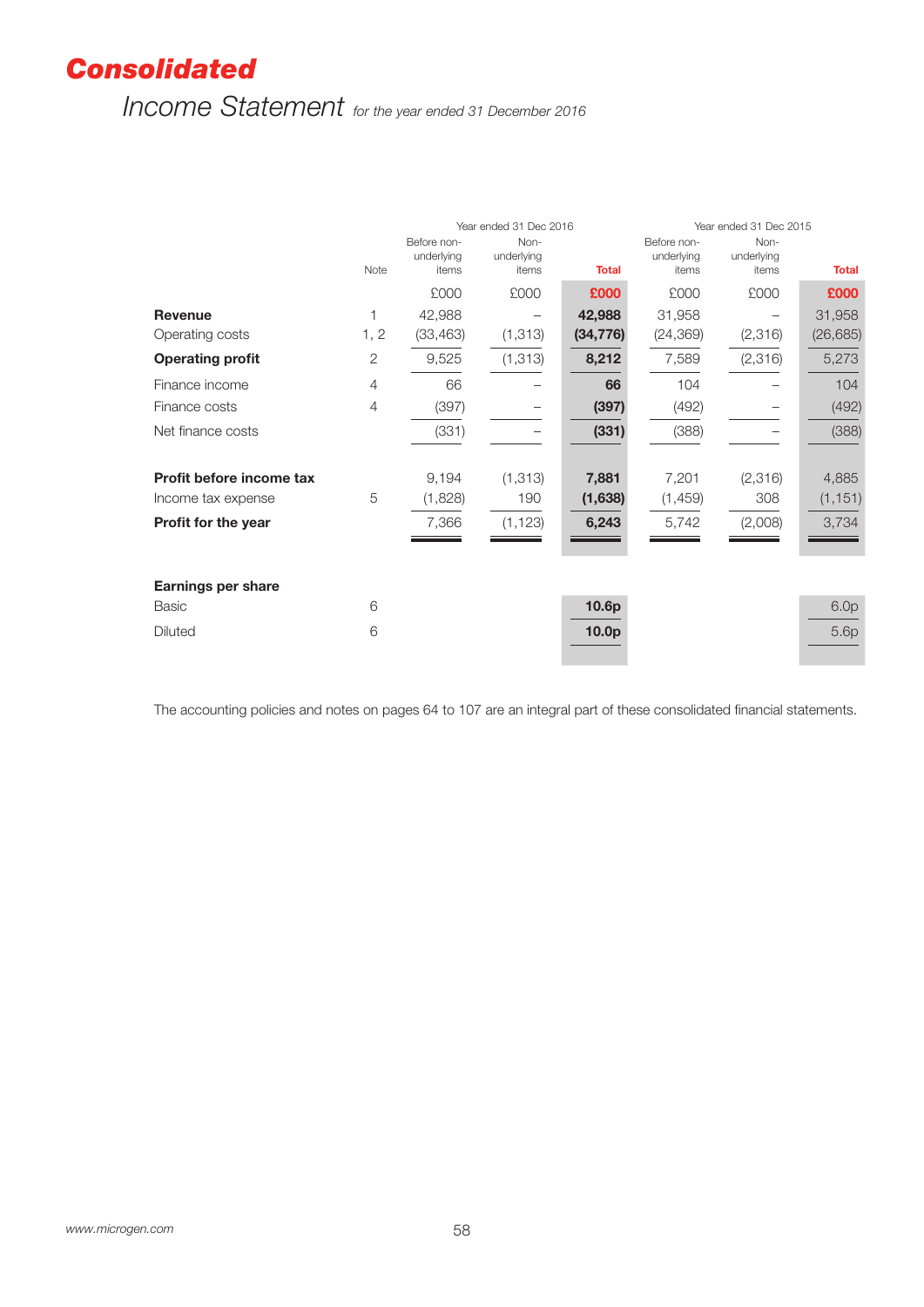# Consolidated

## Income Statement *for the year ended 31 December 2016*

| | Note | Year ended 31 Dec 2016 | | | Year ended 31 Dec 2015 | | |
|---|---|---|---|---|---|---|---|
| | | Before non-underlying items | Non-underlying items | **Total** | Before non-underlying items | Non-underlying items | **Total** |
| | | £000 | £000 | **£000** | £000 | £000 | **£000** |
| **Revenue** | 1 | 42,988 | – | **42,988** | 31,958 | – | 31,958 |
| Operating costs | 1, 2 | (33,463) | (1,313) | **(34,776)** | (24,369) | (2,316) | (26,685) |
| **Operating profit** | 2 | 9,525 | (1,313) | **8,212** | 7,589 | (2,316) | 5,273 |
| Finance income | 4 | 66 | – | **66** | 104 | – | 104 |
| Finance costs | 4 | (397) | – | **(397)** | (492) | – | (492) |
| Net finance costs | | (331) | – | **(331)** | (388) | – | (388) |
| **Profit before income tax** | | 9,194 | (1,313) | **7,881** | 7,201 | (2,316) | 4,885 |
| Income tax expense | 5 | (1,828) | 190 | **(1,638)** | (1,459) | 308 | (1,151) |
| **Profit for the year** | | 7,366 | (1,123) | **6,243** | 5,742 | (2,008) | 3,734 |
| **Earnings per share** | | | | | | | |
| Basic | 6 | | | **10.6p** | | | 6.0p |
| Diluted | 6 | | | **10.0p** | | | 5.6p |

The accounting policies and notes on pages 64 to 107 are an integral part of these consolidated financial statements.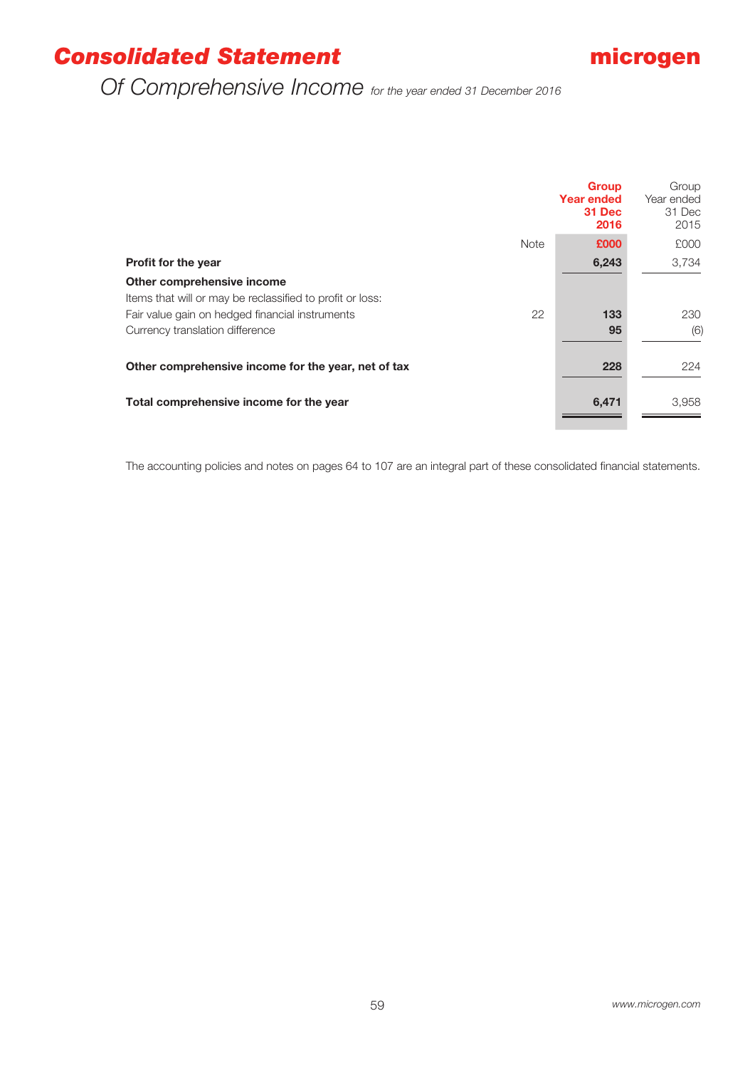# Consolidated Statement

## Of Comprehensive Income *for the year ended 31 December 2016*

| | Note | Group Year ended 31 Dec 2016 | Group Year ended 31 Dec 2015 |
|---|---|---|---|
| | | £000 | £000 |
| **Profit for the year** | | **6,243** | 3,734 |
| **Other comprehensive income** | | | |
| Items that will or may be reclassified to profit or loss: | | | |
| Fair value gain on hedged financial instruments | 22 | **133** | 230 |
| Currency translation difference | | **95** | (6) |
| **Other comprehensive income for the year, net of tax** | | **228** | 224 |
| **Total comprehensive income for the year** | | **6,471** | 3,958 |

The accounting policies and notes on pages 64 to 107 are an integral part of these consolidated financial statements.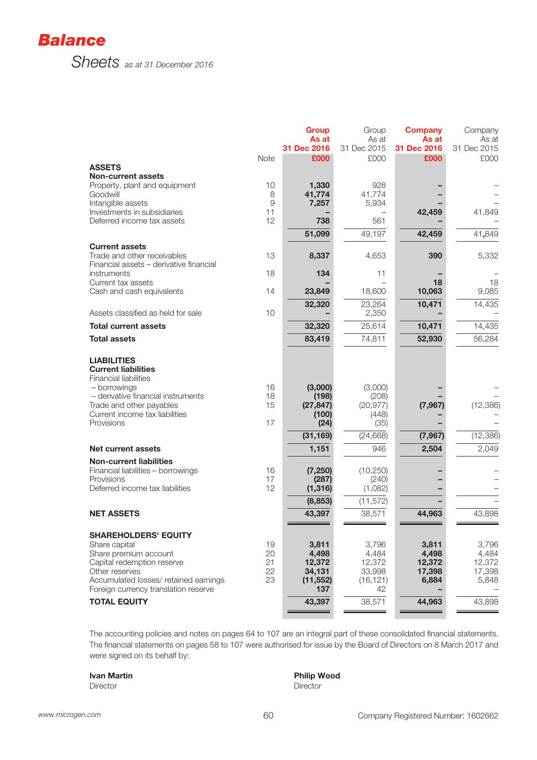# Balance

## Sheets *as at 31 December 2016*

| | Note | **Group As at 31 Dec 2016 £000** | Group As at 31 Dec 2015 £000 | **Company As at 31 Dec 2016 £000** | Company As at 31 Dec 2015 £000 |
|---|---|---|---|---|---|
| **ASSETS** | | | | | |
| **Non-current assets** | | | | | |
| Property, plant and equipment | 10 | **1,330** | 928 | **–** | – |
| Goodwill | 8 | **41,774** | 41,774 | **–** | – |
| Intangible assets | 9 | **7,257** | 5,934 | **–** | – |
| Investments in subsidiaries | 11 | **–** | – | **42,459** | 41,849 |
| Deferred income tax assets | 12 | **738** | 561 | **–** | – |
| | | **51,099** | 49,197 | **42,459** | 41,849 |
| **Current assets** | | | | | |
| Trade and other receivables | 13 | **8,337** | 4,653 | **390** | 5,332 |
| Financial assets – derivative financial instruments | 18 | **134** | 11 | **–** | – |
| Current tax assets | | **–** | – | **18** | 18 |
| Cash and cash equivalents | 14 | **23,849** | 18,600 | **10,063** | 9,085 |
| | | **32,320** | 23,264 | **10,471** | 14,435 |
| Assets classified as held for sale | 10 | **–** | 2,350 | **–** | – |
| **Total current assets** | | **32,320** | 25,614 | **10,471** | 14,435 |
| **Total assets** | | **83,419** | 74,811 | **52,930** | 56,284 |
| **LIABILITIES** | | | | | |
| **Current liabilities** | | | | | |
| Financial liabilities | | | | | |
| – borrowings | 16 | **(3,000)** | (3,000) | **–** | – |
| – derivative financial instruments | 18 | **(198)** | (208) | **–** | – |
| Trade and other payables | 15 | **(27,847)** | (20,977) | **(7,967)** | (12,386) |
| Current income tax liabilities | | **(100)** | (448) | **–** | – |
| Provisions | 17 | **(24)** | (35) | **–** | – |
| | | **(31,169)** | (24,668) | **(7,967)** | (12,386) |
| **Net current assets** | | **1,151** | 946 | **2,504** | 2,049 |
| **Non-current liabilities** | | | | | |
| Financial liabilities – borrowings | 16 | **(7,250)** | (10,250) | **–** | – |
| Provisions | 17 | **(287)** | (240) | **–** | – |
| Deferred income tax liabilities | 12 | **(1,316)** | (1,082) | **–** | – |
| | | **(8,853)** | (11,572) | **–** | – |
| **NET ASSETS** | | **43,397** | 38,571 | **44,963** | 43,898 |
| **SHAREHOLDERS' EQUITY** | | | | | |
| Share capital | 19 | **3,811** | 3,796 | **3,811** | 3,796 |
| Share premium account | 20 | **4,498** | 4,484 | **4,498** | 4,484 |
| Capital redemption reserve | 21 | **12,372** | 12,372 | **12,372** | 12,372 |
| Other reserves | 22 | **34,131** | 33,998 | **17,398** | 17,398 |
| Accumulated losses/ retained earnings | 23 | **(11,552)** | (16,121) | **6,884** | 5,848 |
| Foreign currency translation reserve | | **137** | 42 | **–** | – |
| **TOTAL EQUITY** | | **43,397** | 38,571 | **44,963** | 43,898 |

The accounting policies and notes on pages 64 to 107 are an integral part of these consolidated financial statements. The financial statements on pages 58 to 107 were authorised for issue by the Board of Directors on 8 March 2017 and were signed on its behalf by:

**Ivan Martin**
Director

**Philip Wood**
Director

Company Registered Number: 1602662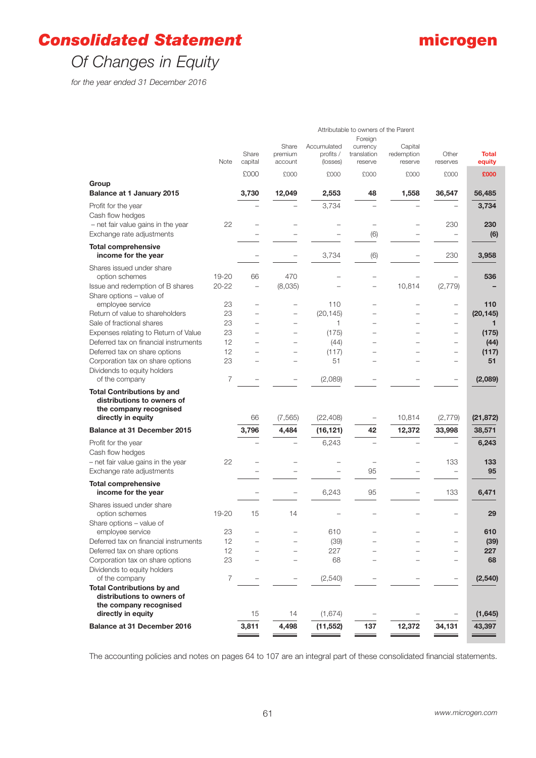# Consolidated Statement
## Of Changes in Equity

*for the year ended 31 December 2016*

| | | Attributable to owners of the Parent | | | | | | |
|---|---|---|---|---|---|---|---|---|
| | Note | Share capital | Share premium account | Accumulated profits / (losses) | Foreign currency translation reserve | Capital redemption reserve | Other reserves | **Total equity** |
| | | £000 | £000 | £000 | £000 | £000 | £000 | **£000** |
| **Group** | | | | | | | | |
| **Balance at 1 January 2015** | | **3,730** | **12,049** | **2,553** | **48** | **1,558** | **36,547** | **56,485** |
| Profit for the year | | – | – | 3,734 | – | – | – | **3,734** |
| Cash flow hedges – net fair value gains in the year | 22 | – | – | – | – | – | 230 | **230** |
| Exchange rate adjustments | | – | – | – | (6) | – | – | **(6)** |
| **Total comprehensive income for the year** | | – | – | 3,734 | (6) | – | 230 | **3,958** |
| Shares issued under share option schemes | 19-20 | 66 | 470 | – | – | – | – | **536** |
| Issue and redemption of B shares | 20-22 | – | (8,035) | – | – | 10,814 | (2,779) | **–** |
| Share options – value of employee service | 23 | – | – | 110 | – | – | – | **110** |
| Return of value to shareholders | 23 | – | – | (20,145) | – | – | – | **(20,145)** |
| Sale of fractional shares | 23 | – | – | 1 | – | – | – | **1** |
| Expenses relating to Return of Value | 23 | – | – | (175) | – | – | – | **(175)** |
| Deferred tax on financial instruments | 12 | – | – | (44) | – | – | – | **(44)** |
| Deferred tax on share options | 12 | – | – | (117) | – | – | – | **(117)** |
| Corporation tax on share options | 23 | – | – | 51 | – | – | – | **51** |
| Dividends to equity holders of the company | 7 | – | – | (2,089) | – | – | – | **(2,089)** |
| **Total Contributions by and distributions to owners of the company recognised directly in equity** | | 66 | (7,565) | (22,408) | – | 10,814 | (2,779) | **(21,872)** |
| **Balance at 31 December 2015** | | **3,796** | **4,484** | **(16,121)** | **42** | **12,372** | **33,998** | **38,571** |
| Profit for the year | | – | – | 6,243 | – | – | – | **6,243** |
| Cash flow hedges – net fair value gains in the year | 22 | – | – | – | – | – | 133 | **133** |
| Exchange rate adjustments | | – | – | – | 95 | – | – | **95** |
| **Total comprehensive income for the year** | | – | – | 6,243 | 95 | – | 133 | **6,471** |
| Shares issued under share option schemes | 19-20 | 15 | 14 | – | – | – | – | **29** |
| Share options – value of employee service | 23 | – | – | 610 | – | – | – | **610** |
| Deferred tax on financial instruments | 12 | – | – | (39) | – | – | – | **(39)** |
| Deferred tax on share options | 12 | – | – | 227 | – | – | – | **227** |
| Corporation tax on share options | 23 | – | – | 68 | – | – | – | **68** |
| Dividends to equity holders of the company | 7 | – | – | (2,540) | – | – | – | **(2,540)** |
| **Total Contributions by and distributions to owners of the company recognised directly in equity** | | 15 | 14 | (1,674) | – | – | – | **(1,645)** |
| **Balance at 31 December 2016** | | **3,811** | **4,498** | **(11,552)** | **137** | **12,372** | **34,131** | **43,397** |

The accounting policies and notes on pages 64 to 107 are an integral part of these consolidated financial statements.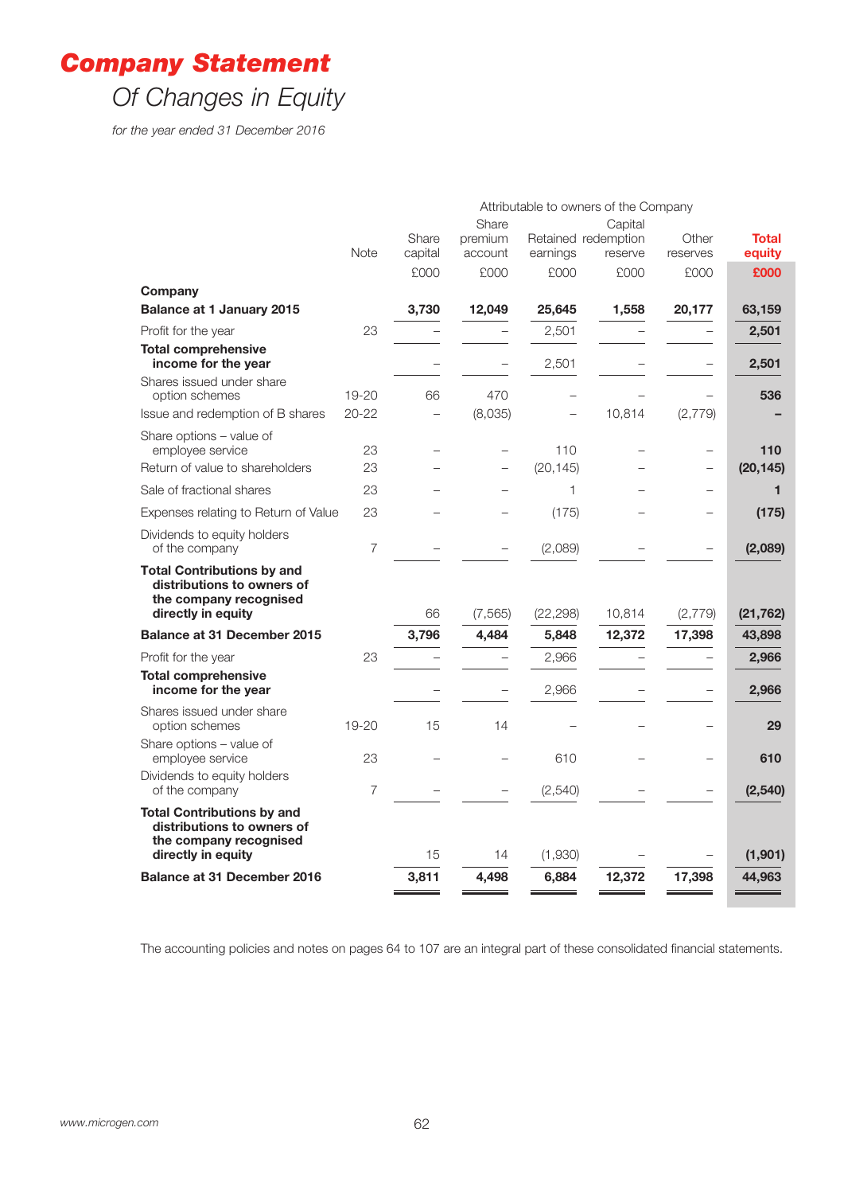# Company Statement

## Of Changes in Equity

*for the year ended 31 December 2016*

| | Note | Attributable to owners of the Company Share capital £000 | Share premium account £000 | Retained earnings £000 | Capital redemption reserve £000 | Other reserves £000 | Total equity £000 |
|---|---|---|---|---|---|---|---|
| **Company** | | | | | | | |
| **Balance at 1 January 2015** | | **3,730** | **12,049** | **25,645** | **1,558** | **20,177** | **63,159** |
| Profit for the year | 23 | – | – | 2,501 | – | – | **2,501** |
| **Total comprehensive income for the year** | | – | – | 2,501 | – | – | **2,501** |
| Shares issued under share option schemes | 19-20 | 66 | 470 | – | – | – | **536** |
| Issue and redemption of B shares | 20-22 | – | (8,035) | – | 10,814 | (2,779) | **–** |
| Share options – value of employee service | 23 | – | – | 110 | – | – | **110** |
| Return of value to shareholders | 23 | – | – | (20,145) | – | – | **(20,145)** |
| Sale of fractional shares | 23 | – | – | 1 | – | – | **1** |
| Expenses relating to Return of Value | 23 | – | – | (175) | – | – | **(175)** |
| Dividends to equity holders of the company | 7 | – | – | (2,089) | – | – | **(2,089)** |
| **Total Contributions by and distributions to owners of the company recognised directly in equity** | | 66 | (7,565) | (22,298) | 10,814 | (2,779) | **(21,762)** |
| **Balance at 31 December 2015** | | **3,796** | **4,484** | **5,848** | **12,372** | **17,398** | **43,898** |
| Profit for the year | 23 | – | – | 2,966 | – | – | **2,966** |
| **Total comprehensive income for the year** | | – | – | 2,966 | – | – | **2,966** |
| Shares issued under share option schemes | 19-20 | 15 | 14 | – | – | – | **29** |
| Share options – value of employee service | 23 | – | – | 610 | – | – | **610** |
| Dividends to equity holders of the company | 7 | – | – | (2,540) | – | – | **(2,540)** |
| **Total Contributions by and distributions to owners of the company recognised directly in equity** | | 15 | 14 | (1,930) | – | – | **(1,901)** |
| **Balance at 31 December 2016** | | **3,811** | **4,498** | **6,884** | **12,372** | **17,398** | **44,963** |

The accounting policies and notes on pages 64 to 107 are an integral part of these consolidated financial statements.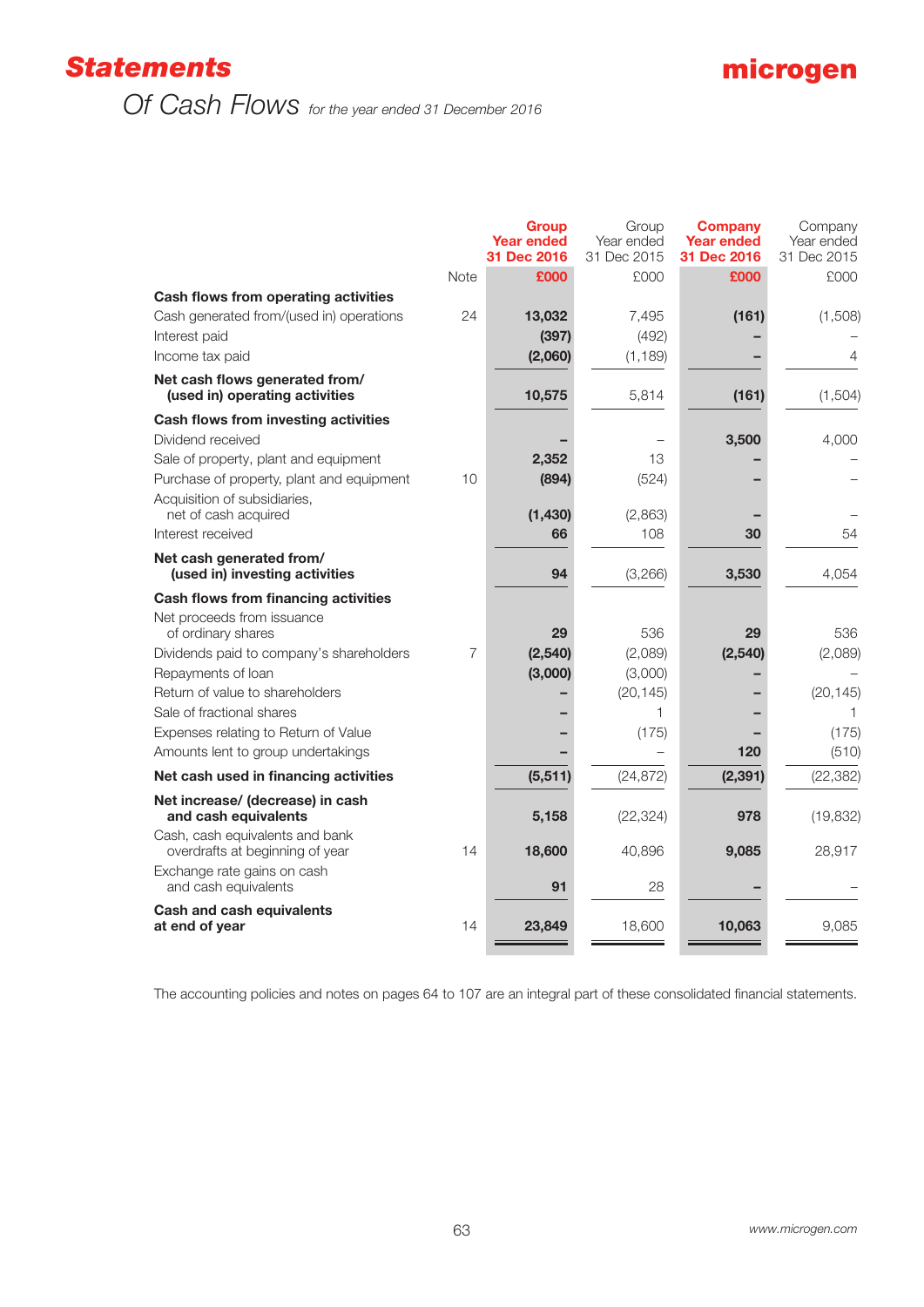# Statements

## Of Cash Flows *for the year ended 31 December 2016*

| | Note | Group Year ended 31 Dec 2016 £000 | Group Year ended 31 Dec 2015 £000 | Company Year ended 31 Dec 2016 £000 | Company Year ended 31 Dec 2015 £000 |
|---|---|---|---|---|---|
| **Cash flows from operating activities** | | | | | |
| Cash generated from/(used in) operations | 24 | **13,032** | 7,495 | **(161)** | (1,508) |
| Interest paid | | **(397)** | (492) | **–** | – |
| Income tax paid | | **(2,060)** | (1,189) | **–** | 4 |
| **Net cash flows generated from/ (used in) operating activities** | | **10,575** | 5,814 | **(161)** | (1,504) |
| **Cash flows from investing activities** | | | | | |
| Dividend received | | **–** | – | **3,500** | 4,000 |
| Sale of property, plant and equipment | | **2,352** | 13 | **–** | – |
| Purchase of property, plant and equipment | 10 | **(894)** | (524) | **–** | – |
| Acquisition of subsidiaries, net of cash acquired | | **(1,430)** | (2,863) | **–** | – |
| Interest received | | **66** | 108 | **30** | 54 |
| **Net cash generated from/ (used in) investing activities** | | **94** | (3,266) | **3,530** | 4,054 |
| **Cash flows from financing activities** | | | | | |
| Net proceeds from issuance of ordinary shares | | **29** | 536 | **29** | 536 |
| Dividends paid to company's shareholders | 7 | **(2,540)** | (2,089) | **(2,540)** | (2,089) |
| Repayments of loan | | **(3,000)** | (3,000) | **–** | – |
| Return of value to shareholders | | **–** | (20,145) | **–** | (20,145) |
| Sale of fractional shares | | **–** | 1 | **–** | 1 |
| Expenses relating to Return of Value | | **–** | (175) | **–** | (175) |
| Amounts lent to group undertakings | | **–** | – | **120** | (510) |
| **Net cash used in financing activities** | | **(5,511)** | (24,872) | **(2,391)** | (22,382) |
| **Net increase/ (decrease) in cash and cash equivalents** | | **5,158** | (22,324) | **978** | (19,832) |
| Cash, cash equivalents and bank overdrafts at beginning of year | 14 | **18,600** | 40,896 | **9,085** | 28,917 |
| Exchange rate gains on cash and cash equivalents | | **91** | 28 | **–** | – |
| **Cash and cash equivalents at end of year** | 14 | **23,849** | 18,600 | **10,063** | 9,085 |

The accounting policies and notes on pages 64 to 107 are an integral part of these consolidated financial statements.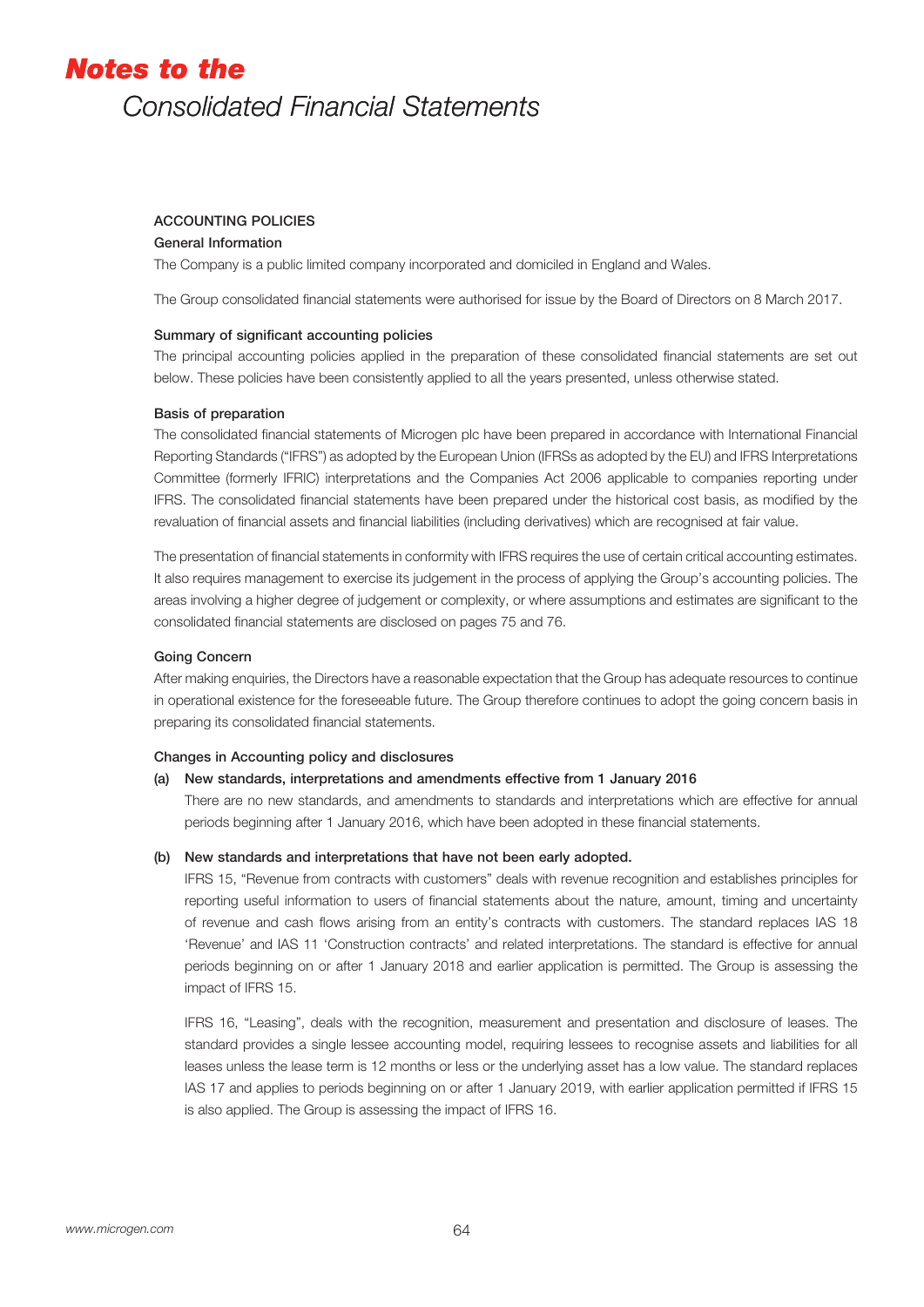# Notes to the Consolidated Financial Statements

## ACCOUNTING POLICIES

### General Information

The Company is a public limited company incorporated and domiciled in England and Wales.

The Group consolidated financial statements were authorised for issue by the Board of Directors on 8 March 2017.

### Summary of significant accounting policies

The principal accounting policies applied in the preparation of these consolidated financial statements are set out below. These policies have been consistently applied to all the years presented, unless otherwise stated.

### Basis of preparation

The consolidated financial statements of Microgen plc have been prepared in accordance with International Financial Reporting Standards ("IFRS") as adopted by the European Union (IFRSs as adopted by the EU) and IFRS Interpretations Committee (formerly IFRIC) interpretations and the Companies Act 2006 applicable to companies reporting under IFRS. The consolidated financial statements have been prepared under the historical cost basis, as modified by the revaluation of financial assets and financial liabilities (including derivatives) which are recognised at fair value.

The presentation of financial statements in conformity with IFRS requires the use of certain critical accounting estimates. It also requires management to exercise its judgement in the process of applying the Group's accounting policies. The areas involving a higher degree of judgement or complexity, or where assumptions and estimates are significant to the consolidated financial statements are disclosed on pages 75 and 76.

### Going Concern

After making enquiries, the Directors have a reasonable expectation that the Group has adequate resources to continue in operational existence for the foreseeable future. The Group therefore continues to adopt the going concern basis in preparing its consolidated financial statements.

### Changes in Accounting policy and disclosures

**(a) New standards, interpretations and amendments effective from 1 January 2016**

There are no new standards, and amendments to standards and interpretations which are effective for annual periods beginning after 1 January 2016, which have been adopted in these financial statements.

**(b) New standards and interpretations that have not been early adopted.**

IFRS 15, "Revenue from contracts with customers" deals with revenue recognition and establishes principles for reporting useful information to users of financial statements about the nature, amount, timing and uncertainty of revenue and cash flows arising from an entity's contracts with customers. The standard replaces IAS 18 'Revenue' and IAS 11 'Construction contracts' and related interpretations. The standard is effective for annual periods beginning on or after 1 January 2018 and earlier application is permitted. The Group is assessing the impact of IFRS 15.

IFRS 16, "Leasing", deals with the recognition, measurement and presentation and disclosure of leases. The standard provides a single lessee accounting model, requiring lessees to recognise assets and liabilities for all leases unless the lease term is 12 months or less or the underlying asset has a low value. The standard replaces IAS 17 and applies to periods beginning on or after 1 January 2019, with earlier application permitted if IFRS 15 is also applied. The Group is assessing the impact of IFRS 16.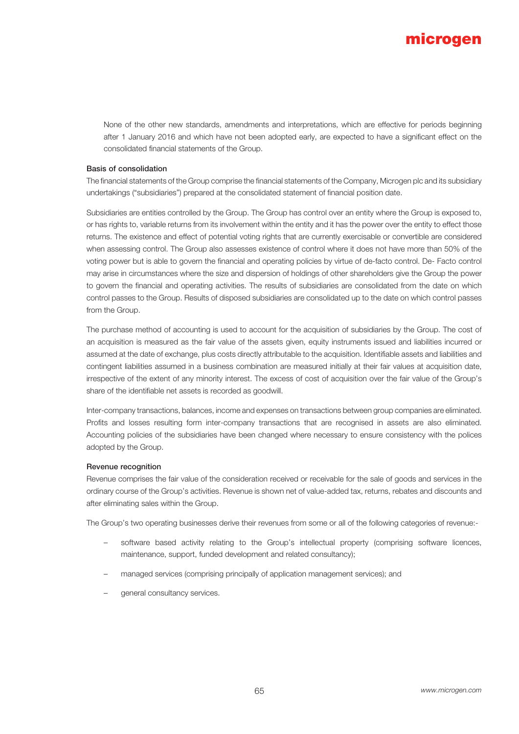None of the other new standards, amendments and interpretations, which are effective for periods beginning after 1 January 2016 and which have not been adopted early, are expected to have a significant effect on the consolidated financial statements of the Group.

**Basis of consolidation**

The financial statements of the Group comprise the financial statements of the Company, Microgen plc and its subsidiary undertakings ("subsidiaries") prepared at the consolidated statement of financial position date.

Subsidiaries are entities controlled by the Group. The Group has control over an entity where the Group is exposed to, or has rights to, variable returns from its involvement within the entity and it has the power over the entity to effect those returns. The existence and effect of potential voting rights that are currently exercisable or convertible are considered when assessing control. The Group also assesses existence of control where it does not have more than 50% of the voting power but is able to govern the financial and operating policies by virtue of de-facto control. De- Facto control may arise in circumstances where the size and dispersion of holdings of other shareholders give the Group the power to govern the financial and operating activities. The results of subsidiaries are consolidated from the date on which control passes to the Group. Results of disposed subsidiaries are consolidated up to the date on which control passes from the Group.

The purchase method of accounting is used to account for the acquisition of subsidiaries by the Group. The cost of an acquisition is measured as the fair value of the assets given, equity instruments issued and liabilities incurred or assumed at the date of exchange, plus costs directly attributable to the acquisition. Identifiable assets and liabilities and contingent liabilities assumed in a business combination are measured initially at their fair values at acquisition date, irrespective of the extent of any minority interest. The excess of cost of acquisition over the fair value of the Group's share of the identifiable net assets is recorded as goodwill.

Inter-company transactions, balances, income and expenses on transactions between group companies are eliminated. Profits and losses resulting form inter-company transactions that are recognised in assets are also eliminated. Accounting policies of the subsidiaries have been changed where necessary to ensure consistency with the polices adopted by the Group.

**Revenue recognition**

Revenue comprises the fair value of the consideration received or receivable for the sale of goods and services in the ordinary course of the Group's activities. Revenue is shown net of value-added tax, returns, rebates and discounts and after eliminating sales within the Group.

The Group's two operating businesses derive their revenues from some or all of the following categories of revenue:-

- software based activity relating to the Group's intellectual property (comprising software licences, maintenance, support, funded development and related consultancy);
- managed services (comprising principally of application management services); and
- general consultancy services.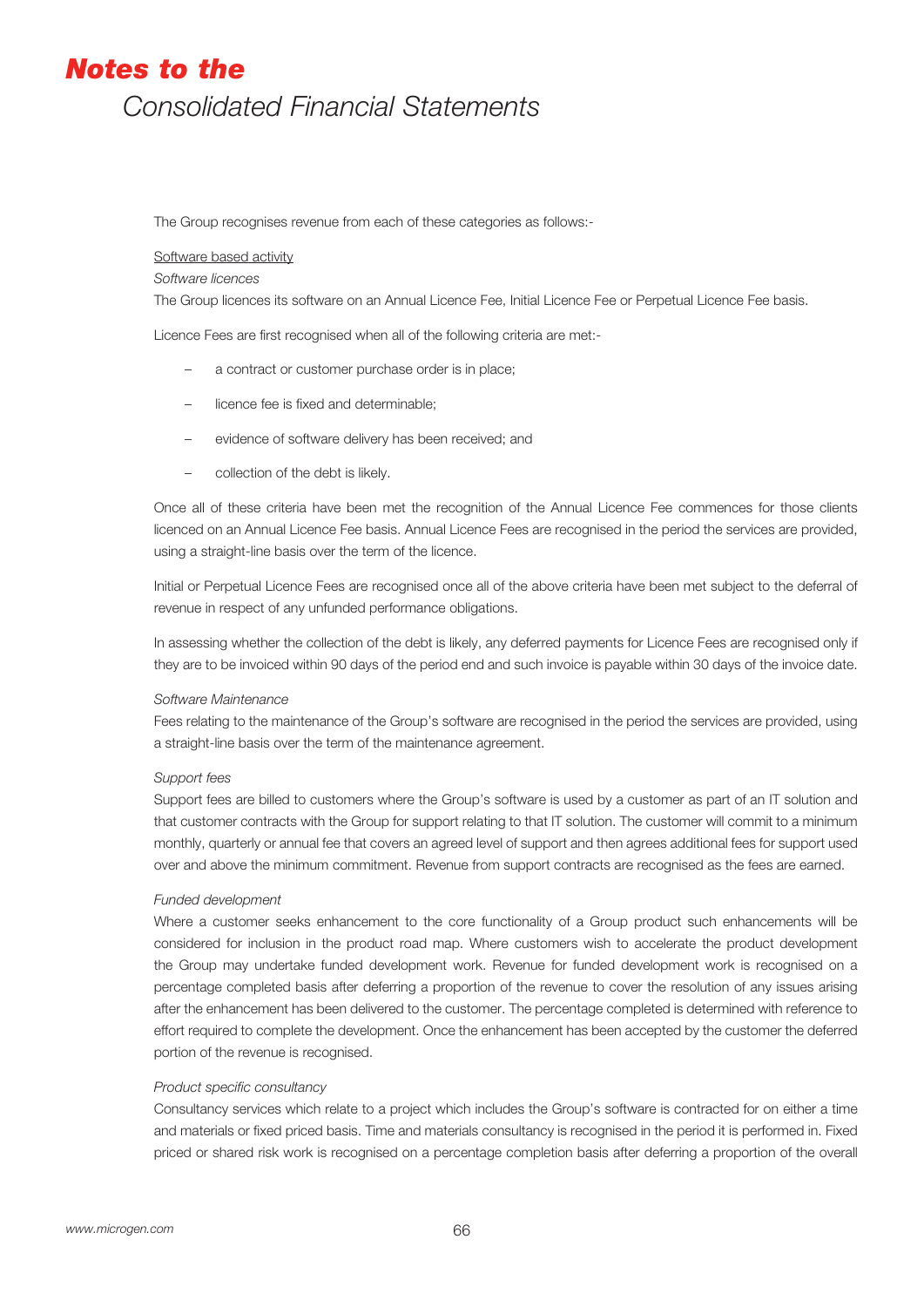The Group recognises revenue from each of these categories as follows:-

Software based activity

*Software licences*

The Group licences its software on an Annual Licence Fee, Initial Licence Fee or Perpetual Licence Fee basis.

Licence Fees are first recognised when all of the following criteria are met:-

- a contract or customer purchase order is in place;
- licence fee is fixed and determinable;
- evidence of software delivery has been received; and
- collection of the debt is likely.

Once all of these criteria have been met the recognition of the Annual Licence Fee commences for those clients licenced on an Annual Licence Fee basis. Annual Licence Fees are recognised in the period the services are provided, using a straight-line basis over the term of the licence.

Initial or Perpetual Licence Fees are recognised once all of the above criteria have been met subject to the deferral of revenue in respect of any unfunded performance obligations.

In assessing whether the collection of the debt is likely, any deferred payments for Licence Fees are recognised only if they are to be invoiced within 90 days of the period end and such invoice is payable within 30 days of the invoice date.

*Software Maintenance*

Fees relating to the maintenance of the Group's software are recognised in the period the services are provided, using a straight-line basis over the term of the maintenance agreement.

*Support fees*

Support fees are billed to customers where the Group's software is used by a customer as part of an IT solution and that customer contracts with the Group for support relating to that IT solution. The customer will commit to a minimum monthly, quarterly or annual fee that covers an agreed level of support and then agrees additional fees for support used over and above the minimum commitment. Revenue from support contracts are recognised as the fees are earned.

*Funded development*

Where a customer seeks enhancement to the core functionality of a Group product such enhancements will be considered for inclusion in the product road map. Where customers wish to accelerate the product development the Group may undertake funded development work. Revenue for funded development work is recognised on a percentage completed basis after deferring a proportion of the revenue to cover the resolution of any issues arising after the enhancement has been delivered to the customer. The percentage completed is determined with reference to effort required to complete the development. Once the enhancement has been accepted by the customer the deferred portion of the revenue is recognised.

*Product specific consultancy*

Consultancy services which relate to a project which includes the Group's software is contracted for on either a time and materials or fixed priced basis. Time and materials consultancy is recognised in the period it is performed in. Fixed priced or shared risk work is recognised on a percentage completion basis after deferring a proportion of the overall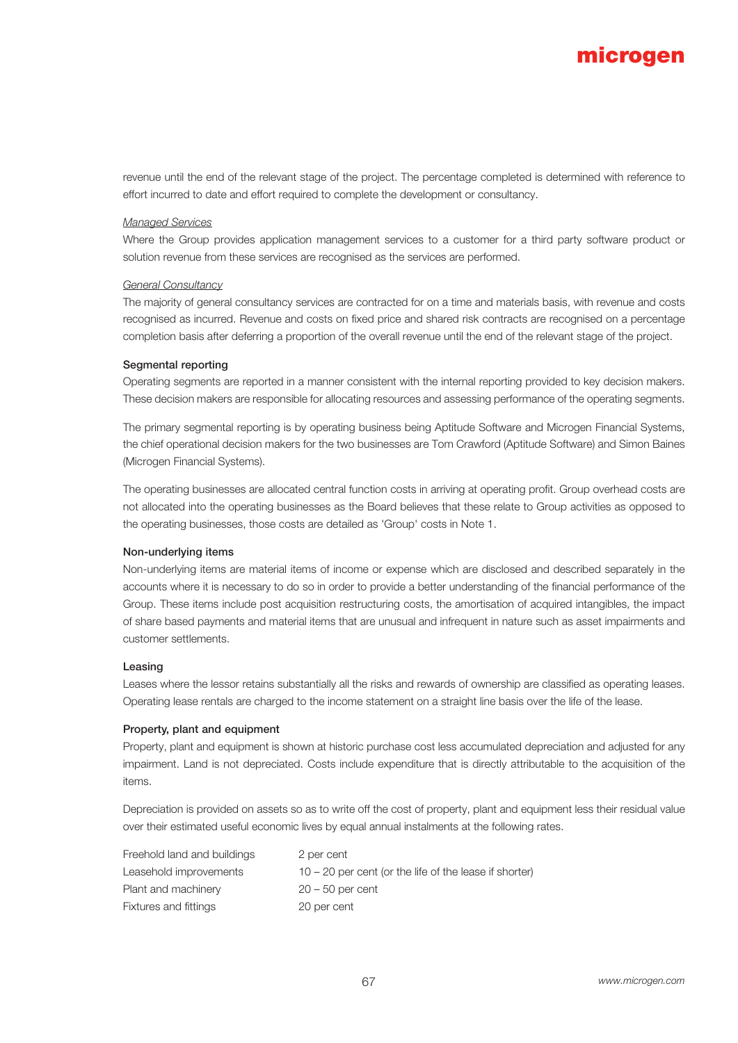revenue until the end of the relevant stage of the project. The percentage completed is determined with reference to effort incurred to date and effort required to complete the development or consultancy.

*Managed Services*

Where the Group provides application management services to a customer for a third party software product or solution revenue from these services are recognised as the services are performed.

*General Consultancy*

The majority of general consultancy services are contracted for on a time and materials basis, with revenue and costs recognised as incurred. Revenue and costs on fixed price and shared risk contracts are recognised on a percentage completion basis after deferring a proportion of the overall revenue until the end of the relevant stage of the project.

**Segmental reporting**

Operating segments are reported in a manner consistent with the internal reporting provided to key decision makers. These decision makers are responsible for allocating resources and assessing performance of the operating segments.

The primary segmental reporting is by operating business being Aptitude Software and Microgen Financial Systems, the chief operational decision makers for the two businesses are Tom Crawford (Aptitude Software) and Simon Baines (Microgen Financial Systems).

The operating businesses are allocated central function costs in arriving at operating profit. Group overhead costs are not allocated into the operating businesses as the Board believes that these relate to Group activities as opposed to the operating businesses, those costs are detailed as 'Group' costs in Note 1.

**Non-underlying items**

Non-underlying items are material items of income or expense which are disclosed and described separately in the accounts where it is necessary to do so in order to provide a better understanding of the financial performance of the Group. These items include post acquisition restructuring costs, the amortisation of acquired intangibles, the impact of share based payments and material items that are unusual and infrequent in nature such as asset impairments and customer settlements.

**Leasing**

Leases where the lessor retains substantially all the risks and rewards of ownership are classified as operating leases. Operating lease rentals are charged to the income statement on a straight line basis over the life of the lease.

**Property, plant and equipment**

Property, plant and equipment is shown at historic purchase cost less accumulated depreciation and adjusted for any impairment. Land is not depreciated. Costs include expenditure that is directly attributable to the acquisition of the items.

Depreciation is provided on assets so as to write off the cost of property, plant and equipment less their residual value over their estimated useful economic lives by equal annual instalments at the following rates.

| | |
|---|---|
| Freehold land and buildings | 2 per cent |
| Leasehold improvements | 10 – 20 per cent (or the life of the lease if shorter) |
| Plant and machinery | 20 – 50 per cent |
| Fixtures and fittings | 20 per cent |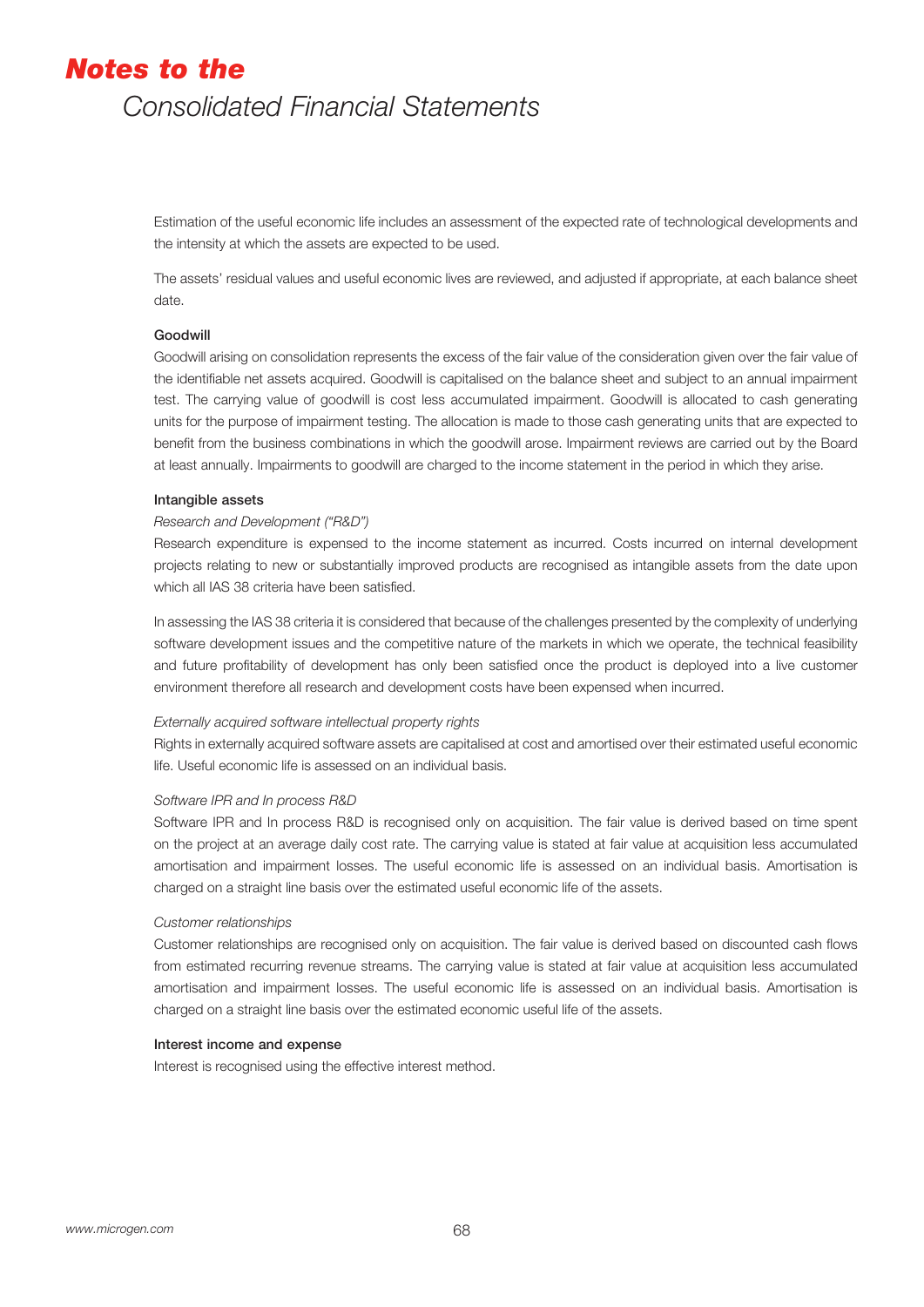Estimation of the useful economic life includes an assessment of the expected rate of technological developments and the intensity at which the assets are expected to be used.

The assets' residual values and useful economic lives are reviewed, and adjusted if appropriate, at each balance sheet date.

**Goodwill**

Goodwill arising on consolidation represents the excess of the fair value of the consideration given over the fair value of the identifiable net assets acquired. Goodwill is capitalised on the balance sheet and subject to an annual impairment test. The carrying value of goodwill is cost less accumulated impairment. Goodwill is allocated to cash generating units for the purpose of impairment testing. The allocation is made to those cash generating units that are expected to benefit from the business combinations in which the goodwill arose. Impairment reviews are carried out by the Board at least annually. Impairments to goodwill are charged to the income statement in the period in which they arise.

**Intangible assets**

*Research and Development ("R&D")*

Research expenditure is expensed to the income statement as incurred. Costs incurred on internal development projects relating to new or substantially improved products are recognised as intangible assets from the date upon which all IAS 38 criteria have been satisfied.

In assessing the IAS 38 criteria it is considered that because of the challenges presented by the complexity of underlying software development issues and the competitive nature of the markets in which we operate, the technical feasibility and future profitability of development has only been satisfied once the product is deployed into a live customer environment therefore all research and development costs have been expensed when incurred.

*Externally acquired software intellectual property rights*

Rights in externally acquired software assets are capitalised at cost and amortised over their estimated useful economic life. Useful economic life is assessed on an individual basis.

*Software IPR and In process R&D*

Software IPR and In process R&D is recognised only on acquisition. The fair value is derived based on time spent on the project at an average daily cost rate. The carrying value is stated at fair value at acquisition less accumulated amortisation and impairment losses. The useful economic life is assessed on an individual basis. Amortisation is charged on a straight line basis over the estimated useful economic life of the assets.

*Customer relationships*

Customer relationships are recognised only on acquisition. The fair value is derived based on discounted cash flows from estimated recurring revenue streams. The carrying value is stated at fair value at acquisition less accumulated amortisation and impairment losses. The useful economic life is assessed on an individual basis. Amortisation is charged on a straight line basis over the estimated economic useful life of the assets.

**Interest income and expense**

Interest is recognised using the effective interest method.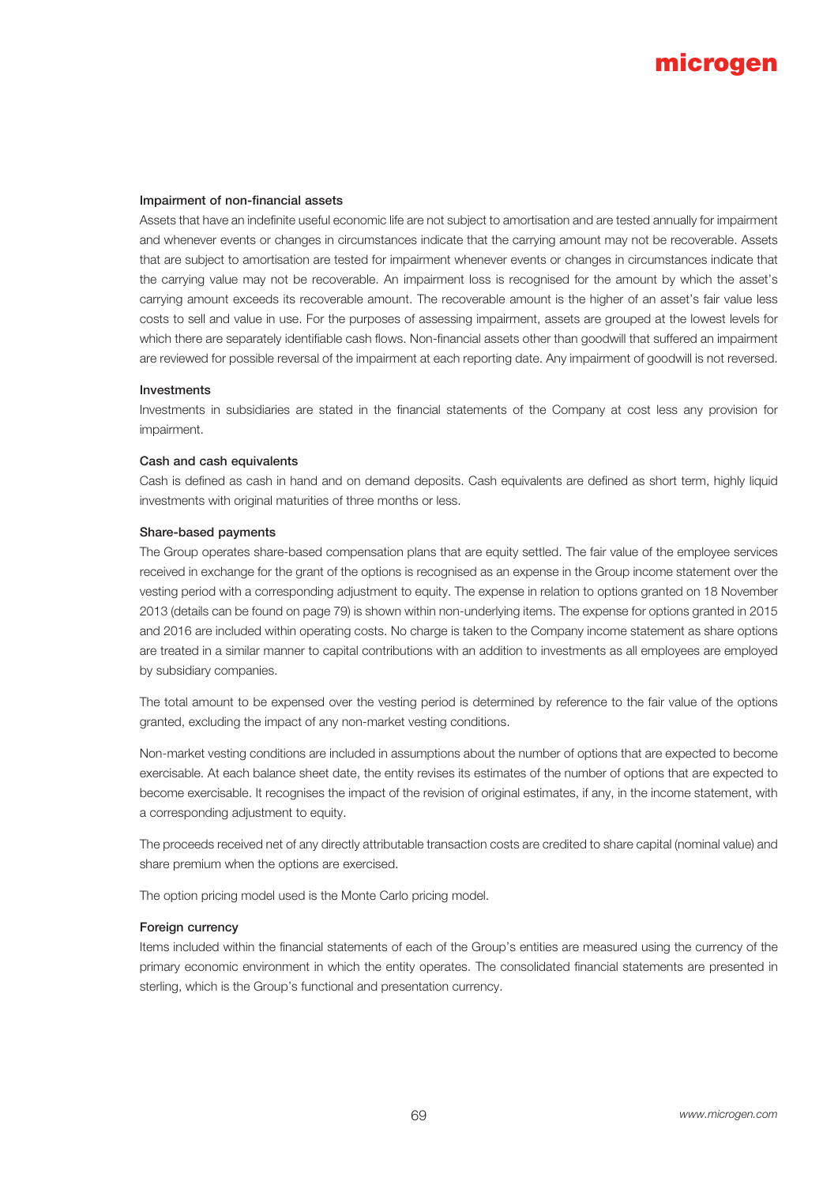### Impairment of non-financial assets

Assets that have an indefinite useful economic life are not subject to amortisation and are tested annually for impairment and whenever events or changes in circumstances indicate that the carrying amount may not be recoverable. Assets that are subject to amortisation are tested for impairment whenever events or changes in circumstances indicate that the carrying value may not be recoverable. An impairment loss is recognised for the amount by which the asset's carrying amount exceeds its recoverable amount. The recoverable amount is the higher of an asset's fair value less costs to sell and value in use. For the purposes of assessing impairment, assets are grouped at the lowest levels for which there are separately identifiable cash flows. Non-financial assets other than goodwill that suffered an impairment are reviewed for possible reversal of the impairment at each reporting date. Any impairment of goodwill is not reversed.

### Investments

Investments in subsidiaries are stated in the financial statements of the Company at cost less any provision for impairment.

### Cash and cash equivalents

Cash is defined as cash in hand and on demand deposits. Cash equivalents are defined as short term, highly liquid investments with original maturities of three months or less.

### Share-based payments

The Group operates share-based compensation plans that are equity settled. The fair value of the employee services received in exchange for the grant of the options is recognised as an expense in the Group income statement over the vesting period with a corresponding adjustment to equity. The expense in relation to options granted on 18 November 2013 (details can be found on page 79) is shown within non-underlying items. The expense for options granted in 2015 and 2016 are included within operating costs. No charge is taken to the Company income statement as share options are treated in a similar manner to capital contributions with an addition to investments as all employees are employed by subsidiary companies.

The total amount to be expensed over the vesting period is determined by reference to the fair value of the options granted, excluding the impact of any non-market vesting conditions.

Non-market vesting conditions are included in assumptions about the number of options that are expected to become exercisable. At each balance sheet date, the entity revises its estimates of the number of options that are expected to become exercisable. It recognises the impact of the revision of original estimates, if any, in the income statement, with a corresponding adjustment to equity.

The proceeds received net of any directly attributable transaction costs are credited to share capital (nominal value) and share premium when the options are exercised.

The option pricing model used is the Monte Carlo pricing model.

### Foreign currency

Items included within the financial statements of each of the Group's entities are measured using the currency of the primary economic environment in which the entity operates. The consolidated financial statements are presented in sterling, which is the Group's functional and presentation currency.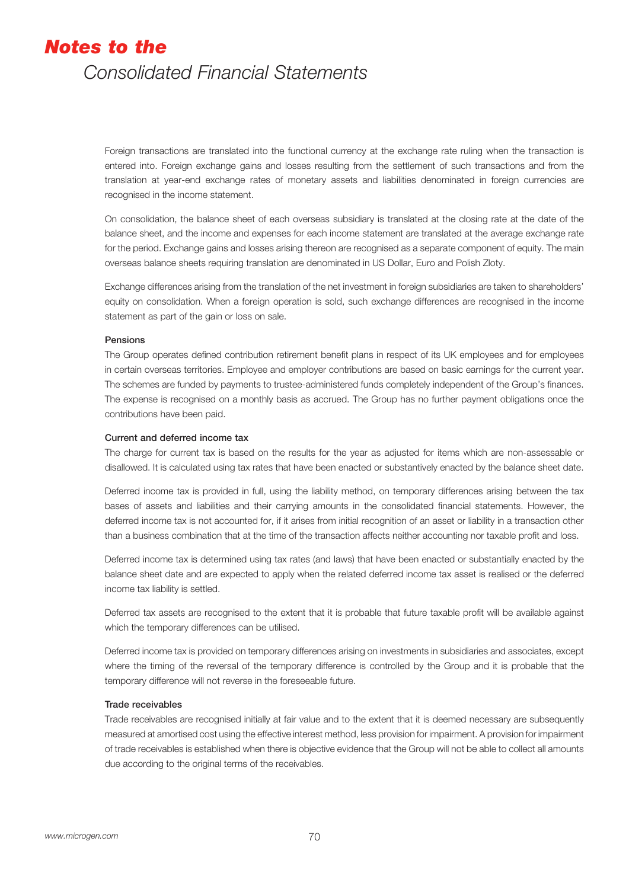Foreign transactions are translated into the functional currency at the exchange rate ruling when the transaction is entered into. Foreign exchange gains and losses resulting from the settlement of such transactions and from the translation at year-end exchange rates of monetary assets and liabilities denominated in foreign currencies are recognised in the income statement.

On consolidation, the balance sheet of each overseas subsidiary is translated at the closing rate at the date of the balance sheet, and the income and expenses for each income statement are translated at the average exchange rate for the period. Exchange gains and losses arising thereon are recognised as a separate component of equity. The main overseas balance sheets requiring translation are denominated in US Dollar, Euro and Polish Zloty.

Exchange differences arising from the translation of the net investment in foreign subsidiaries are taken to shareholders' equity on consolidation. When a foreign operation is sold, such exchange differences are recognised in the income statement as part of the gain or loss on sale.

**Pensions**

The Group operates defined contribution retirement benefit plans in respect of its UK employees and for employees in certain overseas territories. Employee and employer contributions are based on basic earnings for the current year. The schemes are funded by payments to trustee-administered funds completely independent of the Group's finances. The expense is recognised on a monthly basis as accrued. The Group has no further payment obligations once the contributions have been paid.

**Current and deferred income tax**

The charge for current tax is based on the results for the year as adjusted for items which are non-assessable or disallowed. It is calculated using tax rates that have been enacted or substantively enacted by the balance sheet date.

Deferred income tax is provided in full, using the liability method, on temporary differences arising between the tax bases of assets and liabilities and their carrying amounts in the consolidated financial statements. However, the deferred income tax is not accounted for, if it arises from initial recognition of an asset or liability in a transaction other than a business combination that at the time of the transaction affects neither accounting nor taxable profit and loss.

Deferred income tax is determined using tax rates (and laws) that have been enacted or substantially enacted by the balance sheet date and are expected to apply when the related deferred income tax asset is realised or the deferred income tax liability is settled.

Deferred tax assets are recognised to the extent that it is probable that future taxable profit will be available against which the temporary differences can be utilised.

Deferred income tax is provided on temporary differences arising on investments in subsidiaries and associates, except where the timing of the reversal of the temporary difference is controlled by the Group and it is probable that the temporary difference will not reverse in the foreseeable future.

**Trade receivables**

Trade receivables are recognised initially at fair value and to the extent that it is deemed necessary are subsequently measured at amortised cost using the effective interest method, less provision for impairment. A provision for impairment of trade receivables is established when there is objective evidence that the Group will not be able to collect all amounts due according to the original terms of the receivables.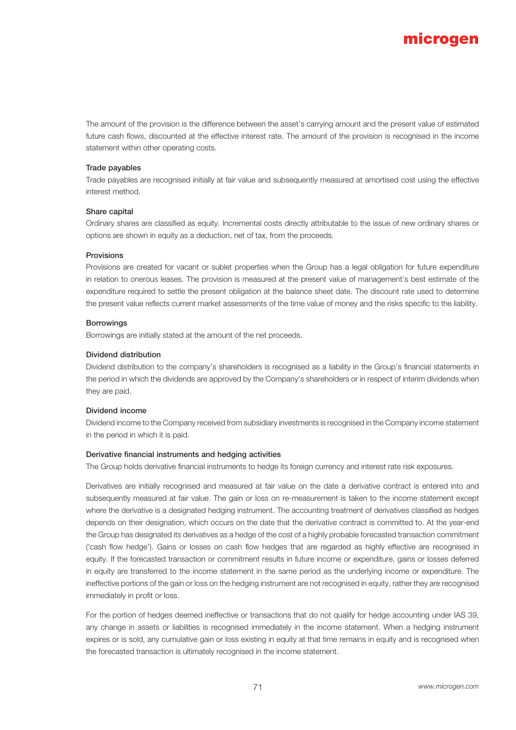The amount of the provision is the difference between the asset's carrying amount and the present value of estimated future cash flows, discounted at the effective interest rate. The amount of the provision is recognised in the income statement within other operating costs.

**Trade payables**

Trade payables are recognised initially at fair value and subsequently measured at amortised cost using the effective interest method.

**Share capital**

Ordinary shares are classified as equity. Incremental costs directly attributable to the issue of new ordinary shares or options are shown in equity as a deduction, net of tax, from the proceeds.

**Provisions**

Provisions are created for vacant or sublet properties when the Group has a legal obligation for future expenditure in relation to onerous leases. The provision is measured at the present value of management's best estimate of the expenditure required to settle the present obligation at the balance sheet date. The discount rate used to determine the present value reflects current market assessments of the time value of money and the risks specific to the liability.

**Borrowings**

Borrowings are initially stated at the amount of the net proceeds.

**Dividend distribution**

Dividend distribution to the company's shareholders is recognised as a liability in the Group's financial statements in the period in which the dividends are approved by the Company's shareholders or in respect of interim dividends when they are paid.

**Dividend income**

Dividend income to the Company received from subsidiary investments is recognised in the Company income statement in the period in which it is paid.

**Derivative financial instruments and hedging activities**

The Group holds derivative financial instruments to hedge its foreign currency and interest rate risk exposures.

Derivatives are initially recognised and measured at fair value on the date a derivative contract is entered into and subsequently measured at fair value. The gain or loss on re-measurement is taken to the income statement except where the derivative is a designated hedging instrument. The accounting treatment of derivatives classified as hedges depends on their designation, which occurs on the date that the derivative contract is committed to. At the year-end the Group has designated its derivatives as a hedge of the cost of a highly probable forecasted transaction commitment ('cash flow hedge'). Gains or losses on cash flow hedges that are regarded as highly effective are recognised in equity. If the forecasted transaction or commitment results in future income or expenditure, gains or losses deferred in equity are transferred to the income statement in the same period as the underlying income or expenditure. The ineffective portions of the gain or loss on the hedging instrument are not recognised in equity, rather they are recognised immediately in profit or loss.

For the portion of hedges deemed ineffective or transactions that do not qualify for hedge accounting under IAS 39, any change in assets or liabilities is recognised immediately in the income statement. When a hedging instrument expires or is sold, any cumulative gain or loss existing in equity at that time remains in equity and is recognised when the forecasted transaction is ultimately recognised in the income statement.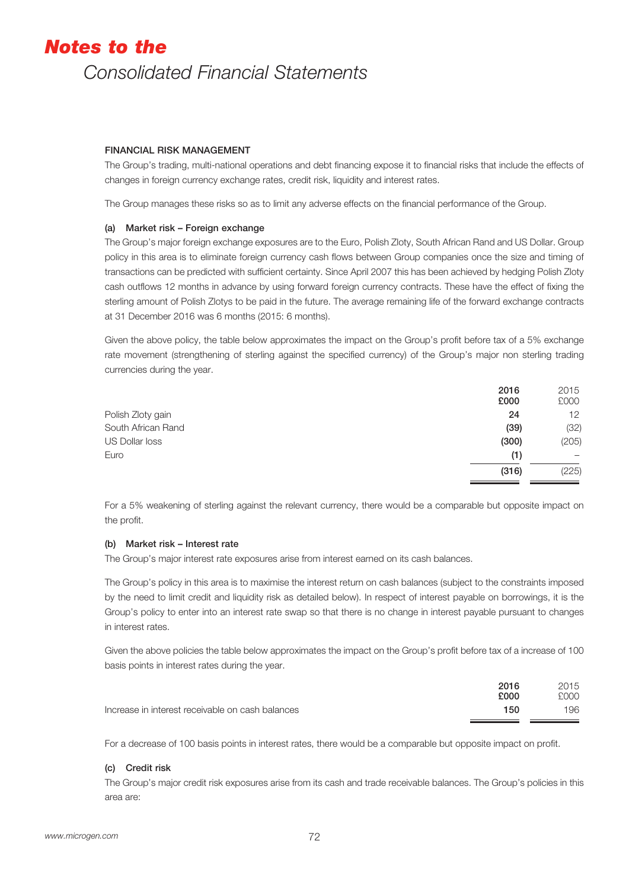# *Notes to the* Consolidated Financial Statements

#### FINANCIAL RISK MANAGEMENT

The Group's trading, multi-national operations and debt financing expose it to financial risks that include the effects of changes in foreign currency exchange rates, credit risk, liquidity and interest rates.

The Group manages these risks so as to limit any adverse effects on the financial performance of the Group.

##### (a) Market risk – Foreign exchange

The Group's major foreign exchange exposures are to the Euro, Polish Zloty, South African Rand and US Dollar. Group policy in this area is to eliminate foreign currency cash flows between Group companies once the size and timing of transactions can be predicted with sufficient certainty. Since April 2007 this has been achieved by hedging Polish Zloty cash outflows 12 months in advance by using forward foreign currency contracts. These have the effect of fixing the sterling amount of Polish Zlotys to be paid in the future. The average remaining life of the forward exchange contracts at 31 December 2016 was 6 months (2015: 6 months).

Given the above policy, the table below approximates the impact on the Group's profit before tax of a 5% exchange rate movement (strengthening of sterling against the specified currency) of the Group's major non sterling trading currencies during the year.

| | **2016 £000** | 2015 £000 |
|---|---|---|
| Polish Zloty gain | **24** | 12 |
| South African Rand | **(39)** | (32) |
| US Dollar loss | **(300)** | (205) |
| Euro | **(1)** | – |
| | **(316)** | (225) |

For a 5% weakening of sterling against the relevant currency, there would be a comparable but opposite impact on the profit.

##### (b) Market risk – Interest rate

The Group's major interest rate exposures arise from interest earned on its cash balances.

The Group's policy in this area is to maximise the interest return on cash balances (subject to the constraints imposed by the need to limit credit and liquidity risk as detailed below). In respect of interest payable on borrowings, it is the Group's policy to enter into an interest rate swap so that there is no change in interest payable pursuant to changes in interest rates.

Given the above policies the table below approximates the impact on the Group's profit before tax of a increase of 100 basis points in interest rates during the year.

| | **2016 £000** | 2015 £000 |
|---|---|---|
| Increase in interest receivable on cash balances | **150** | 196 |

For a decrease of 100 basis points in interest rates, there would be a comparable but opposite impact on profit.

##### (c) Credit risk

The Group's major credit risk exposures arise from its cash and trade receivable balances. The Group's policies in this area are: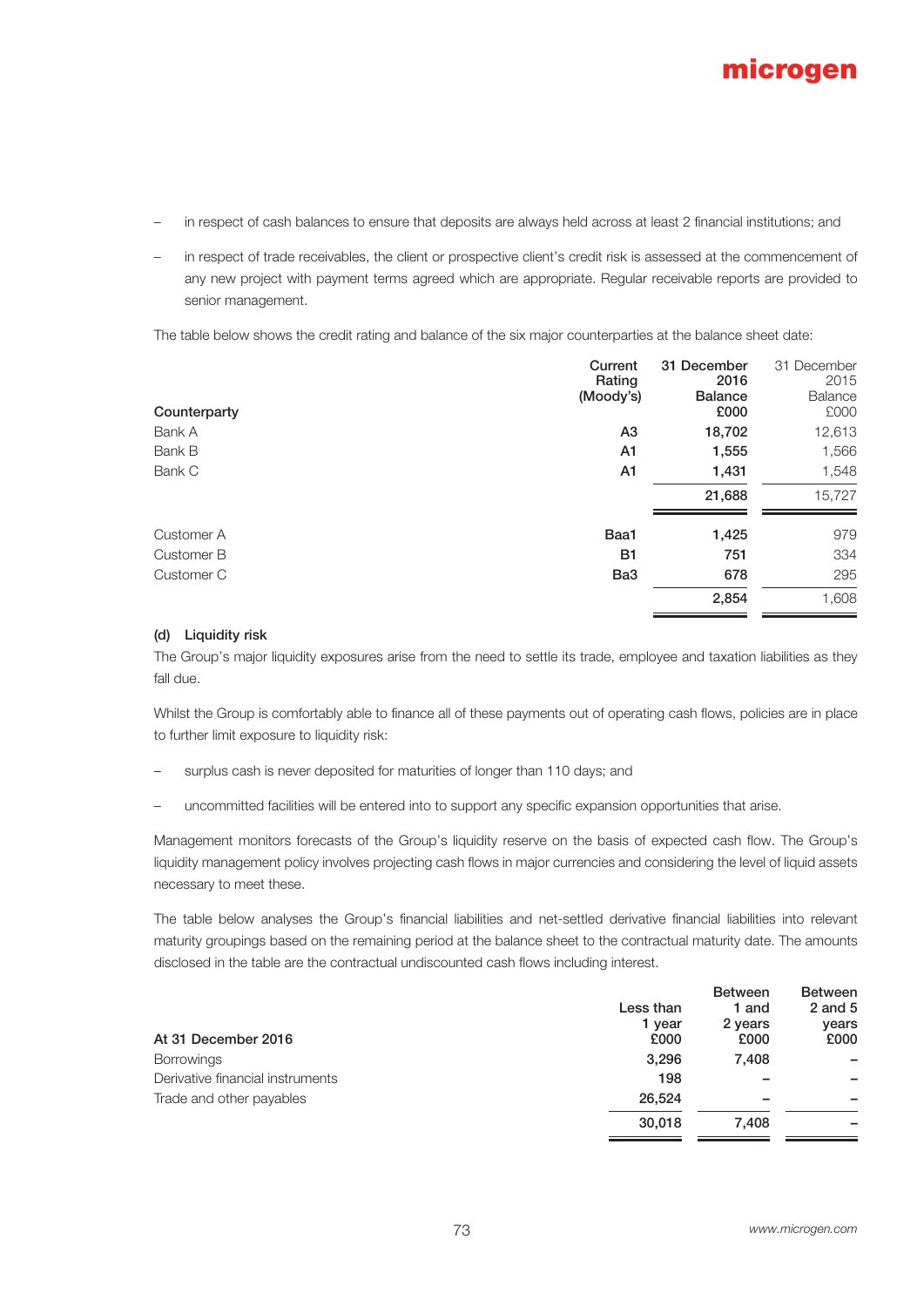- in respect of cash balances to ensure that deposits are always held across at least 2 financial institutions; and
- in respect of trade receivables, the client or prospective client's credit risk is assessed at the commencement of any new project with payment terms agreed which are appropriate. Regular receivable reports are provided to senior management.

The table below shows the credit rating and balance of the six major counterparties at the balance sheet date:

| Counterparty | Current Rating (Moody's) | 31 December 2016 Balance £000 | 31 December 2015 Balance £000 |
|---|---|---|---|
| Bank A | A3 | 18,702 | 12,613 |
| Bank B | A1 | 1,555 | 1,566 |
| Bank C | A1 | 1,431 | 1,548 |
| | | **21,688** | 15,727 |
| Customer A | Baa1 | 1,425 | 979 |
| Customer B | B1 | 751 | 334 |
| Customer C | Ba3 | 678 | 295 |
| | | **2,854** | 1,608 |

### (d) Liquidity risk

The Group's major liquidity exposures arise from the need to settle its trade, employee and taxation liabilities as they fall due.

Whilst the Group is comfortably able to finance all of these payments out of operating cash flows, policies are in place to further limit exposure to liquidity risk:

- surplus cash is never deposited for maturities of longer than 110 days; and
- uncommitted facilities will be entered into to support any specific expansion opportunities that arise.

Management monitors forecasts of the Group's liquidity reserve on the basis of expected cash flow. The Group's liquidity management policy involves projecting cash flows in major currencies and considering the level of liquid assets necessary to meet these.

The table below analyses the Group's financial liabilities and net-settled derivative financial liabilities into relevant maturity groupings based on the remaining period at the balance sheet to the contractual maturity date. The amounts disclosed in the table are the contractual undiscounted cash flows including interest.

| At 31 December 2016 | Less than 1 year £000 | Between 1 and 2 years £000 | Between 2 and 5 years £000 |
|---|---|---|---|
| Borrowings | 3,296 | 7,408 | – |
| Derivative financial instruments | 198 | – | – |
| Trade and other payables | 26,524 | – | – |
| | **30,018** | **7,408** | **–** |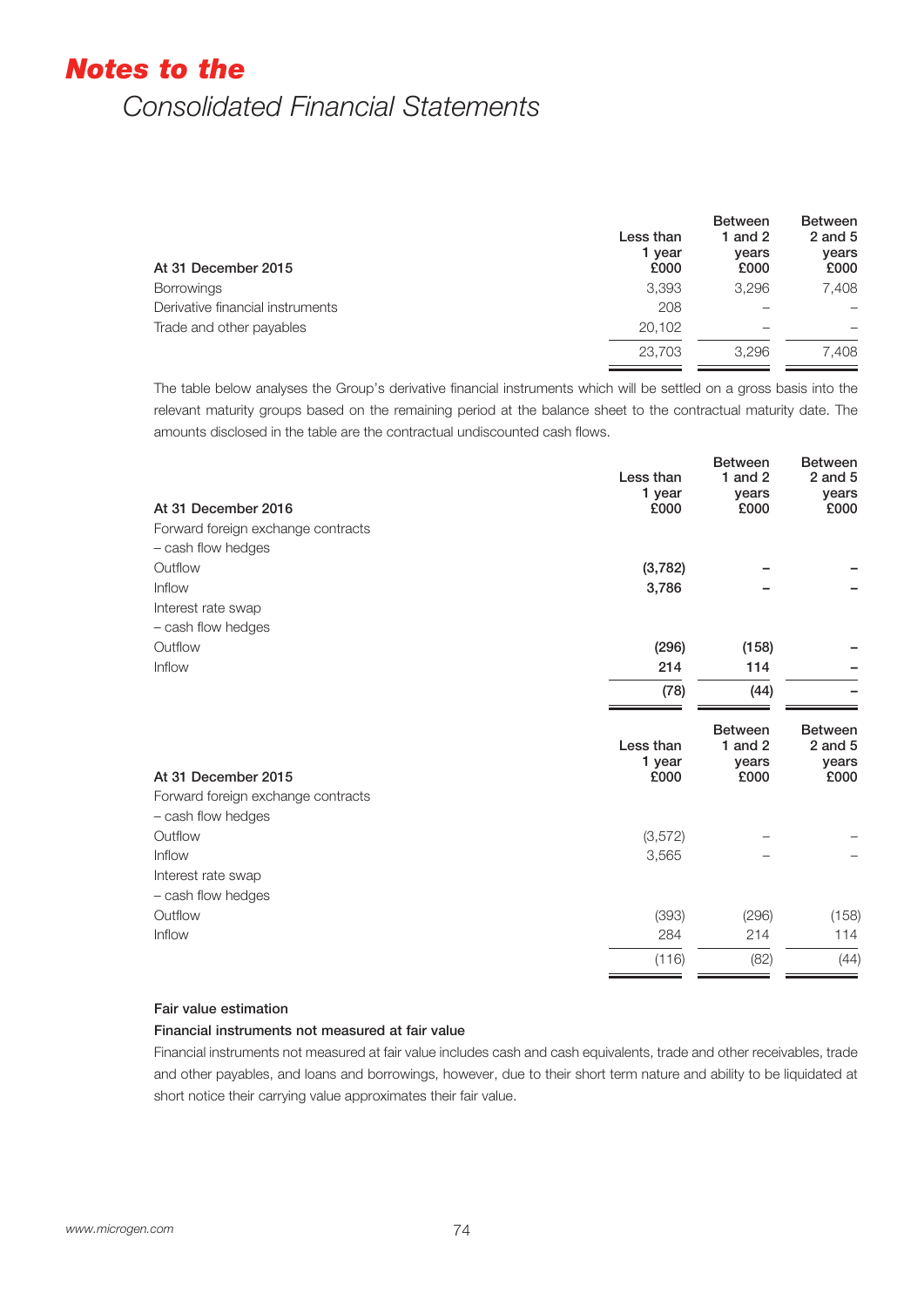| At 31 December 2015 | Less than 1 year £000 | Between 1 and 2 years £000 | Between 2 and 5 years £000 |
|---|---|---|---|
| Borrowings | 3,393 | 3,296 | 7,408 |
| Derivative financial instruments | 208 | – | – |
| Trade and other payables | 20,102 | – | – |
| | 23,703 | 3,296 | 7,408 |

The table below analyses the Group's derivative financial instruments which will be settled on a gross basis into the relevant maturity groups based on the remaining period at the balance sheet to the contractual maturity date. The amounts disclosed in the table are the contractual undiscounted cash flows.

| At 31 December 2016 | Less than 1 year £000 | Between 1 and 2 years £000 | Between 2 and 5 years £000 |
|---|---|---|---|
| Forward foreign exchange contracts | | | |
| – cash flow hedges | | | |
| Outflow | **(3,782)** | **–** | **–** |
| Inflow | **3,786** | **–** | **–** |
| Interest rate swap | | | |
| – cash flow hedges | | | |
| Outflow | **(296)** | **(158)** | **–** |
| Inflow | **214** | **114** | **–** |
| | **(78)** | **(44)** | **–** |

| At 31 December 2015 | Less than 1 year £000 | Between 1 and 2 years £000 | Between 2 and 5 years £000 |
|---|---|---|---|
| Forward foreign exchange contracts | | | |
| – cash flow hedges | | | |
| Outflow | (3,572) | – | – |
| Inflow | 3,565 | – | – |
| Interest rate swap | | | |
| – cash flow hedges | | | |
| Outflow | (393) | (296) | (158) |
| Inflow | 284 | 214 | 114 |
| | (116) | (82) | (44) |

**Fair value estimation**

**Financial instruments not measured at fair value**

Financial instruments not measured at fair value includes cash and cash equivalents, trade and other receivables, trade and other payables, and loans and borrowings, however, due to their short term nature and ability to be liquidated at short notice their carrying value approximates their fair value.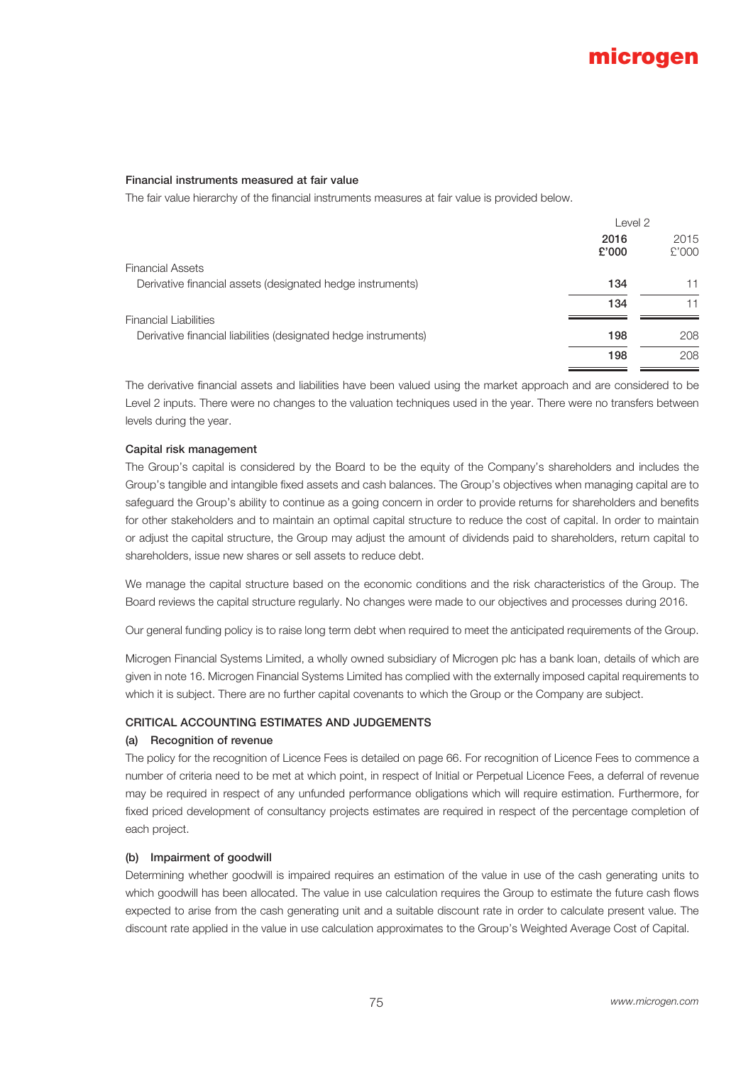### Financial instruments measured at fair value

The fair value hierarchy of the financial instruments measures at fair value is provided below.

| | Level 2 | |
|---|---|---|
| | **2016** **£'000** | 2015 £'000 |
| Financial Assets | | |
| Derivative financial assets (designated hedge instruments) | **134** | 11 |
| | **134** | 11 |
| Financial Liabilities | | |
| Derivative financial liabilities (designated hedge instruments) | **198** | 208 |
| | **198** | 208 |

The derivative financial assets and liabilities have been valued using the market approach and are considered to be Level 2 inputs. There were no changes to the valuation techniques used in the year. There were no transfers between levels during the year.

### Capital risk management

The Group's capital is considered by the Board to be the equity of the Company's shareholders and includes the Group's tangible and intangible fixed assets and cash balances. The Group's objectives when managing capital are to safeguard the Group's ability to continue as a going concern in order to provide returns for shareholders and benefits for other stakeholders and to maintain an optimal capital structure to reduce the cost of capital. In order to maintain or adjust the capital structure, the Group may adjust the amount of dividends paid to shareholders, return capital to shareholders, issue new shares or sell assets to reduce debt.

We manage the capital structure based on the economic conditions and the risk characteristics of the Group. The Board reviews the capital structure regularly. No changes were made to our objectives and processes during 2016.

Our general funding policy is to raise long term debt when required to meet the anticipated requirements of the Group.

Microgen Financial Systems Limited, a wholly owned subsidiary of Microgen plc has a bank loan, details of which are given in note 16. Microgen Financial Systems Limited has complied with the externally imposed capital requirements to which it is subject. There are no further capital covenants to which the Group or the Company are subject.

## CRITICAL ACCOUNTING ESTIMATES AND JUDGEMENTS

### (a) Recognition of revenue

The policy for the recognition of Licence Fees is detailed on page 66. For recognition of Licence Fees to commence a number of criteria need to be met at which point, in respect of Initial or Perpetual Licence Fees, a deferral of revenue may be required in respect of any unfunded performance obligations which will require estimation. Furthermore, for fixed priced development of consultancy projects estimates are required in respect of the percentage completion of each project.

### (b) Impairment of goodwill

Determining whether goodwill is impaired requires an estimation of the value in use of the cash generating units to which goodwill has been allocated. The value in use calculation requires the Group to estimate the future cash flows expected to arise from the cash generating unit and a suitable discount rate in order to calculate present value. The discount rate applied in the value in use calculation approximates to the Group's Weighted Average Cost of Capital.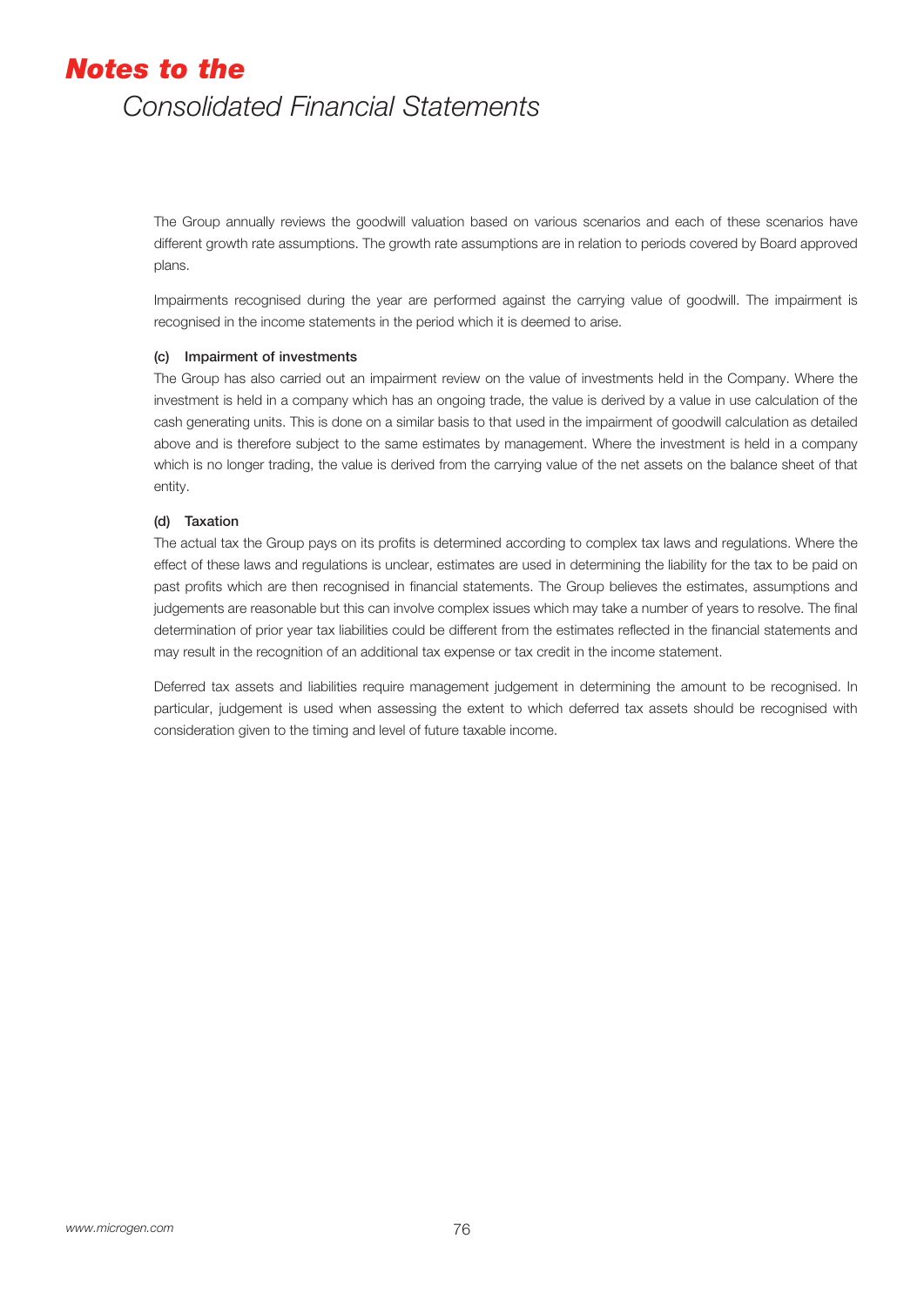The Group annually reviews the goodwill valuation based on various scenarios and each of these scenarios have different growth rate assumptions. The growth rate assumptions are in relation to periods covered by Board approved plans.

Impairments recognised during the year are performed against the carrying value of goodwill. The impairment is recognised in the income statements in the period which it is deemed to arise.

#### (c) Impairment of investments

The Group has also carried out an impairment review on the value of investments held in the Company. Where the investment is held in a company which has an ongoing trade, the value is derived by a value in use calculation of the cash generating units. This is done on a similar basis to that used in the impairment of goodwill calculation as detailed above and is therefore subject to the same estimates by management. Where the investment is held in a company which is no longer trading, the value is derived from the carrying value of the net assets on the balance sheet of that entity.

#### (d) Taxation

The actual tax the Group pays on its profits is determined according to complex tax laws and regulations. Where the effect of these laws and regulations is unclear, estimates are used in determining the liability for the tax to be paid on past profits which are then recognised in financial statements. The Group believes the estimates, assumptions and judgements are reasonable but this can involve complex issues which may take a number of years to resolve. The final determination of prior year tax liabilities could be different from the estimates reflected in the financial statements and may result in the recognition of an additional tax expense or tax credit in the income statement.

Deferred tax assets and liabilities require management judgement in determining the amount to be recognised. In particular, judgement is used when assessing the extent to which deferred tax assets should be recognised with consideration given to the timing and level of future taxable income.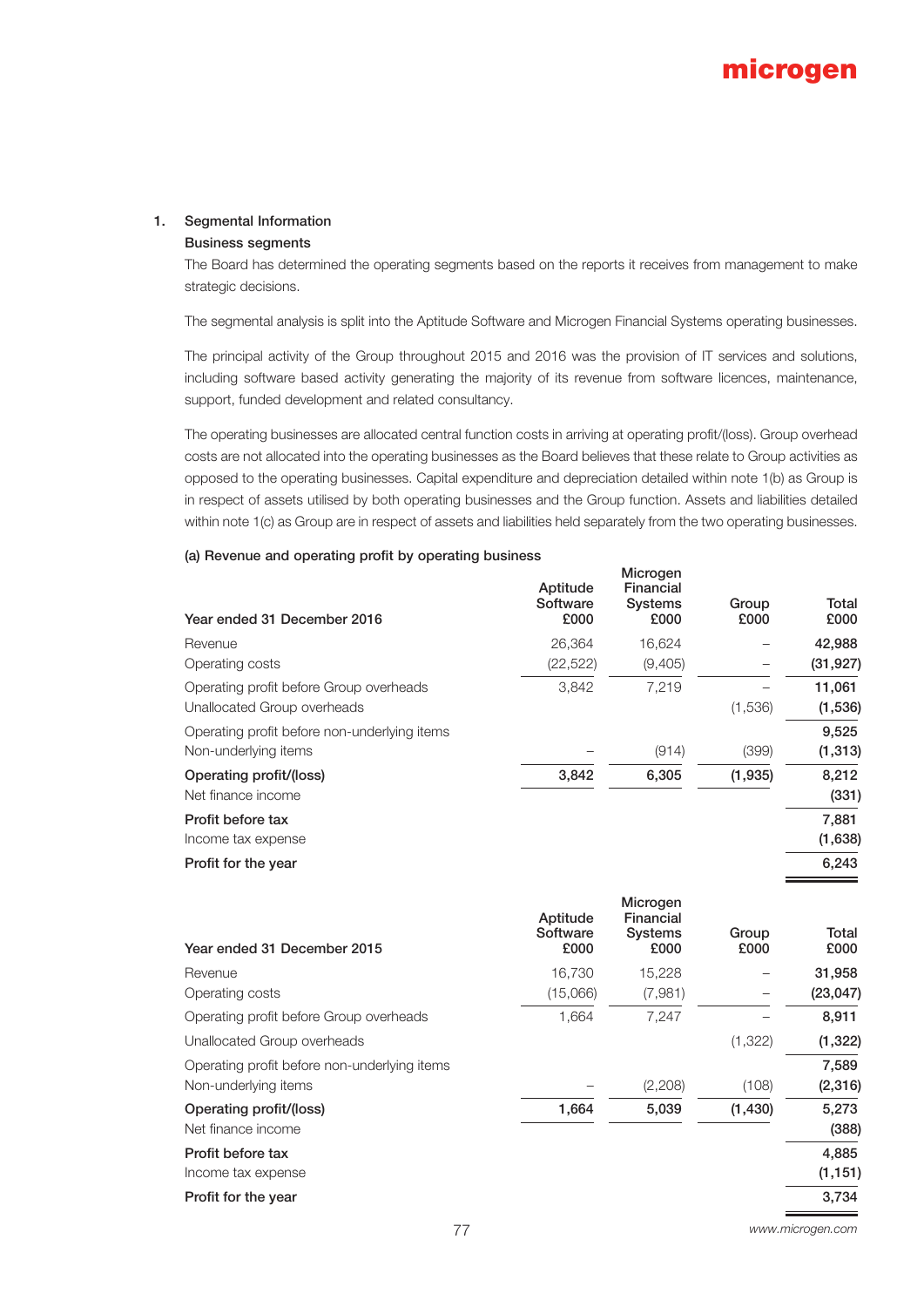## 1. Segmental Information

### Business segments

The Board has determined the operating segments based on the reports it receives from management to make strategic decisions.

The segmental analysis is split into the Aptitude Software and Microgen Financial Systems operating businesses.

The principal activity of the Group throughout 2015 and 2016 was the provision of IT services and solutions, including software based activity generating the majority of its revenue from software licences, maintenance, support, funded development and related consultancy.

The operating businesses are allocated central function costs in arriving at operating profit/(loss). Group overhead costs are not allocated into the operating businesses as the Board believes that these relate to Group activities as opposed to the operating businesses. Capital expenditure and depreciation detailed within note 1(b) as Group is in respect of assets utilised by both operating businesses and the Group function. Assets and liabilities detailed within note 1(c) as Group are in respect of assets and liabilities held separately from the two operating businesses.

### (a) Revenue and operating profit by operating business

| Year ended 31 December 2016 | Aptitude Software £000 | Microgen Financial Systems £000 | Group £000 | Total £000 |
|---|---|---|---|---|
| Revenue | 26,364 | 16,624 | – | **42,988** |
| Operating costs | (22,522) | (9,405) | – | **(31,927)** |
| Operating profit before Group overheads | 3,842 | 7,219 | – | **11,061** |
| Unallocated Group overheads | | | (1,536) | **(1,536)** |
| Operating profit before non-underlying items | | | | **9,525** |
| Non-underlying items | – | (914) | (399) | **(1,313)** |
| **Operating profit/(loss)** | **3,842** | **6,305** | **(1,935)** | **8,212** |
| Net finance income | | | | **(331)** |
| **Profit before tax** | | | | **7,881** |
| Income tax expense | | | | **(1,638)** |
| **Profit for the year** | | | | **6,243** |

| Year ended 31 December 2015 | Aptitude Software £000 | Microgen Financial Systems £000 | Group £000 | Total £000 |
|---|---|---|---|---|
| Revenue | 16,730 | 15,228 | – | **31,958** |
| Operating costs | (15,066) | (7,981) | – | **(23,047)** |
| Operating profit before Group overheads | 1,664 | 7,247 | – | **8,911** |
| Unallocated Group overheads | | | (1,322) | **(1,322)** |
| Operating profit before non-underlying items | | | | **7,589** |
| Non-underlying items | – | (2,208) | (108) | **(2,316)** |
| **Operating profit/(loss)** | **1,664** | **5,039** | **(1,430)** | **5,273** |
| Net finance income | | | | **(388)** |
| **Profit before tax** | | | | **4,885** |
| Income tax expense | | | | **(1,151)** |
| **Profit for the year** | | | | **3,734** |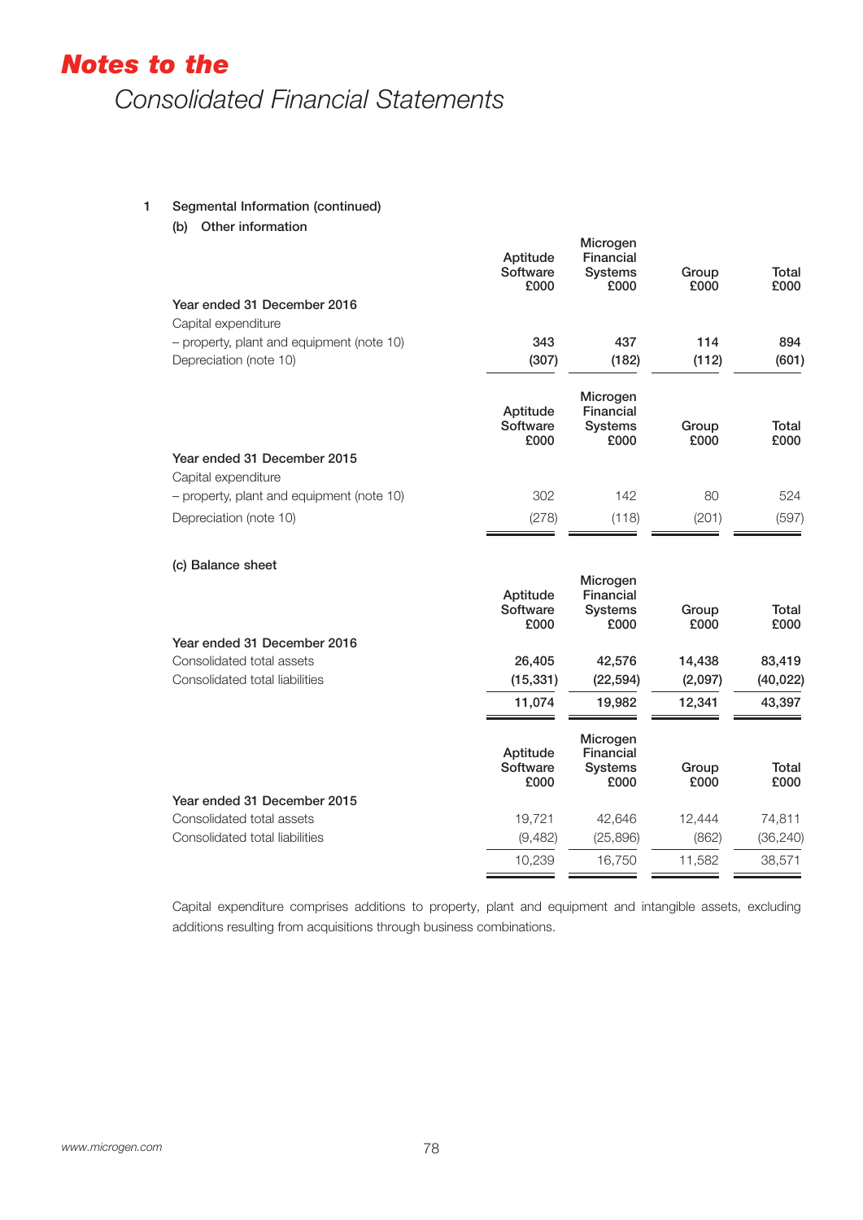# Notes to the Consolidated Financial Statements

## 1 Segmental Information (continued)

### (b) Other information

| | Aptitude Software £000 | Microgen Financial Systems £000 | Group £000 | Total £000 |
|---|---|---|---|---|
| **Year ended 31 December 2016** | | | | |
| Capital expenditure | | | | |
| – property, plant and equipment (note 10) | **343** | **437** | **114** | **894** |
| Depreciation (note 10) | **(307)** | **(182)** | **(112)** | **(601)** |

| | Aptitude Software £000 | Microgen Financial Systems £000 | Group £000 | Total £000 |
|---|---|---|---|---|
| **Year ended 31 December 2015** | | | | |
| Capital expenditure | | | | |
| – property, plant and equipment (note 10) | 302 | 142 | 80 | 524 |
| Depreciation (note 10) | (278) | (118) | (201) | (597) |

### (c) Balance sheet

| | Aptitude Software £000 | Microgen Financial Systems £000 | Group £000 | Total £000 |
|---|---|---|---|---|
| **Year ended 31 December 2016** | | | | |
| Consolidated total assets | **26,405** | **42,576** | **14,438** | **83,419** |
| Consolidated total liabilities | **(15,331)** | **(22,594)** | **(2,097)** | **(40,022)** |
| | **11,074** | **19,982** | **12,341** | **43,397** |

| | Aptitude Software £000 | Microgen Financial Systems £000 | Group £000 | Total £000 |
|---|---|---|---|---|
| **Year ended 31 December 2015** | | | | |
| Consolidated total assets | 19,721 | 42,646 | 12,444 | 74,811 |
| Consolidated total liabilities | (9,482) | (25,896) | (862) | (36,240) |
| | 10,239 | 16,750 | 11,582 | 38,571 |

Capital expenditure comprises additions to property, plant and equipment and intangible assets, excluding additions resulting from acquisitions through business combinations.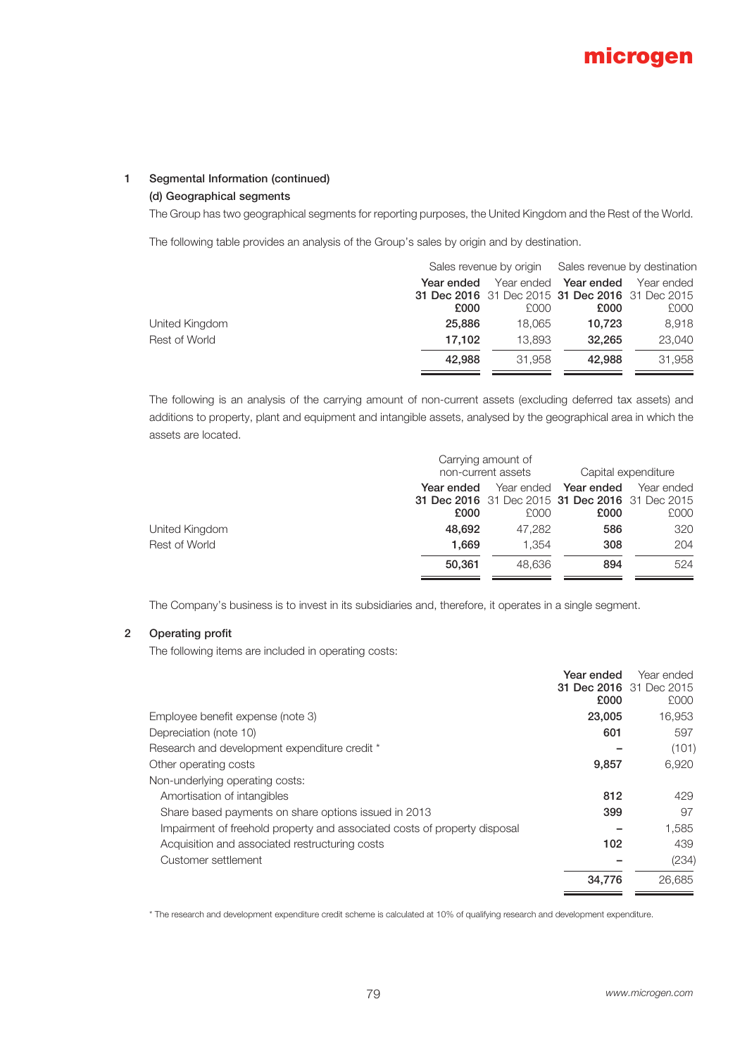## 1 Segmental Information (continued)

### (d) Geographical segments

The Group has two geographical segments for reporting purposes, the United Kingdom and the Rest of the World.

The following table provides an analysis of the Group's sales by origin and by destination.

| | Sales revenue by origin | | Sales revenue by destination | |
|---|---|---|---|---|
| | **Year ended 31 Dec 2016 £000** | Year ended 31 Dec 2015 £000 | **Year ended 31 Dec 2016 £000** | Year ended 31 Dec 2015 £000 |
| United Kingdom | **25,886** | 18,065 | **10,723** | 8,918 |
| Rest of World | **17,102** | 13,893 | **32,265** | 23,040 |
| | **42,988** | 31,958 | **42,988** | 31,958 |

The following is an analysis of the carrying amount of non-current assets (excluding deferred tax assets) and additions to property, plant and equipment and intangible assets, analysed by the geographical area in which the assets are located.

| | Carrying amount of non-current assets | | Capital expenditure | |
|---|---|---|---|---|
| | **Year ended 31 Dec 2016 £000** | Year ended 31 Dec 2015 £000 | **Year ended 31 Dec 2016 £000** | Year ended 31 Dec 2015 £000 |
| United Kingdom | **48,692** | 47,282 | **586** | 320 |
| Rest of World | **1,669** | 1,354 | **308** | 204 |
| | **50,361** | 48,636 | **894** | 524 |

The Company's business is to invest in its subsidiaries and, therefore, it operates in a single segment.

## 2 Operating profit

The following items are included in operating costs:

| | **Year ended 31 Dec 2016 £000** | Year ended 31 Dec 2015 £000 |
|---|---|---|
| Employee benefit expense (note 3) | **23,005** | 16,953 |
| Depreciation (note 10) | **601** | 597 |
| Research and development expenditure credit * | **–** | (101) |
| Other operating costs | **9,857** | 6,920 |
| Non-underlying operating costs: | | |
| Amortisation of intangibles | **812** | 429 |
| Share based payments on share options issued in 2013 | **399** | 97 |
| Impairment of freehold property and associated costs of property disposal | **–** | 1,585 |
| Acquisition and associated restructuring costs | **102** | 439 |
| Customer settlement | **–** | (234) |
| | **34,776** | 26,685 |

* The research and development expenditure credit scheme is calculated at 10% of qualifying research and development expenditure.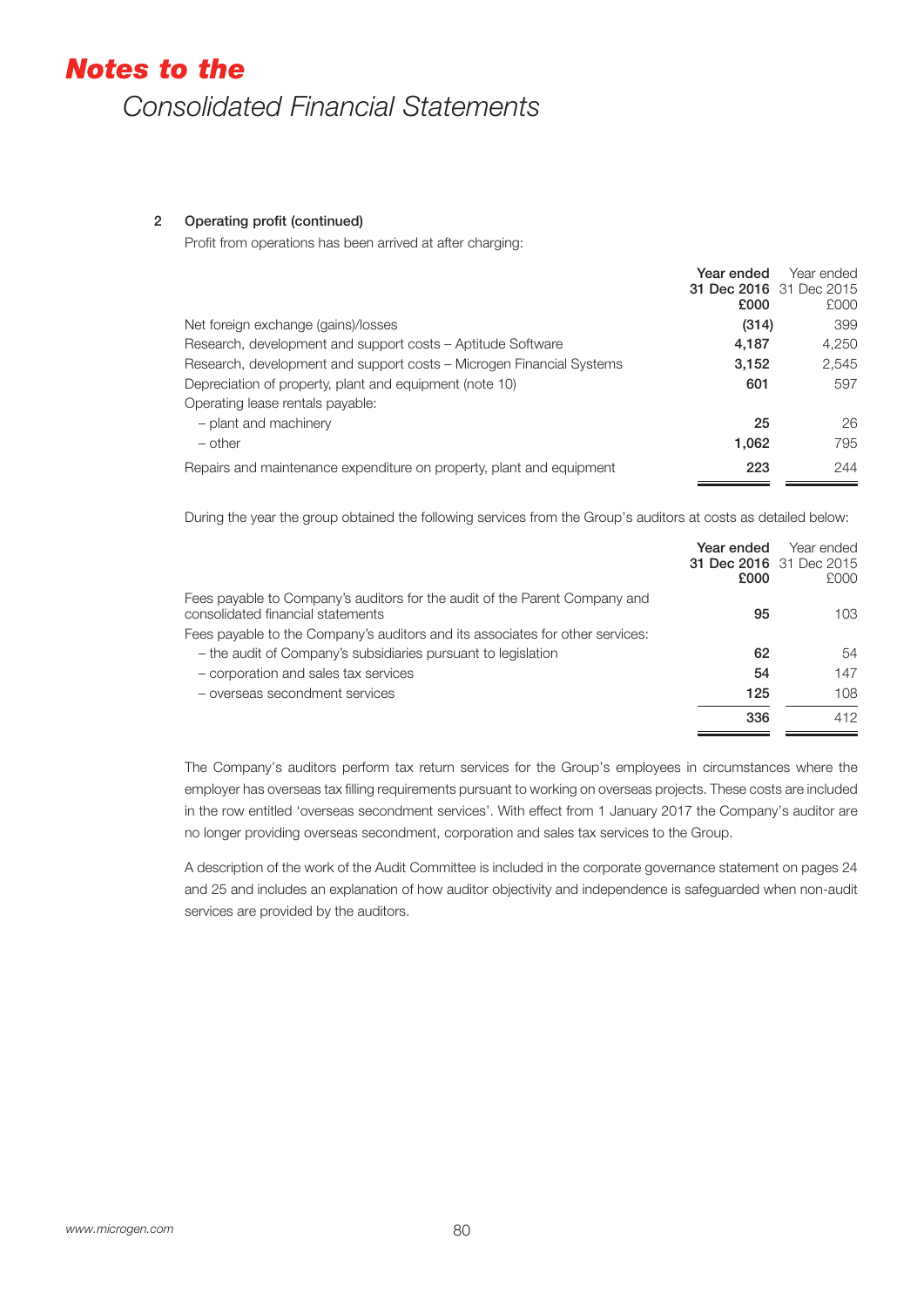# Notes to the Consolidated Financial Statements

### 2 Operating profit (continued)

Profit from operations has been arrived at after charging:

| | Year ended 31 Dec 2016 £000 | Year ended 31 Dec 2015 £000 |
|---|---|---|
| Net foreign exchange (gains)/losses | (314) | 399 |
| Research, development and support costs – Aptitude Software | 4,187 | 4,250 |
| Research, development and support costs – Microgen Financial Systems | 3,152 | 2,545 |
| Depreciation of property, plant and equipment (note 10) | 601 | 597 |
| Operating lease rentals payable: | | |
| – plant and machinery | 25 | 26 |
| – other | 1,062 | 795 |
| Repairs and maintenance expenditure on property, plant and equipment | 223 | 244 |

During the year the group obtained the following services from the Group's auditors at costs as detailed below:

| | Year ended 31 Dec 2016 £000 | Year ended 31 Dec 2015 £000 |
|---|---|---|
| Fees payable to Company's auditors for the audit of the Parent Company and consolidated financial statements | 95 | 103 |
| Fees payable to the Company's auditors and its associates for other services: | | |
| – the audit of Company's subsidiaries pursuant to legislation | 62 | 54 |
| – corporation and sales tax services | 54 | 147 |
| – overseas secondment services | 125 | 108 |
| | 336 | 412 |

The Company's auditors perform tax return services for the Group's employees in circumstances where the employer has overseas tax filling requirements pursuant to working on overseas projects. These costs are included in the row entitled 'overseas secondment services'. With effect from 1 January 2017 the Company's auditor are no longer providing overseas secondment, corporation and sales tax services to the Group.

A description of the work of the Audit Committee is included in the corporate governance statement on pages 24 and 25 and includes an explanation of how auditor objectivity and independence is safeguarded when non-audit services are provided by the auditors.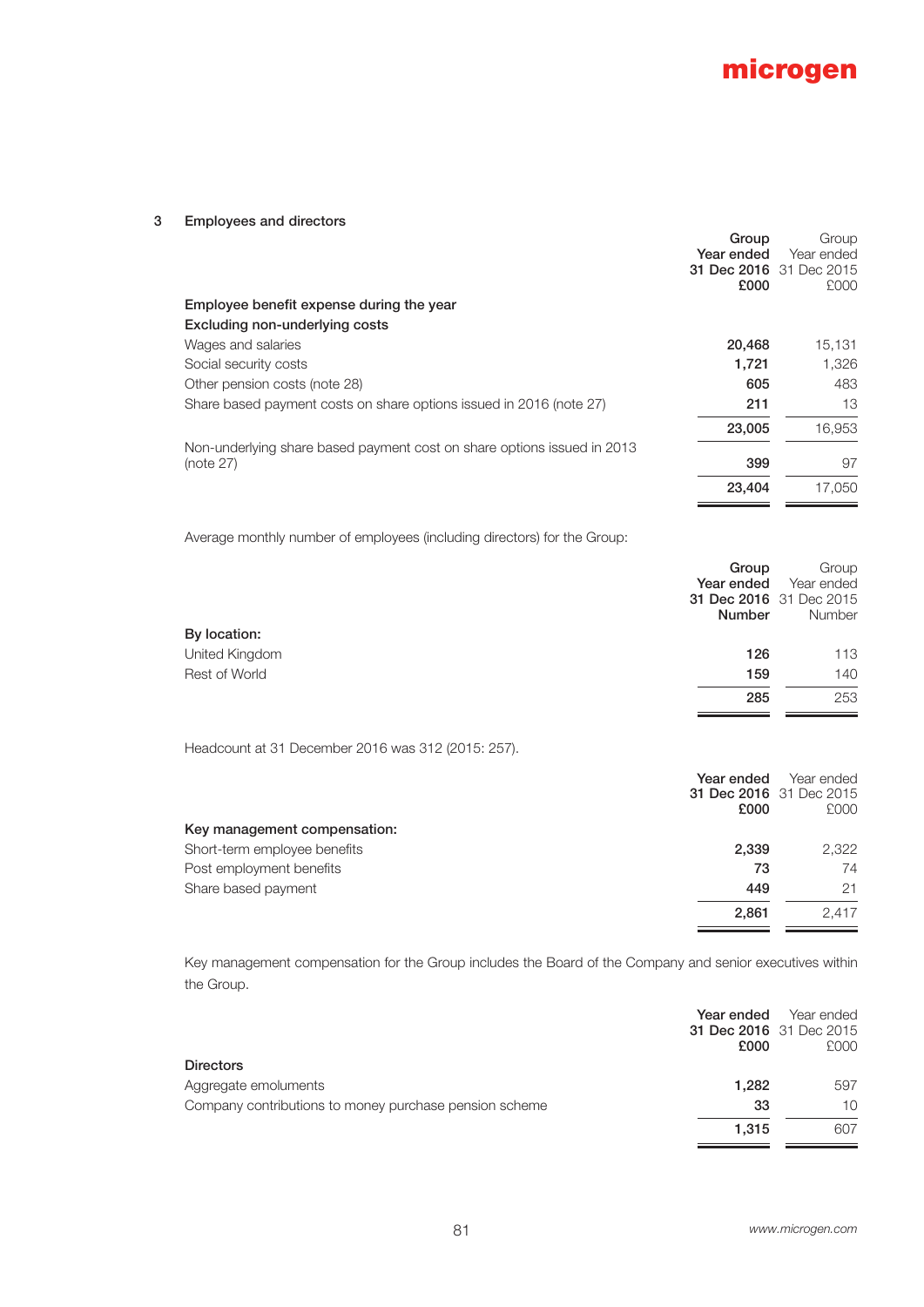## 3 Employees and directors

| | Group Year ended 31 Dec 2016 £000 | Group Year ended 31 Dec 2015 £000 |
|---|---|---|
| **Employee benefit expense during the year** | | |
| **Excluding non-underlying costs** | | |
| Wages and salaries | **20,468** | 15,131 |
| Social security costs | **1,721** | 1,326 |
| Other pension costs (note 28) | **605** | 483 |
| Share based payment costs on share options issued in 2016 (note 27) | **211** | 13 |
| | **23,005** | 16,953 |
| Non-underlying share based payment cost on share options issued in 2013 (note 27) | **399** | 97 |
| | **23,404** | 17,050 |

Average monthly number of employees (including directors) for the Group:

| | Group Year ended 31 Dec 2016 Number | Group Year ended 31 Dec 2015 Number |
|---|---|---|
| **By location:** | | |
| United Kingdom | **126** | 113 |
| Rest of World | **159** | 140 |
| | **285** | 253 |

Headcount at 31 December 2016 was 312 (2015: 257).

| | Year ended 31 Dec 2016 £000 | Year ended 31 Dec 2015 £000 |
|---|---|---|
| **Key management compensation:** | | |
| Short-term employee benefits | **2,339** | 2,322 |
| Post employment benefits | **73** | 74 |
| Share based payment | **449** | 21 |
| | **2,861** | 2,417 |

Key management compensation for the Group includes the Board of the Company and senior executives within the Group.

| | Year ended 31 Dec 2016 £000 | Year ended 31 Dec 2015 £000 |
|---|---|---|
| **Directors** | | |
| Aggregate emoluments | **1,282** | 597 |
| Company contributions to money purchase pension scheme | **33** | 10 |
| | **1,315** | 607 |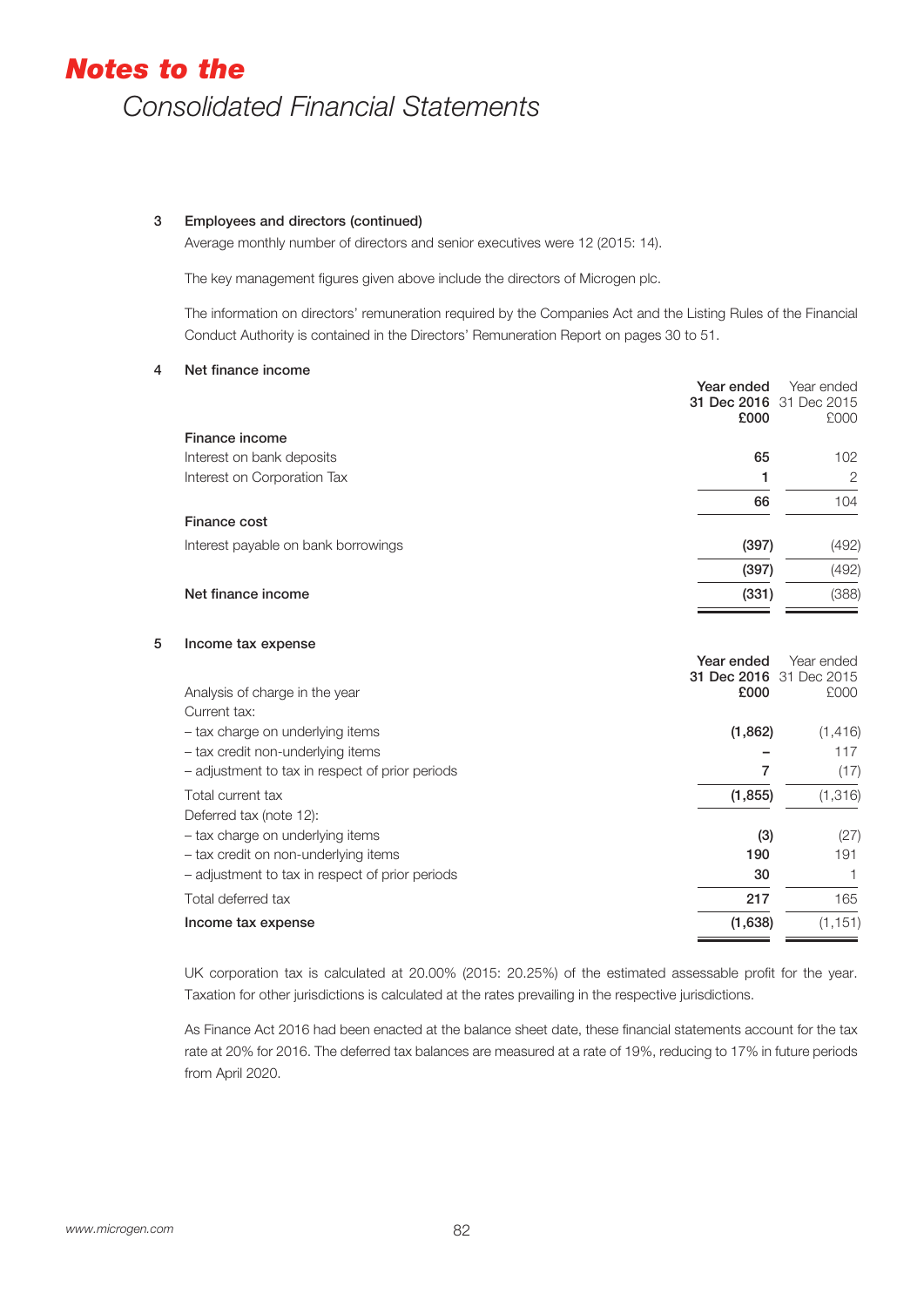### 3 Employees and directors (continued)

Average monthly number of directors and senior executives were 12 (2015: 14).

The key management figures given above include the directors of Microgen plc.

The information on directors' remuneration required by the Companies Act and the Listing Rules of the Financial Conduct Authority is contained in the Directors' Remuneration Report on pages 30 to 51.

### 4 Net finance income

| | Year ended 31 Dec 2016 £000 | Year ended 31 Dec 2015 £000 |
|---|---|---|
| **Finance income** | | |
| Interest on bank deposits | **65** | 102 |
| Interest on Corporation Tax | **1** | 2 |
| | **66** | 104 |
| **Finance cost** | | |
| Interest payable on bank borrowings | **(397)** | (492) |
| | **(397)** | (492) |
| **Net finance income** | **(331)** | (388) |

### 5 Income tax expense

| Analysis of charge in the year | Year ended 31 Dec 2016 £000 | Year ended 31 Dec 2015 £000 |
|---|---|---|
| Current tax: | | |
| – tax charge on underlying items | **(1,862)** | (1,416) |
| – tax credit non-underlying items | **–** | 117 |
| – adjustment to tax in respect of prior periods | **7** | (17) |
| Total current tax | **(1,855)** | (1,316) |
| Deferred tax (note 12): | | |
| – tax charge on underlying items | **(3)** | (27) |
| – tax credit on non-underlying items | **190** | 191 |
| – adjustment to tax in respect of prior periods | **30** | 1 |
| Total deferred tax | **217** | 165 |
| **Income tax expense** | **(1,638)** | (1,151) |

UK corporation tax is calculated at 20.00% (2015: 20.25%) of the estimated assessable profit for the year. Taxation for other jurisdictions is calculated at the rates prevailing in the respective jurisdictions.

As Finance Act 2016 had been enacted at the balance sheet date, these financial statements account for the tax rate at 20% for 2016. The deferred tax balances are measured at a rate of 19%, reducing to 17% in future periods from April 2020.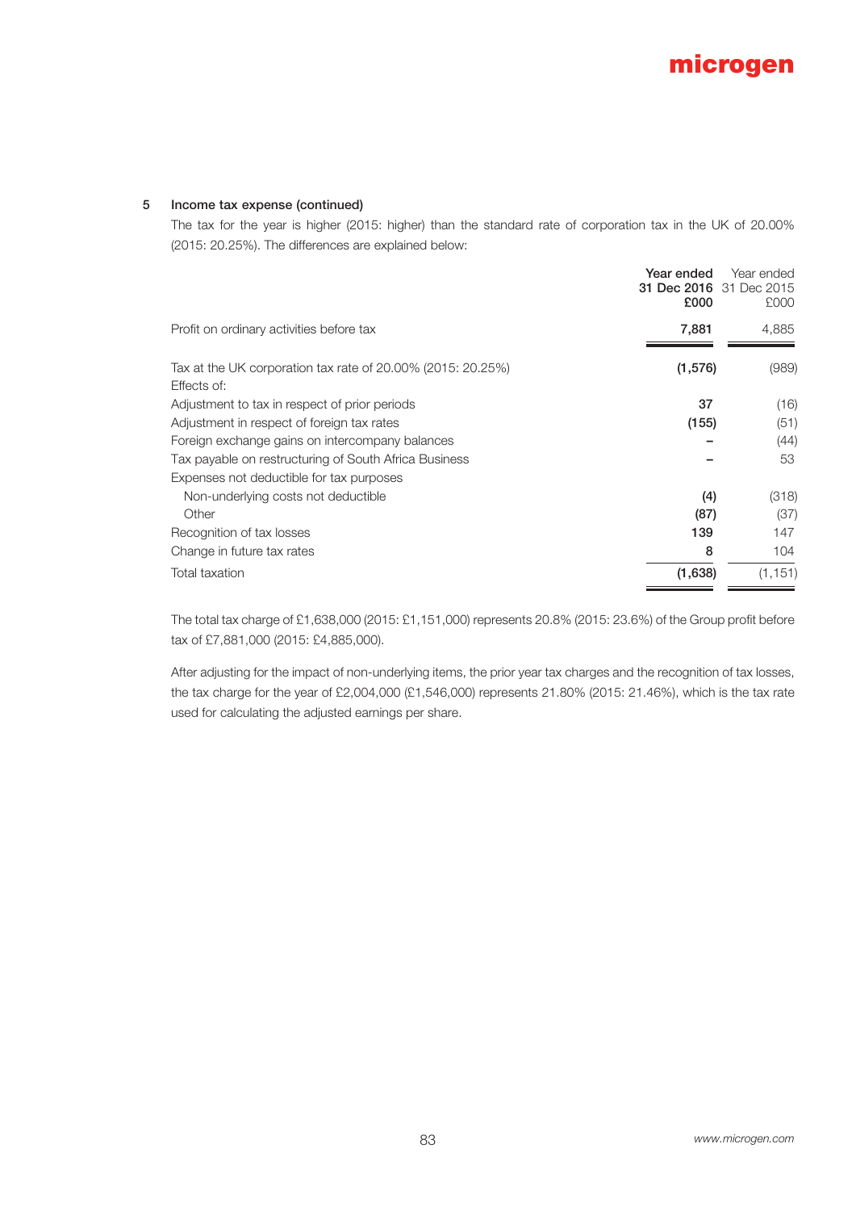### 5 Income tax expense (continued)

The tax for the year is higher (2015: higher) than the standard rate of corporation tax in the UK of 20.00% (2015: 20.25%). The differences are explained below:

| | **Year ended 31 Dec 2016 £000** | Year ended 31 Dec 2015 £000 |
|---|---|---|
| Profit on ordinary activities before tax | **7,881** | 4,885 |
| Tax at the UK corporation tax rate of 20.00% (2015: 20.25%) | **(1,576)** | (989) |
| Effects of: | | |
| Adjustment to tax in respect of prior periods | **37** | (16) |
| Adjustment in respect of foreign tax rates | **(155)** | (51) |
| Foreign exchange gains on intercompany balances | **–** | (44) |
| Tax payable on restructuring of South Africa Business | **–** | 53 |
| Expenses not deductible for tax purposes | | |
| Non-underlying costs not deductible | **(4)** | (318) |
| Other | **(87)** | (37) |
| Recognition of tax losses | **139** | 147 |
| Change in future tax rates | **8** | 104 |
| Total taxation | **(1,638)** | (1,151) |

The total tax charge of £1,638,000 (2015: £1,151,000) represents 20.8% (2015: 23.6%) of the Group profit before tax of £7,881,000 (2015: £4,885,000).

After adjusting for the impact of non-underlying items, the prior year tax charges and the recognition of tax losses, the tax charge for the year of £2,004,000 (£1,546,000) represents 21.80% (2015: 21.46%), which is the tax rate used for calculating the adjusted earnings per share.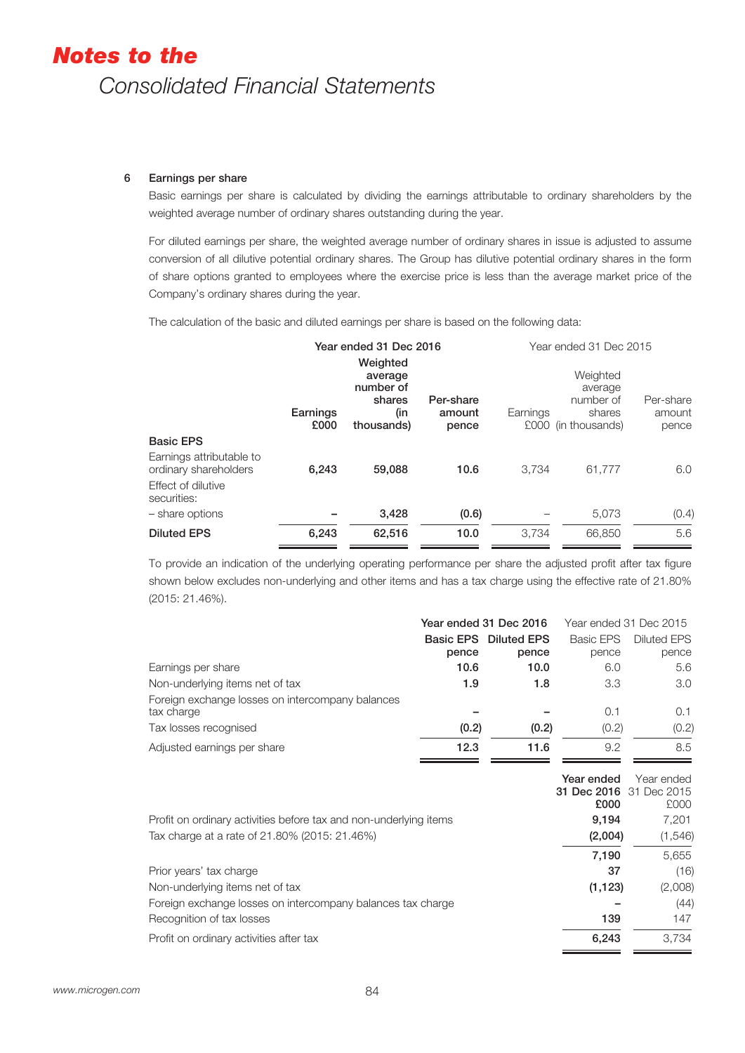## 6 Earnings per share

Basic earnings per share is calculated by dividing the earnings attributable to ordinary shareholders by the weighted average number of ordinary shares outstanding during the year.

For diluted earnings per share, the weighted average number of ordinary shares in issue is adjusted to assume conversion of all dilutive potential ordinary shares. The Group has dilutive potential ordinary shares in the form of share options granted to employees where the exercise price is less than the average market price of the Company's ordinary shares during the year.

The calculation of the basic and diluted earnings per share is based on the following data:

| | Year ended 31 Dec 2016 | | | Year ended 31 Dec 2015 | | |
|---|---|---|---|---|---|---|
| | **Earnings £000** | **Weighted average number of shares (in thousands)** | **Per-share amount pence** | Earnings £000 | Weighted average number of shares (in thousands) | Per-share amount pence |
| **Basic EPS** | | | | | | |
| Earnings attributable to ordinary shareholders | **6,243** | **59,088** | **10.6** | 3,734 | 61,777 | 6.0 |
| Effect of dilutive securities: | | | | | | |
| – share options | **–** | **3,428** | **(0.6)** | – | 5,073 | (0.4) |
| **Diluted EPS** | **6,243** | **62,516** | **10.0** | 3,734 | 66,850 | 5.6 |

To provide an indication of the underlying operating performance per share the adjusted profit after tax figure shown below excludes non-underlying and other items and has a tax charge using the effective rate of 21.80% (2015: 21.46%).

| | Year ended 31 Dec 2016 | | Year ended 31 Dec 2015 | |
|---|---|---|---|---|
| | **Basic EPS pence** | **Diluted EPS pence** | Basic EPS pence | Diluted EPS pence |
| Earnings per share | **10.6** | **10.0** | 6.0 | 5.6 |
| Non-underlying items net of tax | **1.9** | **1.8** | 3.3 | 3.0 |
| Foreign exchange losses on intercompany balances tax charge | **–** | **–** | 0.1 | 0.1 |
| Tax losses recognised | **(0.2)** | **(0.2)** | (0.2) | (0.2) |
| Adjusted earnings per share | **12.3** | **11.6** | 9.2 | 8.5 |

| | **Year ended 31 Dec 2016 £000** | Year ended 31 Dec 2015 £000 |
|---|---|---|
| Profit on ordinary activities before tax and non-underlying items | **9,194** | 7,201 |
| Tax charge at a rate of 21.80% (2015: 21.46%) | **(2,004)** | (1,546) |
| | **7,190** | 5,655 |
| Prior years' tax charge | **37** | (16) |
| Non-underlying items net of tax | **(1,123)** | (2,008) |
| Foreign exchange losses on intercompany balances tax charge | **–** | (44) |
| Recognition of tax losses | **139** | 147 |
| Profit on ordinary activities after tax | **6,243** | 3,734 |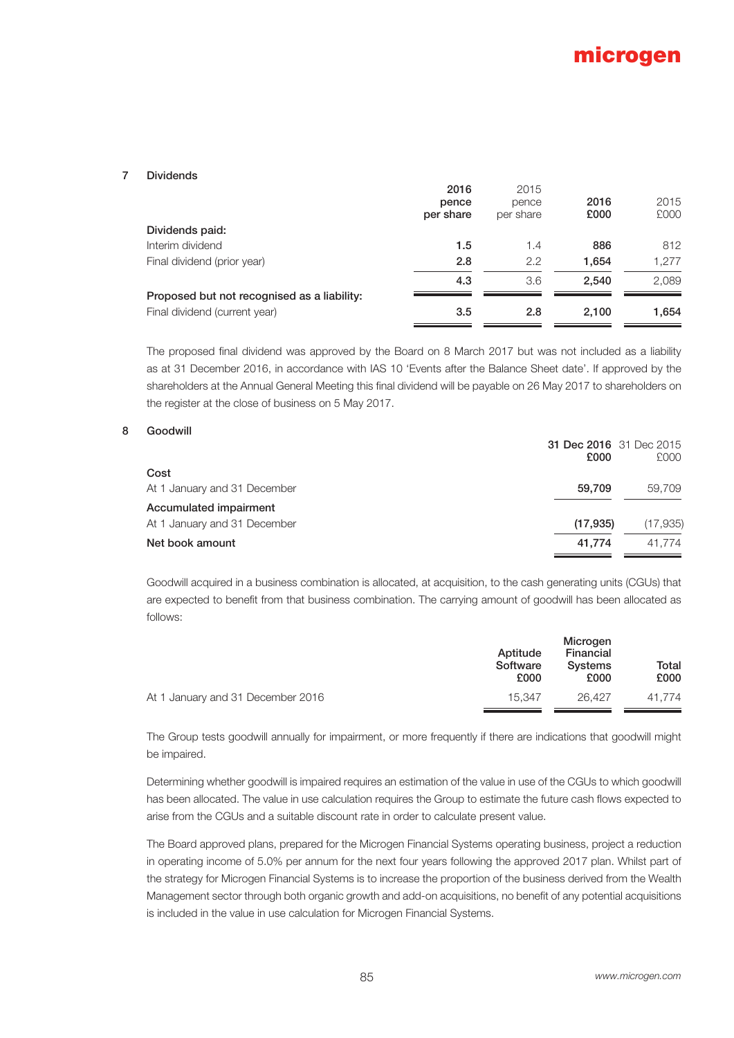## 7 Dividends

| | 2016 pence per share | 2015 pence per share | 2016 £000 | 2015 £000 |
|---|---|---|---|---|
| **Dividends paid:** | | | | |
| Interim dividend | **1.5** | 1.4 | **886** | 812 |
| Final dividend (prior year) | **2.8** | 2.2 | **1,654** | 1,277 |
| | **4.3** | 3.6 | **2,540** | 2,089 |
| **Proposed but not recognised as a liability:** | | | | |
| Final dividend (current year) | **3.5** | **2.8** | **2,100** | **1,654** |

The proposed final dividend was approved by the Board on 8 March 2017 but was not included as a liability as at 31 December 2016, in accordance with IAS 10 'Events after the Balance Sheet date'. If approved by the shareholders at the Annual General Meeting this final dividend will be payable on 26 May 2017 to shareholders on the register at the close of business on 5 May 2017.

## 8 Goodwill

| | 31 Dec 2016 £000 | 31 Dec 2015 £000 |
|---|---|---|
| **Cost** | | |
| At 1 January and 31 December | **59,709** | 59,709 |
| **Accumulated impairment** | | |
| At 1 January and 31 December | **(17,935)** | (17,935) |
| **Net book amount** | **41,774** | 41,774 |

Goodwill acquired in a business combination is allocated, at acquisition, to the cash generating units (CGUs) that are expected to benefit from that business combination. The carrying amount of goodwill has been allocated as follows:

| | Aptitude Software £000 | Microgen Financial Systems £000 | Total £000 |
|---|---|---|---|
| At 1 January and 31 December 2016 | 15,347 | 26,427 | 41,774 |

The Group tests goodwill annually for impairment, or more frequently if there are indications that goodwill might be impaired.

Determining whether goodwill is impaired requires an estimation of the value in use of the CGUs to which goodwill has been allocated. The value in use calculation requires the Group to estimate the future cash flows expected to arise from the CGUs and a suitable discount rate in order to calculate present value.

The Board approved plans, prepared for the Microgen Financial Systems operating business, project a reduction in operating income of 5.0% per annum for the next four years following the approved 2017 plan. Whilst part of the strategy for Microgen Financial Systems is to increase the proportion of the business derived from the Wealth Management sector through both organic growth and add-on acquisitions, no benefit of any potential acquisitions is included in the value in use calculation for Microgen Financial Systems.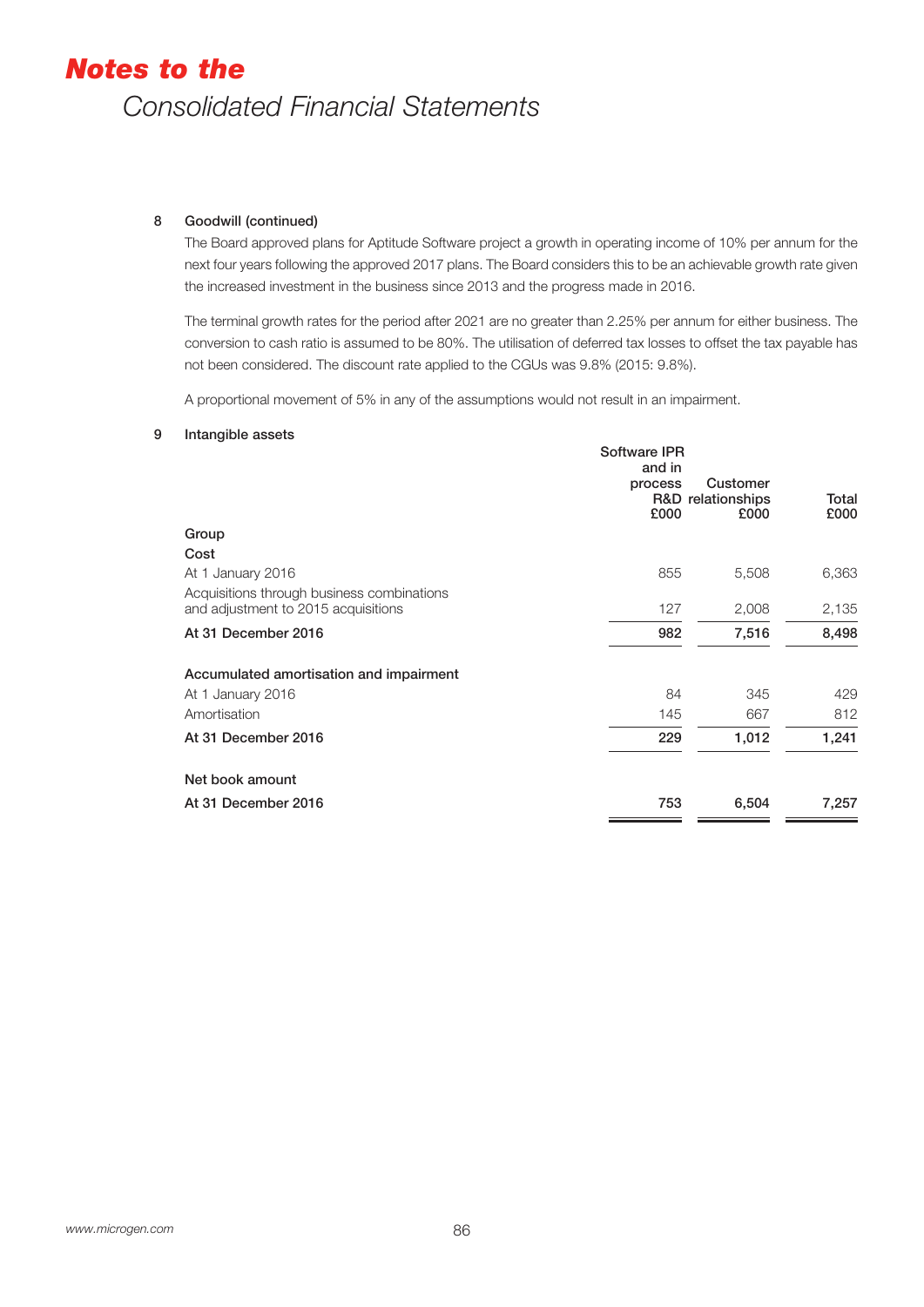# *Notes to the*

## Consolidated Financial Statements

### 8 Goodwill (continued)

The Board approved plans for Aptitude Software project a growth in operating income of 10% per annum for the next four years following the approved 2017 plans. The Board considers this to be an achievable growth rate given the increased investment in the business since 2013 and the progress made in 2016.

The terminal growth rates for the period after 2021 are no greater than 2.25% per annum for either business. The conversion to cash ratio is assumed to be 80%. The utilisation of deferred tax losses to offset the tax payable has not been considered. The discount rate applied to the CGUs was 9.8% (2015: 9.8%).

A proportional movement of 5% in any of the assumptions would not result in an impairment.

### 9 Intangible assets

| | Software IPR and in process R&D £000 | Customer relationships £000 | Total £000 |
|---|---|---|---|
| **Group** | | | |
| **Cost** | | | |
| At 1 January 2016 | 855 | 5,508 | 6,363 |
| Acquisitions through business combinations and adjustment to 2015 acquisitions | 127 | 2,008 | 2,135 |
| **At 31 December 2016** | **982** | **7,516** | **8,498** |
| | | | |
| **Accumulated amortisation and impairment** | | | |
| At 1 January 2016 | 84 | 345 | 429 |
| Amortisation | 145 | 667 | 812 |
| **At 31 December 2016** | **229** | **1,012** | **1,241** |
| | | | |
| **Net book amount** | | | |
| **At 31 December 2016** | **753** | **6,504** | **7,257** |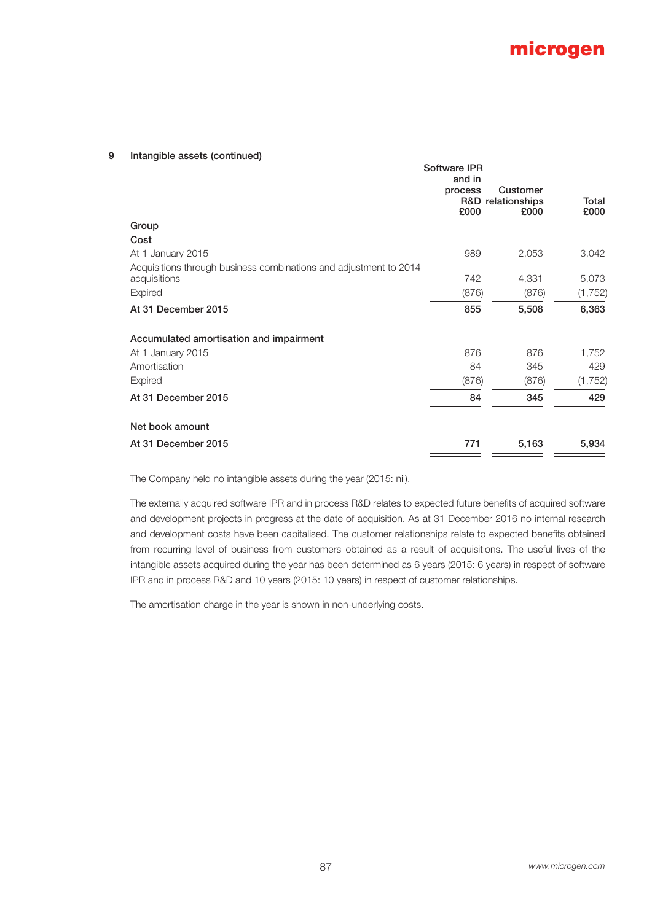## 9 Intangible assets (continued)

| | Software IPR and in process R&D £000 | Customer relationships £000 | Total £000 |
|---|---|---|---|
| **Group** | | | |
| **Cost** | | | |
| At 1 January 2015 | 989 | 2,053 | 3,042 |
| Acquisitions through business combinations and adjustment to 2014 acquisitions | 742 | 4,331 | 5,073 |
| Expired | (876) | (876) | (1,752) |
| **At 31 December 2015** | **855** | **5,508** | **6,363** |
| **Accumulated amortisation and impairment** | | | |
| At 1 January 2015 | 876 | 876 | 1,752 |
| Amortisation | 84 | 345 | 429 |
| Expired | (876) | (876) | (1,752) |
| **At 31 December 2015** | **84** | **345** | **429** |
| **Net book amount** | | | |
| **At 31 December 2015** | **771** | **5,163** | **5,934** |

The Company held no intangible assets during the year (2015: nil).

The externally acquired software IPR and in process R&D relates to expected future benefits of acquired software and development projects in progress at the date of acquisition. As at 31 December 2016 no internal research and development costs have been capitalised. The customer relationships relate to expected benefits obtained from recurring level of business from customers obtained as a result of acquisitions. The useful lives of the intangible assets acquired during the year has been determined as 6 years (2015: 6 years) in respect of software IPR and in process R&D and 10 years (2015: 10 years) in respect of customer relationships.

The amortisation charge in the year is shown in non-underlying costs.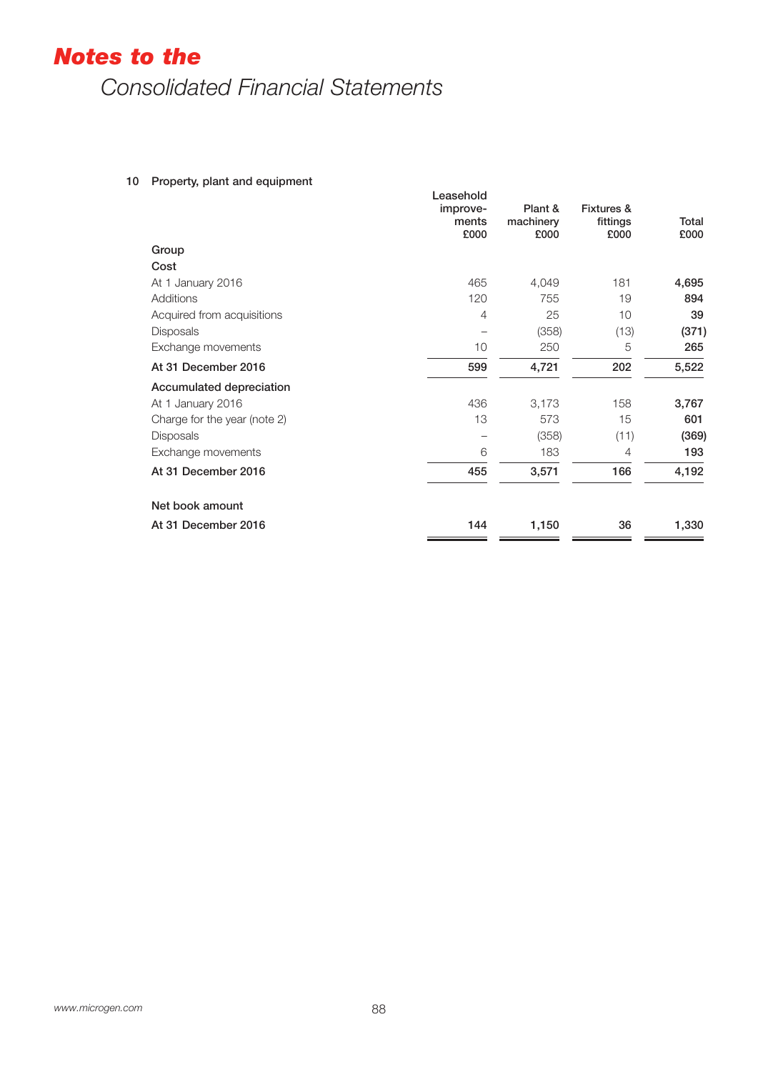# Notes to the Consolidated Financial Statements

## 10 Property, plant and equipment

| | Leasehold improvements £000 | Plant & machinery £000 | Fixtures & fittings £000 | Total £000 |
|---|---|---|---|---|
| **Group** | | | | |
| **Cost** | | | | |
| At 1 January 2016 | 465 | 4,049 | 181 | **4,695** |
| Additions | 120 | 755 | 19 | **894** |
| Acquired from acquisitions | 4 | 25 | 10 | **39** |
| Disposals | – | (358) | (13) | **(371)** |
| Exchange movements | 10 | 250 | 5 | **265** |
| **At 31 December 2016** | **599** | **4,721** | **202** | **5,522** |
| **Accumulated depreciation** | | | | |
| At 1 January 2016 | 436 | 3,173 | 158 | **3,767** |
| Charge for the year (note 2) | 13 | 573 | 15 | **601** |
| Disposals | – | (358) | (11) | **(369)** |
| Exchange movements | 6 | 183 | 4 | **193** |
| **At 31 December 2016** | **455** | **3,571** | **166** | **4,192** |
| **Net book amount** | | | | |
| **At 31 December 2016** | **144** | **1,150** | **36** | **1,330** |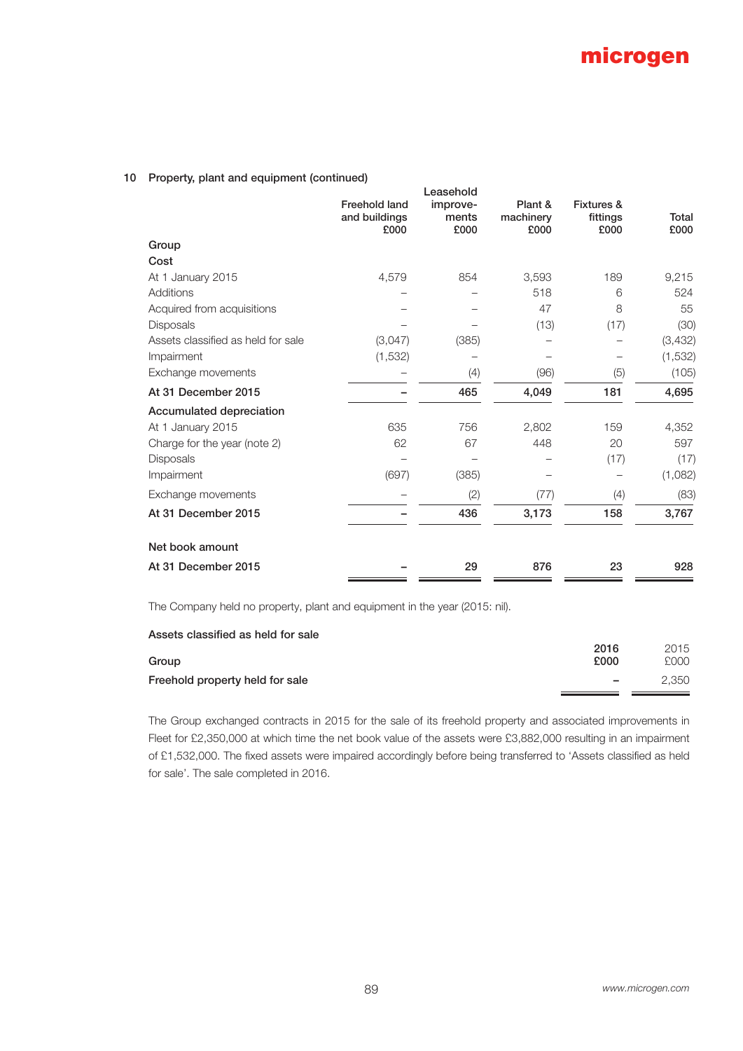## 10 Property, plant and equipment (continued)

| | Freehold land and buildings £000 | Leasehold improve-ments £000 | Plant & machinery £000 | Fixtures & fittings £000 | Total £000 |
|---|---|---|---|---|---|
| **Group** | | | | | |
| **Cost** | | | | | |
| At 1 January 2015 | 4,579 | 854 | 3,593 | 189 | 9,215 |
| Additions | – | – | 518 | 6 | 524 |
| Acquired from acquisitions | – | – | 47 | 8 | 55 |
| Disposals | – | – | (13) | (17) | (30) |
| Assets classified as held for sale | (3,047) | (385) | – | – | (3,432) |
| Impairment | (1,532) | – | – | – | (1,532) |
| Exchange movements | – | (4) | (96) | (5) | (105) |
| **At 31 December 2015** | **–** | **465** | **4,049** | **181** | **4,695** |
| **Accumulated depreciation** | | | | | |
| At 1 January 2015 | 635 | 756 | 2,802 | 159 | 4,352 |
| Charge for the year (note 2) | 62 | 67 | 448 | 20 | 597 |
| Disposals | – | – | – | (17) | (17) |
| Impairment | (697) | (385) | – | – | (1,082) |
| Exchange movements | – | (2) | (77) | (4) | (83) |
| **At 31 December 2015** | **–** | **436** | **3,173** | **158** | **3,767** |
| **Net book amount** | | | | | |
| **At 31 December 2015** | **–** | **29** | **876** | **23** | **928** |

The Company held no property, plant and equipment in the year (2015: nil).

**Assets classified as held for sale**

| Group | 2016 £000 | 2015 £000 |
|---|---|---|
| **Freehold property held for sale** | **–** | 2,350 |

The Group exchanged contracts in 2015 for the sale of its freehold property and associated improvements in Fleet for £2,350,000 at which time the net book value of the assets were £3,882,000 resulting in an impairment of £1,532,000. The fixed assets were impaired accordingly before being transferred to 'Assets classified as held for sale'. The sale completed in 2016.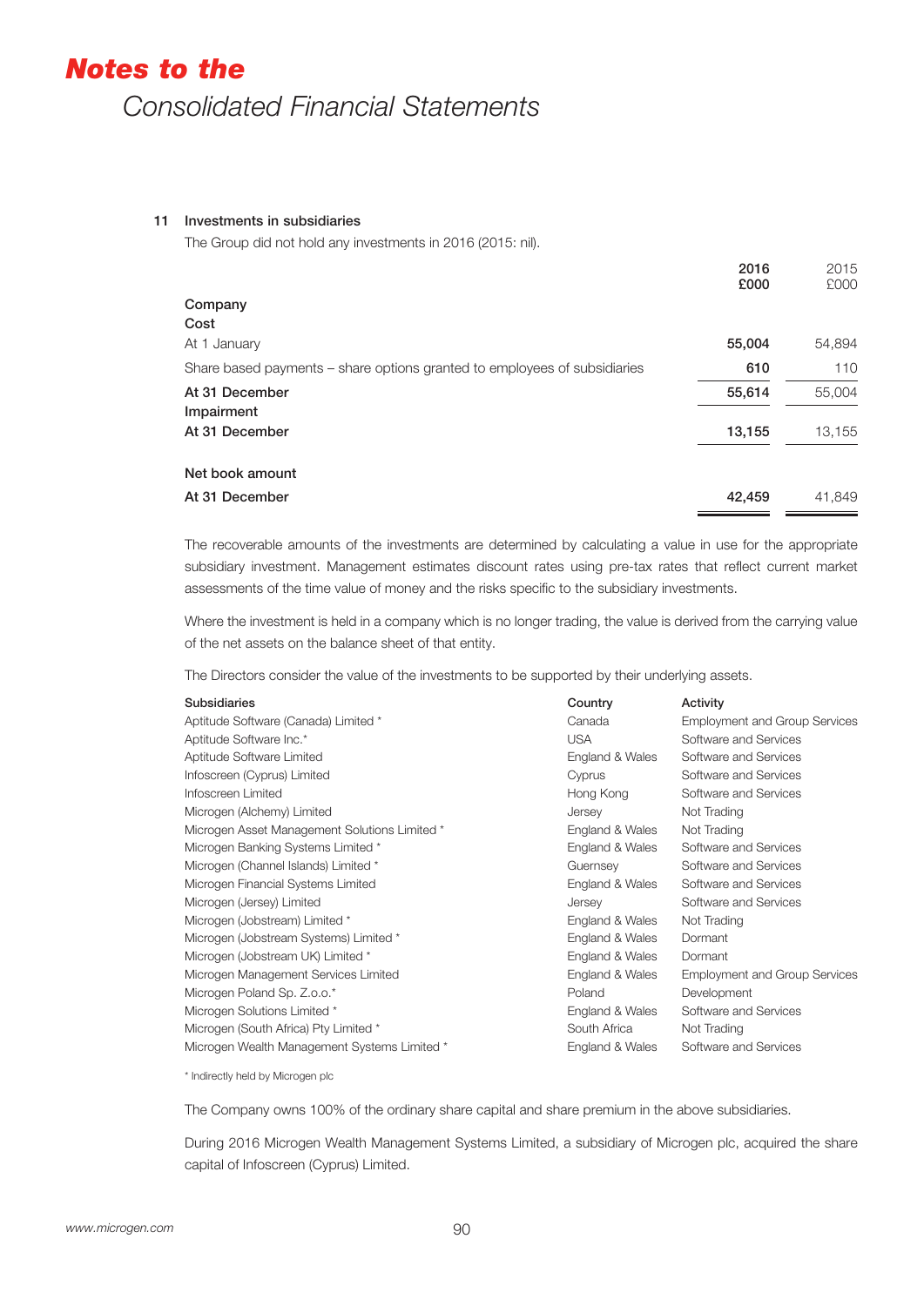## 11 Investments in subsidiaries

The Group did not hold any investments in 2016 (2015: nil).

| | 2016 £000 | 2015 £000 |
|---|---|---|
| **Company** | | |
| **Cost** | | |
| At 1 January | **55,004** | 54,894 |
| Share based payments – share options granted to employees of subsidiaries | **610** | 110 |
| **At 31 December** | **55,614** | 55,004 |
| **Impairment** | | |
| **At 31 December** | **13,155** | 13,155 |
| **Net book amount** | | |
| **At 31 December** | **42,459** | 41,849 |

The recoverable amounts of the investments are determined by calculating a value in use for the appropriate subsidiary investment. Management estimates discount rates using pre-tax rates that reflect current market assessments of the time value of money and the risks specific to the subsidiary investments.

Where the investment is held in a company which is no longer trading, the value is derived from the carrying value of the net assets on the balance sheet of that entity.

The Directors consider the value of the investments to be supported by their underlying assets.

| Subsidiaries | Country | Activity |
|---|---|---|
| Aptitude Software (Canada) Limited * | Canada | Employment and Group Services |
| Aptitude Software Inc.* | USA | Software and Services |
| Aptitude Software Limited | England & Wales | Software and Services |
| Infoscreen (Cyprus) Limited | Cyprus | Software and Services |
| Infoscreen Limited | Hong Kong | Software and Services |
| Microgen (Alchemy) Limited | Jersey | Not Trading |
| Microgen Asset Management Solutions Limited * | England & Wales | Not Trading |
| Microgen Banking Systems Limited * | England & Wales | Software and Services |
| Microgen (Channel Islands) Limited * | Guernsey | Software and Services |
| Microgen Financial Systems Limited | England & Wales | Software and Services |
| Microgen (Jersey) Limited | Jersey | Software and Services |
| Microgen (Jobstream) Limited * | England & Wales | Not Trading |
| Microgen (Jobstream Systems) Limited * | England & Wales | Dormant |
| Microgen (Jobstream UK) Limited * | England & Wales | Dormant |
| Microgen Management Services Limited | England & Wales | Employment and Group Services |
| Microgen Poland Sp. Z.o.o.* | Poland | Development |
| Microgen Solutions Limited * | England & Wales | Software and Services |
| Microgen (South Africa) Pty Limited * | South Africa | Not Trading |
| Microgen Wealth Management Systems Limited * | England & Wales | Software and Services |

\* Indirectly held by Microgen plc

The Company owns 100% of the ordinary share capital and share premium in the above subsidiaries.

During 2016 Microgen Wealth Management Systems Limited, a subsidiary of Microgen plc, acquired the share capital of Infoscreen (Cyprus) Limited.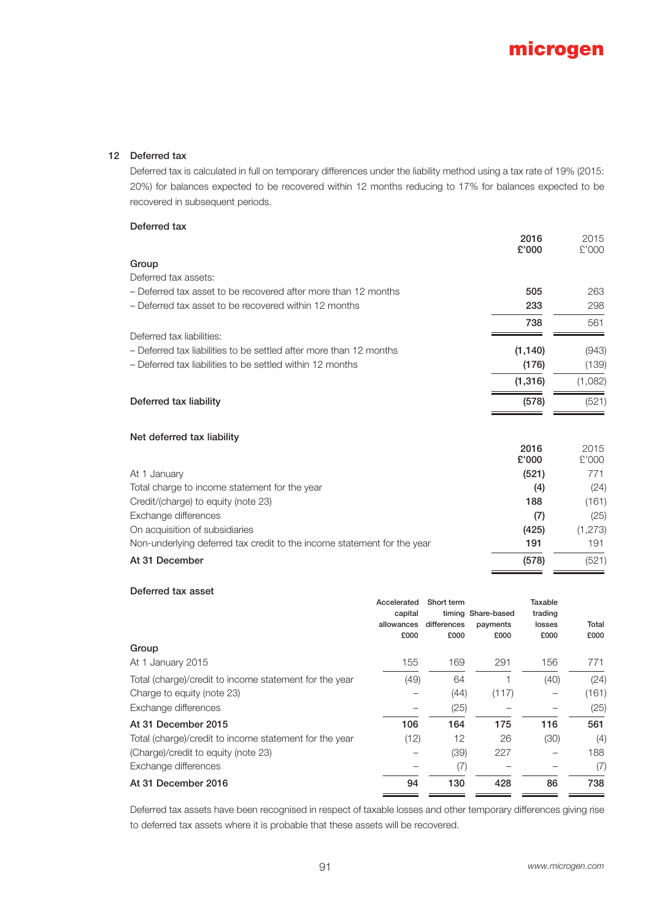## 12 Deferred tax

Deferred tax is calculated in full on temporary differences under the liability method using a tax rate of 19% (2015: 20%) for balances expected to be recovered within 12 months reducing to 17% for balances expected to be recovered in subsequent periods.

### Deferred tax

| | **2016 £'000** | 2015 £'000 |
|---|---|---|
| **Group** | | |
| Deferred tax assets: | | |
| – Deferred tax asset to be recovered after more than 12 months | **505** | 263 |
| – Deferred tax asset to be recovered within 12 months | **233** | 298 |
| | **738** | 561 |
| Deferred tax liabilities: | | |
| – Deferred tax liabilities to be settled after more than 12 months | **(1,140)** | (943) |
| – Deferred tax liabilities to be settled within 12 months | **(176)** | (139) |
| | **(1,316)** | (1,082) |
| **Deferred tax liability** | **(578)** | (521) |

### Net deferred tax liability

| | **2016 £'000** | 2015 £'000 |
|---|---|---|
| At 1 January | **(521)** | 771 |
| Total charge to income statement for the year | **(4)** | (24) |
| Credit/(charge) to equity (note 23) | **188** | (161) |
| Exchange differences | **(7)** | (25) |
| On acquisition of subsidiaries | **(425)** | (1,273) |
| Non-underlying deferred tax credit to the income statement for the year | **191** | 191 |
| **At 31 December** | **(578)** | (521) |

### Deferred tax asset

| | Accelerated capital allowances £000 | Short term timing differences £000 | Share-based payments £000 | Taxable trading losses £000 | Total £000 |
|---|---|---|---|---|---|
| **Group** | | | | | |
| At 1 January 2015 | 155 | 169 | 291 | 156 | 771 |
| Total (charge)/credit to income statement for the year | (49) | 64 | 1 | (40) | (24) |
| Charge to equity (note 23) | – | (44) | (117) | – | (161) |
| Exchange differences | – | (25) | – | – | (25) |
| **At 31 December 2015** | **106** | **164** | **175** | **116** | **561** |
| Total (charge)/credit to income statement for the year | (12) | 12 | 26 | (30) | (4) |
| (Charge)/credit to equity (note 23) | – | (39) | 227 | – | 188 |
| Exchange differences | – | (7) | – | – | (7) |
| **At 31 December 2016** | **94** | **130** | **428** | **86** | **738** |

Deferred tax assets have been recognised in respect of taxable losses and other temporary differences giving rise to deferred tax assets where it is probable that these assets will be recovered.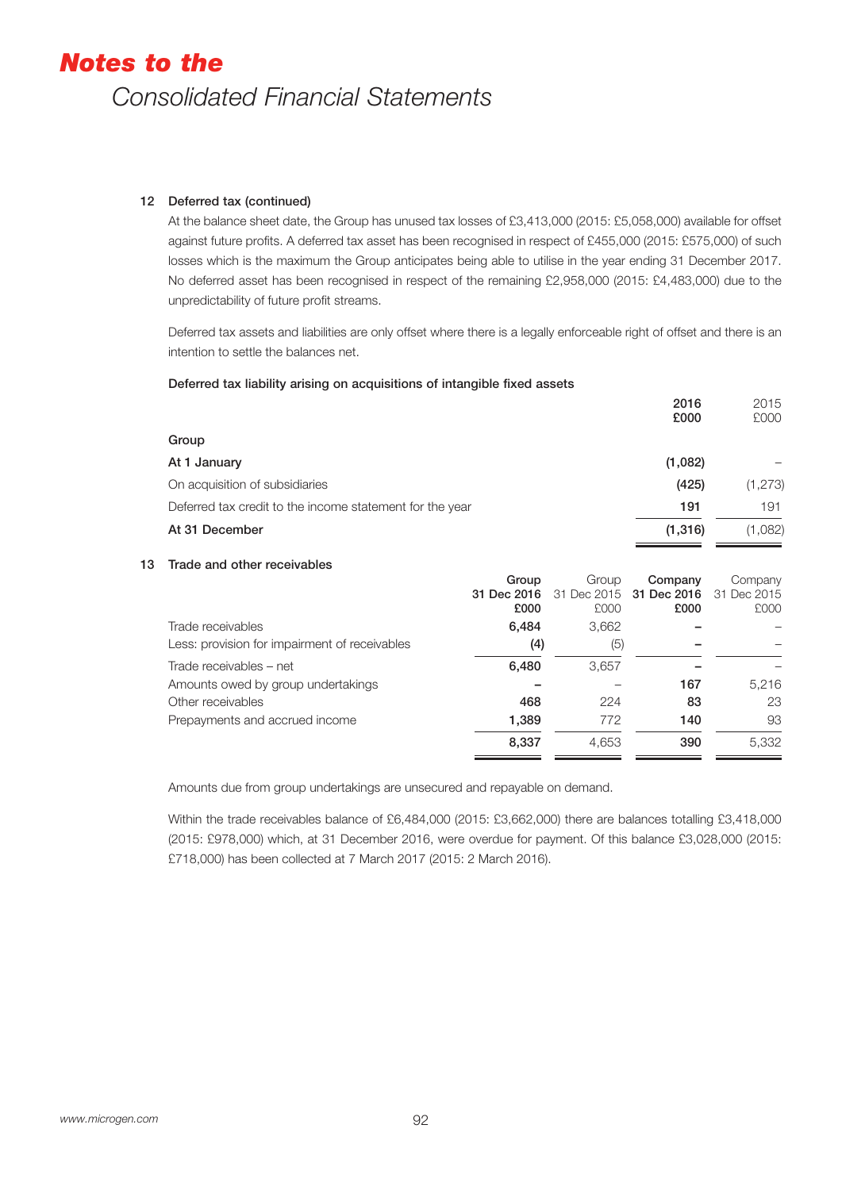### 12 Deferred tax (continued)

At the balance sheet date, the Group has unused tax losses of £3,413,000 (2015: £5,058,000) available for offset against future profits. A deferred tax asset has been recognised in respect of £455,000 (2015: £575,000) of such losses which is the maximum the Group anticipates being able to utilise in the year ending 31 December 2017. No deferred asset has been recognised in respect of the remaining £2,958,000 (2015: £4,483,000) due to the unpredictability of future profit streams.

Deferred tax assets and liabilities are only offset where there is a legally enforceable right of offset and there is an intention to settle the balances net.

**Deferred tax liability arising on acquisitions of intangible fixed assets**

| | **2016 £000** | 2015 £000 |
|---|---|---|
| **Group** | | |
| **At 1 January** | **(1,082)** | – |
| On acquisition of subsidiaries | **(425)** | (1,273) |
| Deferred tax credit to the income statement for the year | **191** | 191 |
| **At 31 December** | **(1,316)** | (1,082) |

### 13 Trade and other receivables

| | **Group 31 Dec 2016 £000** | Group 31 Dec 2015 £000 | **Company 31 Dec 2016 £000** | Company 31 Dec 2015 £000 |
|---|---|---|---|---|
| Trade receivables | **6,484** | 3,662 | **–** | – |
| Less: provision for impairment of receivables | **(4)** | (5) | **–** | – |
| Trade receivables – net | **6,480** | 3,657 | **–** | – |
| Amounts owed by group undertakings | **–** | – | **167** | 5,216 |
| Other receivables | **468** | 224 | **83** | 23 |
| Prepayments and accrued income | **1,389** | 772 | **140** | 93 |
| | **8,337** | 4,653 | **390** | 5,332 |

Amounts due from group undertakings are unsecured and repayable on demand.

Within the trade receivables balance of £6,484,000 (2015: £3,662,000) there are balances totalling £3,418,000 (2015: £978,000) which, at 31 December 2016, were overdue for payment. Of this balance £3,028,000 (2015: £718,000) has been collected at 7 March 2017 (2015: 2 March 2016).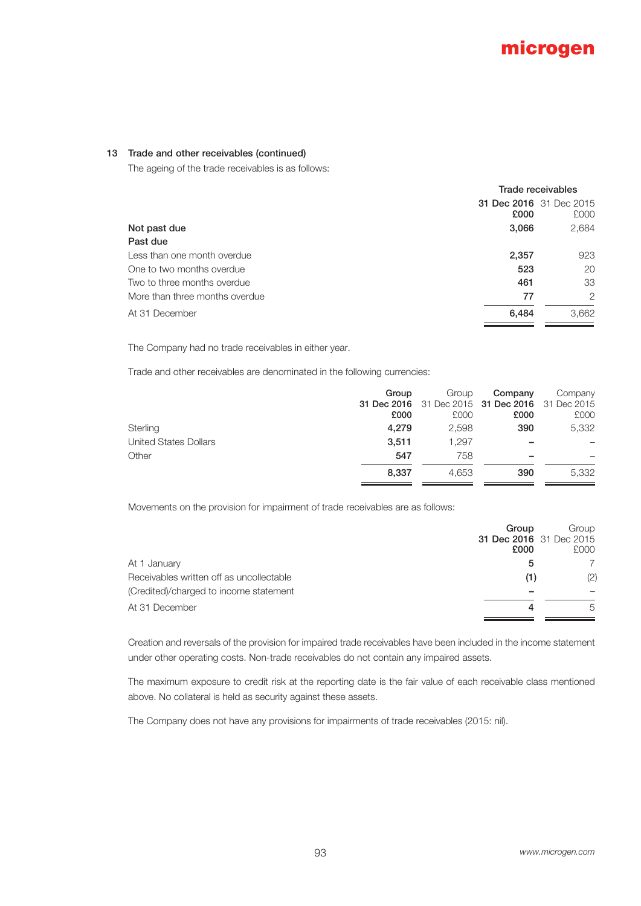### 13 Trade and other receivables (continued)

The ageing of the trade receivables is as follows:

| | Trade receivables | |
|---|---|---|
| | **31 Dec 2016** **£000** | 31 Dec 2015 £000 |
| **Not past due** | **3,066** | 2,684 |
| **Past due** | | |
| Less than one month overdue | **2,357** | 923 |
| One to two months overdue | **523** | 20 |
| Two to three months overdue | **461** | 33 |
| More than three months overdue | **77** | 2 |
| At 31 December | **6,484** | 3,662 |

The Company had no trade receivables in either year.

Trade and other receivables are denominated in the following currencies:

| | **Group** **31 Dec 2016** **£000** | Group 31 Dec 2015 £000 | **Company** **31 Dec 2016** **£000** | Company 31 Dec 2015 £000 |
|---|---|---|---|---|
| Sterling | **4,279** | 2,598 | **390** | 5,332 |
| United States Dollars | **3,511** | 1,297 | **–** | – |
| Other | **547** | 758 | **–** | – |
| | **8,337** | 4,653 | **390** | 5,332 |

Movements on the provision for impairment of trade receivables are as follows:

| | **Group** **31 Dec 2016** **£000** | Group 31 Dec 2015 £000 |
|---|---|---|
| At 1 January | **5** | 7 |
| Receivables written off as uncollectable | **(1)** | (2) |
| (Credited)/charged to income statement | **–** | – |
| At 31 December | **4** | 5 |

Creation and reversals of the provision for impaired trade receivables have been included in the income statement under other operating costs. Non-trade receivables do not contain any impaired assets.

The maximum exposure to credit risk at the reporting date is the fair value of each receivable class mentioned above. No collateral is held as security against these assets.

The Company does not have any provisions for impairments of trade receivables (2015: nil).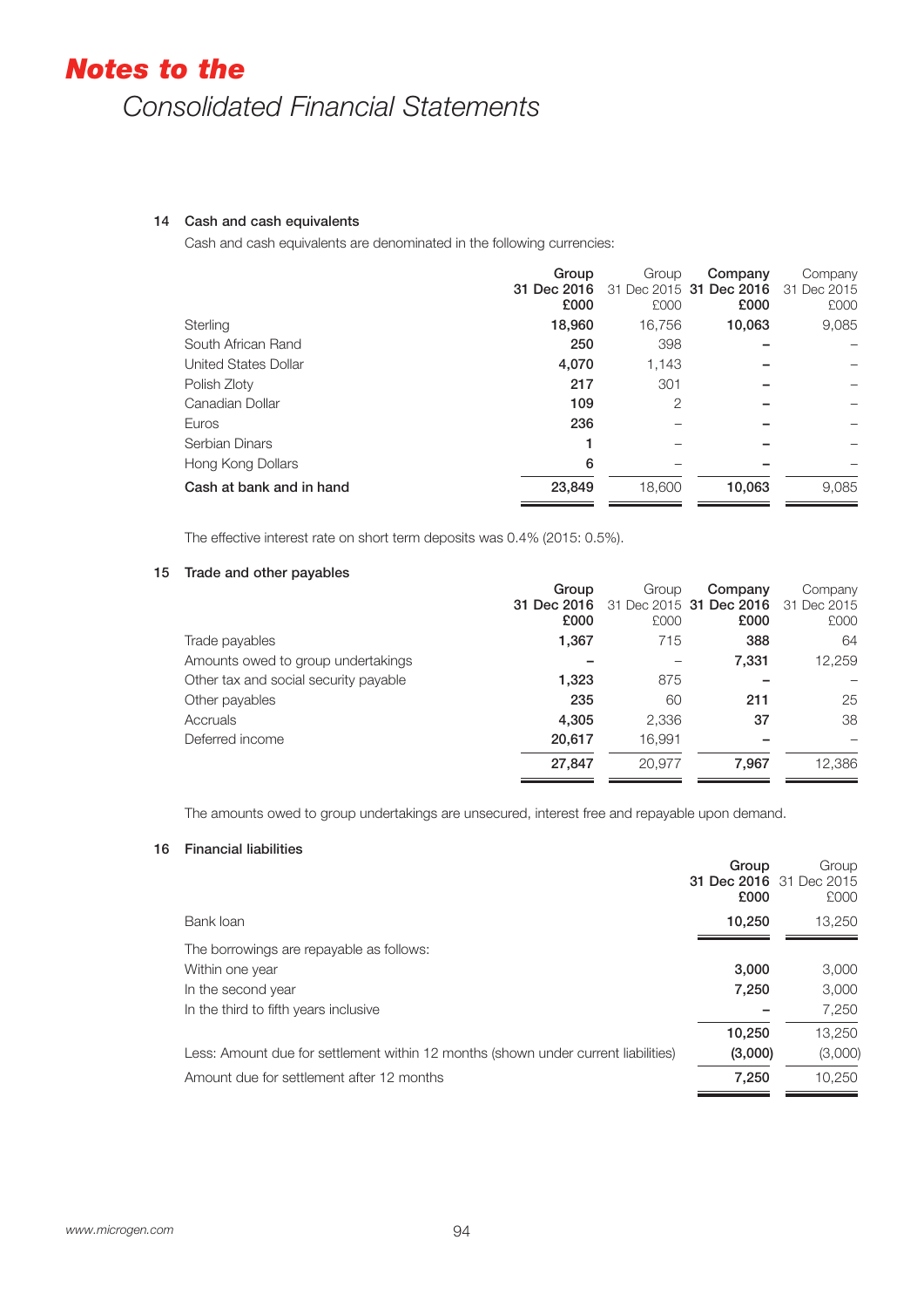# *Notes to the*

*Consolidated Financial Statements*

## 14 Cash and cash equivalents

Cash and cash equivalents are denominated in the following currencies:

| | Group 31 Dec 2016 £000 | Group 31 Dec 2015 £000 | Company 31 Dec 2016 £000 | Company 31 Dec 2015 £000 |
|---|---|---|---|---|
| Sterling | **18,960** | 16,756 | **10,063** | 9,085 |
| South African Rand | **250** | 398 | **–** | – |
| United States Dollar | **4,070** | 1,143 | **–** | – |
| Polish Zloty | **217** | 301 | **–** | – |
| Canadian Dollar | **109** | 2 | **–** | – |
| Euros | **236** | – | **–** | – |
| Serbian Dinars | **1** | – | **–** | – |
| Hong Kong Dollars | **6** | – | **–** | – |
| **Cash at bank and in hand** | **23,849** | 18,600 | **10,063** | 9,085 |

The effective interest rate on short term deposits was 0.4% (2015: 0.5%).

## 15 Trade and other payables

| | Group 31 Dec 2016 £000 | Group 31 Dec 2015 £000 | Company 31 Dec 2016 £000 | Company 31 Dec 2015 £000 |
|---|---|---|---|---|
| Trade payables | **1,367** | 715 | **388** | 64 |
| Amounts owed to group undertakings | **–** | – | **7,331** | 12,259 |
| Other tax and social security payable | **1,323** | 875 | **–** | – |
| Other payables | **235** | 60 | **211** | 25 |
| Accruals | **4,305** | 2,336 | **37** | 38 |
| Deferred income | **20,617** | 16,991 | **–** | – |
| | **27,847** | 20,977 | **7,967** | 12,386 |

The amounts owed to group undertakings are unsecured, interest free and repayable upon demand.

## 16 Financial liabilities

| | Group 31 Dec 2016 £000 | Group 31 Dec 2015 £000 |
|---|---|---|
| Bank loan | **10,250** | 13,250 |
| The borrowings are repayable as follows: | | |
| Within one year | **3,000** | 3,000 |
| In the second year | **7,250** | 3,000 |
| In the third to fifth years inclusive | **–** | 7,250 |
| | **10,250** | 13,250 |
| Less: Amount due for settlement within 12 months (shown under current liabilities) | **(3,000)** | (3,000) |
| Amount due for settlement after 12 months | **7,250** | 10,250 |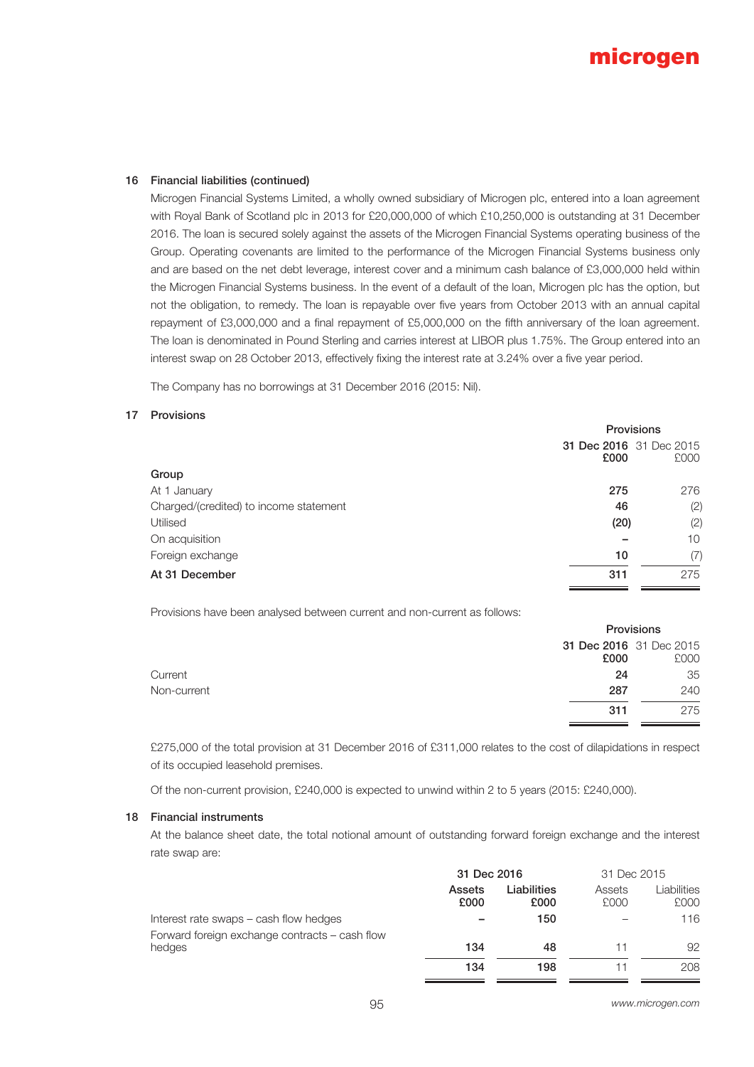### 16 Financial liabilities (continued)

Microgen Financial Systems Limited, a wholly owned subsidiary of Microgen plc, entered into a loan agreement with Royal Bank of Scotland plc in 2013 for £20,000,000 of which £10,250,000 is outstanding at 31 December 2016. The loan is secured solely against the assets of the Microgen Financial Systems operating business of the Group. Operating covenants are limited to the performance of the Microgen Financial Systems business only and are based on the net debt leverage, interest cover and a minimum cash balance of £3,000,000 held within the Microgen Financial Systems business. In the event of a default of the loan, Microgen plc has the option, but not the obligation, to remedy. The loan is repayable over five years from October 2013 with an annual capital repayment of £3,000,000 and a final repayment of £5,000,000 on the fifth anniversary of the loan agreement. The loan is denominated in Pound Sterling and carries interest at LIBOR plus 1.75%. The Group entered into an interest swap on 28 October 2013, effectively fixing the interest rate at 3.24% over a five year period.

The Company has no borrowings at 31 December 2016 (2015: Nil).

### 17 Provisions

| | Provisions | |
|---|---|---|
| | **31 Dec 2016 £000** | 31 Dec 2015 £000 |
| **Group** | | |
| At 1 January | **275** | 276 |
| Charged/(credited) to income statement | **46** | (2) |
| Utilised | **(20)** | (2) |
| On acquisition | **–** | 10 |
| Foreign exchange | **10** | (7) |
| **At 31 December** | **311** | 275 |

Provisions have been analysed between current and non-current as follows:

| | Provisions | |
|---|---|---|
| | **31 Dec 2016 £000** | 31 Dec 2015 £000 |
| Current | **24** | 35 |
| Non-current | **287** | 240 |
| | **311** | 275 |

£275,000 of the total provision at 31 December 2016 of £311,000 relates to the cost of dilapidations in respect of its occupied leasehold premises.

Of the non-current provision, £240,000 is expected to unwind within 2 to 5 years (2015: £240,000).

### 18 Financial instruments

At the balance sheet date, the total notional amount of outstanding forward foreign exchange and the interest rate swap are:

| | **31 Dec 2016** | | 31 Dec 2015 | |
|---|---|---|---|---|
| | **Assets £000** | **Liabilities £000** | Assets £000 | Liabilities £000 |
| Interest rate swaps – cash flow hedges | **–** | **150** | – | 116 |
| Forward foreign exchange contracts – cash flow hedges | **134** | **48** | 11 | 92 |
| | **134** | **198** | 11 | 208 |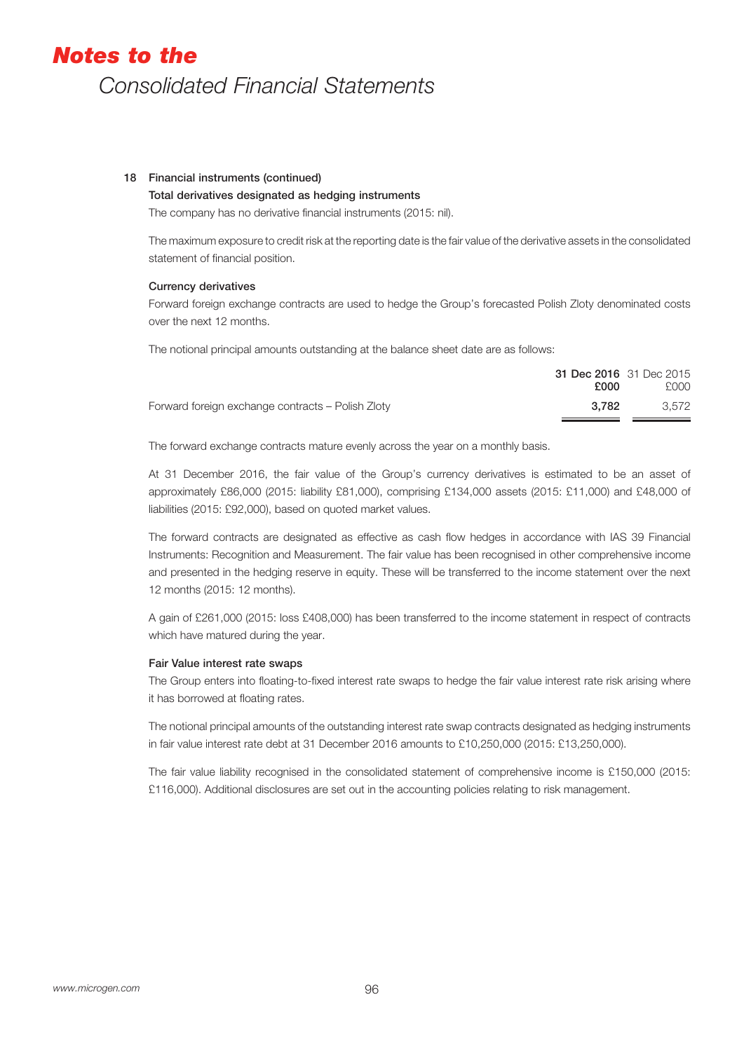### 18 Financial instruments (continued)

**Total derivatives designated as hedging instruments**

The company has no derivative financial instruments (2015: nil).

The maximum exposure to credit risk at the reporting date is the fair value of the derivative assets in the consolidated statement of financial position.

**Currency derivatives**

Forward foreign exchange contracts are used to hedge the Group's forecasted Polish Zloty denominated costs over the next 12 months.

The notional principal amounts outstanding at the balance sheet date are as follows:

| | **31 Dec 2016** **£000** | 31 Dec 2015 £000 |
|---|---|---|
| Forward foreign exchange contracts – Polish Zloty | **3,782** | 3,572 |

The forward exchange contracts mature evenly across the year on a monthly basis.

At 31 December 2016, the fair value of the Group's currency derivatives is estimated to be an asset of approximately £86,000 (2015: liability £81,000), comprising £134,000 assets (2015: £11,000) and £48,000 of liabilities (2015: £92,000), based on quoted market values.

The forward contracts are designated as effective as cash flow hedges in accordance with IAS 39 Financial Instruments: Recognition and Measurement. The fair value has been recognised in other comprehensive income and presented in the hedging reserve in equity. These will be transferred to the income statement over the next 12 months (2015: 12 months).

A gain of £261,000 (2015: loss £408,000) has been transferred to the income statement in respect of contracts which have matured during the year.

**Fair Value interest rate swaps**

The Group enters into floating-to-fixed interest rate swaps to hedge the fair value interest rate risk arising where it has borrowed at floating rates.

The notional principal amounts of the outstanding interest rate swap contracts designated as hedging instruments in fair value interest rate debt at 31 December 2016 amounts to £10,250,000 (2015: £13,250,000).

The fair value liability recognised in the consolidated statement of comprehensive income is £150,000 (2015: £116,000). Additional disclosures are set out in the accounting policies relating to risk management.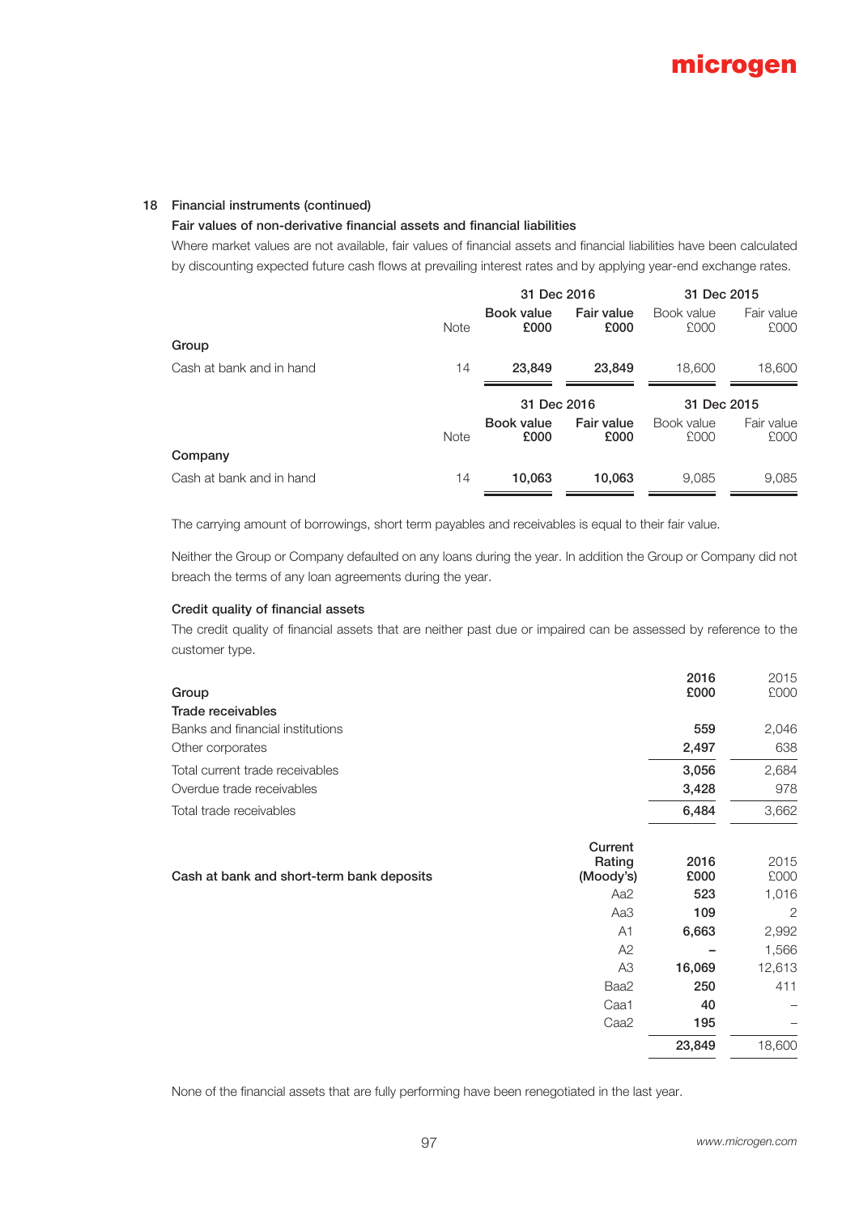## 18 Financial instruments (continued)

### Fair values of non-derivative financial assets and financial liabilities

Where market values are not available, fair values of financial assets and financial liabilities have been calculated by discounting expected future cash flows at prevailing interest rates and by applying year-end exchange rates.

| | | 31 Dec 2016 | | 31 Dec 2015 | |
|---|---|---|---|---|---|
| | Note | **Book value £000** | **Fair value £000** | Book value £000 | Fair value £000 |
| **Group** | | | | | |
| Cash at bank and in hand | 14 | **23,849** | **23,849** | 18,600 | 18,600 |

| | | 31 Dec 2016 | | 31 Dec 2015 | |
|---|---|---|---|---|---|
| | Note | **Book value £000** | **Fair value £000** | Book value £000 | Fair value £000 |
| **Company** | | | | | |
| Cash at bank and in hand | 14 | **10,063** | **10,063** | 9,085 | 9,085 |

The carrying amount of borrowings, short term payables and receivables is equal to their fair value.

Neither the Group or Company defaulted on any loans during the year. In addition the Group or Company did not breach the terms of any loan agreements during the year.

### Credit quality of financial assets

The credit quality of financial assets that are neither past due or impaired can be assessed by reference to the customer type.

| **Group** | **2016 £000** | 2015 £000 |
|---|---|---|
| **Trade receivables** | | |
| Banks and financial institutions | **559** | 2,046 |
| Other corporates | **2,497** | 638 |
| Total current trade receivables | **3,056** | 2,684 |
| Overdue trade receivables | **3,428** | 978 |
| Total trade receivables | **6,484** | 3,662 |

| **Cash at bank and short-term bank deposits** | **Current Rating (Moody's)** | **2016 £000** | 2015 £000 |
|---|---|---|---|
| | Aa2 | **523** | 1,016 |
| | Aa3 | **109** | 2 |
| | A1 | **6,663** | 2,992 |
| | A2 | **–** | 1,566 |
| | A3 | **16,069** | 12,613 |
| | Baa2 | **250** | 411 |
| | Caa1 | **40** | – |
| | Caa2 | **195** | – |
| | | **23,849** | 18,600 |

None of the financial assets that are fully performing have been renegotiated in the last year.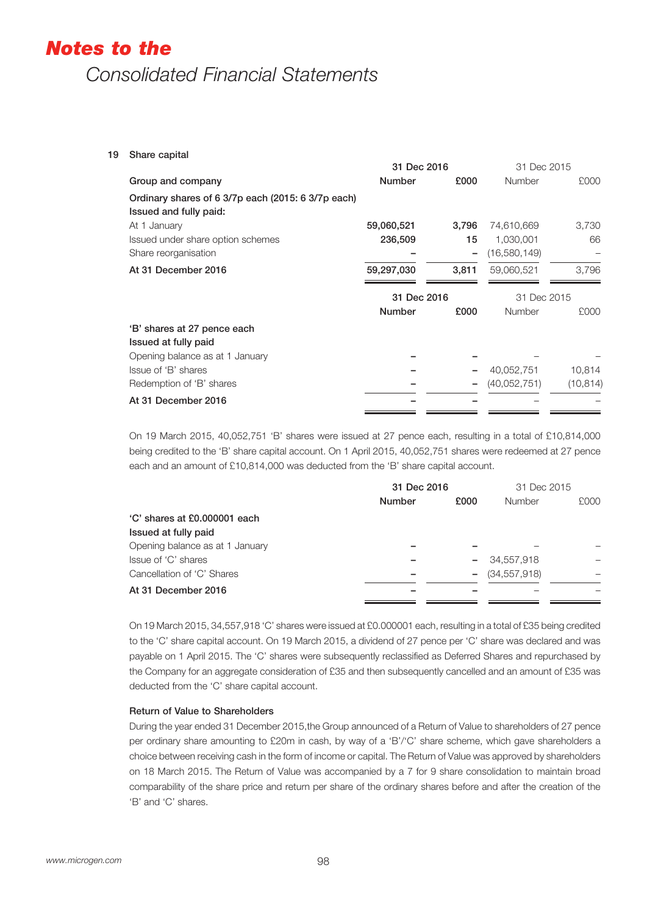# Notes to the

## Consolidated Financial Statements

### 19 Share capital

| Group and company | 31 Dec 2016 Number | 31 Dec 2016 £000 | 31 Dec 2015 Number | 31 Dec 2015 £000 |
|---|---|---|---|---|
| **Ordinary shares of 6 3/7p each (2015: 6 3/7p each)** | | | | |
| **Issued and fully paid:** | | | | |
| At 1 January | **59,060,521** | **3,796** | 74,610,669 | 3,730 |
| Issued under share option schemes | **236,509** | **15** | 1,030,001 | 66 |
| Share reorganisation | **–** | **–** | (16,580,149) | – |
| **At 31 December 2016** | **59,297,030** | **3,811** | 59,060,521 | 3,796 |

| | 31 Dec 2016 Number | 31 Dec 2016 £000 | 31 Dec 2015 Number | 31 Dec 2015 £000 |
|---|---|---|---|---|
| **'B' shares at 27 pence each** | | | | |
| **Issued at fully paid** | | | | |
| Opening balance as at 1 January | **–** | **–** | – | – |
| Issue of 'B' shares | **–** | **–** | 40,052,751 | 10,814 |
| Redemption of 'B' shares | **–** | **–** | (40,052,751) | (10,814) |
| **At 31 December 2016** | **–** | **–** | – | – |

On 19 March 2015, 40,052,751 'B' shares were issued at 27 pence each, resulting in a total of £10,814,000 being credited to the 'B' share capital account. On 1 April 2015, 40,052,751 shares were redeemed at 27 pence each and an amount of £10,814,000 was deducted from the 'B' share capital account.

| | 31 Dec 2016 Number | 31 Dec 2016 £000 | 31 Dec 2015 Number | 31 Dec 2015 £000 |
|---|---|---|---|---|
| **'C' shares at £0.000001 each** | | | | |
| **Issued at fully paid** | | | | |
| Opening balance as at 1 January | **–** | **–** | – | – |
| Issue of 'C' shares | **–** | **–** | 34,557,918 | – |
| Cancellation of 'C' Shares | **–** | **–** | (34,557,918) | – |
| **At 31 December 2016** | **–** | **–** | – | – |

On 19 March 2015, 34,557,918 'C' shares were issued at £0.000001 each, resulting in a total of £35 being credited to the 'C' share capital account. On 19 March 2015, a dividend of 27 pence per 'C' share was declared and was payable on 1 April 2015. The 'C' shares were subsequently reclassified as Deferred Shares and repurchased by the Company for an aggregate consideration of £35 and then subsequently cancelled and an amount of £35 was deducted from the 'C' share capital account.

**Return of Value to Shareholders**

During the year ended 31 December 2015,the Group announced of a Return of Value to shareholders of 27 pence per ordinary share amounting to £20m in cash, by way of a 'B'/'C' share scheme, which gave shareholders a choice between receiving cash in the form of income or capital. The Return of Value was approved by shareholders on 18 March 2015. The Return of Value was accompanied by a 7 for 9 share consolidation to maintain broad comparability of the share price and return per share of the ordinary shares before and after the creation of the 'B' and 'C' shares.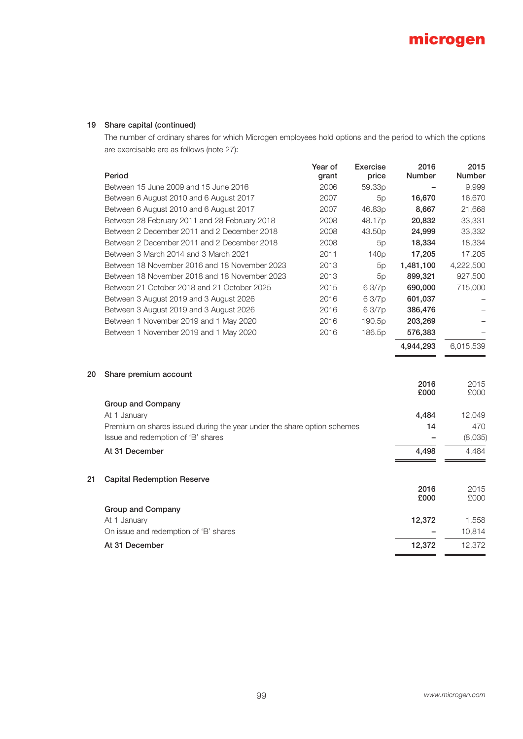## 19 Share capital (continued)

The number of ordinary shares for which Microgen employees hold options and the period to which the options are exercisable are as follows (note 27):

| Period | Year of grant | Exercise price | 2016 Number | 2015 Number |
|---|---|---|---|---|
| Between 15 June 2009 and 15 June 2016 | 2006 | 59.33p | – | 9,999 |
| Between 6 August 2010 and 6 August 2017 | 2007 | 5p | **16,670** | 16,670 |
| Between 6 August 2010 and 6 August 2017 | 2007 | 46.83p | **8,667** | 21,668 |
| Between 28 February 2011 and 28 February 2018 | 2008 | 48.17p | **20,832** | 33,331 |
| Between 2 December 2011 and 2 December 2018 | 2008 | 43.50p | **24,999** | 33,332 |
| Between 2 December 2011 and 2 December 2018 | 2008 | 5p | **18,334** | 18,334 |
| Between 3 March 2014 and 3 March 2021 | 2011 | 140p | **17,205** | 17,205 |
| Between 18 November 2016 and 18 November 2023 | 2013 | 5p | **1,481,100** | 4,222,500 |
| Between 18 November 2018 and 18 November 2023 | 2013 | 5p | **899,321** | 927,500 |
| Between 21 October 2018 and 21 October 2025 | 2015 | 6 3/7p | **690,000** | 715,000 |
| Between 3 August 2019 and 3 August 2026 | 2016 | 6 3/7p | **601,037** | – |
| Between 3 August 2019 and 3 August 2026 | 2016 | 6 3/7p | **386,476** | – |
| Between 1 November 2019 and 1 May 2020 | 2016 | 190.5p | **203,269** | – |
| Between 1 November 2019 and 1 May 2020 | 2016 | 186.5p | **576,383** | – |
| | | | **4,944,293** | 6,015,539 |

## 20 Share premium account

| | 2016 £000 | 2015 £000 |
|---|---|---|
| **Group and Company** | | |
| At 1 January | **4,484** | 12,049 |
| Premium on shares issued during the year under the share option schemes | **14** | 470 |
| Issue and redemption of 'B' shares | – | (8,035) |
| **At 31 December** | **4,498** | 4,484 |

## 21 Capital Redemption Reserve

| | 2016 £000 | 2015 £000 |
|---|---|---|
| **Group and Company** | | |
| At 1 January | **12,372** | 1,558 |
| On issue and redemption of 'B' shares | – | 10,814 |
| **At 31 December** | **12,372** | 12,372 |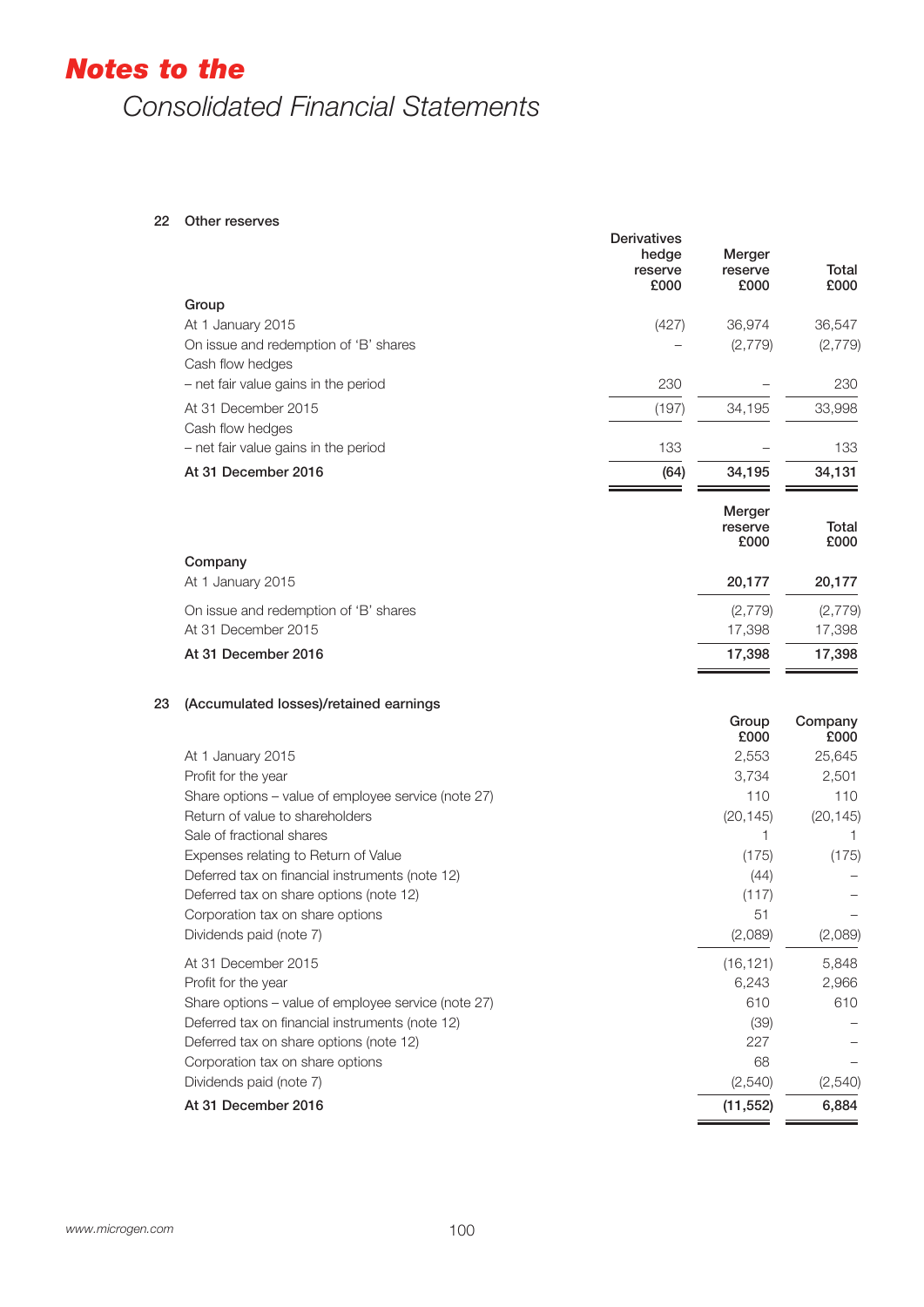# Notes to the
## Consolidated Financial Statements

### 22 Other reserves

| | Derivatives hedge reserve £000 | Merger reserve £000 | Total £000 |
|---|---|---|---|
| **Group** | | | |
| At 1 January 2015 | (427) | 36,974 | 36,547 |
| On issue and redemption of 'B' shares | – | (2,779) | (2,779) |
| Cash flow hedges | | | |
| – net fair value gains in the period | 230 | – | 230 |
| At 31 December 2015 | (197) | 34,195 | 33,998 |
| Cash flow hedges | | | |
| – net fair value gains in the period | 133 | – | 133 |
| **At 31 December 2016** | **(64)** | **34,195** | **34,131** |

| | Merger reserve £000 | Total £000 |
|---|---|---|
| **Company** | | |
| At 1 January 2015 | **20,177** | **20,177** |
| On issue and redemption of 'B' shares | (2,779) | (2,779) |
| At 31 December 2015 | 17,398 | 17,398 |
| **At 31 December 2016** | **17,398** | **17,398** |

### 23 (Accumulated losses)/retained earnings

| | Group £000 | Company £000 |
|---|---|---|
| At 1 January 2015 | 2,553 | 25,645 |
| Profit for the year | 3,734 | 2,501 |
| Share options – value of employee service (note 27) | 110 | 110 |
| Return of value to shareholders | (20,145) | (20,145) |
| Sale of fractional shares | 1 | 1 |
| Expenses relating to Return of Value | (175) | (175) |
| Deferred tax on financial instruments (note 12) | (44) | – |
| Deferred tax on share options (note 12) | (117) | – |
| Corporation tax on share options | 51 | – |
| Dividends paid (note 7) | (2,089) | (2,089) |
| At 31 December 2015 | (16,121) | 5,848 |
| Profit for the year | 6,243 | 2,966 |
| Share options – value of employee service (note 27) | 610 | 610 |
| Deferred tax on financial instruments (note 12) | (39) | – |
| Deferred tax on share options (note 12) | 227 | – |
| Corporation tax on share options | 68 | – |
| Dividends paid (note 7) | (2,540) | (2,540) |
| **At 31 December 2016** | **(11,552)** | **6,884** |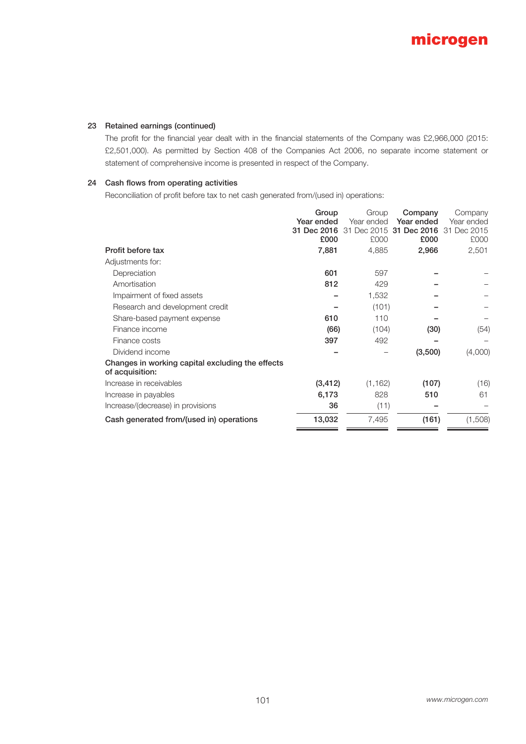## 23 Retained earnings (continued)

The profit for the financial year dealt with in the financial statements of the Company was £2,966,000 (2015: £2,501,000). As permitted by Section 408 of the Companies Act 2006, no separate income statement or statement of comprehensive income is presented in respect of the Company.

## 24 Cash flows from operating activities

Reconciliation of profit before tax to net cash generated from/(used in) operations:

| | **Group Year ended 31 Dec 2016 £000** | Group Year ended 31 Dec 2015 £000 | **Company Year ended 31 Dec 2016 £000** | Company Year ended 31 Dec 2015 £000 |
|---|---|---|---|---|
| **Profit before tax** | **7,881** | 4,885 | **2,966** | 2,501 |
| Adjustments for: | | | | |
| Depreciation | **601** | 597 | **–** | – |
| Amortisation | **812** | 429 | **–** | – |
| Impairment of fixed assets | **–** | 1,532 | **–** | – |
| Research and development credit | **–** | (101) | **–** | – |
| Share-based payment expense | **610** | 110 | **–** | – |
| Finance income | **(66)** | (104) | **(30)** | (54) |
| Finance costs | **397** | 492 | **–** | – |
| Dividend income | **–** | – | **(3,500)** | (4,000) |
| **Changes in working capital excluding the effects of acquisition:** | | | | |
| Increase in receivables | **(3,412)** | (1,162) | **(107)** | (16) |
| Increase in payables | **6,173** | 828 | **510** | 61 |
| Increase/(decrease) in provisions | **36** | (11) | **–** | – |
| **Cash generated from/(used in) operations** | **13,032** | 7,495 | **(161)** | (1,508) |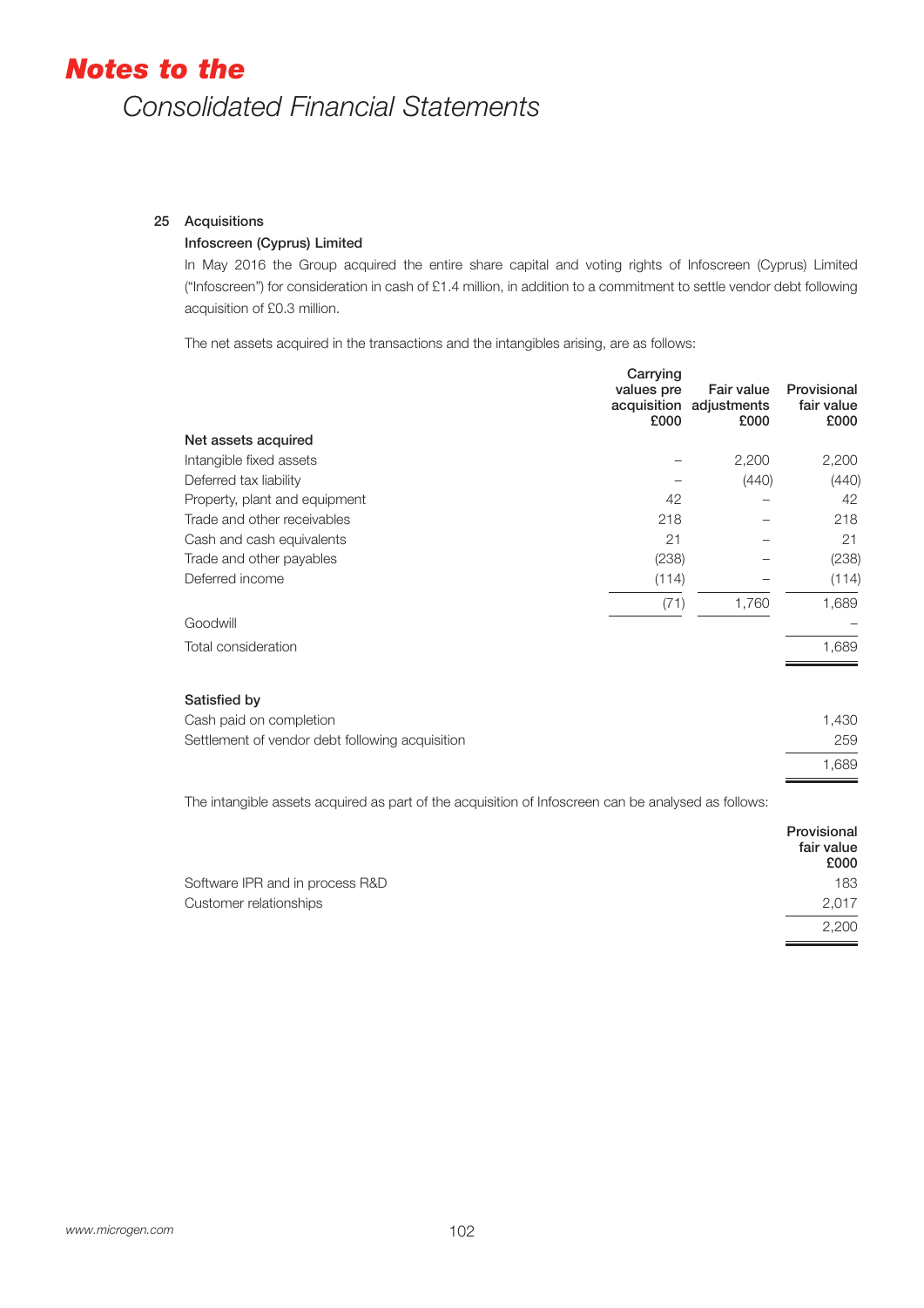## 25 Acquisitions

### Infoscreen (Cyprus) Limited

In May 2016 the Group acquired the entire share capital and voting rights of Infoscreen (Cyprus) Limited ("Infoscreen") for consideration in cash of £1.4 million, in addition to a commitment to settle vendor debt following acquisition of £0.3 million.

The net assets acquired in the transactions and the intangibles arising, are as follows:

| | Carrying values pre acquisition £000 | Fair value adjustments £000 | Provisional fair value £000 |
|---|---|---|---|
| **Net assets acquired** | | | |
| Intangible fixed assets | – | 2,200 | 2,200 |
| Deferred tax liability | – | (440) | (440) |
| Property, plant and equipment | 42 | – | 42 |
| Trade and other receivables | 218 | – | 218 |
| Cash and cash equivalents | 21 | – | 21 |
| Trade and other payables | (238) | – | (238) |
| Deferred income | (114) | – | (114) |
| | (71) | 1,760 | 1,689 |
| Goodwill | | | – |
| Total consideration | | | 1,689 |
| **Satisfied by** | | | |
| Cash paid on completion | | | 1,430 |
| Settlement of vendor debt following acquisition | | | 259 |
| | | | 1,689 |

The intangible assets acquired as part of the acquisition of Infoscreen can be analysed as follows:

| | Provisional fair value £000 |
|---|---|
| Software IPR and in process R&D | 183 |
| Customer relationships | 2,017 |
| | 2,200 |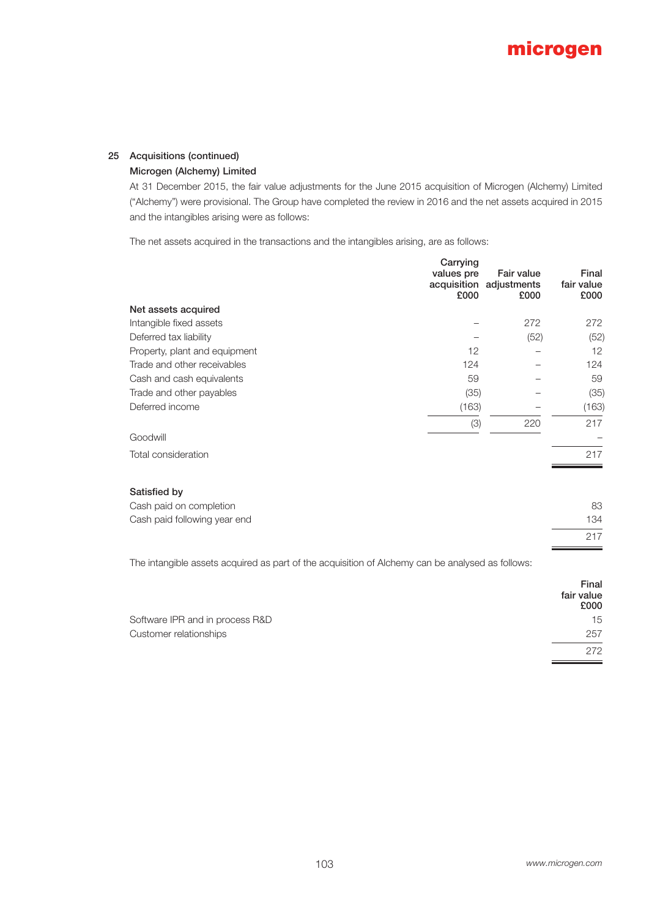## 25 Acquisitions (continued)

### Microgen (Alchemy) Limited

At 31 December 2015, the fair value adjustments for the June 2015 acquisition of Microgen (Alchemy) Limited ("Alchemy") were provisional. The Group have completed the review in 2016 and the net assets acquired in 2015 and the intangibles arising were as follows:

The net assets acquired in the transactions and the intangibles arising, are as follows:

| | Carrying values pre acquisition £000 | Fair value adjustments £000 | Final fair value £000 |
|---|---|---|---|
| **Net assets acquired** | | | |
| Intangible fixed assets | – | 272 | 272 |
| Deferred tax liability | – | (52) | (52) |
| Property, plant and equipment | 12 | – | 12 |
| Trade and other receivables | 124 | – | 124 |
| Cash and cash equivalents | 59 | – | 59 |
| Trade and other payables | (35) | – | (35) |
| Deferred income | (163) | – | (163) |
| | (3) | 220 | 217 |
| Goodwill | | | – |
| Total consideration | | | 217 |
| **Satisfied by** | | | |
| Cash paid on completion | | | 83 |
| Cash paid following year end | | | 134 |
| | | | 217 |

The intangible assets acquired as part of the acquisition of Alchemy can be analysed as follows:

| | Final fair value £000 |
|---|---|
| Software IPR and in process R&D | 15 |
| Customer relationships | 257 |
| | 272 |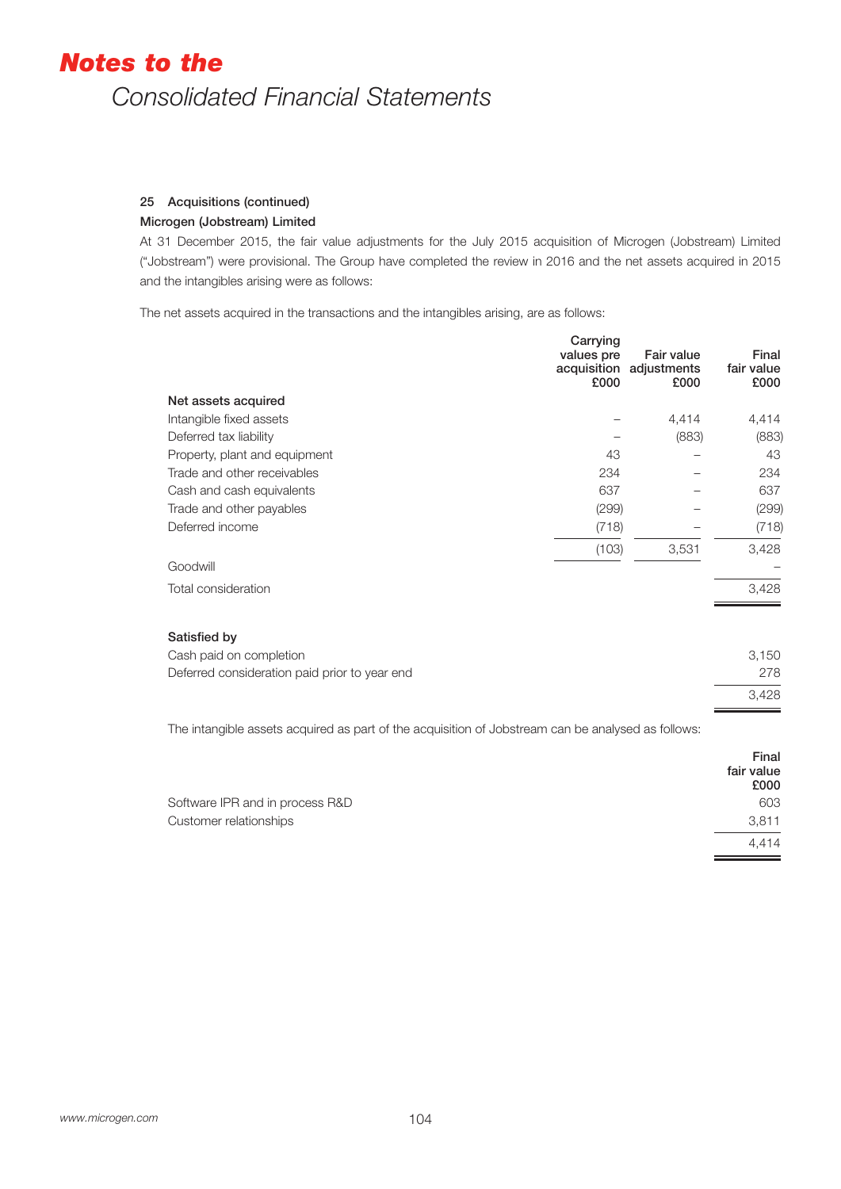# Notes to the
## Consolidated Financial Statements

### 25 Acquisitions (continued)

**Microgen (Jobstream) Limited**

At 31 December 2015, the fair value adjustments for the July 2015 acquisition of Microgen (Jobstream) Limited ("Jobstream") were provisional. The Group have completed the review in 2016 and the net assets acquired in 2015 and the intangibles arising were as follows:

The net assets acquired in the transactions and the intangibles arising, are as follows:

| | Carrying values pre acquisition £000 | Fair value adjustments £000 | Final fair value £000 |
|---|---|---|---|
| **Net assets acquired** | | | |
| Intangible fixed assets | – | 4,414 | 4,414 |
| Deferred tax liability | – | (883) | (883) |
| Property, plant and equipment | 43 | – | 43 |
| Trade and other receivables | 234 | – | 234 |
| Cash and cash equivalents | 637 | – | 637 |
| Trade and other payables | (299) | – | (299) |
| Deferred income | (718) | – | (718) |
| | (103) | 3,531 | 3,428 |
| Goodwill | | | – |
| Total consideration | | | 3,428 |

| **Satisfied by** | |
|---|---|
| Cash paid on completion | 3,150 |
| Deferred consideration paid prior to year end | 278 |
| | 3,428 |

The intangible assets acquired as part of the acquisition of Jobstream can be analysed as follows:

| | Final fair value £000 |
|---|---|
| Software IPR and in process R&D | 603 |
| Customer relationships | 3,811 |
| | 4,414 |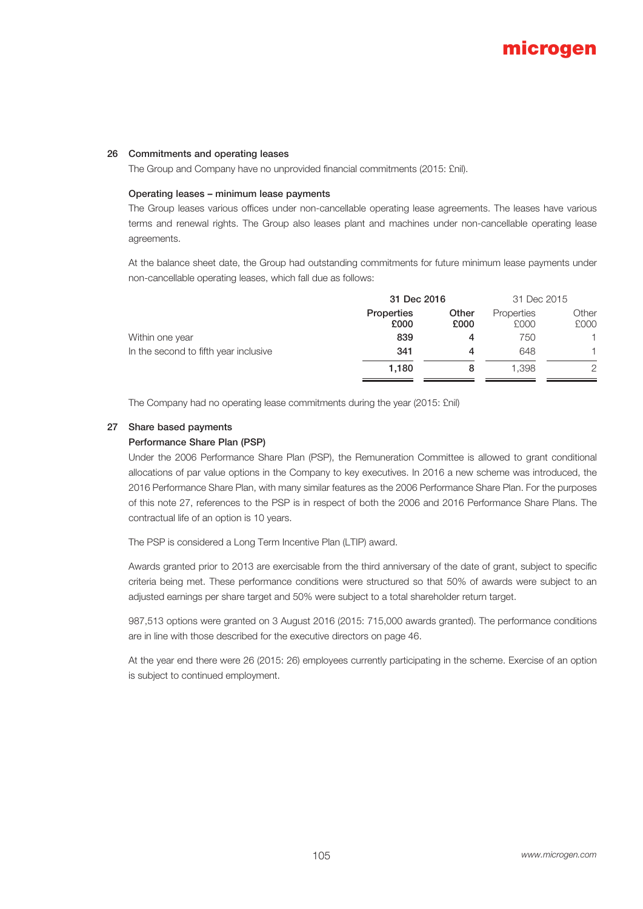### 26 Commitments and operating leases

The Group and Company have no unprovided financial commitments (2015: £nil).

#### Operating leases – minimum lease payments

The Group leases various offices under non-cancellable operating lease agreements. The leases have various terms and renewal rights. The Group also leases plant and machines under non-cancellable operating lease agreements.

At the balance sheet date, the Group had outstanding commitments for future minimum lease payments under non-cancellable operating leases, which fall due as follows:

| | 31 Dec 2016 | | 31 Dec 2015 | |
|---|---|---|---|---|
| | **Properties £000** | **Other £000** | Properties £000 | Other £000 |
| Within one year | **839** | **4** | 750 | 1 |
| In the second to fifth year inclusive | **341** | **4** | 648 | 1 |
| | **1,180** | **8** | 1,398 | 2 |

The Company had no operating lease commitments during the year (2015: £nil)

### 27 Share based payments

#### Performance Share Plan (PSP)

Under the 2006 Performance Share Plan (PSP), the Remuneration Committee is allowed to grant conditional allocations of par value options in the Company to key executives. In 2016 a new scheme was introduced, the 2016 Performance Share Plan, with many similar features as the 2006 Performance Share Plan. For the purposes of this note 27, references to the PSP is in respect of both the 2006 and 2016 Performance Share Plans. The contractual life of an option is 10 years.

The PSP is considered a Long Term Incentive Plan (LTIP) award.

Awards granted prior to 2013 are exercisable from the third anniversary of the date of grant, subject to specific criteria being met. These performance conditions were structured so that 50% of awards were subject to an adjusted earnings per share target and 50% were subject to a total shareholder return target.

987,513 options were granted on 3 August 2016 (2015: 715,000 awards granted). The performance conditions are in line with those described for the executive directors on page 46.

At the year end there were 26 (2015: 26) employees currently participating in the scheme. Exercise of an option is subject to continued employment.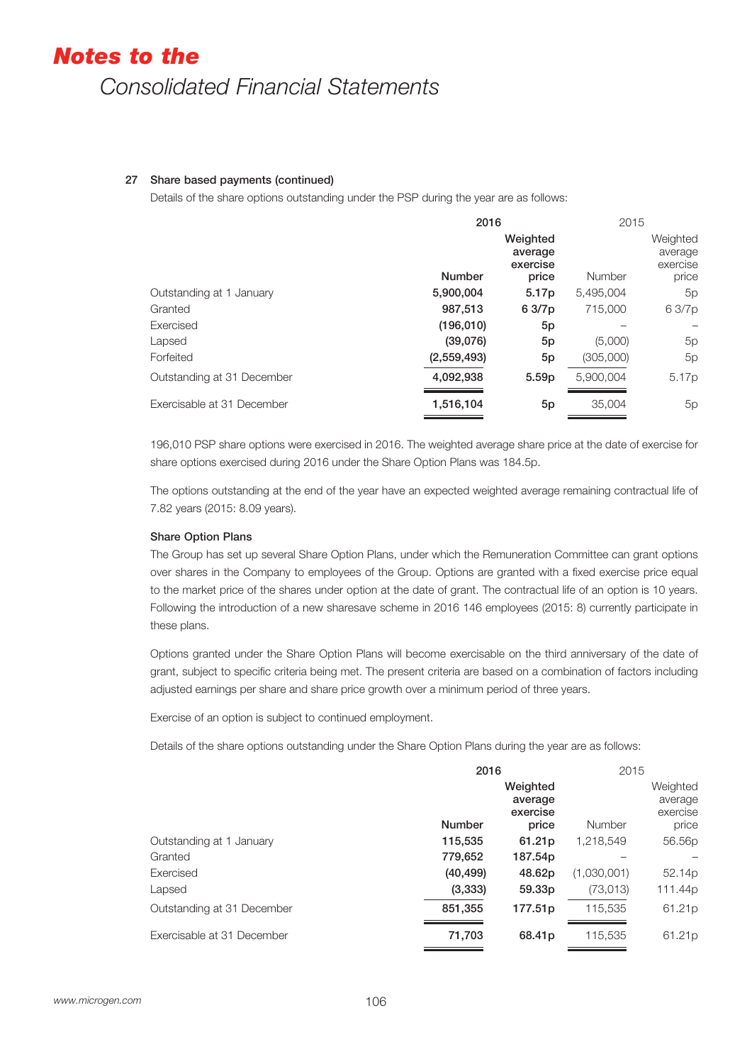# *Notes to the* Consolidated Financial Statements

### 27 Share based payments (continued)

Details of the share options outstanding under the PSP during the year are as follows:

| | 2016 | | 2015 | |
|---|---|---|---|---|
| | Number | Weighted average exercise price | Number | Weighted average exercise price |
| Outstanding at 1 January | 5,900,004 | 5.17p | 5,495,004 | 5p |
| Granted | 987,513 | 6 3/7p | 715,000 | 6 3/7p |
| Exercised | (196,010) | 5p | – | – |
| Lapsed | (39,076) | 5p | (5,000) | 5p |
| Forfeited | (2,559,493) | 5p | (305,000) | 5p |
| Outstanding at 31 December | 4,092,938 | 5.59p | 5,900,004 | 5.17p |
| Exercisable at 31 December | 1,516,104 | 5p | 35,004 | 5p |

196,010 PSP share options were exercised in 2016. The weighted average share price at the date of exercise for share options exercised during 2016 under the Share Option Plans was 184.5p.

The options outstanding at the end of the year have an expected weighted average remaining contractual life of 7.82 years (2015: 8.09 years).

**Share Option Plans**

The Group has set up several Share Option Plans, under which the Remuneration Committee can grant options over shares in the Company to employees of the Group. Options are granted with a fixed exercise price equal to the market price of the shares under option at the date of grant. The contractual life of an option is 10 years. Following the introduction of a new sharesave scheme in 2016 146 employees (2015: 8) currently participate in these plans.

Options granted under the Share Option Plans will become exercisable on the third anniversary of the date of grant, subject to specific criteria being met. The present criteria are based on a combination of factors including adjusted earnings per share and share price growth over a minimum period of three years.

Exercise of an option is subject to continued employment.

Details of the share options outstanding under the Share Option Plans during the year are as follows:

| | 2016 | | 2015 | |
|---|---|---|---|---|
| | Number | Weighted average exercise price | Number | Weighted average exercise price |
| Outstanding at 1 January | 115,535 | 61.21p | 1,218,549 | 56.56p |
| Granted | 779,652 | 187.54p | – | – |
| Exercised | (40,499) | 48.62p | (1,030,001) | 52.14p |
| Lapsed | (3,333) | 59.33p | (73,013) | 111.44p |
| Outstanding at 31 December | 851,355 | 177.51p | 115,535 | 61.21p |
| Exercisable at 31 December | 71,703 | 68.41p | 115,535 | 61.21p |

www.microgen.com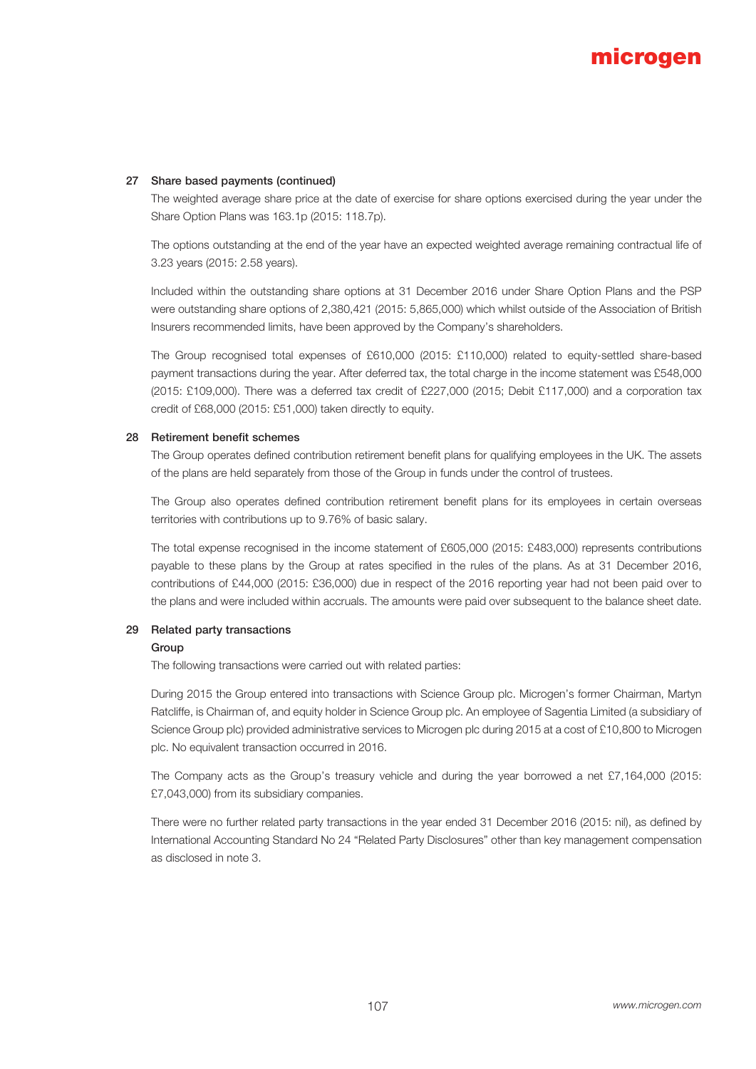## 27 Share based payments (continued)

The weighted average share price at the date of exercise for share options exercised during the year under the Share Option Plans was 163.1p (2015: 118.7p).

The options outstanding at the end of the year have an expected weighted average remaining contractual life of 3.23 years (2015: 2.58 years).

Included within the outstanding share options at 31 December 2016 under Share Option Plans and the PSP were outstanding share options of 2,380,421 (2015: 5,865,000) which whilst outside of the Association of British Insurers recommended limits, have been approved by the Company's shareholders.

The Group recognised total expenses of £610,000 (2015: £110,000) related to equity-settled share-based payment transactions during the year. After deferred tax, the total charge in the income statement was £548,000 (2015: £109,000). There was a deferred tax credit of £227,000 (2015; Debit £117,000) and a corporation tax credit of £68,000 (2015: £51,000) taken directly to equity.

## 28 Retirement benefit schemes

The Group operates defined contribution retirement benefit plans for qualifying employees in the UK. The assets of the plans are held separately from those of the Group in funds under the control of trustees.

The Group also operates defined contribution retirement benefit plans for its employees in certain overseas territories with contributions up to 9.76% of basic salary.

The total expense recognised in the income statement of £605,000 (2015: £483,000) represents contributions payable to these plans by the Group at rates specified in the rules of the plans. As at 31 December 2016, contributions of £44,000 (2015: £36,000) due in respect of the 2016 reporting year had not been paid over to the plans and were included within accruals. The amounts were paid over subsequent to the balance sheet date.

## 29 Related party transactions

### Group

The following transactions were carried out with related parties:

During 2015 the Group entered into transactions with Science Group plc. Microgen's former Chairman, Martyn Ratcliffe, is Chairman of, and equity holder in Science Group plc. An employee of Sagentia Limited (a subsidiary of Science Group plc) provided administrative services to Microgen plc during 2015 at a cost of £10,800 to Microgen plc. No equivalent transaction occurred in 2016.

The Company acts as the Group's treasury vehicle and during the year borrowed a net £7,164,000 (2015: £7,043,000) from its subsidiary companies.

There were no further related party transactions in the year ended 31 December 2016 (2015: nil), as defined by International Accounting Standard No 24 "Related Party Disclosures" other than key management compensation as disclosed in note 3.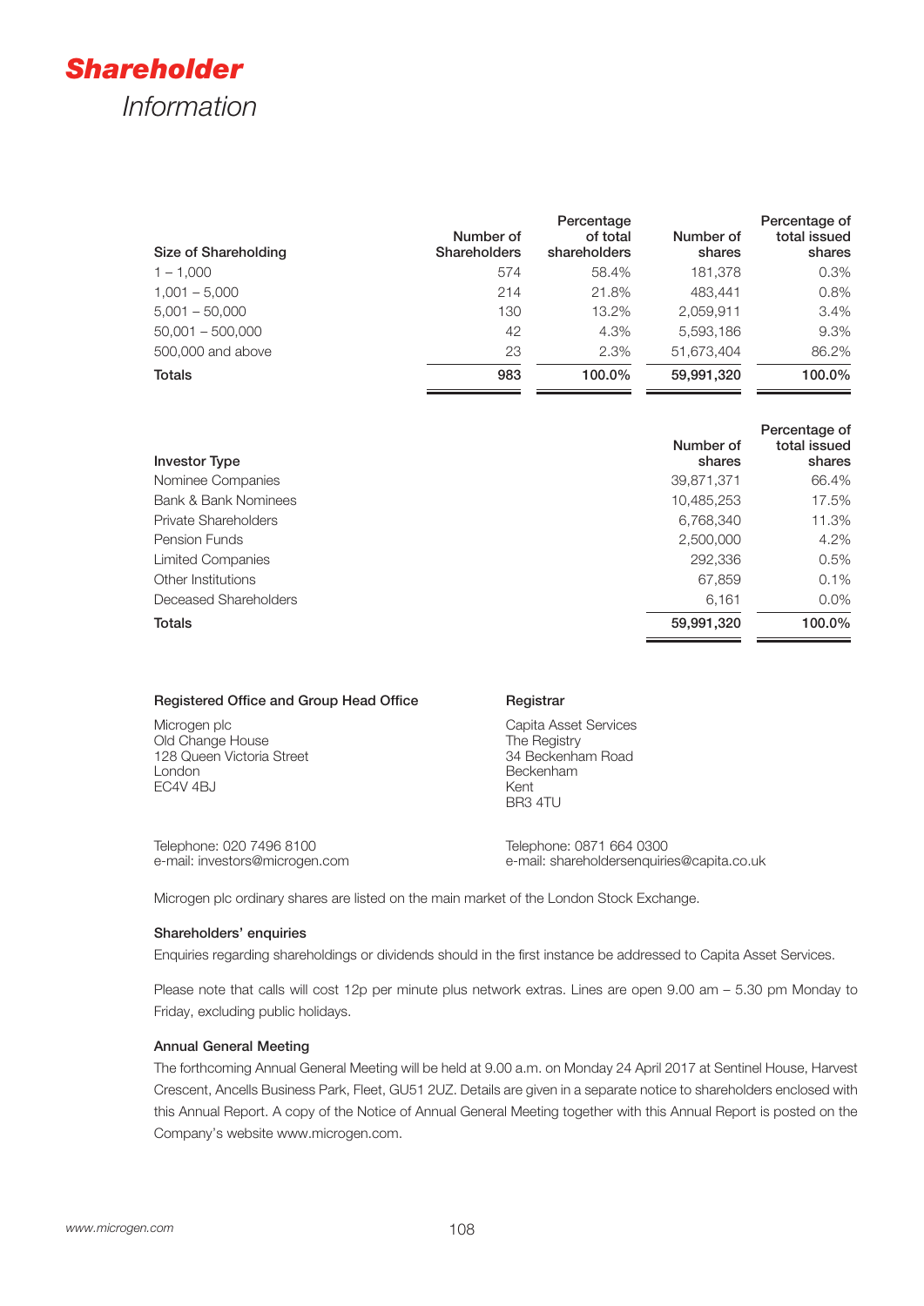# ***Shareholder*** *Information*

| Size of Shareholding | Number of Shareholders | Percentage of total shareholders | Number of shares | Percentage of total issued shares |
|---|---|---|---|---|
| 1 – 1,000 | 574 | 58.4% | 181,378 | 0.3% |
| 1,001 – 5,000 | 214 | 21.8% | 483,441 | 0.8% |
| 5,001 – 50,000 | 130 | 13.2% | 2,059,911 | 3.4% |
| 50,001 – 500,000 | 42 | 4.3% | 5,593,186 | 9.3% |
| 500,000 and above | 23 | 2.3% | 51,673,404 | 86.2% |
| **Totals** | **983** | **100.0%** | **59,991,320** | **100.0%** |

| Investor Type | Number of shares | Percentage of total issued shares |
|---|---|---|
| Nominee Companies | 39,871,371 | 66.4% |
| Bank & Bank Nominees | 10,485,253 | 17.5% |
| Private Shareholders | 6,768,340 | 11.3% |
| Pension Funds | 2,500,000 | 4.2% |
| Limited Companies | 292,336 | 0.5% |
| Other Institutions | 67,859 | 0.1% |
| Deceased Shareholders | 6,161 | 0.0% |
| **Totals** | **59,991,320** | **100.0%** |

**Registered Office and Group Head Office**

Microgen plc
Old Change House
128 Queen Victoria Street
London
EC4V 4BJ

Telephone: 020 7496 8100
e-mail: investors@microgen.com

**Registrar**

Capita Asset Services
The Registry
34 Beckenham Road
Beckenham
Kent
BR3 4TU

Telephone: 0871 664 0300
e-mail: shareholdersenquiries@capita.co.uk

Microgen plc ordinary shares are listed on the main market of the London Stock Exchange.

**Shareholders' enquiries**

Enquiries regarding shareholdings or dividends should in the first instance be addressed to Capita Asset Services.

Please note that calls will cost 12p per minute plus network extras. Lines are open 9.00 am – 5.30 pm Monday to Friday, excluding public holidays.

**Annual General Meeting**

The forthcoming Annual General Meeting will be held at 9.00 a.m. on Monday 24 April 2017 at Sentinel House, Harvest Crescent, Ancells Business Park, Fleet, GU51 2UZ. Details are given in a separate notice to shareholders enclosed with this Annual Report. A copy of the Notice of Annual General Meeting together with this Annual Report is posted on the Company's website www.microgen.com.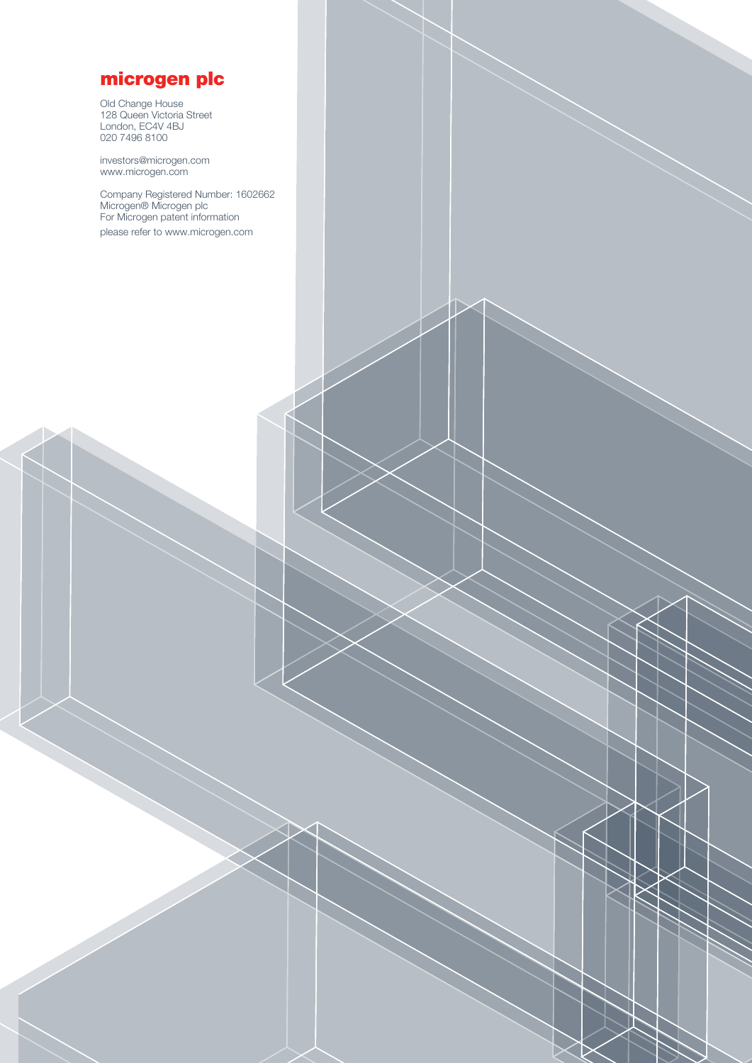# microgen plc

Old Change House
128 Queen Victoria Street
London, EC4V 4BJ
020 7496 8100

investors@microgen.com
www.microgen.com

Company Registered Number: 1602662
Microgen® Microgen plc
For Microgen patent information
please refer to www.microgen.com